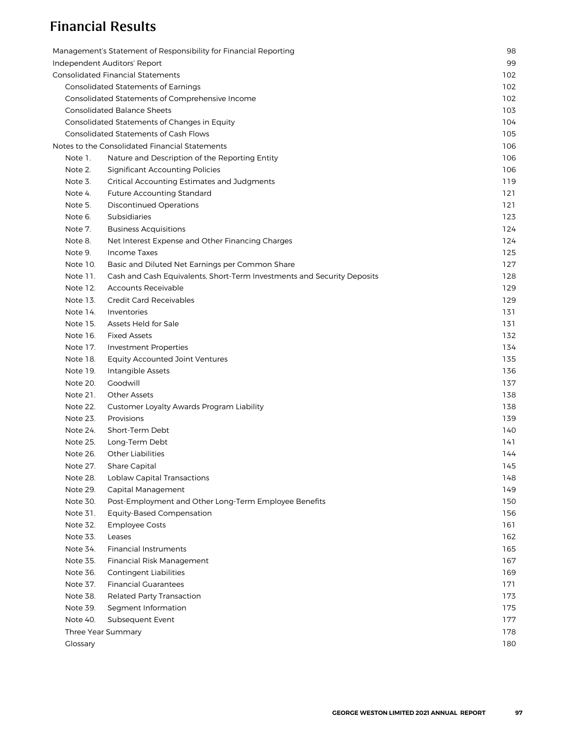# Financial Results

| | |
|---|---|
| Management's Statement of Responsibility for Financial Reporting | 98 |
| Independent Auditors' Report | 99 |
| Consolidated Financial Statements | 102 |
| Consolidated Statements of Earnings | 102 |
| Consolidated Statements of Comprehensive Income | 102 |
| Consolidated Balance Sheets | 103 |
| Consolidated Statements of Changes in Equity | 104 |
| Consolidated Statements of Cash Flows | 105 |
| Notes to the Consolidated Financial Statements | 106 |
| Note 1. Nature and Description of the Reporting Entity | 106 |
| Note 2. Significant Accounting Policies | 106 |
| Note 3. Critical Accounting Estimates and Judgments | 119 |
| Note 4. Future Accounting Standard | 121 |
| Note 5. Discontinued Operations | 121 |
| Note 6. Subsidiaries | 123 |
| Note 7. Business Acquisitions | 124 |
| Note 8. Net Interest Expense and Other Financing Charges | 124 |
| Note 9. Income Taxes | 125 |
| Note 10. Basic and Diluted Net Earnings per Common Share | 127 |
| Note 11. Cash and Cash Equivalents, Short-Term Investments and Security Deposits | 128 |
| Note 12. Accounts Receivable | 129 |
| Note 13. Credit Card Receivables | 129 |
| Note 14. Inventories | 131 |
| Note 15. Assets Held for Sale | 131 |
| Note 16. Fixed Assets | 132 |
| Note 17. Investment Properties | 134 |
| Note 18. Equity Accounted Joint Ventures | 135 |
| Note 19. Intangible Assets | 136 |
| Note 20. Goodwill | 137 |
| Note 21. Other Assets | 138 |
| Note 22. Customer Loyalty Awards Program Liability | 138 |
| Note 23. Provisions | 139 |
| Note 24. Short-Term Debt | 140 |
| Note 25. Long-Term Debt | 141 |
| Note 26. Other Liabilities | 144 |
| Note 27. Share Capital | 145 |
| Note 28. Loblaw Capital Transactions | 148 |
| Note 29. Capital Management | 149 |
| Note 30. Post-Employment and Other Long-Term Employee Benefits | 150 |
| Note 31. Equity-Based Compensation | 156 |
| Note 32. Employee Costs | 161 |
| Note 33. Leases | 162 |
| Note 34. Financial Instruments | 165 |
| Note 35. Financial Risk Management | 167 |
| Note 36. Contingent Liabilities | 169 |
| Note 37. Financial Guarantees | 171 |
| Note 38. Related Party Transaction | 173 |
| Note 39. Segment Information | 175 |
| Note 40. Subsequent Event | 177 |
| Three Year Summary | 178 |
| Glossary | 180 |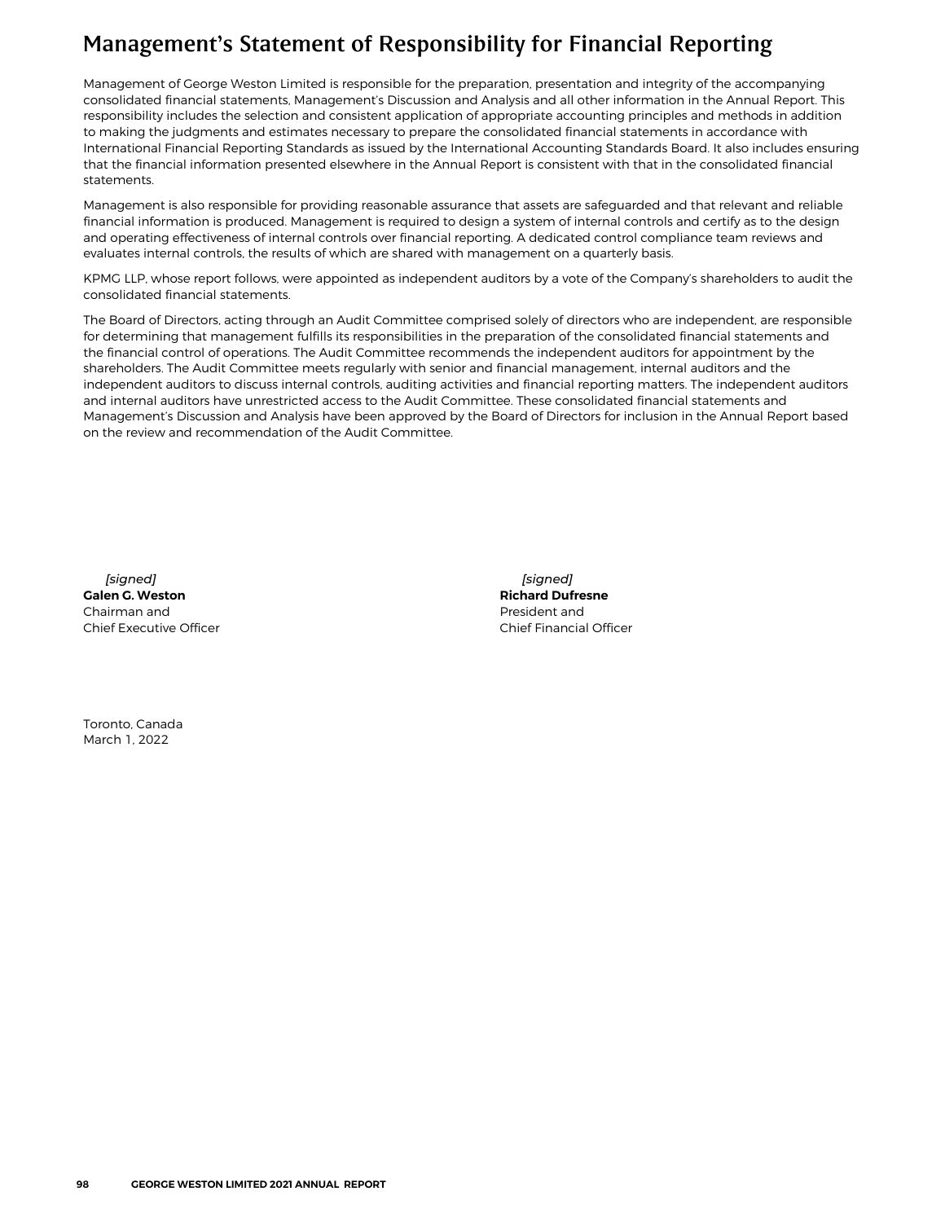# Management's Statement of Responsibility for Financial Reporting

Management of George Weston Limited is responsible for the preparation, presentation and integrity of the accompanying consolidated financial statements, Management's Discussion and Analysis and all other information in the Annual Report. This responsibility includes the selection and consistent application of appropriate accounting principles and methods in addition to making the judgments and estimates necessary to prepare the consolidated financial statements in accordance with International Financial Reporting Standards as issued by the International Accounting Standards Board. It also includes ensuring that the financial information presented elsewhere in the Annual Report is consistent with that in the consolidated financial statements.

Management is also responsible for providing reasonable assurance that assets are safeguarded and that relevant and reliable financial information is produced. Management is required to design a system of internal controls and certify as to the design and operating effectiveness of internal controls over financial reporting. A dedicated control compliance team reviews and evaluates internal controls, the results of which are shared with management on a quarterly basis.

KPMG LLP, whose report follows, were appointed as independent auditors by a vote of the Company's shareholders to audit the consolidated financial statements.

The Board of Directors, acting through an Audit Committee comprised solely of directors who are independent, are responsible for determining that management fulfills its responsibilities in the preparation of the consolidated financial statements and the financial control of operations. The Audit Committee recommends the independent auditors for appointment by the shareholders. The Audit Committee meets regularly with senior and financial management, internal auditors and the independent auditors to discuss internal controls, auditing activities and financial reporting matters. The independent auditors and internal auditors have unrestricted access to the Audit Committee. These consolidated financial statements and Management's Discussion and Analysis have been approved by the Board of Directors for inclusion in the Annual Report based on the review and recommendation of the Audit Committee.

*[signed]*
**Galen G. Weston**
Chairman and
Chief Executive Officer

*[signed]*
**Richard Dufresne**
President and
Chief Financial Officer

Toronto, Canada
March 1, 2022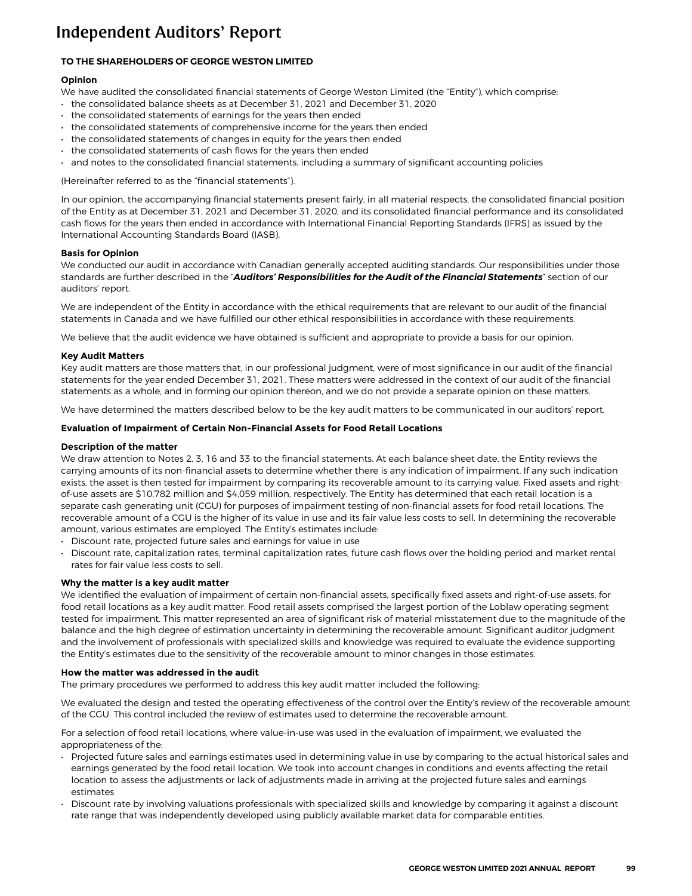# Independent Auditors' Report

**TO THE SHAREHOLDERS OF GEORGE WESTON LIMITED**

**Opinion**

We have audited the consolidated financial statements of George Weston Limited (the "Entity"), which comprise:

- the consolidated balance sheets as at December 31, 2021 and December 31, 2020
- the consolidated statements of earnings for the years then ended
- the consolidated statements of comprehensive income for the years then ended
- the consolidated statements of changes in equity for the years then ended
- the consolidated statements of cash flows for the years then ended
- and notes to the consolidated financial statements, including a summary of significant accounting policies

(Hereinafter referred to as the "financial statements").

In our opinion, the accompanying financial statements present fairly, in all material respects, the consolidated financial position of the Entity as at December 31, 2021 and December 31, 2020, and its consolidated financial performance and its consolidated cash flows for the years then ended in accordance with International Financial Reporting Standards (IFRS) as issued by the International Accounting Standards Board (IASB).

**Basis for Opinion**

We conducted our audit in accordance with Canadian generally accepted auditing standards. Our responsibilities under those standards are further described in the "***Auditors' Responsibilities for the Audit of the Financial Statements***" section of our auditors' report.

We are independent of the Entity in accordance with the ethical requirements that are relevant to our audit of the financial statements in Canada and we have fulfilled our other ethical responsibilities in accordance with these requirements.

We believe that the audit evidence we have obtained is sufficient and appropriate to provide a basis for our opinion.

**Key Audit Matters**

Key audit matters are those matters that, in our professional judgment, were of most significance in our audit of the financial statements for the year ended December 31, 2021. These matters were addressed in the context of our audit of the financial statements as a whole, and in forming our opinion thereon, and we do not provide a separate opinion on these matters.

We have determined the matters described below to be the key audit matters to be communicated in our auditors' report.

**Evaluation of Impairment of Certain Non-Financial Assets for Food Retail Locations**

**Description of the matter**

We draw attention to Notes 2, 3, 16 and 33 to the financial statements. At each balance sheet date, the Entity reviews the carrying amounts of its non-financial assets to determine whether there is any indication of impairment. If any such indication exists, the asset is then tested for impairment by comparing its recoverable amount to its carrying value. Fixed assets and right-of-use assets are $10,782 million and $4,059 million, respectively. The Entity has determined that each retail location is a separate cash generating unit (CGU) for purposes of impairment testing of non-financial assets for food retail locations. The recoverable amount of a CGU is the higher of its value in use and its fair value less costs to sell. In determining the recoverable amount, various estimates are employed. The Entity's estimates include:

- Discount rate, projected future sales and earnings for value in use
- Discount rate, capitalization rates, terminal capitalization rates, future cash flows over the holding period and market rental rates for fair value less costs to sell.

**Why the matter is a key audit matter**

We identified the evaluation of impairment of certain non-financial assets, specifically fixed assets and right-of-use assets, for food retail locations as a key audit matter. Food retail assets comprised the largest portion of the Loblaw operating segment tested for impairment. This matter represented an area of significant risk of material misstatement due to the magnitude of the balance and the high degree of estimation uncertainty in determining the recoverable amount. Significant auditor judgment and the involvement of professionals with specialized skills and knowledge was required to evaluate the evidence supporting the Entity's estimates due to the sensitivity of the recoverable amount to minor changes in those estimates.

**How the matter was addressed in the audit**

The primary procedures we performed to address this key audit matter included the following:

We evaluated the design and tested the operating effectiveness of the control over the Entity's review of the recoverable amount of the CGU. This control included the review of estimates used to determine the recoverable amount.

For a selection of food retail locations, where value-in-use was used in the evaluation of impairment, we evaluated the appropriateness of the:

- Projected future sales and earnings estimates used in determining value in use by comparing to the actual historical sales and earnings generated by the food retail location. We took into account changes in conditions and events affecting the retail location to assess the adjustments or lack of adjustments made in arriving at the projected future sales and earnings estimates
- Discount rate by involving valuations professionals with specialized skills and knowledge by comparing it against a discount rate range that was independently developed using publicly available market data for comparable entities.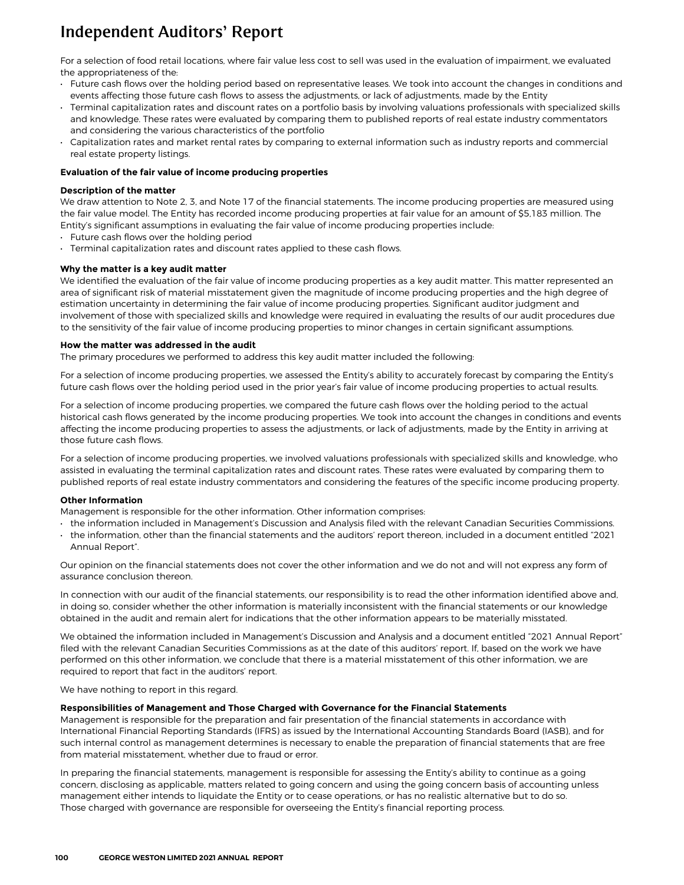# Independent Auditors' Report

For a selection of food retail locations, where fair value less cost to sell was used in the evaluation of impairment, we evaluated the appropriateness of the:

- Future cash flows over the holding period based on representative leases. We took into account the changes in conditions and events affecting those future cash flows to assess the adjustments, or lack of adjustments, made by the Entity
- Terminal capitalization rates and discount rates on a portfolio basis by involving valuations professionals with specialized skills and knowledge. These rates were evaluated by comparing them to published reports of real estate industry commentators and considering the various characteristics of the portfolio
- Capitalization rates and market rental rates by comparing to external information such as industry reports and commercial real estate property listings.

**Evaluation of the fair value of income producing properties**

**Description of the matter**

We draw attention to Note 2, 3, and Note 17 of the financial statements. The income producing properties are measured using the fair value model. The Entity has recorded income producing properties at fair value for an amount of $5,183 million. The Entity's significant assumptions in evaluating the fair value of income producing properties include:

- Future cash flows over the holding period
- Terminal capitalization rates and discount rates applied to these cash flows.

**Why the matter is a key audit matter**

We identified the evaluation of the fair value of income producing properties as a key audit matter. This matter represented an area of significant risk of material misstatement given the magnitude of income producing properties and the high degree of estimation uncertainty in determining the fair value of income producing properties. Significant auditor judgment and involvement of those with specialized skills and knowledge were required in evaluating the results of our audit procedures due to the sensitivity of the fair value of income producing properties to minor changes in certain significant assumptions.

**How the matter was addressed in the audit**

The primary procedures we performed to address this key audit matter included the following:

For a selection of income producing properties, we assessed the Entity's ability to accurately forecast by comparing the Entity's future cash flows over the holding period used in the prior year's fair value of income producing properties to actual results.

For a selection of income producing properties, we compared the future cash flows over the holding period to the actual historical cash flows generated by the income producing properties. We took into account the changes in conditions and events affecting the income producing properties to assess the adjustments, or lack of adjustments, made by the Entity in arriving at those future cash flows.

For a selection of income producing properties, we involved valuations professionals with specialized skills and knowledge, who assisted in evaluating the terminal capitalization rates and discount rates. These rates were evaluated by comparing them to published reports of real estate industry commentators and considering the features of the specific income producing property.

**Other Information**

Management is responsible for the other information. Other information comprises:

- the information included in Management's Discussion and Analysis filed with the relevant Canadian Securities Commissions.
- the information, other than the financial statements and the auditors' report thereon, included in a document entitled "2021 Annual Report".

Our opinion on the financial statements does not cover the other information and we do not and will not express any form of assurance conclusion thereon.

In connection with our audit of the financial statements, our responsibility is to read the other information identified above and, in doing so, consider whether the other information is materially inconsistent with the financial statements or our knowledge obtained in the audit and remain alert for indications that the other information appears to be materially misstated.

We obtained the information included in Management's Discussion and Analysis and a document entitled "2021 Annual Report" filed with the relevant Canadian Securities Commissions as at the date of this auditors' report. If, based on the work we have performed on this other information, we conclude that there is a material misstatement of this other information, we are required to report that fact in the auditors' report.

We have nothing to report in this regard.

**Responsibilities of Management and Those Charged with Governance for the Financial Statements**

Management is responsible for the preparation and fair presentation of the financial statements in accordance with International Financial Reporting Standards (IFRS) as issued by the International Accounting Standards Board (IASB), and for such internal control as management determines is necessary to enable the preparation of financial statements that are free from material misstatement, whether due to fraud or error.

In preparing the financial statements, management is responsible for assessing the Entity's ability to continue as a going concern, disclosing as applicable, matters related to going concern and using the going concern basis of accounting unless management either intends to liquidate the Entity or to cease operations, or has no realistic alternative but to do so. Those charged with governance are responsible for overseeing the Entity's financial reporting process.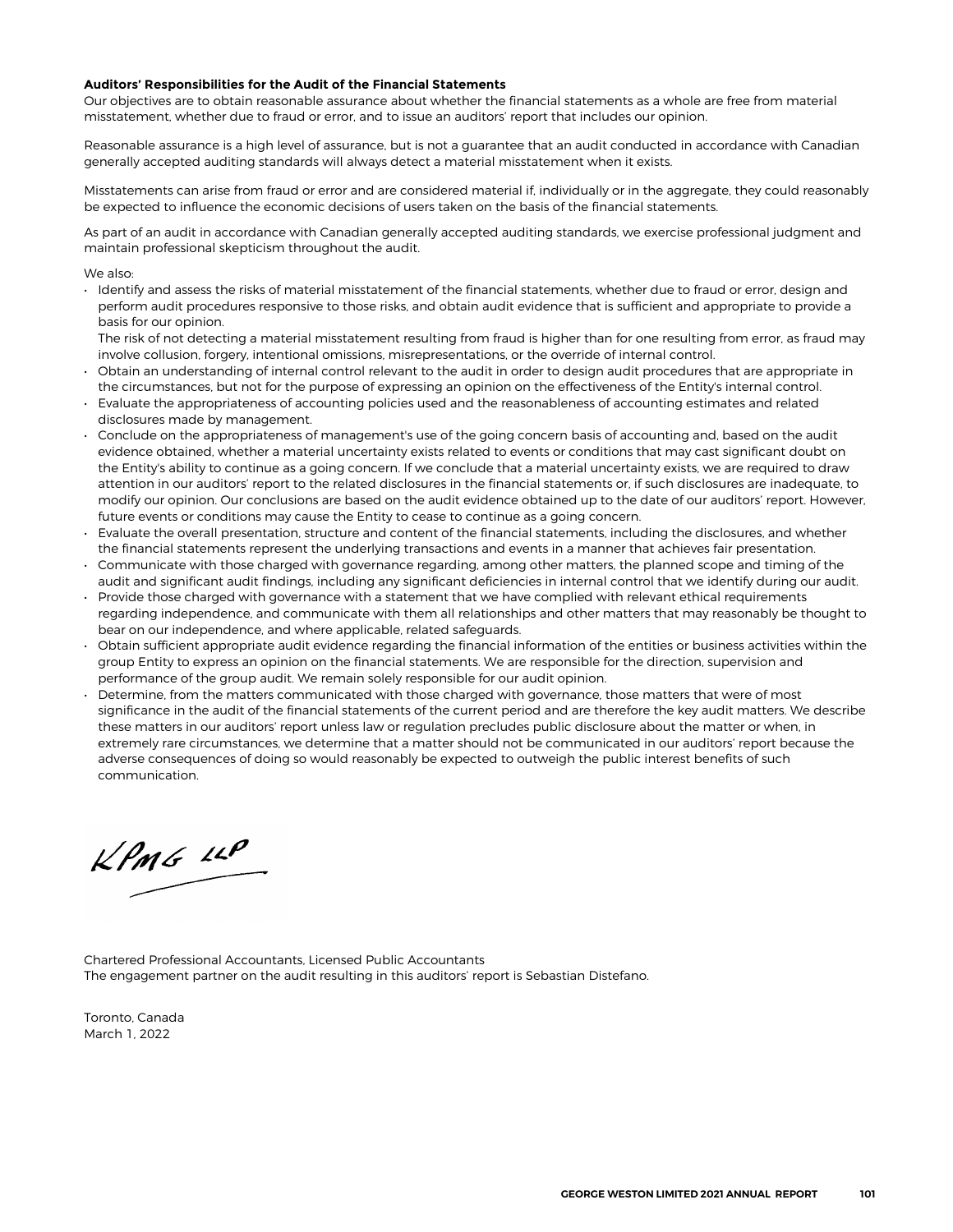**Auditors' Responsibilities for the Audit of the Financial Statements**

Our objectives are to obtain reasonable assurance about whether the financial statements as a whole are free from material misstatement, whether due to fraud or error, and to issue an auditors' report that includes our opinion.

Reasonable assurance is a high level of assurance, but is not a guarantee that an audit conducted in accordance with Canadian generally accepted auditing standards will always detect a material misstatement when it exists.

Misstatements can arise from fraud or error and are considered material if, individually or in the aggregate, they could reasonably be expected to influence the economic decisions of users taken on the basis of the financial statements.

As part of an audit in accordance with Canadian generally accepted auditing standards, we exercise professional judgment and maintain professional skepticism throughout the audit.

We also:

- Identify and assess the risks of material misstatement of the financial statements, whether due to fraud or error, design and perform audit procedures responsive to those risks, and obtain audit evidence that is sufficient and appropriate to provide a basis for our opinion.
  The risk of not detecting a material misstatement resulting from fraud is higher than for one resulting from error, as fraud may involve collusion, forgery, intentional omissions, misrepresentations, or the override of internal control.
- Obtain an understanding of internal control relevant to the audit in order to design audit procedures that are appropriate in the circumstances, but not for the purpose of expressing an opinion on the effectiveness of the Entity's internal control.
- Evaluate the appropriateness of accounting policies used and the reasonableness of accounting estimates and related disclosures made by management.
- Conclude on the appropriateness of management's use of the going concern basis of accounting and, based on the audit evidence obtained, whether a material uncertainty exists related to events or conditions that may cast significant doubt on the Entity's ability to continue as a going concern. If we conclude that a material uncertainty exists, we are required to draw attention in our auditors' report to the related disclosures in the financial statements or, if such disclosures are inadequate, to modify our opinion. Our conclusions are based on the audit evidence obtained up to the date of our auditors' report. However, future events or conditions may cause the Entity to cease to continue as a going concern.
- Evaluate the overall presentation, structure and content of the financial statements, including the disclosures, and whether the financial statements represent the underlying transactions and events in a manner that achieves fair presentation.
- Communicate with those charged with governance regarding, among other matters, the planned scope and timing of the audit and significant audit findings, including any significant deficiencies in internal control that we identify during our audit.
- Provide those charged with governance with a statement that we have complied with relevant ethical requirements regarding independence, and communicate with them all relationships and other matters that may reasonably be thought to bear on our independence, and where applicable, related safeguards.
- Obtain sufficient appropriate audit evidence regarding the financial information of the entities or business activities within the group Entity to express an opinion on the financial statements. We are responsible for the direction, supervision and performance of the group audit. We remain solely responsible for our audit opinion.
- Determine, from the matters communicated with those charged with governance, those matters that were of most significance in the audit of the financial statements of the current period and are therefore the key audit matters. We describe these matters in our auditors' report unless law or regulation precludes public disclosure about the matter or when, in extremely rare circumstances, we determine that a matter should not be communicated in our auditors' report because the adverse consequences of doing so would reasonably be expected to outweigh the public interest benefits of such communication.

KPMG LLP

Chartered Professional Accountants, Licensed Public Accountants
The engagement partner on the audit resulting in this auditors' report is Sebastian Distefano.

Toronto, Canada
March 1, 2022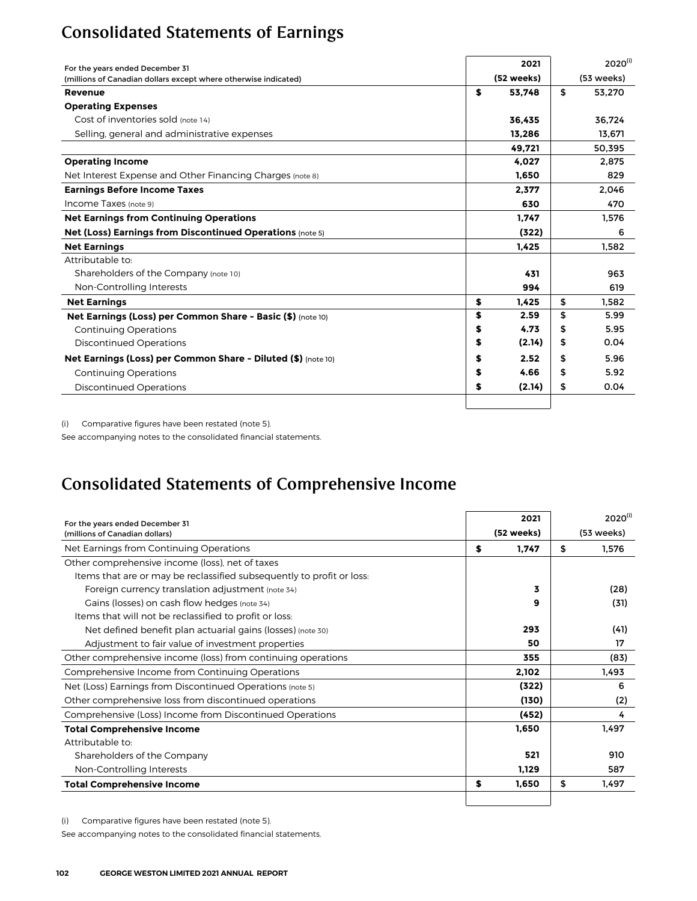# Consolidated Statements of Earnings

| For the years ended December 31<br>(millions of Canadian dollars except where otherwise indicated) | 2021<br>(52 weeks) | 2020[(i)]<br>(53 weeks) |
|---|---|---|
| **Revenue** | **$ 53,748** | $ 53,270 |
| **Operating Expenses** | | |
| Cost of inventories sold (note 14) | **36,435** | 36,724 |
| Selling, general and administrative expenses | **13,286** | 13,671 |
| | **49,721** | 50,395 |
| **Operating Income** | **4,027** | 2,875 |
| Net Interest Expense and Other Financing Charges (note 8) | **1,650** | 829 |
| **Earnings Before Income Taxes** | **2,377** | 2,046 |
| Income Taxes (note 9) | **630** | 470 |
| **Net Earnings from Continuing Operations** | **1,747** | 1,576 |
| **Net (Loss) Earnings from Discontinued Operations** (note 5) | **(322)** | 6 |
| **Net Earnings** | **1,425** | 1,582 |
| Attributable to: | | |
| Shareholders of the Company (note 10) | **431** | 963 |
| Non-Controlling Interests | **994** | 619 |
| **Net Earnings** | **$ 1,425** | $ 1,582 |
| **Net Earnings (Loss) per Common Share - Basic ($)** (note 10) | **$ 2.59** | $ 5.99 |
| Continuing Operations | **$ 4.73** | $ 5.95 |
| Discontinued Operations | **$ (2.14)** | $ 0.04 |
| **Net Earnings (Loss) per Common Share - Diluted ($)** (note 10) | **$ 2.52** | $ 5.96 |
| Continuing Operations | **$ 4.66** | $ 5.92 |
| Discontinued Operations | **$ (2.14)** | $ 0.04 |

(i) Comparative figures have been restated (note 5).

See accompanying notes to the consolidated financial statements.

# Consolidated Statements of Comprehensive Income

| For the years ended December 31<br>(millions of Canadian dollars) | 2021<br>(52 weeks) | 2020[(i)]<br>(53 weeks) |
|---|---|---|
| Net Earnings from Continuing Operations | **$ 1,747** | $ 1,576 |
| Other comprehensive income (loss), net of taxes | | |
| Items that are or may be reclassified subsequently to profit or loss: | | |
| Foreign currency translation adjustment (note 34) | **3** | (28) |
| Gains (losses) on cash flow hedges (note 34) | **9** | (31) |
| Items that will not be reclassified to profit or loss: | | |
| Net defined benefit plan actuarial gains (losses) (note 30) | **293** | (41) |
| Adjustment to fair value of investment properties | **50** | 17 |
| Other comprehensive income (loss) from continuing operations | **355** | (83) |
| Comprehensive Income from Continuing Operations | **2,102** | 1,493 |
| Net (Loss) Earnings from Discontinued Operations (note 5) | **(322)** | 6 |
| Other comprehensive loss from discontinued operations | **(130)** | (2) |
| Comprehensive (Loss) Income from Discontinued Operations | **(452)** | 4 |
| **Total Comprehensive Income** | **1,650** | 1,497 |
| Attributable to: | | |
| Shareholders of the Company | **521** | 910 |
| Non-Controlling Interests | **1,129** | 587 |
| **Total Comprehensive Income** | **$ 1,650** | $ 1,497 |

(i) Comparative figures have been restated (note 5).

See accompanying notes to the consolidated financial statements.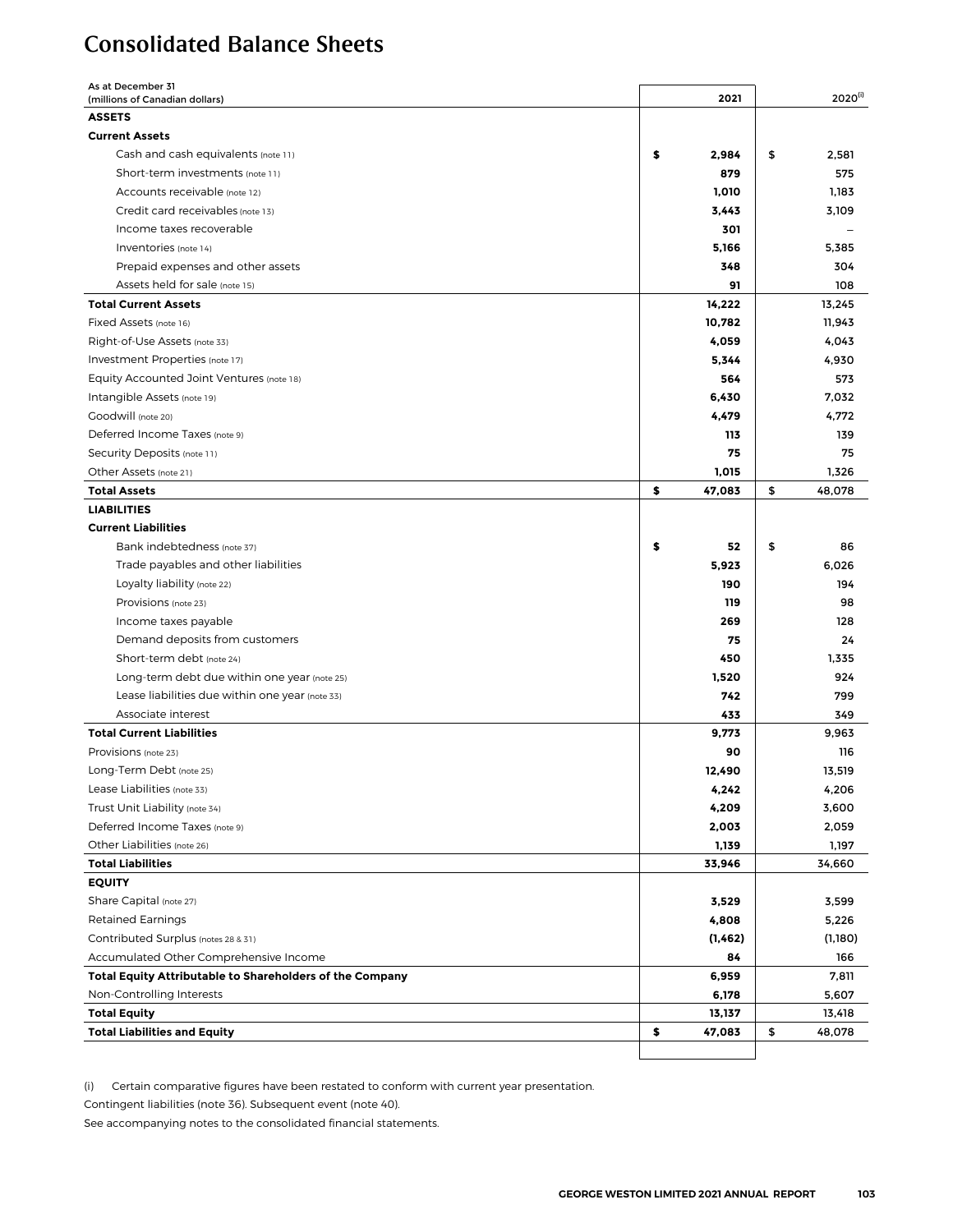# Consolidated Balance Sheets

| As at December 31<br>(millions of Canadian dollars) | 2021 | 2020[(i)] |
|---|---|---|
| **ASSETS** | | |
| **Current Assets** | | |
| Cash and cash equivalents (note 11) | **$ 2,984** | $ 2,581 |
| Short-term investments (note 11) | **879** | 575 |
| Accounts receivable (note 12) | **1,010** | 1,183 |
| Credit card receivables (note 13) | **3,443** | 3,109 |
| Income taxes recoverable | **301** | – |
| Inventories (note 14) | **5,166** | 5,385 |
| Prepaid expenses and other assets | **348** | 304 |
| Assets held for sale (note 15) | **91** | 108 |
| **Total Current Assets** | **14,222** | 13,245 |
| Fixed Assets (note 16) | **10,782** | 11,943 |
| Right-of-Use Assets (note 33) | **4,059** | 4,043 |
| Investment Properties (note 17) | **5,344** | 4,930 |
| Equity Accounted Joint Ventures (note 18) | **564** | 573 |
| Intangible Assets (note 19) | **6,430** | 7,032 |
| Goodwill (note 20) | **4,479** | 4,772 |
| Deferred Income Taxes (note 9) | **113** | 139 |
| Security Deposits (note 11) | **75** | 75 |
| Other Assets (note 21) | **1,015** | 1,326 |
| **Total Assets** | **$ 47,083** | $ 48,078 |
| **LIABILITIES** | | |
| **Current Liabilities** | | |
| Bank indebtedness (note 37) | **$ 52** | $ 86 |
| Trade payables and other liabilities | **5,923** | 6,026 |
| Loyalty liability (note 22) | **190** | 194 |
| Provisions (note 23) | **119** | 98 |
| Income taxes payable | **269** | 128 |
| Demand deposits from customers | **75** | 24 |
| Short-term debt (note 24) | **450** | 1,335 |
| Long-term debt due within one year (note 25) | **1,520** | 924 |
| Lease liabilities due within one year (note 33) | **742** | 799 |
| Associate interest | **433** | 349 |
| **Total Current Liabilities** | **9,773** | 9,963 |
| Provisions (note 23) | **90** | 116 |
| Long-Term Debt (note 25) | **12,490** | 13,519 |
| Lease Liabilities (note 33) | **4,242** | 4,206 |
| Trust Unit Liability (note 34) | **4,209** | 3,600 |
| Deferred Income Taxes (note 9) | **2,003** | 2,059 |
| Other Liabilities (note 26) | **1,139** | 1,197 |
| **Total Liabilities** | **33,946** | 34,660 |
| **EQUITY** | | |
| Share Capital (note 27) | **3,529** | 3,599 |
| Retained Earnings | **4,808** | 5,226 |
| Contributed Surplus (notes 28 & 31) | **(1,462)** | (1,180) |
| Accumulated Other Comprehensive Income | **84** | 166 |
| **Total Equity Attributable to Shareholders of the Company** | **6,959** | 7,811 |
| Non-Controlling Interests | **6,178** | 5,607 |
| **Total Equity** | **13,137** | 13,418 |
| **Total Liabilities and Equity** | **$ 47,083** | $ 48,078 |

(i) Certain comparative figures have been restated to conform with current year presentation.

Contingent liabilities (note 36). Subsequent event (note 40).

See accompanying notes to the consolidated financial statements.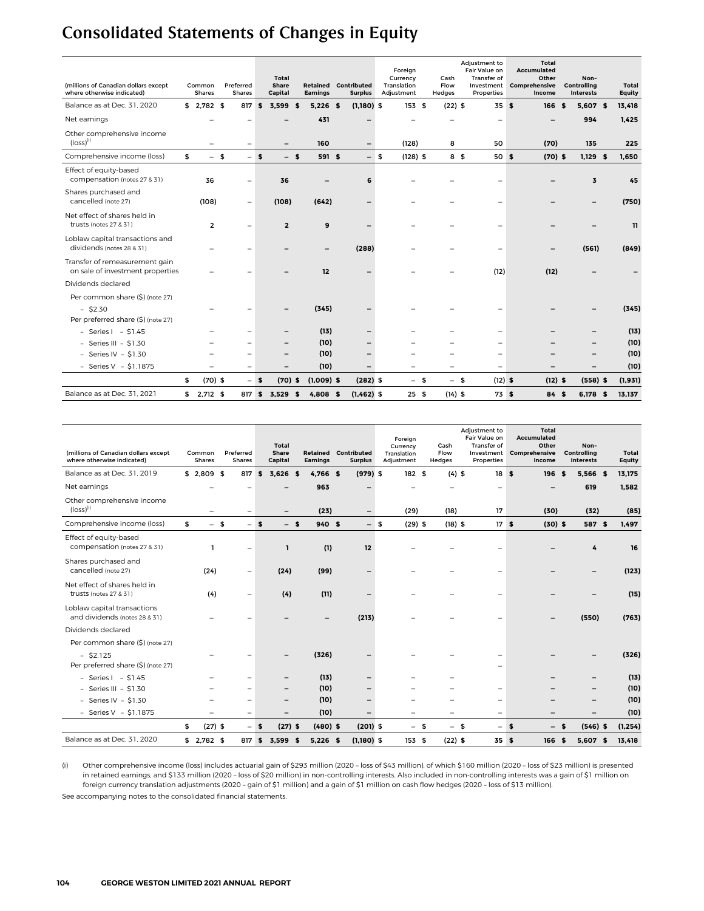# Consolidated Statements of Changes in Equity

| (millions of Canadian dollars except where otherwise indicated) | Common Shares | Preferred Shares | Total Share Capital | Retained Earnings | Contributed Surplus | Foreign Currency Translation Adjustment | Cash Flow Hedges | Adjustment to Fair Value on Transfer of Investment Properties | Total Accumulated Other Comprehensive Income | Non-Controlling Interests | Total Equity |
|---|---|---|---|---|---|---|---|---|---|---|---|
| Balance as at Dec. 31, 2020 | $ 2,782 | $ 817 | $ 3,599 | $ 5,226 | $ (1,180) | $ 153 | $ (22) | $ 35 | $ 166 | $ 5,607 | $ 13,418 |
| Net earnings | – | – | – | 431 | – | – | – | – | – | 994 | 1,425 |
| Other comprehensive income (loss)[(i)] | – | – | – | 160 | – | (128) | 8 | 50 | (70) | 135 | 225 |
| Comprehensive income (loss) | $ – | $ – | $ – | $ 591 | $ – | $ (128) | $ 8 | $ 50 | $ (70) | $ 1,129 | $ 1,650 |
| Effect of equity-based compensation (notes 27 & 31) | 36 | – | 36 | – | 6 | – | – | – | – | 3 | 45 |
| Shares purchased and cancelled (note 27) | (108) | – | (108) | (642) | – | – | – | – | – | – | (750) |
| Net effect of shares held in trusts (notes 27 & 31) | 2 | – | 2 | 9 | – | – | – | – | – | – | 11 |
| Loblaw capital transactions and dividends (notes 28 & 31) | – | – | – | – | (288) | – | – | – | – | (561) | (849) |
| Transfer of remeasurement gain on sale of investment properties | – | – | – | 12 | – | – | – | (12) | (12) | – | – |
| Dividends declared | | | | | | | | | | | |
| Per common share ($) (note 27) | | | | | | | | | | | |
| – $2.30 | – | – | – | (345) | – | – | – | – | – | – | (345) |
| Per preferred share ($) (note 27) | | | | | | | | | | | |
| – Series I – $1.45 | – | – | – | (13) | – | – | – | – | – | – | (13) |
| – Series III – $1.30 | – | – | – | (10) | – | – | – | – | – | – | (10) |
| – Series IV – $1.30 | – | – | – | (10) | – | – | – | – | – | – | (10) |
| – Series V – $1.1875 | – | – | – | (10) | – | – | – | – | – | – | (10) |
| | $ (70) | $ – | $ (70) | $ (1,009) | $ (282) | $ – | $ – | $ (12) | $ (12) | $ (558) | $ (1,931) |
| Balance as at Dec. 31, 2021 | $ 2,712 | $ 817 | $ 3,529 | $ 4,808 | $ (1,462) | $ 25 | $ (14) | $ 73 | $ 84 | $ 6,178 | $ 13,137 |

| (millions of Canadian dollars except where otherwise indicated) | Common Shares | Preferred Shares | Total Share Capital | Retained Earnings | Contributed Surplus | Foreign Currency Translation Adjustment | Cash Flow Hedges | Adjustment to Fair Value on Transfer of Investment Properties | Total Accumulated Other Comprehensive Income | Non-Controlling Interests | Total Equity |
|---|---|---|---|---|---|---|---|---|---|---|---|
| Balance as at Dec. 31, 2019 | $ 2,809 | $ 817 | $ 3,626 | $ 4,766 | $ (979) | $ 182 | $ (4) | $ 18 | $ 196 | $ 5,566 | $ 13,175 |
| Net earnings | – | – | – | 963 | – | – | – | – | – | 619 | 1,582 |
| Other comprehensive income (loss)[(i)] | – | – | – | (23) | – | (29) | (18) | 17 | (30) | (32) | (85) |
| Comprehensive income (loss) | $ – | $ – | $ – | $ 940 | $ – | $ (29) | $ (18) | $ 17 | $ (30) | $ 587 | $ 1,497 |
| Effect of equity-based compensation (notes 27 & 31) | 1 | – | 1 | (1) | 12 | – | – | – | – | 4 | 16 |
| Shares purchased and cancelled (note 27) | (24) | – | (24) | (99) | – | – | – | – | – | – | (123) |
| Net effect of shares held in trusts (notes 27 & 31) | (4) | – | (4) | (11) | – | – | – | – | – | – | (15) |
| Loblaw capital transactions and dividends (notes 28 & 31) | – | – | – | – | (213) | – | – | – | – | (550) | (763) |
| Dividends declared | | | | | | | | | | | |
| Per common share ($) (note 27) | | | | | | | | | | | |
| – $2.125 | – | – | – | (326) | – | – | – | – | – | – | (326) |
| Per preferred share ($) (note 27) | | | | | | | | – | | | |
| – Series I – $1.45 | – | – | – | (13) | – | – | – | | – | – | (13) |
| – Series III – $1.30 | – | – | – | (10) | – | – | – | – | – | – | (10) |
| – Series IV – $1.30 | – | – | – | (10) | – | – | – | – | – | – | (10) |
| – Series V – $1.1875 | – | – | – | (10) | – | – | – | – | – | – | (10) |
| | $ (27) | $ – | $ (27) | $ (480) | $ (201) | $ – | $ – | $ – | $ – | $ (546) | $ (1,254) |
| Balance as at Dec. 31, 2020 | $ 2,782 | $ 817 | $ 3,599 | $ 5,226 | $ (1,180) | $ 153 | $ (22) | $ 35 | $ 166 | $ 5,607 | $ 13,418 |

(i) Other comprehensive income (loss) includes actuarial gain of $293 million (2020 – loss of $43 million), of which $160 million (2020 – loss of $23 million) is presented in retained earnings, and $133 million (2020 – loss of $20 million) in non-controlling interests. Also included in non-controlling interests was a gain of $1 million on foreign currency translation adjustments (2020 – gain of $1 million) and a gain of $1 million on cash flow hedges (2020 – loss of $13 million).

See accompanying notes to the consolidated financial statements.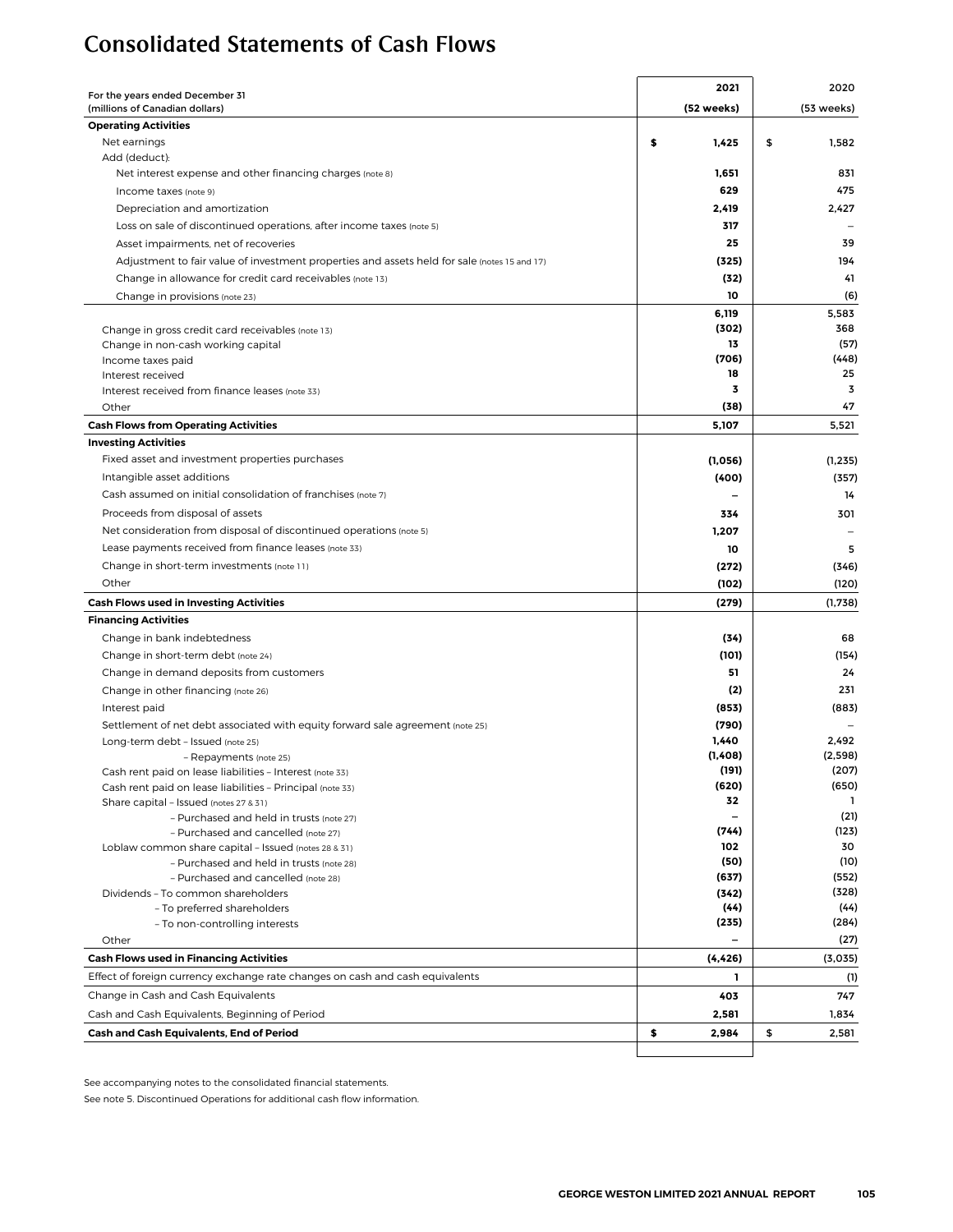# Consolidated Statements of Cash Flows

| For the years ended December 31 (millions of Canadian dollars) | 2021 (52 weeks) | 2020 (53 weeks) |
|---|---|---|
| **Operating Activities** | | |
| Net earnings | **$ 1,425** | $ 1,582 |
| Add (deduct): | | |
| Net interest expense and other financing charges (note 8) | **1,651** | 831 |
| Income taxes (note 9) | **629** | 475 |
| Depreciation and amortization | **2,419** | 2,427 |
| Loss on sale of discontinued operations, after income taxes (note 5) | **317** | – |
| Asset impairments, net of recoveries | **25** | 39 |
| Adjustment to fair value of investment properties and assets held for sale (notes 15 and 17) | **(325)** | 194 |
| Change in allowance for credit card receivables (note 13) | **(32)** | 41 |
| Change in provisions (note 23) | **10** | (6) |
| | **6,119** | 5,583 |
| Change in gross credit card receivables (note 13) | **(302)** | 368 |
| Change in non-cash working capital | **13** | (57) |
| Income taxes paid | **(706)** | (448) |
| Interest received | **18** | 25 |
| Interest received from finance leases (note 33) | **3** | 3 |
| Other | **(38)** | 47 |
| **Cash Flows from Operating Activities** | **5,107** | 5,521 |
| **Investing Activities** | | |
| Fixed asset and investment properties purchases | **(1,056)** | (1,235) |
| Intangible asset additions | **(400)** | (357) |
| Cash assumed on initial consolidation of franchises (note 7) | **–** | 14 |
| Proceeds from disposal of assets | **334** | 301 |
| Net consideration from disposal of discontinued operations (note 5) | **1,207** | – |
| Lease payments received from finance leases (note 33) | **10** | 5 |
| Change in short-term investments (note 11) | **(272)** | (346) |
| Other | **(102)** | (120) |
| **Cash Flows used in Investing Activities** | **(279)** | (1,738) |
| **Financing Activities** | | |
| Change in bank indebtedness | **(34)** | 68 |
| Change in short-term debt (note 24) | **(101)** | (154) |
| Change in demand deposits from customers | **51** | 24 |
| Change in other financing (note 26) | **(2)** | 231 |
| Interest paid | **(853)** | (883) |
| Settlement of net debt associated with equity forward sale agreement (note 25) | **(790)** | – |
| Long-term debt – Issued (note 25) | **1,440** | 2,492 |
| – Repayments (note 25) | **(1,408)** | (2,598) |
| Cash rent paid on lease liabilities – Interest (note 33) | **(191)** | (207) |
| Cash rent paid on lease liabilities – Principal (note 33) | **(620)** | (650) |
| Share capital – Issued (notes 27 & 31) | **32** | 1 |
| – Purchased and held in trusts (note 27) | **–** | (21) |
| – Purchased and cancelled (note 27) | **(744)** | (123) |
| Loblaw common share capital – Issued (notes 28 & 31) | **102** | 30 |
| – Purchased and held in trusts (note 28) | **(50)** | (10) |
| – Purchased and cancelled (note 28) | **(637)** | (552) |
| Dividends – To common shareholders | **(342)** | (328) |
| – To preferred shareholders | **(44)** | (44) |
| – To non-controlling interests | **(235)** | (284) |
| Other | **–** | (27) |
| **Cash Flows used in Financing Activities** | **(4,426)** | (3,035) |
| Effect of foreign currency exchange rate changes on cash and cash equivalents | **1** | (1) |
| Change in Cash and Cash Equivalents | **403** | 747 |
| Cash and Cash Equivalents, Beginning of Period | **2,581** | 1,834 |
| **Cash and Cash Equivalents, End of Period** | **$ 2,984** | $ 2,581 |

See accompanying notes to the consolidated financial statements.

See note 5. Discontinued Operations for additional cash flow information.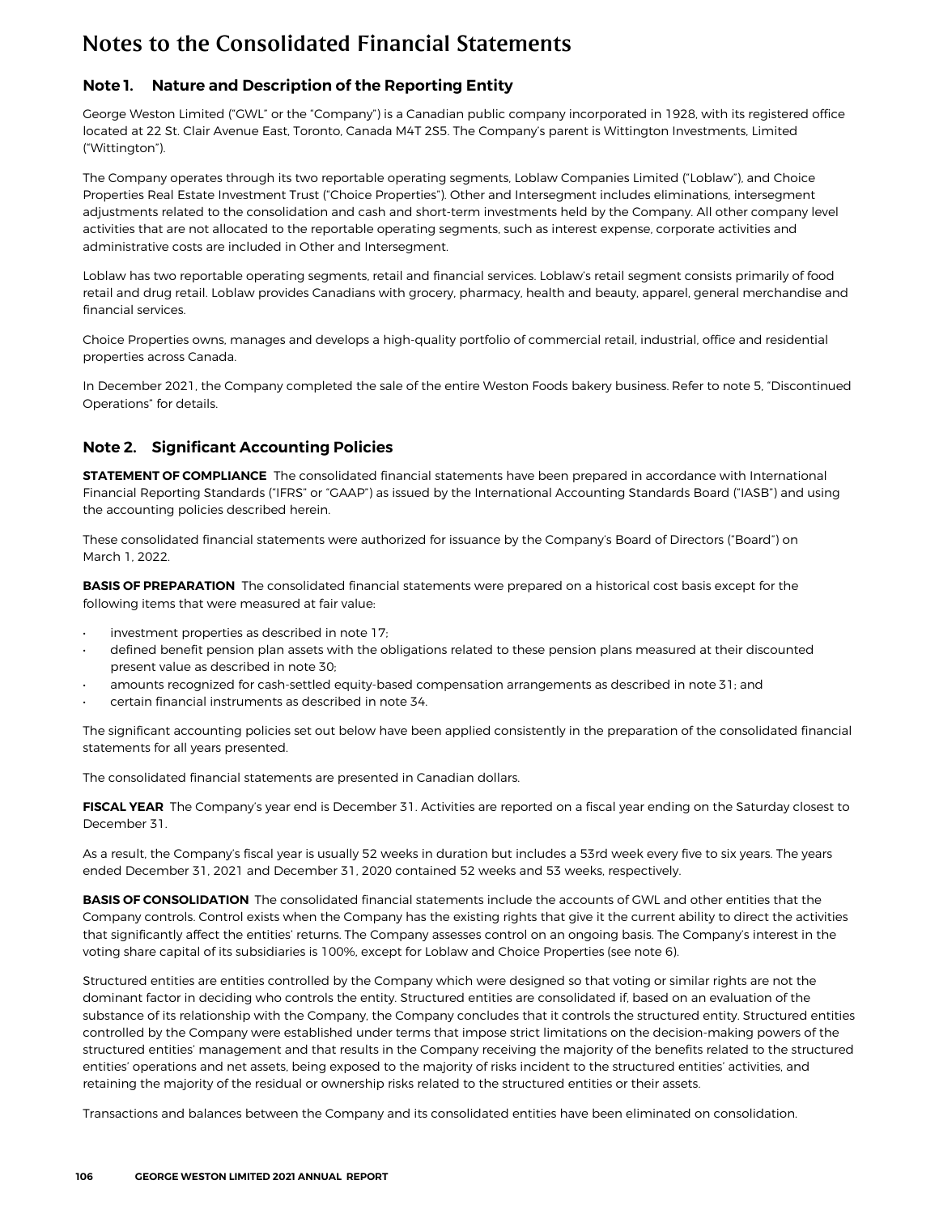# Notes to the Consolidated Financial Statements

## Note 1. Nature and Description of the Reporting Entity

George Weston Limited ("GWL" or the "Company") is a Canadian public company incorporated in 1928, with its registered office located at 22 St. Clair Avenue East, Toronto, Canada M4T 2S5. The Company's parent is Wittington Investments, Limited ("Wittington").

The Company operates through its two reportable operating segments, Loblaw Companies Limited ("Loblaw"), and Choice Properties Real Estate Investment Trust ("Choice Properties"). Other and Intersegment includes eliminations, intersegment adjustments related to the consolidation and cash and short-term investments held by the Company. All other company level activities that are not allocated to the reportable operating segments, such as interest expense, corporate activities and administrative costs are included in Other and Intersegment.

Loblaw has two reportable operating segments, retail and financial services. Loblaw's retail segment consists primarily of food retail and drug retail. Loblaw provides Canadians with grocery, pharmacy, health and beauty, apparel, general merchandise and financial services.

Choice Properties owns, manages and develops a high-quality portfolio of commercial retail, industrial, office and residential properties across Canada.

In December 2021, the Company completed the sale of the entire Weston Foods bakery business. Refer to note 5, "Discontinued Operations" for details.

## Note 2. Significant Accounting Policies

**STATEMENT OF COMPLIANCE** The consolidated financial statements have been prepared in accordance with International Financial Reporting Standards ("IFRS" or "GAAP") as issued by the International Accounting Standards Board ("IASB") and using the accounting policies described herein.

These consolidated financial statements were authorized for issuance by the Company's Board of Directors ("Board") on March 1, 2022.

**BASIS OF PREPARATION** The consolidated financial statements were prepared on a historical cost basis except for the following items that were measured at fair value:

- investment properties as described in note 17;
- defined benefit pension plan assets with the obligations related to these pension plans measured at their discounted present value as described in note 30;
- amounts recognized for cash-settled equity-based compensation arrangements as described in note 31; and
- certain financial instruments as described in note 34.

The significant accounting policies set out below have been applied consistently in the preparation of the consolidated financial statements for all years presented.

The consolidated financial statements are presented in Canadian dollars.

**FISCAL YEAR** The Company's year end is December 31. Activities are reported on a fiscal year ending on the Saturday closest to December 31.

As a result, the Company's fiscal year is usually 52 weeks in duration but includes a 53rd week every five to six years. The years ended December 31, 2021 and December 31, 2020 contained 52 weeks and 53 weeks, respectively.

**BASIS OF CONSOLIDATION** The consolidated financial statements include the accounts of GWL and other entities that the Company controls. Control exists when the Company has the existing rights that give it the current ability to direct the activities that significantly affect the entities' returns. The Company assesses control on an ongoing basis. The Company's interest in the voting share capital of its subsidiaries is 100%, except for Loblaw and Choice Properties (see note 6).

Structured entities are entities controlled by the Company which were designed so that voting or similar rights are not the dominant factor in deciding who controls the entity. Structured entities are consolidated if, based on an evaluation of the substance of its relationship with the Company, the Company concludes that it controls the structured entity. Structured entities controlled by the Company were established under terms that impose strict limitations on the decision-making powers of the structured entities' management and that results in the Company receiving the majority of the benefits related to the structured entities' operations and net assets, being exposed to the majority of risks incident to the structured entities' activities, and retaining the majority of the residual or ownership risks related to the structured entities or their assets.

Transactions and balances between the Company and its consolidated entities have been eliminated on consolidation.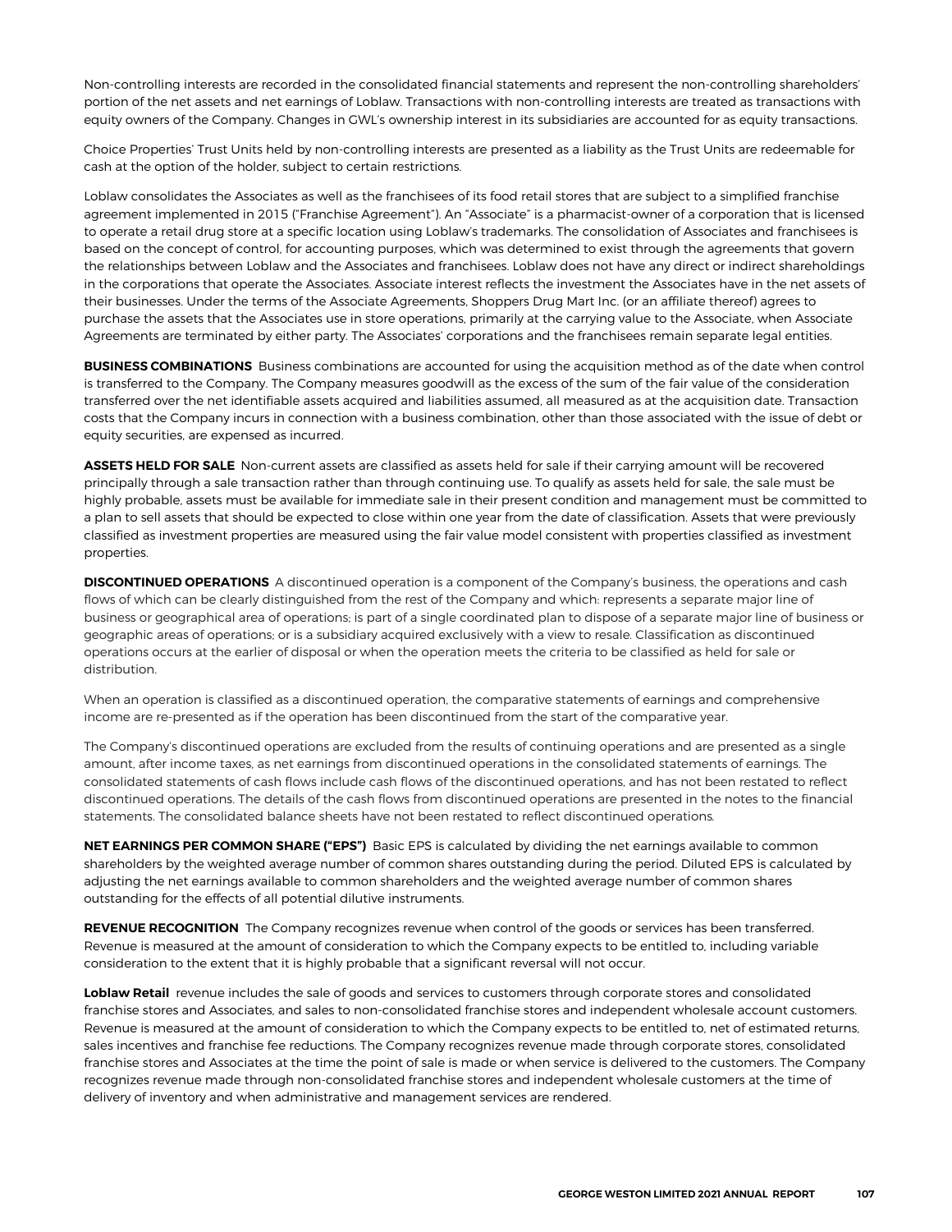Non-controlling interests are recorded in the consolidated financial statements and represent the non-controlling shareholders' portion of the net assets and net earnings of Loblaw. Transactions with non-controlling interests are treated as transactions with equity owners of the Company. Changes in GWL's ownership interest in its subsidiaries are accounted for as equity transactions.

Choice Properties' Trust Units held by non-controlling interests are presented as a liability as the Trust Units are redeemable for cash at the option of the holder, subject to certain restrictions.

Loblaw consolidates the Associates as well as the franchisees of its food retail stores that are subject to a simplified franchise agreement implemented in 2015 ("Franchise Agreement"). An "Associate" is a pharmacist-owner of a corporation that is licensed to operate a retail drug store at a specific location using Loblaw's trademarks. The consolidation of Associates and franchisees is based on the concept of control, for accounting purposes, which was determined to exist through the agreements that govern the relationships between Loblaw and the Associates and franchisees. Loblaw does not have any direct or indirect shareholdings in the corporations that operate the Associates. Associate interest reflects the investment the Associates have in the net assets of their businesses. Under the terms of the Associate Agreements, Shoppers Drug Mart Inc. (or an affiliate thereof) agrees to purchase the assets that the Associates use in store operations, primarily at the carrying value to the Associate, when Associate Agreements are terminated by either party. The Associates' corporations and the franchisees remain separate legal entities.

**BUSINESS COMBINATIONS** Business combinations are accounted for using the acquisition method as of the date when control is transferred to the Company. The Company measures goodwill as the excess of the sum of the fair value of the consideration transferred over the net identifiable assets acquired and liabilities assumed, all measured as at the acquisition date. Transaction costs that the Company incurs in connection with a business combination, other than those associated with the issue of debt or equity securities, are expensed as incurred.

**ASSETS HELD FOR SALE** Non-current assets are classified as assets held for sale if their carrying amount will be recovered principally through a sale transaction rather than through continuing use. To qualify as assets held for sale, the sale must be highly probable, assets must be available for immediate sale in their present condition and management must be committed to a plan to sell assets that should be expected to close within one year from the date of classification. Assets that were previously classified as investment properties are measured using the fair value model consistent with properties classified as investment properties.

**DISCONTINUED OPERATIONS** A discontinued operation is a component of the Company's business, the operations and cash flows of which can be clearly distinguished from the rest of the Company and which: represents a separate major line of business or geographical area of operations; is part of a single coordinated plan to dispose of a separate major line of business or geographic areas of operations; or is a subsidiary acquired exclusively with a view to resale. Classification as discontinued operations occurs at the earlier of disposal or when the operation meets the criteria to be classified as held for sale or distribution.

When an operation is classified as a discontinued operation, the comparative statements of earnings and comprehensive income are re-presented as if the operation has been discontinued from the start of the comparative year.

The Company's discontinued operations are excluded from the results of continuing operations and are presented as a single amount, after income taxes, as net earnings from discontinued operations in the consolidated statements of earnings. The consolidated statements of cash flows include cash flows of the discontinued operations, and has not been restated to reflect discontinued operations. The details of the cash flows from discontinued operations are presented in the notes to the financial statements. The consolidated balance sheets have not been restated to reflect discontinued operations.

**NET EARNINGS PER COMMON SHARE ("EPS")** Basic EPS is calculated by dividing the net earnings available to common shareholders by the weighted average number of common shares outstanding during the period. Diluted EPS is calculated by adjusting the net earnings available to common shareholders and the weighted average number of common shares outstanding for the effects of all potential dilutive instruments.

**REVENUE RECOGNITION** The Company recognizes revenue when control of the goods or services has been transferred. Revenue is measured at the amount of consideration to which the Company expects to be entitled to, including variable consideration to the extent that it is highly probable that a significant reversal will not occur.

**Loblaw Retail** revenue includes the sale of goods and services to customers through corporate stores and consolidated franchise stores and Associates, and sales to non-consolidated franchise stores and independent wholesale account customers. Revenue is measured at the amount of consideration to which the Company expects to be entitled to, net of estimated returns, sales incentives and franchise fee reductions. The Company recognizes revenue made through corporate stores, consolidated franchise stores and Associates at the time the point of sale is made or when service is delivered to the customers. The Company recognizes revenue made through non-consolidated franchise stores and independent wholesale customers at the time of delivery of inventory and when administrative and management services are rendered.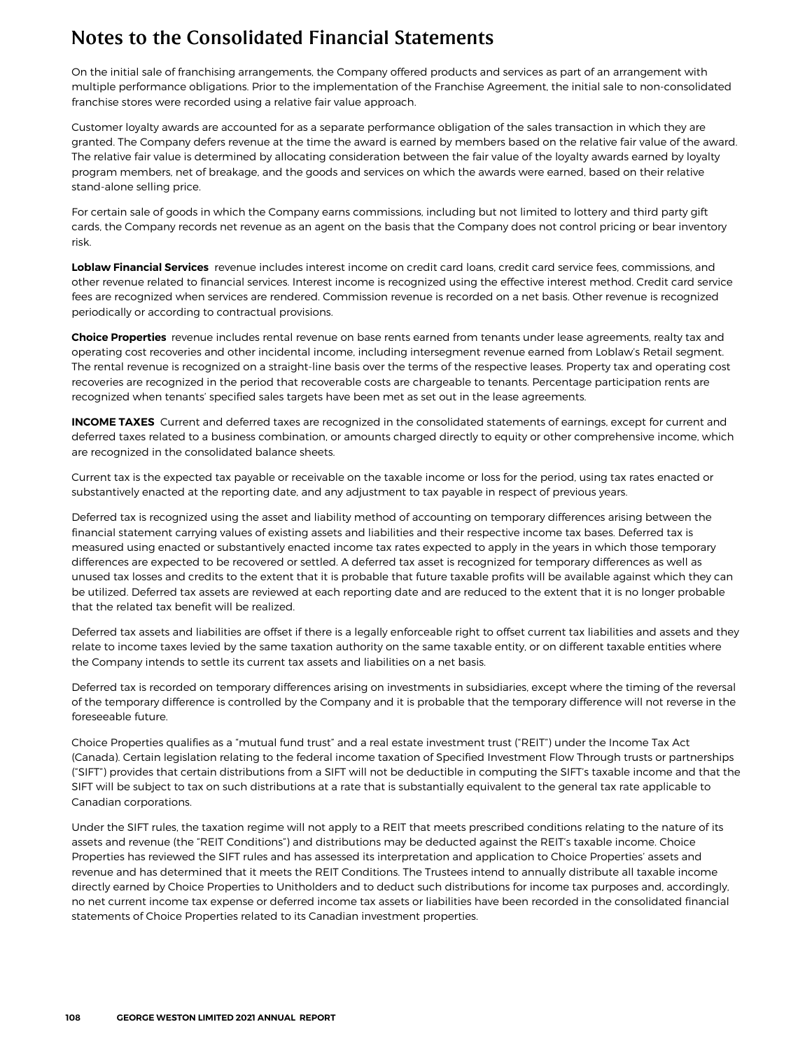# Notes to the Consolidated Financial Statements

On the initial sale of franchising arrangements, the Company offered products and services as part of an arrangement with multiple performance obligations. Prior to the implementation of the Franchise Agreement, the initial sale to non-consolidated franchise stores were recorded using a relative fair value approach.

Customer loyalty awards are accounted for as a separate performance obligation of the sales transaction in which they are granted. The Company defers revenue at the time the award is earned by members based on the relative fair value of the award. The relative fair value is determined by allocating consideration between the fair value of the loyalty awards earned by loyalty program members, net of breakage, and the goods and services on which the awards were earned, based on their relative stand-alone selling price.

For certain sale of goods in which the Company earns commissions, including but not limited to lottery and third party gift cards, the Company records net revenue as an agent on the basis that the Company does not control pricing or bear inventory risk.

**Loblaw Financial Services** revenue includes interest income on credit card loans, credit card service fees, commissions, and other revenue related to financial services. Interest income is recognized using the effective interest method. Credit card service fees are recognized when services are rendered. Commission revenue is recorded on a net basis. Other revenue is recognized periodically or according to contractual provisions.

**Choice Properties** revenue includes rental revenue on base rents earned from tenants under lease agreements, realty tax and operating cost recoveries and other incidental income, including intersegment revenue earned from Loblaw's Retail segment. The rental revenue is recognized on a straight-line basis over the terms of the respective leases. Property tax and operating cost recoveries are recognized in the period that recoverable costs are chargeable to tenants. Percentage participation rents are recognized when tenants' specified sales targets have been met as set out in the lease agreements.

**INCOME TAXES** Current and deferred taxes are recognized in the consolidated statements of earnings, except for current and deferred taxes related to a business combination, or amounts charged directly to equity or other comprehensive income, which are recognized in the consolidated balance sheets.

Current tax is the expected tax payable or receivable on the taxable income or loss for the period, using tax rates enacted or substantively enacted at the reporting date, and any adjustment to tax payable in respect of previous years.

Deferred tax is recognized using the asset and liability method of accounting on temporary differences arising between the financial statement carrying values of existing assets and liabilities and their respective income tax bases. Deferred tax is measured using enacted or substantively enacted income tax rates expected to apply in the years in which those temporary differences are expected to be recovered or settled. A deferred tax asset is recognized for temporary differences as well as unused tax losses and credits to the extent that it is probable that future taxable profits will be available against which they can be utilized. Deferred tax assets are reviewed at each reporting date and are reduced to the extent that it is no longer probable that the related tax benefit will be realized.

Deferred tax assets and liabilities are offset if there is a legally enforceable right to offset current tax liabilities and assets and they relate to income taxes levied by the same taxation authority on the same taxable entity, or on different taxable entities where the Company intends to settle its current tax assets and liabilities on a net basis.

Deferred tax is recorded on temporary differences arising on investments in subsidiaries, except where the timing of the reversal of the temporary difference is controlled by the Company and it is probable that the temporary difference will not reverse in the foreseeable future.

Choice Properties qualifies as a "mutual fund trust" and a real estate investment trust ("REIT") under the Income Tax Act (Canada). Certain legislation relating to the federal income taxation of Specified Investment Flow Through trusts or partnerships ("SIFT") provides that certain distributions from a SIFT will not be deductible in computing the SIFT's taxable income and that the SIFT will be subject to tax on such distributions at a rate that is substantially equivalent to the general tax rate applicable to Canadian corporations.

Under the SIFT rules, the taxation regime will not apply to a REIT that meets prescribed conditions relating to the nature of its assets and revenue (the "REIT Conditions") and distributions may be deducted against the REIT's taxable income. Choice Properties has reviewed the SIFT rules and has assessed its interpretation and application to Choice Properties' assets and revenue and has determined that it meets the REIT Conditions. The Trustees intend to annually distribute all taxable income directly earned by Choice Properties to Unitholders and to deduct such distributions for income tax purposes and, accordingly, no net current income tax expense or deferred income tax assets or liabilities have been recorded in the consolidated financial statements of Choice Properties related to its Canadian investment properties.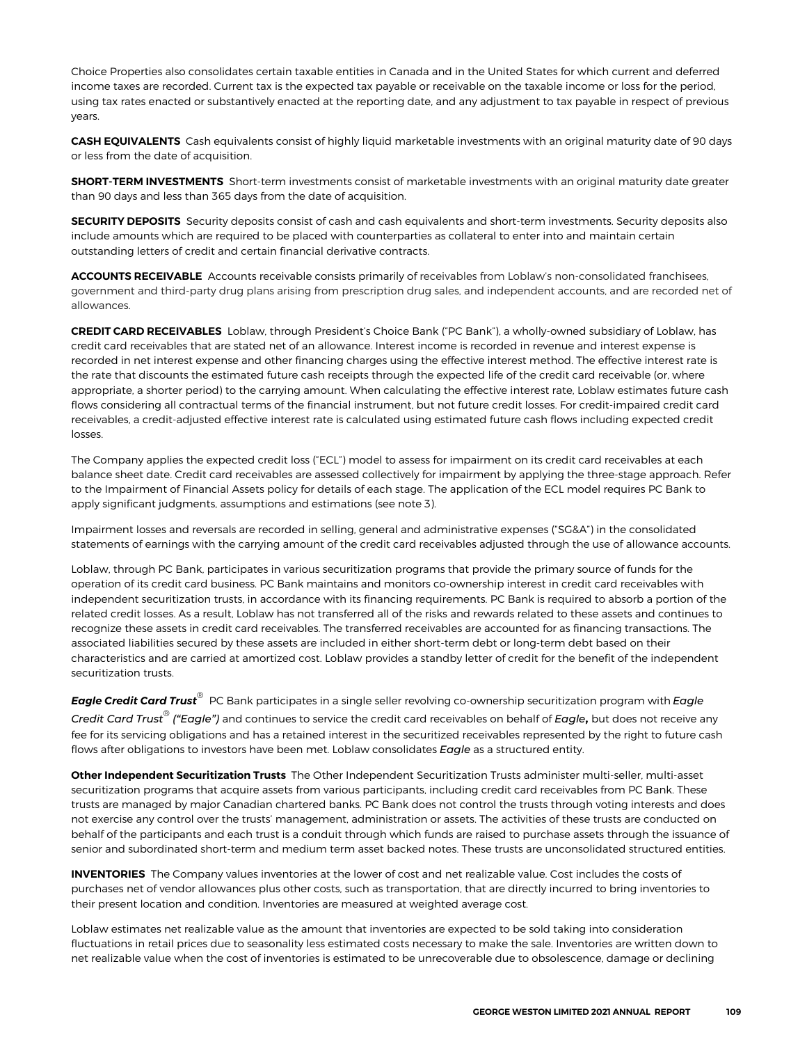Choice Properties also consolidates certain taxable entities in Canada and in the United States for which current and deferred income taxes are recorded. Current tax is the expected tax payable or receivable on the taxable income or loss for the period, using tax rates enacted or substantively enacted at the reporting date, and any adjustment to tax payable in respect of previous years.

**CASH EQUIVALENTS** Cash equivalents consist of highly liquid marketable investments with an original maturity date of 90 days or less from the date of acquisition.

**SHORT-TERM INVESTMENTS** Short-term investments consist of marketable investments with an original maturity date greater than 90 days and less than 365 days from the date of acquisition.

**SECURITY DEPOSITS** Security deposits consist of cash and cash equivalents and short-term investments. Security deposits also include amounts which are required to be placed with counterparties as collateral to enter into and maintain certain outstanding letters of credit and certain financial derivative contracts.

**ACCOUNTS RECEIVABLE** Accounts receivable consists primarily of receivables from Loblaw's non-consolidated franchisees, government and third-party drug plans arising from prescription drug sales, and independent accounts, and are recorded net of allowances.

**CREDIT CARD RECEIVABLES** Loblaw, through President's Choice Bank ("PC Bank"), a wholly-owned subsidiary of Loblaw, has credit card receivables that are stated net of an allowance. Interest income is recorded in revenue and interest expense is recorded in net interest expense and other financing charges using the effective interest method. The effective interest rate is the rate that discounts the estimated future cash receipts through the expected life of the credit card receivable (or, where appropriate, a shorter period) to the carrying amount. When calculating the effective interest rate, Loblaw estimates future cash flows considering all contractual terms of the financial instrument, but not future credit losses. For credit-impaired credit card receivables, a credit-adjusted effective interest rate is calculated using estimated future cash flows including expected credit losses.

The Company applies the expected credit loss ("ECL") model to assess for impairment on its credit card receivables at each balance sheet date. Credit card receivables are assessed collectively for impairment by applying the three-stage approach. Refer to the Impairment of Financial Assets policy for details of each stage. The application of the ECL model requires PC Bank to apply significant judgments, assumptions and estimations (see note 3).

Impairment losses and reversals are recorded in selling, general and administrative expenses ("SG&A") in the consolidated statements of earnings with the carrying amount of the credit card receivables adjusted through the use of allowance accounts.

Loblaw, through PC Bank, participates in various securitization programs that provide the primary source of funds for the operation of its credit card business. PC Bank maintains and monitors co-ownership interest in credit card receivables with independent securitization trusts, in accordance with its financing requirements. PC Bank is required to absorb a portion of the related credit losses. As a result, Loblaw has not transferred all of the risks and rewards related to these assets and continues to recognize these assets in credit card receivables. The transferred receivables are accounted for as financing transactions. The associated liabilities secured by these assets are included in either short-term debt or long-term debt based on their characteristics and are carried at amortized cost. Loblaw provides a standby letter of credit for the benefit of the independent securitization trusts.

***Eagle Credit Card Trust®*** PC Bank participates in a single seller revolving co-ownership securitization program with *Eagle Credit Card Trust® ("Eagle")* and continues to service the credit card receivables on behalf of ***Eagle*,** but does not receive any fee for its servicing obligations and has a retained interest in the securitized receivables represented by the right to future cash flows after obligations to investors have been met. Loblaw consolidates *Eagle* as a structured entity.

**Other Independent Securitization Trusts** The Other Independent Securitization Trusts administer multi-seller, multi-asset securitization programs that acquire assets from various participants, including credit card receivables from PC Bank. These trusts are managed by major Canadian chartered banks. PC Bank does not control the trusts through voting interests and does not exercise any control over the trusts' management, administration or assets. The activities of these trusts are conducted on behalf of the participants and each trust is a conduit through which funds are raised to purchase assets through the issuance of senior and subordinated short-term and medium term asset backed notes. These trusts are unconsolidated structured entities.

**INVENTORIES** The Company values inventories at the lower of cost and net realizable value. Cost includes the costs of purchases net of vendor allowances plus other costs, such as transportation, that are directly incurred to bring inventories to their present location and condition. Inventories are measured at weighted average cost.

Loblaw estimates net realizable value as the amount that inventories are expected to be sold taking into consideration fluctuations in retail prices due to seasonality less estimated costs necessary to make the sale. Inventories are written down to net realizable value when the cost of inventories is estimated to be unrecoverable due to obsolescence, damage or declining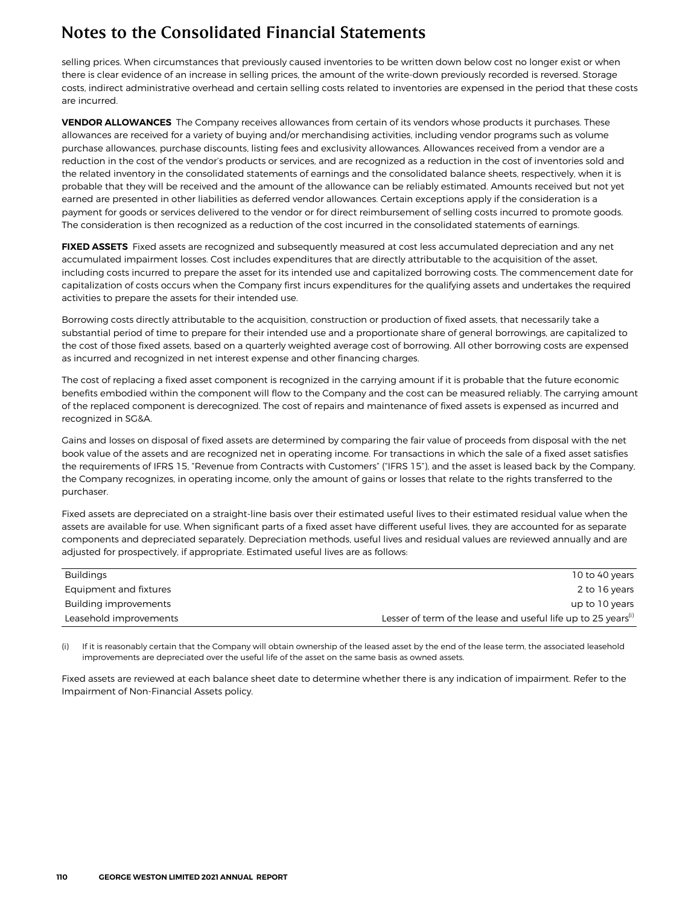selling prices. When circumstances that previously caused inventories to be written down below cost no longer exist or when there is clear evidence of an increase in selling prices, the amount of the write-down previously recorded is reversed. Storage costs, indirect administrative overhead and certain selling costs related to inventories are expensed in the period that these costs are incurred.

**VENDOR ALLOWANCES** The Company receives allowances from certain of its vendors whose products it purchases. These allowances are received for a variety of buying and/or merchandising activities, including vendor programs such as volume purchase allowances, purchase discounts, listing fees and exclusivity allowances. Allowances received from a vendor are a reduction in the cost of the vendor's products or services, and are recognized as a reduction in the cost of inventories sold and the related inventory in the consolidated statements of earnings and the consolidated balance sheets, respectively, when it is probable that they will be received and the amount of the allowance can be reliably estimated. Amounts received but not yet earned are presented in other liabilities as deferred vendor allowances. Certain exceptions apply if the consideration is a payment for goods or services delivered to the vendor or for direct reimbursement of selling costs incurred to promote goods. The consideration is then recognized as a reduction of the cost incurred in the consolidated statements of earnings.

**FIXED ASSETS** Fixed assets are recognized and subsequently measured at cost less accumulated depreciation and any net accumulated impairment losses. Cost includes expenditures that are directly attributable to the acquisition of the asset, including costs incurred to prepare the asset for its intended use and capitalized borrowing costs. The commencement date for capitalization of costs occurs when the Company first incurs expenditures for the qualifying assets and undertakes the required activities to prepare the assets for their intended use.

Borrowing costs directly attributable to the acquisition, construction or production of fixed assets, that necessarily take a substantial period of time to prepare for their intended use and a proportionate share of general borrowings, are capitalized to the cost of those fixed assets, based on a quarterly weighted average cost of borrowing. All other borrowing costs are expensed as incurred and recognized in net interest expense and other financing charges.

The cost of replacing a fixed asset component is recognized in the carrying amount if it is probable that the future economic benefits embodied within the component will flow to the Company and the cost can be measured reliably. The carrying amount of the replaced component is derecognized. The cost of repairs and maintenance of fixed assets is expensed as incurred and recognized in SG&A.

Gains and losses on disposal of fixed assets are determined by comparing the fair value of proceeds from disposal with the net book value of the assets and are recognized net in operating income. For transactions in which the sale of a fixed asset satisfies the requirements of IFRS 15, "Revenue from Contracts with Customers" ("IFRS 15"), and the asset is leased back by the Company, the Company recognizes, in operating income, only the amount of gains or losses that relate to the rights transferred to the purchaser.

Fixed assets are depreciated on a straight-line basis over their estimated useful lives to their estimated residual value when the assets are available for use. When significant parts of a fixed asset have different useful lives, they are accounted for as separate components and depreciated separately. Depreciation methods, useful lives and residual values are reviewed annually and are adjusted for prospectively, if appropriate. Estimated useful lives are as follows:

| | |
|---|---|
| Buildings | 10 to 40 years |
| Equipment and fixtures | 2 to 16 years |
| Building improvements | up to 10 years |
| Leasehold improvements | Lesser of term of the lease and useful life up to 25 years[(i)] |

(i) If it is reasonably certain that the Company will obtain ownership of the leased asset by the end of the lease term, the associated leasehold improvements are depreciated over the useful life of the asset on the same basis as owned assets.

Fixed assets are reviewed at each balance sheet date to determine whether there is any indication of impairment. Refer to the Impairment of Non-Financial Assets policy.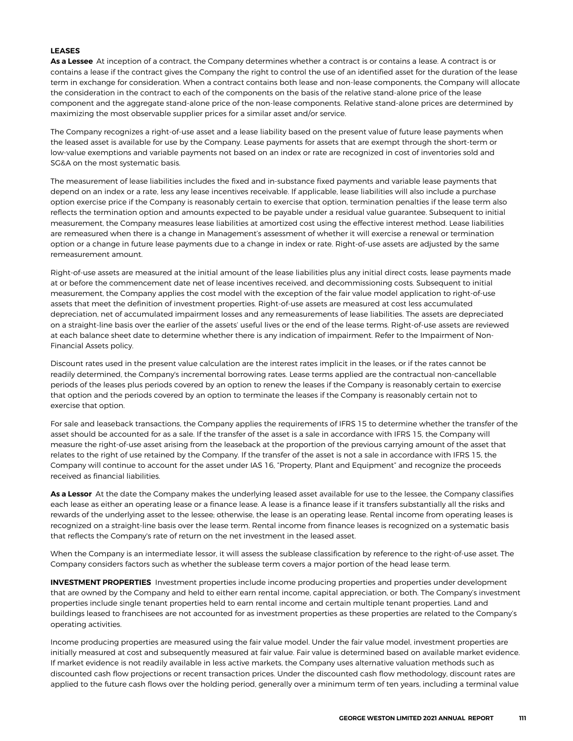**LEASES**

**As a Lessee** At inception of a contract, the Company determines whether a contract is or contains a lease. A contract is or contains a lease if the contract gives the Company the right to control the use of an identified asset for the duration of the lease term in exchange for consideration. When a contract contains both lease and non-lease components, the Company will allocate the consideration in the contract to each of the components on the basis of the relative stand-alone price of the lease component and the aggregate stand-alone price of the non-lease components. Relative stand-alone prices are determined by maximizing the most observable supplier prices for a similar asset and/or service.

The Company recognizes a right-of-use asset and a lease liability based on the present value of future lease payments when the leased asset is available for use by the Company. Lease payments for assets that are exempt through the short-term or low-value exemptions and variable payments not based on an index or rate are recognized in cost of inventories sold and SG&A on the most systematic basis.

The measurement of lease liabilities includes the fixed and in-substance fixed payments and variable lease payments that depend on an index or a rate, less any lease incentives receivable. If applicable, lease liabilities will also include a purchase option exercise price if the Company is reasonably certain to exercise that option, termination penalties if the lease term also reflects the termination option and amounts expected to be payable under a residual value guarantee. Subsequent to initial measurement, the Company measures lease liabilities at amortized cost using the effective interest method. Lease liabilities are remeasured when there is a change in Management's assessment of whether it will exercise a renewal or termination option or a change in future lease payments due to a change in index or rate. Right-of-use assets are adjusted by the same remeasurement amount.

Right-of-use assets are measured at the initial amount of the lease liabilities plus any initial direct costs, lease payments made at or before the commencement date net of lease incentives received, and decommissioning costs. Subsequent to initial measurement, the Company applies the cost model with the exception of the fair value model application to right-of-use assets that meet the definition of investment properties. Right-of-use assets are measured at cost less accumulated depreciation, net of accumulated impairment losses and any remeasurements of lease liabilities. The assets are depreciated on a straight-line basis over the earlier of the assets' useful lives or the end of the lease terms. Right-of-use assets are reviewed at each balance sheet date to determine whether there is any indication of impairment. Refer to the Impairment of Non-Financial Assets policy.

Discount rates used in the present value calculation are the interest rates implicit in the leases, or if the rates cannot be readily determined, the Company's incremental borrowing rates. Lease terms applied are the contractual non-cancellable periods of the leases plus periods covered by an option to renew the leases if the Company is reasonably certain to exercise that option and the periods covered by an option to terminate the leases if the Company is reasonably certain not to exercise that option.

For sale and leaseback transactions, the Company applies the requirements of IFRS 15 to determine whether the transfer of the asset should be accounted for as a sale. If the transfer of the asset is a sale in accordance with IFRS 15, the Company will measure the right-of-use asset arising from the leaseback at the proportion of the previous carrying amount of the asset that relates to the right of use retained by the Company. If the transfer of the asset is not a sale in accordance with IFRS 15, the Company will continue to account for the asset under IAS 16, "Property, Plant and Equipment" and recognize the proceeds received as financial liabilities.

**As a Lessor** At the date the Company makes the underlying leased asset available for use to the lessee, the Company classifies each lease as either an operating lease or a finance lease. A lease is a finance lease if it transfers substantially all the risks and rewards of the underlying asset to the lessee; otherwise, the lease is an operating lease. Rental income from operating leases is recognized on a straight-line basis over the lease term. Rental income from finance leases is recognized on a systematic basis that reflects the Company's rate of return on the net investment in the leased asset.

When the Company is an intermediate lessor, it will assess the sublease classification by reference to the right-of-use asset. The Company considers factors such as whether the sublease term covers a major portion of the head lease term.

**INVESTMENT PROPERTIES** Investment properties include income producing properties and properties under development that are owned by the Company and held to either earn rental income, capital appreciation, or both. The Company's investment properties include single tenant properties held to earn rental income and certain multiple tenant properties. Land and buildings leased to franchisees are not accounted for as investment properties as these properties are related to the Company's operating activities.

Income producing properties are measured using the fair value model. Under the fair value model, investment properties are initially measured at cost and subsequently measured at fair value. Fair value is determined based on available market evidence. If market evidence is not readily available in less active markets, the Company uses alternative valuation methods such as discounted cash flow projections or recent transaction prices. Under the discounted cash flow methodology, discount rates are applied to the future cash flows over the holding period, generally over a minimum term of ten years, including a terminal value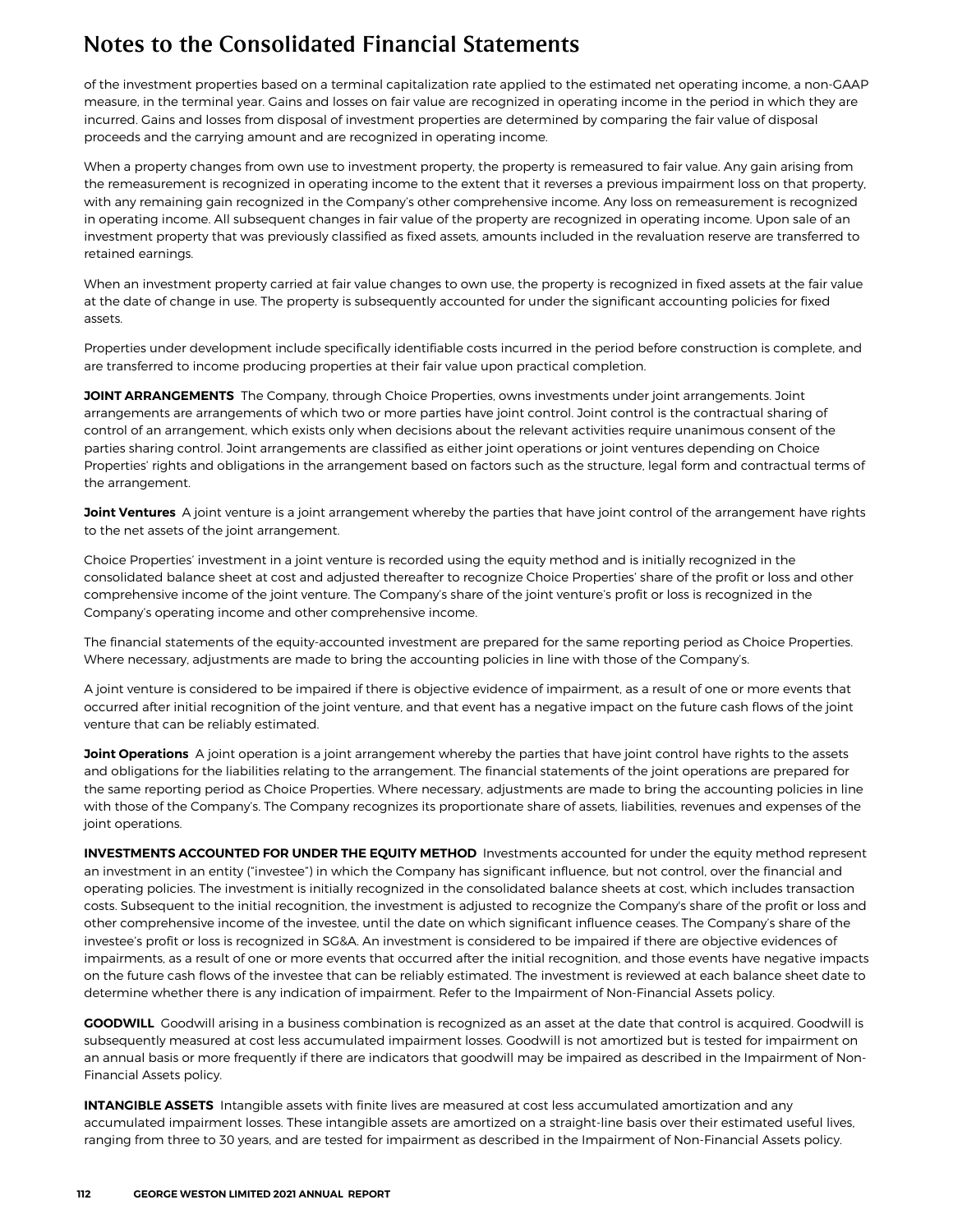# Notes to the Consolidated Financial Statements

of the investment properties based on a terminal capitalization rate applied to the estimated net operating income, a non-GAAP measure, in the terminal year. Gains and losses on fair value are recognized in operating income in the period in which they are incurred. Gains and losses from disposal of investment properties are determined by comparing the fair value of disposal proceeds and the carrying amount and are recognized in operating income.

When a property changes from own use to investment property, the property is remeasured to fair value. Any gain arising from the remeasurement is recognized in operating income to the extent that it reverses a previous impairment loss on that property, with any remaining gain recognized in the Company's other comprehensive income. Any loss on remeasurement is recognized in operating income. All subsequent changes in fair value of the property are recognized in operating income. Upon sale of an investment property that was previously classified as fixed assets, amounts included in the revaluation reserve are transferred to retained earnings.

When an investment property carried at fair value changes to own use, the property is recognized in fixed assets at the fair value at the date of change in use. The property is subsequently accounted for under the significant accounting policies for fixed assets.

Properties under development include specifically identifiable costs incurred in the period before construction is complete, and are transferred to income producing properties at their fair value upon practical completion.

**JOINT ARRANGEMENTS** The Company, through Choice Properties, owns investments under joint arrangements. Joint arrangements are arrangements of which two or more parties have joint control. Joint control is the contractual sharing of control of an arrangement, which exists only when decisions about the relevant activities require unanimous consent of the parties sharing control. Joint arrangements are classified as either joint operations or joint ventures depending on Choice Properties' rights and obligations in the arrangement based on factors such as the structure, legal form and contractual terms of the arrangement.

**Joint Ventures** A joint venture is a joint arrangement whereby the parties that have joint control of the arrangement have rights to the net assets of the joint arrangement.

Choice Properties' investment in a joint venture is recorded using the equity method and is initially recognized in the consolidated balance sheet at cost and adjusted thereafter to recognize Choice Properties' share of the profit or loss and other comprehensive income of the joint venture. The Company's share of the joint venture's profit or loss is recognized in the Company's operating income and other comprehensive income.

The financial statements of the equity-accounted investment are prepared for the same reporting period as Choice Properties. Where necessary, adjustments are made to bring the accounting policies in line with those of the Company's.

A joint venture is considered to be impaired if there is objective evidence of impairment, as a result of one or more events that occurred after initial recognition of the joint venture, and that event has a negative impact on the future cash flows of the joint venture that can be reliably estimated.

**Joint Operations** A joint operation is a joint arrangement whereby the parties that have joint control have rights to the assets and obligations for the liabilities relating to the arrangement. The financial statements of the joint operations are prepared for the same reporting period as Choice Properties. Where necessary, adjustments are made to bring the accounting policies in line with those of the Company's. The Company recognizes its proportionate share of assets, liabilities, revenues and expenses of the joint operations.

**INVESTMENTS ACCOUNTED FOR UNDER THE EQUITY METHOD** Investments accounted for under the equity method represent an investment in an entity ("investee") in which the Company has significant influence, but not control, over the financial and operating policies. The investment is initially recognized in the consolidated balance sheets at cost, which includes transaction costs. Subsequent to the initial recognition, the investment is adjusted to recognize the Company's share of the profit or loss and other comprehensive income of the investee, until the date on which significant influence ceases. The Company's share of the investee's profit or loss is recognized in SG&A. An investment is considered to be impaired if there are objective evidences of impairments, as a result of one or more events that occurred after the initial recognition, and those events have negative impacts on the future cash flows of the investee that can be reliably estimated. The investment is reviewed at each balance sheet date to determine whether there is any indication of impairment. Refer to the Impairment of Non-Financial Assets policy.

**GOODWILL** Goodwill arising in a business combination is recognized as an asset at the date that control is acquired. Goodwill is subsequently measured at cost less accumulated impairment losses. Goodwill is not amortized but is tested for impairment on an annual basis or more frequently if there are indicators that goodwill may be impaired as described in the Impairment of Non-Financial Assets policy.

**INTANGIBLE ASSETS** Intangible assets with finite lives are measured at cost less accumulated amortization and any accumulated impairment losses. These intangible assets are amortized on a straight-line basis over their estimated useful lives, ranging from three to 30 years, and are tested for impairment as described in the Impairment of Non-Financial Assets policy.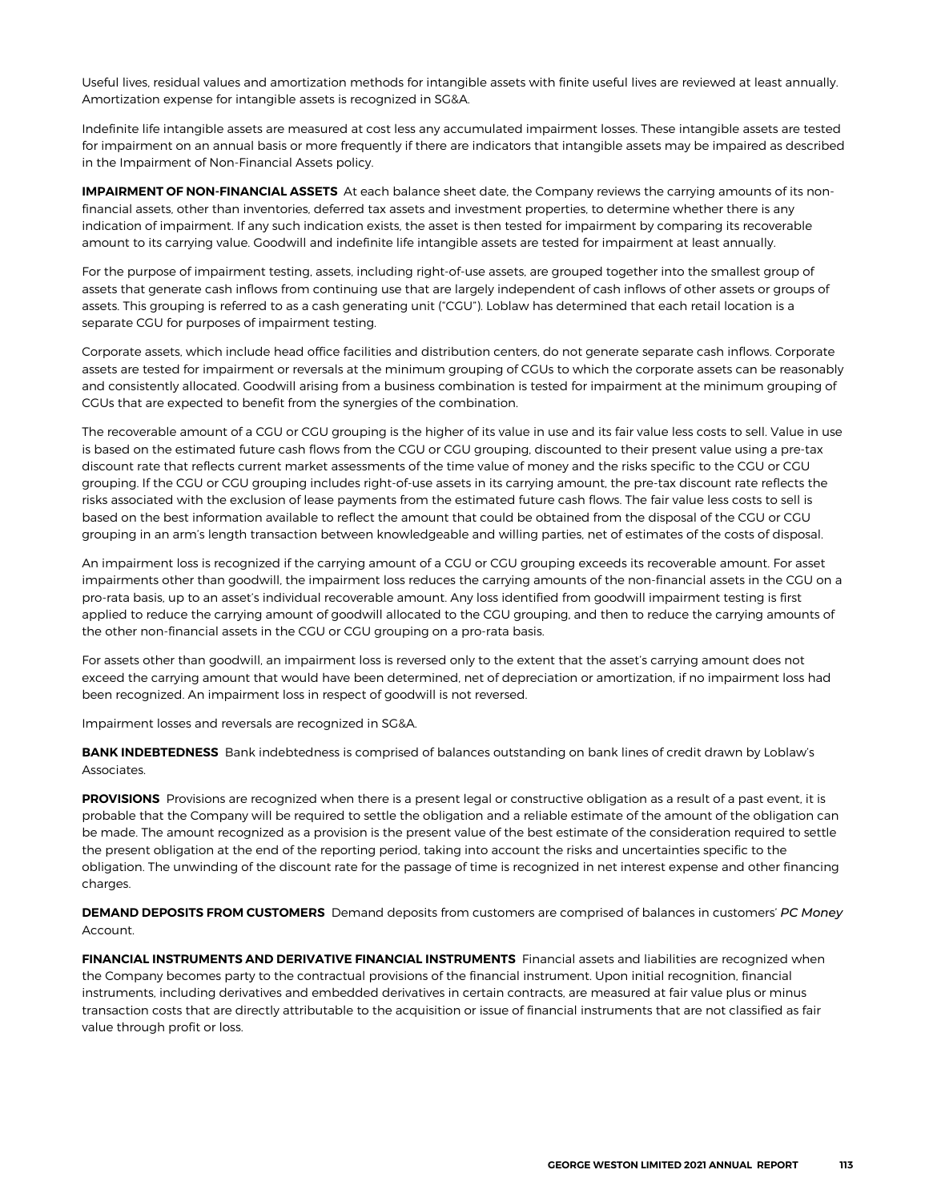Useful lives, residual values and amortization methods for intangible assets with finite useful lives are reviewed at least annually. Amortization expense for intangible assets is recognized in SG&A.

Indefinite life intangible assets are measured at cost less any accumulated impairment losses. These intangible assets are tested for impairment on an annual basis or more frequently if there are indicators that intangible assets may be impaired as described in the Impairment of Non-Financial Assets policy.

**IMPAIRMENT OF NON-FINANCIAL ASSETS** At each balance sheet date, the Company reviews the carrying amounts of its non-financial assets, other than inventories, deferred tax assets and investment properties, to determine whether there is any indication of impairment. If any such indication exists, the asset is then tested for impairment by comparing its recoverable amount to its carrying value. Goodwill and indefinite life intangible assets are tested for impairment at least annually.

For the purpose of impairment testing, assets, including right-of-use assets, are grouped together into the smallest group of assets that generate cash inflows from continuing use that are largely independent of cash inflows of other assets or groups of assets. This grouping is referred to as a cash generating unit ("CGU"). Loblaw has determined that each retail location is a separate CGU for purposes of impairment testing.

Corporate assets, which include head office facilities and distribution centers, do not generate separate cash inflows. Corporate assets are tested for impairment or reversals at the minimum grouping of CGUs to which the corporate assets can be reasonably and consistently allocated. Goodwill arising from a business combination is tested for impairment at the minimum grouping of CGUs that are expected to benefit from the synergies of the combination.

The recoverable amount of a CGU or CGU grouping is the higher of its value in use and its fair value less costs to sell. Value in use is based on the estimated future cash flows from the CGU or CGU grouping, discounted to their present value using a pre-tax discount rate that reflects current market assessments of the time value of money and the risks specific to the CGU or CGU grouping. If the CGU or CGU grouping includes right-of-use assets in its carrying amount, the pre-tax discount rate reflects the risks associated with the exclusion of lease payments from the estimated future cash flows. The fair value less costs to sell is based on the best information available to reflect the amount that could be obtained from the disposal of the CGU or CGU grouping in an arm's length transaction between knowledgeable and willing parties, net of estimates of the costs of disposal.

An impairment loss is recognized if the carrying amount of a CGU or CGU grouping exceeds its recoverable amount. For asset impairments other than goodwill, the impairment loss reduces the carrying amounts of the non-financial assets in the CGU on a pro-rata basis, up to an asset's individual recoverable amount. Any loss identified from goodwill impairment testing is first applied to reduce the carrying amount of goodwill allocated to the CGU grouping, and then to reduce the carrying amounts of the other non-financial assets in the CGU or CGU grouping on a pro-rata basis.

For assets other than goodwill, an impairment loss is reversed only to the extent that the asset's carrying amount does not exceed the carrying amount that would have been determined, net of depreciation or amortization, if no impairment loss had been recognized. An impairment loss in respect of goodwill is not reversed.

Impairment losses and reversals are recognized in SG&A.

**BANK INDEBTEDNESS** Bank indebtedness is comprised of balances outstanding on bank lines of credit drawn by Loblaw's Associates.

**PROVISIONS** Provisions are recognized when there is a present legal or constructive obligation as a result of a past event, it is probable that the Company will be required to settle the obligation and a reliable estimate of the amount of the obligation can be made. The amount recognized as a provision is the present value of the best estimate of the consideration required to settle the present obligation at the end of the reporting period, taking into account the risks and uncertainties specific to the obligation. The unwinding of the discount rate for the passage of time is recognized in net interest expense and other financing charges.

**DEMAND DEPOSITS FROM CUSTOMERS** Demand deposits from customers are comprised of balances in customers' *PC Money* Account.

**FINANCIAL INSTRUMENTS AND DERIVATIVE FINANCIAL INSTRUMENTS** Financial assets and liabilities are recognized when the Company becomes party to the contractual provisions of the financial instrument. Upon initial recognition, financial instruments, including derivatives and embedded derivatives in certain contracts, are measured at fair value plus or minus transaction costs that are directly attributable to the acquisition or issue of financial instruments that are not classified as fair value through profit or loss.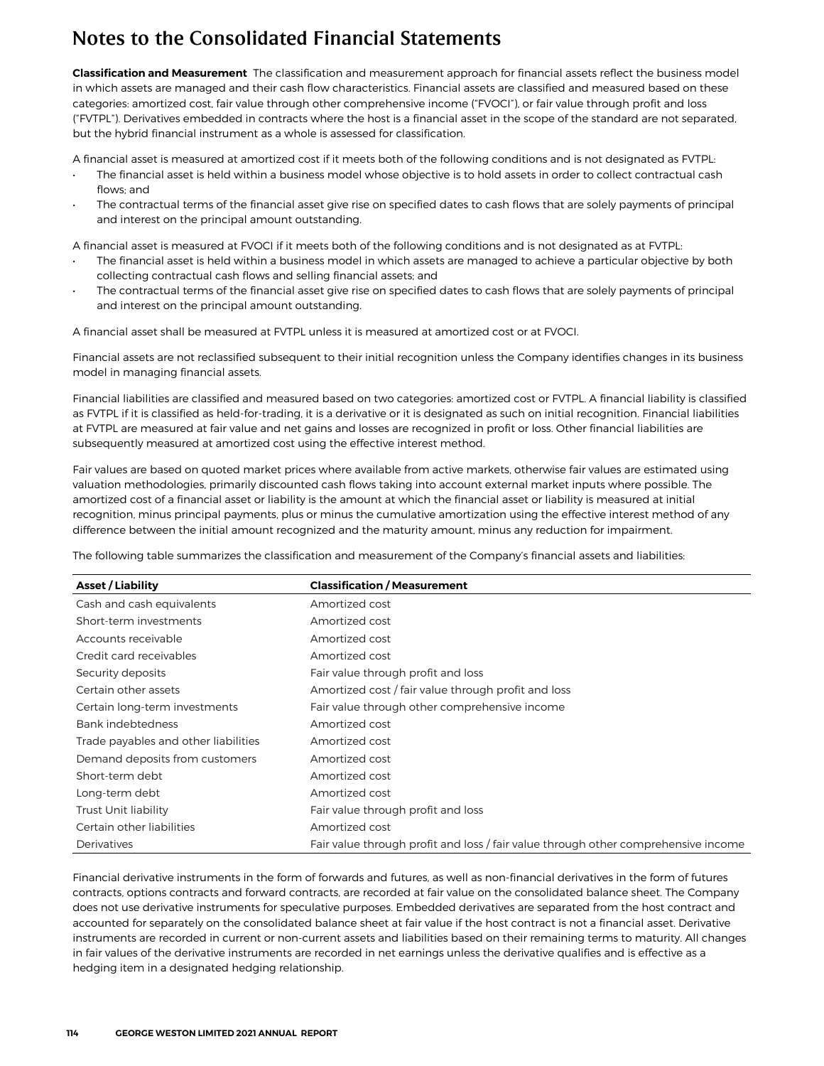**Classification and Measurement** The classification and measurement approach for financial assets reflect the business model in which assets are managed and their cash flow characteristics. Financial assets are classified and measured based on these categories: amortized cost, fair value through other comprehensive income ("FVOCI"), or fair value through profit and loss ("FVTPL"). Derivatives embedded in contracts where the host is a financial asset in the scope of the standard are not separated, but the hybrid financial instrument as a whole is assessed for classification.

A financial asset is measured at amortized cost if it meets both of the following conditions and is not designated as FVTPL:

- The financial asset is held within a business model whose objective is to hold assets in order to collect contractual cash flows; and
- The contractual terms of the financial asset give rise on specified dates to cash flows that are solely payments of principal and interest on the principal amount outstanding.

A financial asset is measured at FVOCI if it meets both of the following conditions and is not designated as at FVTPL:

- The financial asset is held within a business model in which assets are managed to achieve a particular objective by both collecting contractual cash flows and selling financial assets; and
- The contractual terms of the financial asset give rise on specified dates to cash flows that are solely payments of principal and interest on the principal amount outstanding.

A financial asset shall be measured at FVTPL unless it is measured at amortized cost or at FVOCI.

Financial assets are not reclassified subsequent to their initial recognition unless the Company identifies changes in its business model in managing financial assets.

Financial liabilities are classified and measured based on two categories: amortized cost or FVTPL. A financial liability is classified as FVTPL if it is classified as held-for-trading, it is a derivative or it is designated as such on initial recognition. Financial liabilities at FVTPL are measured at fair value and net gains and losses are recognized in profit or loss. Other financial liabilities are subsequently measured at amortized cost using the effective interest method.

Fair values are based on quoted market prices where available from active markets, otherwise fair values are estimated using valuation methodologies, primarily discounted cash flows taking into account external market inputs where possible. The amortized cost of a financial asset or liability is the amount at which the financial asset or liability is measured at initial recognition, minus principal payments, plus or minus the cumulative amortization using the effective interest method of any difference between the initial amount recognized and the maturity amount, minus any reduction for impairment.

The following table summarizes the classification and measurement of the Company's financial assets and liabilities:

| Asset / Liability | Classification / Measurement |
|---|---|
| Cash and cash equivalents | Amortized cost |
| Short-term investments | Amortized cost |
| Accounts receivable | Amortized cost |
| Credit card receivables | Amortized cost |
| Security deposits | Fair value through profit and loss |
| Certain other assets | Amortized cost / fair value through profit and loss |
| Certain long-term investments | Fair value through other comprehensive income |
| Bank indebtedness | Amortized cost |
| Trade payables and other liabilities | Amortized cost |
| Demand deposits from customers | Amortized cost |
| Short-term debt | Amortized cost |
| Long-term debt | Amortized cost |
| Trust Unit liability | Fair value through profit and loss |
| Certain other liabilities | Amortized cost |
| Derivatives | Fair value through profit and loss / fair value through other comprehensive income |

Financial derivative instruments in the form of forwards and futures, as well as non-financial derivatives in the form of futures contracts, options contracts and forward contracts, are recorded at fair value on the consolidated balance sheet. The Company does not use derivative instruments for speculative purposes. Embedded derivatives are separated from the host contract and accounted for separately on the consolidated balance sheet at fair value if the host contract is not a financial asset. Derivative instruments are recorded in current or non-current assets and liabilities based on their remaining terms to maturity. All changes in fair values of the derivative instruments are recorded in net earnings unless the derivative qualifies and is effective as a hedging item in a designated hedging relationship.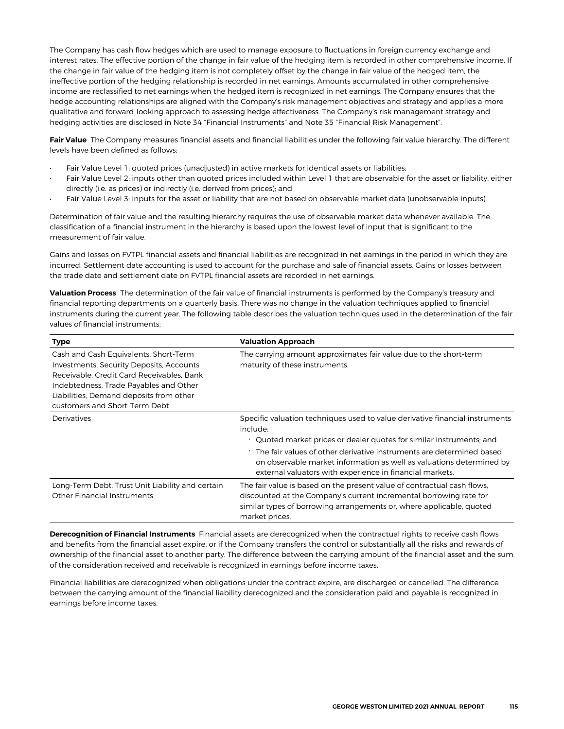The Company has cash flow hedges which are used to manage exposure to fluctuations in foreign currency exchange and interest rates. The effective portion of the change in fair value of the hedging item is recorded in other comprehensive income. If the change in fair value of the hedging item is not completely offset by the change in fair value of the hedged item, the ineffective portion of the hedging relationship is recorded in net earnings. Amounts accumulated in other comprehensive income are reclassified to net earnings when the hedged item is recognized in net earnings. The Company ensures that the hedge accounting relationships are aligned with the Company's risk management objectives and strategy and applies a more qualitative and forward-looking approach to assessing hedge effectiveness. The Company's risk management strategy and hedging activities are disclosed in Note 34 "Financial Instruments" and Note 35 "Financial Risk Management".

**Fair Value** The Company measures financial assets and financial liabilities under the following fair value hierarchy. The different levels have been defined as follows:

- Fair Value Level 1: quoted prices (unadjusted) in active markets for identical assets or liabilities;
- Fair Value Level 2: inputs other than quoted prices included within Level 1 that are observable for the asset or liability, either directly (i.e. as prices) or indirectly (i.e. derived from prices); and
- Fair Value Level 3: inputs for the asset or liability that are not based on observable market data (unobservable inputs).

Determination of fair value and the resulting hierarchy requires the use of observable market data whenever available. The classification of a financial instrument in the hierarchy is based upon the lowest level of input that is significant to the measurement of fair value.

Gains and losses on FVTPL financial assets and financial liabilities are recognized in net earnings in the period in which they are incurred. Settlement date accounting is used to account for the purchase and sale of financial assets. Gains or losses between the trade date and settlement date on FVTPL financial assets are recorded in net earnings.

**Valuation Process** The determination of the fair value of financial instruments is performed by the Company's treasury and financial reporting departments on a quarterly basis. There was no change in the valuation techniques applied to financial instruments during the current year. The following table describes the valuation techniques used in the determination of the fair values of financial instruments:

| Type | Valuation Approach |
|---|---|
| Cash and Cash Equivalents, Short-Term Investments, Security Deposits, Accounts Receivable, Credit Card Receivables, Bank Indebtedness, Trade Payables and Other Liabilities, Demand deposits from other customers and Short-Term Debt | The carrying amount approximates fair value due to the short-term maturity of these instruments. |
| Derivatives | Specific valuation techniques used to value derivative financial instruments include:<br>• Quoted market prices or dealer quotes for similar instruments; and<br>• The fair values of other derivative instruments are determined based on observable market information as well as valuations determined by external valuators with experience in financial markets. |
| Long-Term Debt, Trust Unit Liability and certain Other Financial Instruments | The fair value is based on the present value of contractual cash flows, discounted at the Company's current incremental borrowing rate for similar types of borrowing arrangements or, where applicable, quoted market prices. |

**Derecognition of Financial Instruments** Financial assets are derecognized when the contractual rights to receive cash flows and benefits from the financial asset expire, or if the Company transfers the control or substantially all the risks and rewards of ownership of the financial asset to another party. The difference between the carrying amount of the financial asset and the sum of the consideration received and receivable is recognized in earnings before income taxes.

Financial liabilities are derecognized when obligations under the contract expire, are discharged or cancelled. The difference between the carrying amount of the financial liability derecognized and the consideration paid and payable is recognized in earnings before income taxes.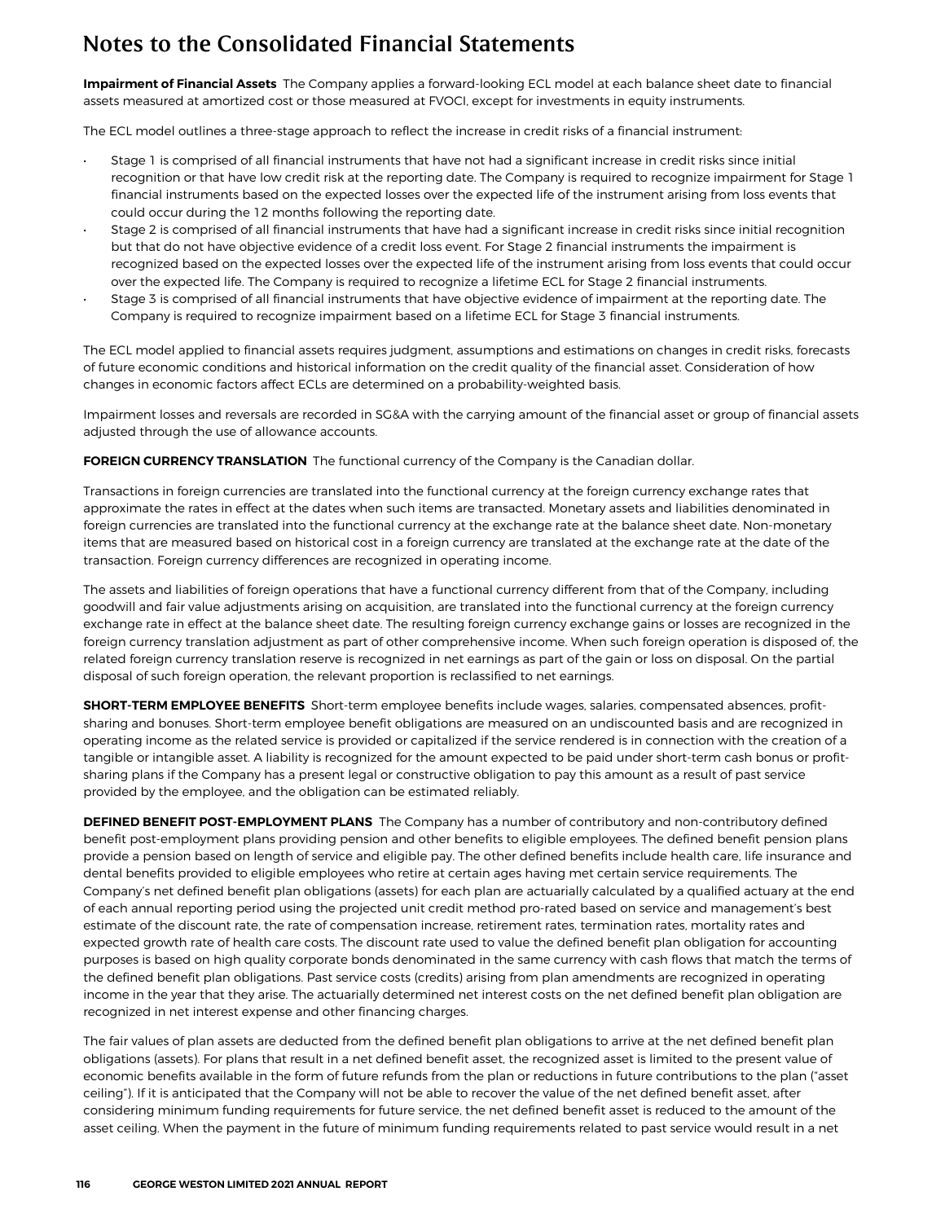# Notes to the Consolidated Financial Statements

**Impairment of Financial Assets** The Company applies a forward-looking ECL model at each balance sheet date to financial assets measured at amortized cost or those measured at FVOCI, except for investments in equity instruments.

The ECL model outlines a three-stage approach to reflect the increase in credit risks of a financial instrument:

- Stage 1 is comprised of all financial instruments that have not had a significant increase in credit risks since initial recognition or that have low credit risk at the reporting date. The Company is required to recognize impairment for Stage 1 financial instruments based on the expected losses over the expected life of the instrument arising from loss events that could occur during the 12 months following the reporting date.
- Stage 2 is comprised of all financial instruments that have had a significant increase in credit risks since initial recognition but that do not have objective evidence of a credit loss event. For Stage 2 financial instruments the impairment is recognized based on the expected losses over the expected life of the instrument arising from loss events that could occur over the expected life. The Company is required to recognize a lifetime ECL for Stage 2 financial instruments.
- Stage 3 is comprised of all financial instruments that have objective evidence of impairment at the reporting date. The Company is required to recognize impairment based on a lifetime ECL for Stage 3 financial instruments.

The ECL model applied to financial assets requires judgment, assumptions and estimations on changes in credit risks, forecasts of future economic conditions and historical information on the credit quality of the financial asset. Consideration of how changes in economic factors affect ECLs are determined on a probability-weighted basis.

Impairment losses and reversals are recorded in SG&A with the carrying amount of the financial asset or group of financial assets adjusted through the use of allowance accounts.

**FOREIGN CURRENCY TRANSLATION** The functional currency of the Company is the Canadian dollar.

Transactions in foreign currencies are translated into the functional currency at the foreign currency exchange rates that approximate the rates in effect at the dates when such items are transacted. Monetary assets and liabilities denominated in foreign currencies are translated into the functional currency at the exchange rate at the balance sheet date. Non-monetary items that are measured based on historical cost in a foreign currency are translated at the exchange rate at the date of the transaction. Foreign currency differences are recognized in operating income.

The assets and liabilities of foreign operations that have a functional currency different from that of the Company, including goodwill and fair value adjustments arising on acquisition, are translated into the functional currency at the foreign currency exchange rate in effect at the balance sheet date. The resulting foreign currency exchange gains or losses are recognized in the foreign currency translation adjustment as part of other comprehensive income. When such foreign operation is disposed of, the related foreign currency translation reserve is recognized in net earnings as part of the gain or loss on disposal. On the partial disposal of such foreign operation, the relevant proportion is reclassified to net earnings.

**SHORT-TERM EMPLOYEE BENEFITS** Short-term employee benefits include wages, salaries, compensated absences, profit-sharing and bonuses. Short-term employee benefit obligations are measured on an undiscounted basis and are recognized in operating income as the related service is provided or capitalized if the service rendered is in connection with the creation of a tangible or intangible asset. A liability is recognized for the amount expected to be paid under short-term cash bonus or profit-sharing plans if the Company has a present legal or constructive obligation to pay this amount as a result of past service provided by the employee, and the obligation can be estimated reliably.

**DEFINED BENEFIT POST-EMPLOYMENT PLANS** The Company has a number of contributory and non-contributory defined benefit post-employment plans providing pension and other benefits to eligible employees. The defined benefit pension plans provide a pension based on length of service and eligible pay. The other defined benefits include health care, life insurance and dental benefits provided to eligible employees who retire at certain ages having met certain service requirements. The Company's net defined benefit plan obligations (assets) for each plan are actuarially calculated by a qualified actuary at the end of each annual reporting period using the projected unit credit method pro-rated based on service and management's best estimate of the discount rate, the rate of compensation increase, retirement rates, termination rates, mortality rates and expected growth rate of health care costs. The discount rate used to value the defined benefit plan obligation for accounting purposes is based on high quality corporate bonds denominated in the same currency with cash flows that match the terms of the defined benefit plan obligations. Past service costs (credits) arising from plan amendments are recognized in operating income in the year that they arise. The actuarially determined net interest costs on the net defined benefit plan obligation are recognized in net interest expense and other financing charges.

The fair values of plan assets are deducted from the defined benefit plan obligations to arrive at the net defined benefit plan obligations (assets). For plans that result in a net defined benefit asset, the recognized asset is limited to the present value of economic benefits available in the form of future refunds from the plan or reductions in future contributions to the plan ("asset ceiling"). If it is anticipated that the Company will not be able to recover the value of the net defined benefit asset, after considering minimum funding requirements for future service, the net defined benefit asset is reduced to the amount of the asset ceiling. When the payment in the future of minimum funding requirements related to past service would result in a net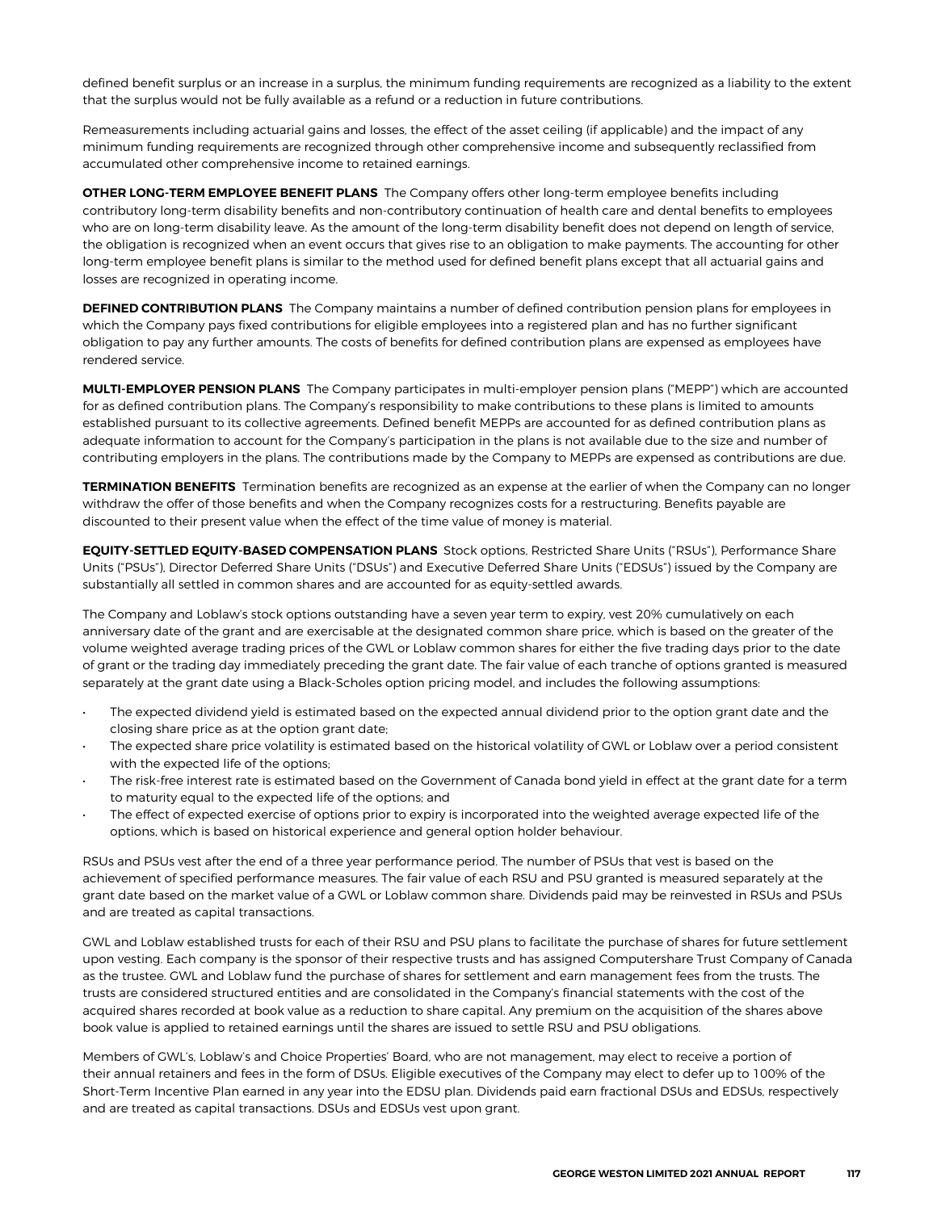defined benefit surplus or an increase in a surplus, the minimum funding requirements are recognized as a liability to the extent that the surplus would not be fully available as a refund or a reduction in future contributions.

Remeasurements including actuarial gains and losses, the effect of the asset ceiling (if applicable) and the impact of any minimum funding requirements are recognized through other comprehensive income and subsequently reclassified from accumulated other comprehensive income to retained earnings.

**OTHER LONG-TERM EMPLOYEE BENEFIT PLANS** The Company offers other long-term employee benefits including contributory long-term disability benefits and non-contributory continuation of health care and dental benefits to employees who are on long-term disability leave. As the amount of the long-term disability benefit does not depend on length of service, the obligation is recognized when an event occurs that gives rise to an obligation to make payments. The accounting for other long-term employee benefit plans is similar to the method used for defined benefit plans except that all actuarial gains and losses are recognized in operating income.

**DEFINED CONTRIBUTION PLANS** The Company maintains a number of defined contribution pension plans for employees in which the Company pays fixed contributions for eligible employees into a registered plan and has no further significant obligation to pay any further amounts. The costs of benefits for defined contribution plans are expensed as employees have rendered service.

**MULTI-EMPLOYER PENSION PLANS** The Company participates in multi-employer pension plans ("MEPP") which are accounted for as defined contribution plans. The Company's responsibility to make contributions to these plans is limited to amounts established pursuant to its collective agreements. Defined benefit MEPPs are accounted for as defined contribution plans as adequate information to account for the Company's participation in the plans is not available due to the size and number of contributing employers in the plans. The contributions made by the Company to MEPPs are expensed as contributions are due.

**TERMINATION BENEFITS** Termination benefits are recognized as an expense at the earlier of when the Company can no longer withdraw the offer of those benefits and when the Company recognizes costs for a restructuring. Benefits payable are discounted to their present value when the effect of the time value of money is material.

**EQUITY-SETTLED EQUITY-BASED COMPENSATION PLANS** Stock options, Restricted Share Units ("RSUs"), Performance Share Units ("PSUs"), Director Deferred Share Units ("DSUs") and Executive Deferred Share Units ("EDSUs") issued by the Company are substantially all settled in common shares and are accounted for as equity-settled awards.

The Company and Loblaw's stock options outstanding have a seven year term to expiry, vest 20% cumulatively on each anniversary date of the grant and are exercisable at the designated common share price, which is based on the greater of the volume weighted average trading prices of the GWL or Loblaw common shares for either the five trading days prior to the date of grant or the trading day immediately preceding the grant date. The fair value of each tranche of options granted is measured separately at the grant date using a Black-Scholes option pricing model, and includes the following assumptions:

- The expected dividend yield is estimated based on the expected annual dividend prior to the option grant date and the closing share price as at the option grant date;
- The expected share price volatility is estimated based on the historical volatility of GWL or Loblaw over a period consistent with the expected life of the options;
- The risk-free interest rate is estimated based on the Government of Canada bond yield in effect at the grant date for a term to maturity equal to the expected life of the options; and
- The effect of expected exercise of options prior to expiry is incorporated into the weighted average expected life of the options, which is based on historical experience and general option holder behaviour.

RSUs and PSUs vest after the end of a three year performance period. The number of PSUs that vest is based on the achievement of specified performance measures. The fair value of each RSU and PSU granted is measured separately at the grant date based on the market value of a GWL or Loblaw common share. Dividends paid may be reinvested in RSUs and PSUs and are treated as capital transactions.

GWL and Loblaw established trusts for each of their RSU and PSU plans to facilitate the purchase of shares for future settlement upon vesting. Each company is the sponsor of their respective trusts and has assigned Computershare Trust Company of Canada as the trustee. GWL and Loblaw fund the purchase of shares for settlement and earn management fees from the trusts. The trusts are considered structured entities and are consolidated in the Company's financial statements with the cost of the acquired shares recorded at book value as a reduction to share capital. Any premium on the acquisition of the shares above book value is applied to retained earnings until the shares are issued to settle RSU and PSU obligations.

Members of GWL's, Loblaw's and Choice Properties' Board, who are not management, may elect to receive a portion of their annual retainers and fees in the form of DSUs. Eligible executives of the Company may elect to defer up to 100% of the Short-Term Incentive Plan earned in any year into the EDSU plan. Dividends paid earn fractional DSUs and EDSUs, respectively and are treated as capital transactions. DSUs and EDSUs vest upon grant.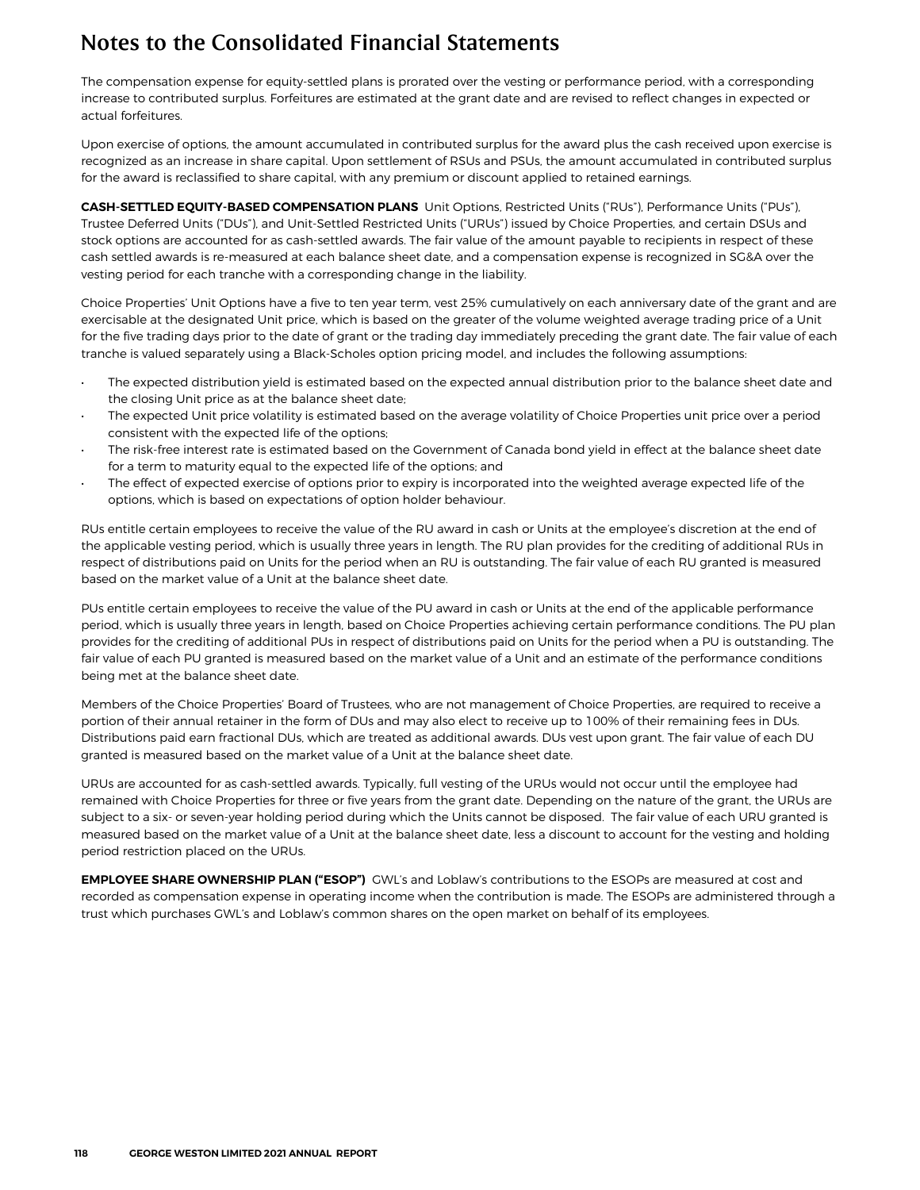# Notes to the Consolidated Financial Statements

The compensation expense for equity-settled plans is prorated over the vesting or performance period, with a corresponding increase to contributed surplus. Forfeitures are estimated at the grant date and are revised to reflect changes in expected or actual forfeitures.

Upon exercise of options, the amount accumulated in contributed surplus for the award plus the cash received upon exercise is recognized as an increase in share capital. Upon settlement of RSUs and PSUs, the amount accumulated in contributed surplus for the award is reclassified to share capital, with any premium or discount applied to retained earnings.

**CASH-SETTLED EQUITY-BASED COMPENSATION PLANS** Unit Options, Restricted Units ("RUs"), Performance Units ("PUs"), Trustee Deferred Units ("DUs"), and Unit-Settled Restricted Units ("URUs") issued by Choice Properties, and certain DSUs and stock options are accounted for as cash-settled awards. The fair value of the amount payable to recipients in respect of these cash settled awards is re-measured at each balance sheet date, and a compensation expense is recognized in SG&A over the vesting period for each tranche with a corresponding change in the liability.

Choice Properties' Unit Options have a five to ten year term, vest 25% cumulatively on each anniversary date of the grant and are exercisable at the designated Unit price, which is based on the greater of the volume weighted average trading price of a Unit for the five trading days prior to the date of grant or the trading day immediately preceding the grant date. The fair value of each tranche is valued separately using a Black-Scholes option pricing model, and includes the following assumptions:

- The expected distribution yield is estimated based on the expected annual distribution prior to the balance sheet date and the closing Unit price as at the balance sheet date;
- The expected Unit price volatility is estimated based on the average volatility of Choice Properties unit price over a period consistent with the expected life of the options;
- The risk-free interest rate is estimated based on the Government of Canada bond yield in effect at the balance sheet date for a term to maturity equal to the expected life of the options; and
- The effect of expected exercise of options prior to expiry is incorporated into the weighted average expected life of the options, which is based on expectations of option holder behaviour.

RUs entitle certain employees to receive the value of the RU award in cash or Units at the employee's discretion at the end of the applicable vesting period, which is usually three years in length. The RU plan provides for the crediting of additional RUs in respect of distributions paid on Units for the period when an RU is outstanding. The fair value of each RU granted is measured based on the market value of a Unit at the balance sheet date.

PUs entitle certain employees to receive the value of the PU award in cash or Units at the end of the applicable performance period, which is usually three years in length, based on Choice Properties achieving certain performance conditions. The PU plan provides for the crediting of additional PUs in respect of distributions paid on Units for the period when a PU is outstanding. The fair value of each PU granted is measured based on the market value of a Unit and an estimate of the performance conditions being met at the balance sheet date.

Members of the Choice Properties' Board of Trustees, who are not management of Choice Properties, are required to receive a portion of their annual retainer in the form of DUs and may also elect to receive up to 100% of their remaining fees in DUs. Distributions paid earn fractional DUs, which are treated as additional awards. DUs vest upon grant. The fair value of each DU granted is measured based on the market value of a Unit at the balance sheet date.

URUs are accounted for as cash-settled awards. Typically, full vesting of the URUs would not occur until the employee had remained with Choice Properties for three or five years from the grant date. Depending on the nature of the grant, the URUs are subject to a six- or seven-year holding period during which the Units cannot be disposed. The fair value of each URU granted is measured based on the market value of a Unit at the balance sheet date, less a discount to account for the vesting and holding period restriction placed on the URUs.

**EMPLOYEE SHARE OWNERSHIP PLAN ("ESOP")** GWL's and Loblaw's contributions to the ESOPs are measured at cost and recorded as compensation expense in operating income when the contribution is made. The ESOPs are administered through a trust which purchases GWL's and Loblaw's common shares on the open market on behalf of its employees.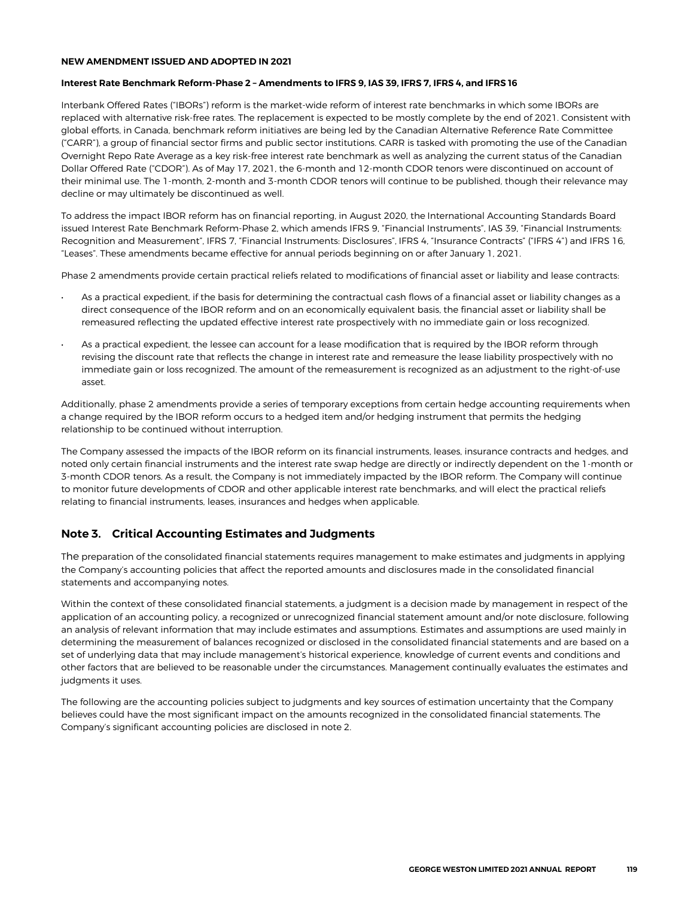**NEW AMENDMENT ISSUED AND ADOPTED IN 2021**

**Interest Rate Benchmark Reform-Phase 2 – Amendments to IFRS 9, IAS 39, IFRS 7, IFRS 4, and IFRS 16**

Interbank Offered Rates ("IBORs") reform is the market-wide reform of interest rate benchmarks in which some IBORs are replaced with alternative risk-free rates. The replacement is expected to be mostly complete by the end of 2021. Consistent with global efforts, in Canada, benchmark reform initiatives are being led by the Canadian Alternative Reference Rate Committee ("CARR"), a group of financial sector firms and public sector institutions. CARR is tasked with promoting the use of the Canadian Overnight Repo Rate Average as a key risk-free interest rate benchmark as well as analyzing the current status of the Canadian Dollar Offered Rate ("CDOR"). As of May 17, 2021, the 6-month and 12-month CDOR tenors were discontinued on account of their minimal use. The 1-month, 2-month and 3-month CDOR tenors will continue to be published, though their relevance may decline or may ultimately be discontinued as well.

To address the impact IBOR reform has on financial reporting, in August 2020, the International Accounting Standards Board issued Interest Rate Benchmark Reform-Phase 2, which amends IFRS 9, "Financial Instruments", IAS 39, "Financial Instruments: Recognition and Measurement", IFRS 7, "Financial Instruments: Disclosures", IFRS 4, "Insurance Contracts" ("IFRS 4") and IFRS 16, "Leases". These amendments became effective for annual periods beginning on or after January 1, 2021.

Phase 2 amendments provide certain practical reliefs related to modifications of financial asset or liability and lease contracts:

- As a practical expedient, if the basis for determining the contractual cash flows of a financial asset or liability changes as a direct consequence of the IBOR reform and on an economically equivalent basis, the financial asset or liability shall be remeasured reflecting the updated effective interest rate prospectively with no immediate gain or loss recognized.
- As a practical expedient, the lessee can account for a lease modification that is required by the IBOR reform through revising the discount rate that reflects the change in interest rate and remeasure the lease liability prospectively with no immediate gain or loss recognized. The amount of the remeasurement is recognized as an adjustment to the right-of-use asset.

Additionally, phase 2 amendments provide a series of temporary exceptions from certain hedge accounting requirements when a change required by the IBOR reform occurs to a hedged item and/or hedging instrument that permits the hedging relationship to be continued without interruption.

The Company assessed the impacts of the IBOR reform on its financial instruments, leases, insurance contracts and hedges, and noted only certain financial instruments and the interest rate swap hedge are directly or indirectly dependent on the 1-month or 3-month CDOR tenors. As a result, the Company is not immediately impacted by the IBOR reform. The Company will continue to monitor future developments of CDOR and other applicable interest rate benchmarks, and will elect the practical reliefs relating to financial instruments, leases, insurances and hedges when applicable.

## Note 3. Critical Accounting Estimates and Judgments

The preparation of the consolidated financial statements requires management to make estimates and judgments in applying the Company's accounting policies that affect the reported amounts and disclosures made in the consolidated financial statements and accompanying notes.

Within the context of these consolidated financial statements, a judgment is a decision made by management in respect of the application of an accounting policy, a recognized or unrecognized financial statement amount and/or note disclosure, following an analysis of relevant information that may include estimates and assumptions. Estimates and assumptions are used mainly in determining the measurement of balances recognized or disclosed in the consolidated financial statements and are based on a set of underlying data that may include management's historical experience, knowledge of current events and conditions and other factors that are believed to be reasonable under the circumstances. Management continually evaluates the estimates and judgments it uses.

The following are the accounting policies subject to judgments and key sources of estimation uncertainty that the Company believes could have the most significant impact on the amounts recognized in the consolidated financial statements. The Company's significant accounting policies are disclosed in note 2.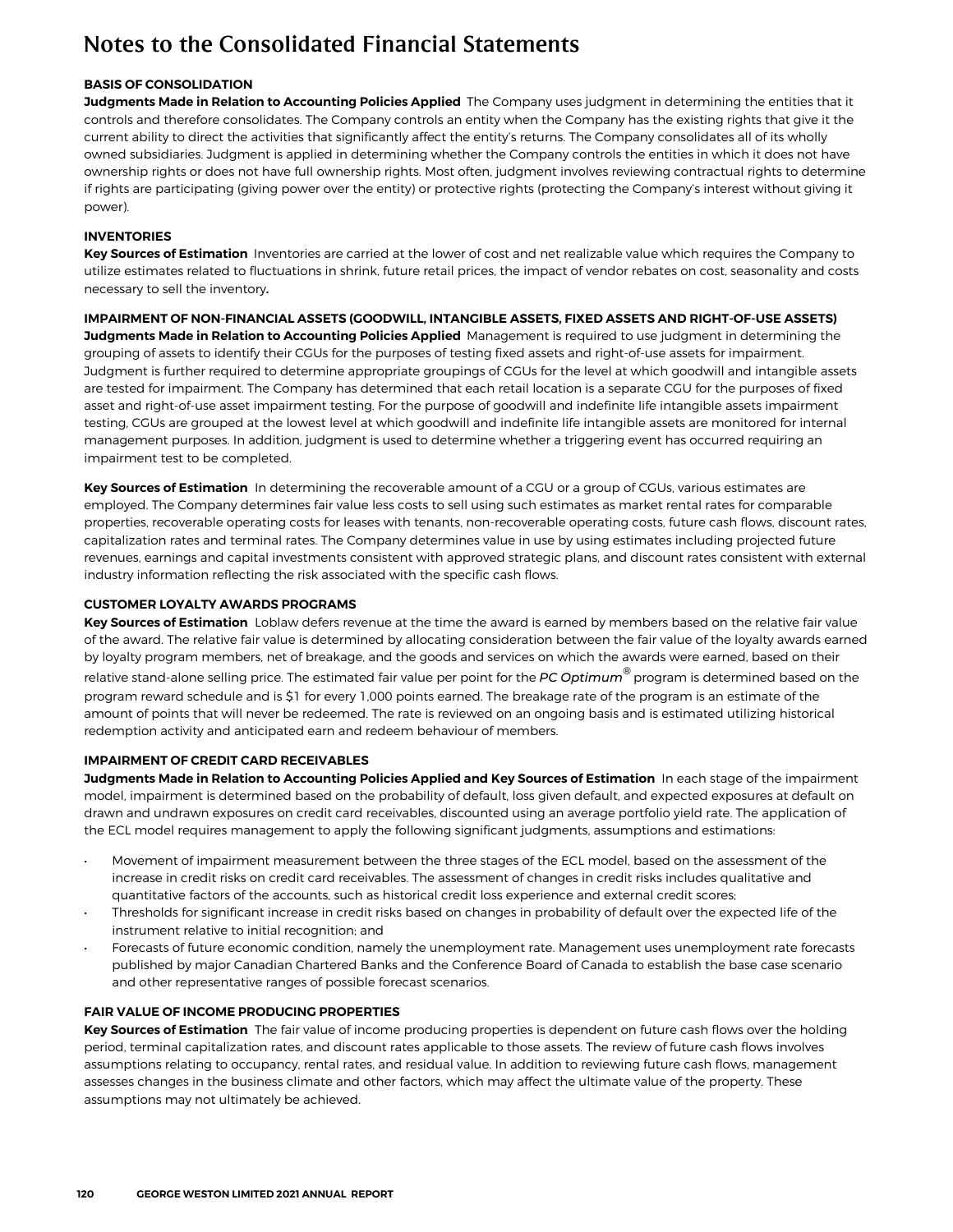# Notes to the Consolidated Financial Statements

**BASIS OF CONSOLIDATION**

**Judgments Made in Relation to Accounting Policies Applied** The Company uses judgment in determining the entities that it controls and therefore consolidates. The Company controls an entity when the Company has the existing rights that give it the current ability to direct the activities that significantly affect the entity's returns. The Company consolidates all of its wholly owned subsidiaries. Judgment is applied in determining whether the Company controls the entities in which it does not have ownership rights or does not have full ownership rights. Most often, judgment involves reviewing contractual rights to determine if rights are participating (giving power over the entity) or protective rights (protecting the Company's interest without giving it power).

**INVENTORIES**

**Key Sources of Estimation** Inventories are carried at the lower of cost and net realizable value which requires the Company to utilize estimates related to fluctuations in shrink, future retail prices, the impact of vendor rebates on cost, seasonality and costs necessary to sell the inventory**.**

**IMPAIRMENT OF NON-FINANCIAL ASSETS (GOODWILL, INTANGIBLE ASSETS, FIXED ASSETS AND RIGHT-OF-USE ASSETS)**

**Judgments Made in Relation to Accounting Policies Applied** Management is required to use judgment in determining the grouping of assets to identify their CGUs for the purposes of testing fixed assets and right-of-use assets for impairment. Judgment is further required to determine appropriate groupings of CGUs for the level at which goodwill and intangible assets are tested for impairment. The Company has determined that each retail location is a separate CGU for the purposes of fixed asset and right-of-use asset impairment testing. For the purpose of goodwill and indefinite life intangible assets impairment testing, CGUs are grouped at the lowest level at which goodwill and indefinite life intangible assets are monitored for internal management purposes. In addition, judgment is used to determine whether a triggering event has occurred requiring an impairment test to be completed.

**Key Sources of Estimation** In determining the recoverable amount of a CGU or a group of CGUs, various estimates are employed. The Company determines fair value less costs to sell using such estimates as market rental rates for comparable properties, recoverable operating costs for leases with tenants, non-recoverable operating costs, future cash flows, discount rates, capitalization rates and terminal rates. The Company determines value in use by using estimates including projected future revenues, earnings and capital investments consistent with approved strategic plans, and discount rates consistent with external industry information reflecting the risk associated with the specific cash flows.

**CUSTOMER LOYALTY AWARDS PROGRAMS**

**Key Sources of Estimation** Loblaw defers revenue at the time the award is earned by members based on the relative fair value of the award. The relative fair value is determined by allocating consideration between the fair value of the loyalty awards earned by loyalty program members, net of breakage, and the goods and services on which the awards were earned, based on their relative stand-alone selling price. The estimated fair value per point for the *PC Optimum*® program is determined based on the program reward schedule and is $1 for every 1,000 points earned. The breakage rate of the program is an estimate of the amount of points that will never be redeemed. The rate is reviewed on an ongoing basis and is estimated utilizing historical redemption activity and anticipated earn and redeem behaviour of members.

**IMPAIRMENT OF CREDIT CARD RECEIVABLES**

**Judgments Made in Relation to Accounting Policies Applied and Key Sources of Estimation** In each stage of the impairment model, impairment is determined based on the probability of default, loss given default, and expected exposures at default on drawn and undrawn exposures on credit card receivables, discounted using an average portfolio yield rate. The application of the ECL model requires management to apply the following significant judgments, assumptions and estimations:

- Movement of impairment measurement between the three stages of the ECL model, based on the assessment of the increase in credit risks on credit card receivables. The assessment of changes in credit risks includes qualitative and quantitative factors of the accounts, such as historical credit loss experience and external credit scores;
- Thresholds for significant increase in credit risks based on changes in probability of default over the expected life of the instrument relative to initial recognition; and
- Forecasts of future economic condition, namely the unemployment rate. Management uses unemployment rate forecasts published by major Canadian Chartered Banks and the Conference Board of Canada to establish the base case scenario and other representative ranges of possible forecast scenarios.

**FAIR VALUE OF INCOME PRODUCING PROPERTIES**

**Key Sources of Estimation** The fair value of income producing properties is dependent on future cash flows over the holding period, terminal capitalization rates, and discount rates applicable to those assets. The review of future cash flows involves assumptions relating to occupancy, rental rates, and residual value. In addition to reviewing future cash flows, management assesses changes in the business climate and other factors, which may affect the ultimate value of the property. These assumptions may not ultimately be achieved.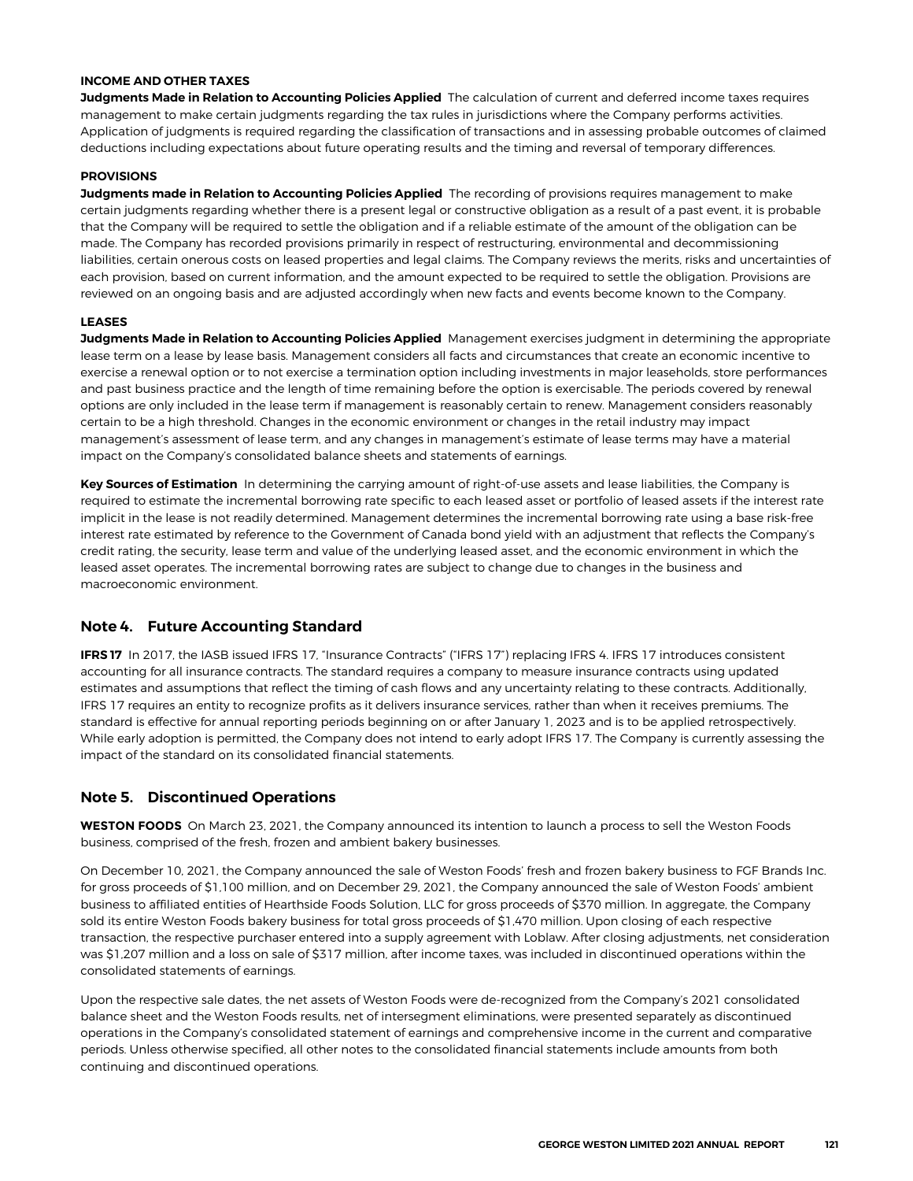#### INCOME AND OTHER TAXES

**Judgments Made in Relation to Accounting Policies Applied** The calculation of current and deferred income taxes requires management to make certain judgments regarding the tax rules in jurisdictions where the Company performs activities. Application of judgments is required regarding the classification of transactions and in assessing probable outcomes of claimed deductions including expectations about future operating results and the timing and reversal of temporary differences.

#### PROVISIONS

**Judgments made in Relation to Accounting Policies Applied** The recording of provisions requires management to make certain judgments regarding whether there is a present legal or constructive obligation as a result of a past event, it is probable that the Company will be required to settle the obligation and if a reliable estimate of the amount of the obligation can be made. The Company has recorded provisions primarily in respect of restructuring, environmental and decommissioning liabilities, certain onerous costs on leased properties and legal claims. The Company reviews the merits, risks and uncertainties of each provision, based on current information, and the amount expected to be required to settle the obligation. Provisions are reviewed on an ongoing basis and are adjusted accordingly when new facts and events become known to the Company.

#### LEASES

**Judgments Made in Relation to Accounting Policies Applied** Management exercises judgment in determining the appropriate lease term on a lease by lease basis. Management considers all facts and circumstances that create an economic incentive to exercise a renewal option or to not exercise a termination option including investments in major leaseholds, store performances and past business practice and the length of time remaining before the option is exercisable. The periods covered by renewal options are only included in the lease term if management is reasonably certain to renew. Management considers reasonably certain to be a high threshold. Changes in the economic environment or changes in the retail industry may impact management's assessment of lease term, and any changes in management's estimate of lease terms may have a material impact on the Company's consolidated balance sheets and statements of earnings.

**Key Sources of Estimation** In determining the carrying amount of right-of-use assets and lease liabilities, the Company is required to estimate the incremental borrowing rate specific to each leased asset or portfolio of leased assets if the interest rate implicit in the lease is not readily determined. Management determines the incremental borrowing rate using a base risk-free interest rate estimated by reference to the Government of Canada bond yield with an adjustment that reflects the Company's credit rating, the security, lease term and value of the underlying leased asset, and the economic environment in which the leased asset operates. The incremental borrowing rates are subject to change due to changes in the business and macroeconomic environment.

## Note 4. Future Accounting Standard

**IFRS 17** In 2017, the IASB issued IFRS 17, "Insurance Contracts" ("IFRS 17") replacing IFRS 4. IFRS 17 introduces consistent accounting for all insurance contracts. The standard requires a company to measure insurance contracts using updated estimates and assumptions that reflect the timing of cash flows and any uncertainty relating to these contracts. Additionally, IFRS 17 requires an entity to recognize profits as it delivers insurance services, rather than when it receives premiums. The standard is effective for annual reporting periods beginning on or after January 1, 2023 and is to be applied retrospectively. While early adoption is permitted, the Company does not intend to early adopt IFRS 17. The Company is currently assessing the impact of the standard on its consolidated financial statements.

## Note 5. Discontinued Operations

**WESTON FOODS** On March 23, 2021, the Company announced its intention to launch a process to sell the Weston Foods business, comprised of the fresh, frozen and ambient bakery businesses.

On December 10, 2021, the Company announced the sale of Weston Foods' fresh and frozen bakery business to FGF Brands Inc. for gross proceeds of $1,100 million, and on December 29, 2021, the Company announced the sale of Weston Foods' ambient business to affiliated entities of Hearthside Foods Solution, LLC for gross proceeds of $370 million. In aggregate, the Company sold its entire Weston Foods bakery business for total gross proceeds of $1,470 million. Upon closing of each respective transaction, the respective purchaser entered into a supply agreement with Loblaw. After closing adjustments, net consideration was $1,207 million and a loss on sale of $317 million, after income taxes, was included in discontinued operations within the consolidated statements of earnings.

Upon the respective sale dates, the net assets of Weston Foods were de-recognized from the Company's 2021 consolidated balance sheet and the Weston Foods results, net of intersegment eliminations, were presented separately as discontinued operations in the Company's consolidated statement of earnings and comprehensive income in the current and comparative periods. Unless otherwise specified, all other notes to the consolidated financial statements include amounts from both continuing and discontinued operations.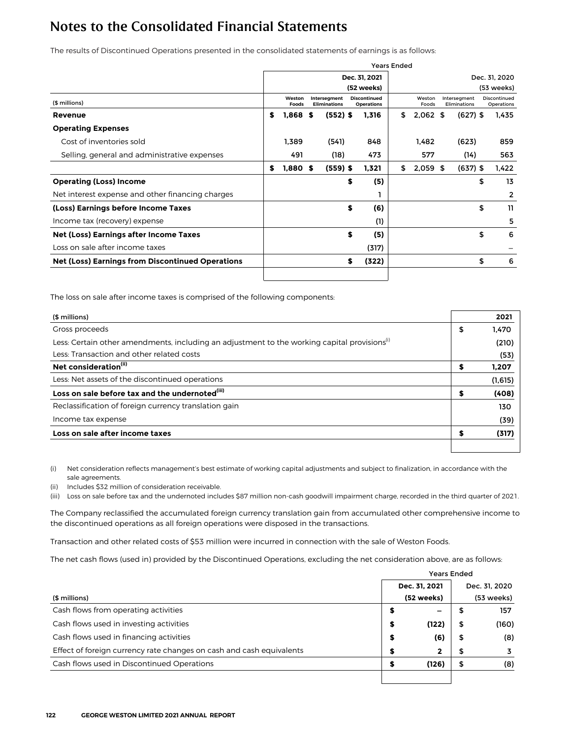# Notes to the Consolidated Financial Statements

The results of Discontinued Operations presented in the consolidated statements of earnings is as follows:

| | Years Ended | | | | | |
|---|---|---|---|---|---|---|
| | | | Dec. 31, 2021 (52 weeks) | | | Dec. 31, 2020 (53 weeks) |
| ($ millions) | Weston Foods | Intersegment Eliminations | Discontinued Operations | Weston Foods | Intersegment Eliminations | Discontinued Operations |
| **Revenue** | **$ 1,868** | **$ (552)** | **$ 1,316** | $ 2,062 | $ (627) | $ 1,435 |
| **Operating Expenses** | | | | | | |
| Cost of inventories sold | **1,389** | **(541)** | **848** | 1,482 | (623) | 859 |
| Selling, general and administrative expenses | **491** | **(18)** | **473** | 577 | (14) | 563 |
| | **$ 1,880** | **$ (559)** | **$ 1,321** | $ 2,059 | $ (637) | $ 1,422 |
| **Operating (Loss) Income** | | | **$ (5)** | | | $ 13 |
| Net interest expense and other financing charges | | | **1** | | | 2 |
| **(Loss) Earnings before Income Taxes** | | | **$ (6)** | | | $ 11 |
| Income tax (recovery) expense | | | **(1)** | | | 5 |
| **Net (Loss) Earnings after Income Taxes** | | | **$ (5)** | | | $ 6 |
| Loss on sale after income taxes | | | **(317)** | | | – |
| **Net (Loss) Earnings from Discontinued Operations** | | | **$ (322)** | | | $ 6 |

The loss on sale after income taxes is comprised of the following components:

| ($ millions) | 2021 |
|---|---|
| Gross proceeds | **$ 1,470** |
| Less: Certain other amendments, including an adjustment to the working capital provisions[i] | **(210)** |
| Less: Transaction and other related costs | **(53)** |
| **Net consideration[ii]** | **$ 1,207** |
| Less: Net assets of the discontinued operations | **(1,615)** |
| **Loss on sale before tax and the undernoted[iii]** | **$ (408)** |
| Reclassification of foreign currency translation gain | **130** |
| Income tax expense | **(39)** |
| **Loss on sale after income taxes** | **$ (317)** |

(i) Net consideration reflects management's best estimate of working capital adjustments and subject to finalization, in accordance with the sale agreements.

(ii) Includes $32 million of consideration receivable.

(iii) Loss on sale before tax and the undernoted includes $87 million non-cash goodwill impairment charge, recorded in the third quarter of 2021.

The Company reclassified the accumulated foreign currency translation gain from accumulated other comprehensive income to the discontinued operations as all foreign operations were disposed in the transactions.

Transaction and other related costs of $53 million were incurred in connection with the sale of Weston Foods.

The net cash flows (used in) provided by the Discontinued Operations, excluding the net consideration above, are as follows:

| | Years Ended | |
|---|---|---|
| ($ millions) | Dec. 31, 2021 (52 weeks) | Dec. 31, 2020 (53 weeks) |
| Cash flows from operating activities | **$ –** | $ 157 |
| Cash flows used in investing activities | **$ (122)** | $ (160) |
| Cash flows used in financing activities | **$ (6)** | $ (8) |
| Effect of foreign currency rate changes on cash and cash equivalents | **$ 2** | $ 3 |
| Cash flows used in Discontinued Operations | **$ (126)** | $ (8) |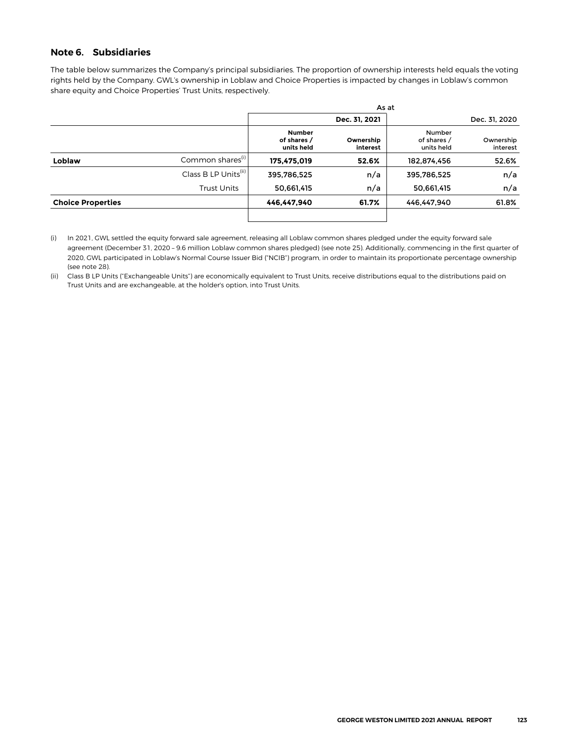## Note 6. Subsidiaries

The table below summarizes the Company's principal subsidiaries. The proportion of ownership interests held equals the voting rights held by the Company. GWL's ownership in Loblaw and Choice Properties is impacted by changes in Loblaw's common share equity and Choice Properties' Trust Units, respectively.

| | | As at | | | |
|---|---|---|---|---|---|
| | | | **Dec. 31, 2021** | | Dec. 31, 2020 |
| | | **Number of shares / units held** | **Ownership interest** | Number of shares / units held | Ownership interest |
| **Loblaw** | Common shares[(i)] | **175,475,019** | **52.6%** | 182,874,456 | 52.6% |
| | Class B LP Units[(ii)] | 395,786,525 | n/a | 395,786,525 | n/a |
| | Trust Units | 50,661,415 | n/a | 50,661,415 | n/a |
| **Choice Properties** | | **446,447,940** | **61.7%** | 446,447,940 | 61.8% |

(i) In 2021, GWL settled the equity forward sale agreement, releasing all Loblaw common shares pledged under the equity forward sale agreement (December 31, 2020 – 9.6 million Loblaw common shares pledged) (see note 25). Additionally, commencing in the first quarter of 2020, GWL participated in Loblaw's Normal Course Issuer Bid ("NCIB") program, in order to maintain its proportionate percentage ownership (see note 28).

(ii) Class B LP Units ("Exchangeable Units") are economically equivalent to Trust Units, receive distributions equal to the distributions paid on Trust Units and are exchangeable, at the holder's option, into Trust Units.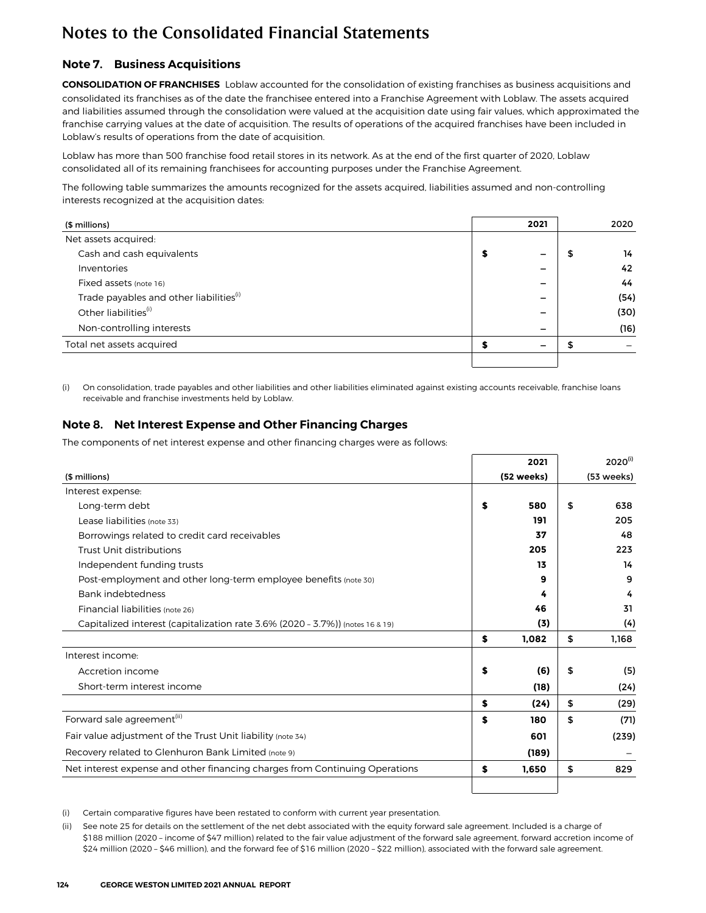# Notes to the Consolidated Financial Statements

## Note 7. Business Acquisitions

**CONSOLIDATION OF FRANCHISES** Loblaw accounted for the consolidation of existing franchises as business acquisitions and consolidated its franchises as of the date the franchisee entered into a Franchise Agreement with Loblaw. The assets acquired and liabilities assumed through the consolidation were valued at the acquisition date using fair values, which approximated the franchise carrying values at the date of acquisition. The results of operations of the acquired franchises have been included in Loblaw's results of operations from the date of acquisition.

Loblaw has more than 500 franchise food retail stores in its network. As at the end of the first quarter of 2020, Loblaw consolidated all of its remaining franchisees for accounting purposes under the Franchise Agreement.

The following table summarizes the amounts recognized for the assets acquired, liabilities assumed and non-controlling interests recognized at the acquisition dates:

| ($ millions) | 2021 | 2020 |
|---|---|---|
| Net assets acquired: | | |
| Cash and cash equivalents | $ – | $ 14 |
| Inventories | – | 42 |
| Fixed assets (note 16) | – | 44 |
| Trade payables and other liabilities[i] | – | (54) |
| Other liabilities[i] | – | (30) |
| Non-controlling interests | – | (16) |
| Total net assets acquired | $ – | $ – |

(i) On consolidation, trade payables and other liabilities and other liabilities eliminated against existing accounts receivable, franchise loans receivable and franchise investments held by Loblaw.

## Note 8. Net Interest Expense and Other Financing Charges

The components of net interest expense and other financing charges were as follows:

| ($ millions) | 2021 (52 weeks) | 2020[i] (53 weeks) |
|---|---|---|
| Interest expense: | | |
| Long-term debt | $ 580 | $ 638 |
| Lease liabilities (note 33) | 191 | 205 |
| Borrowings related to credit card receivables | 37 | 48 |
| Trust Unit distributions | 205 | 223 |
| Independent funding trusts | 13 | 14 |
| Post-employment and other long-term employee benefits (note 30) | 9 | 9 |
| Bank indebtedness | 4 | 4 |
| Financial liabilities (note 26) | 46 | 31 |
| Capitalized interest (capitalization rate 3.6% (2020 – 3.7%)) (notes 16 & 19) | (3) | (4) |
| | $ 1,082 | $ 1,168 |
| Interest income: | | |
| Accretion income | $ (6) | $ (5) |
| Short-term interest income | (18) | (24) |
| | $ (24) | $ (29) |
| Forward sale agreement[ii] | $ 180 | $ (71) |
| Fair value adjustment of the Trust Unit liability (note 34) | 601 | (239) |
| Recovery related to Glenhuron Bank Limited (note 9) | (189) | – |
| Net interest expense and other financing charges from Continuing Operations | $ 1,650 | $ 829 |

(i) Certain comparative figures have been restated to conform with current year presentation.

(ii) See note 25 for details on the settlement of the net debt associated with the equity forward sale agreement. Included is a charge of $188 million (2020 – income of $47 million) related to the fair value adjustment of the forward sale agreement, forward accretion income of $24 million (2020 – $46 million), and the forward fee of $16 million (2020 – $22 million), associated with the forward sale agreement.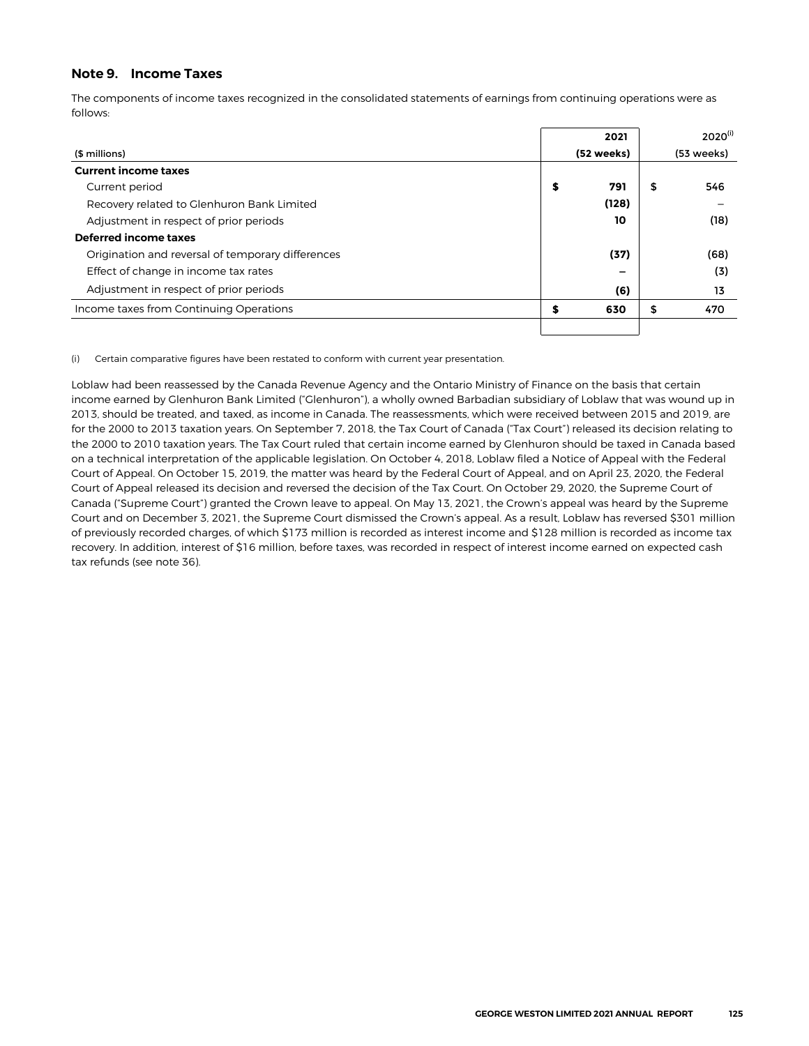## Note 9. Income Taxes

The components of income taxes recognized in the consolidated statements of earnings from continuing operations were as follows:

| ($ millions) | 2021 (52 weeks) | 2020[(i)] (53 weeks) |
|---|---|---|
| **Current income taxes** | | |
| Current period | **$ 791** | $ 546 |
| Recovery related to Glenhuron Bank Limited | **(128)** | – |
| Adjustment in respect of prior periods | **10** | (18) |
| **Deferred income taxes** | | |
| Origination and reversal of temporary differences | **(37)** | (68) |
| Effect of change in income tax rates | **–** | (3) |
| Adjustment in respect of prior periods | **(6)** | 13 |
| Income taxes from Continuing Operations | **$ 630** | $ 470 |

(i) Certain comparative figures have been restated to conform with current year presentation.

Loblaw had been reassessed by the Canada Revenue Agency and the Ontario Ministry of Finance on the basis that certain income earned by Glenhuron Bank Limited ("Glenhuron"), a wholly owned Barbadian subsidiary of Loblaw that was wound up in 2013, should be treated, and taxed, as income in Canada. The reassessments, which were received between 2015 and 2019, are for the 2000 to 2013 taxation years. On September 7, 2018, the Tax Court of Canada ("Tax Court") released its decision relating to the 2000 to 2010 taxation years. The Tax Court ruled that certain income earned by Glenhuron should be taxed in Canada based on a technical interpretation of the applicable legislation. On October 4, 2018, Loblaw filed a Notice of Appeal with the Federal Court of Appeal. On October 15, 2019, the matter was heard by the Federal Court of Appeal, and on April 23, 2020, the Federal Court of Appeal released its decision and reversed the decision of the Tax Court. On October 29, 2020, the Supreme Court of Canada ("Supreme Court") granted the Crown leave to appeal. On May 13, 2021, the Crown's appeal was heard by the Supreme Court and on December 3, 2021, the Supreme Court dismissed the Crown's appeal. As a result, Loblaw has reversed $301 million of previously recorded charges, of which $173 million is recorded as interest income and $128 million is recorded as income tax recovery. In addition, interest of $16 million, before taxes, was recorded in respect of interest income earned on expected cash tax refunds (see note 36).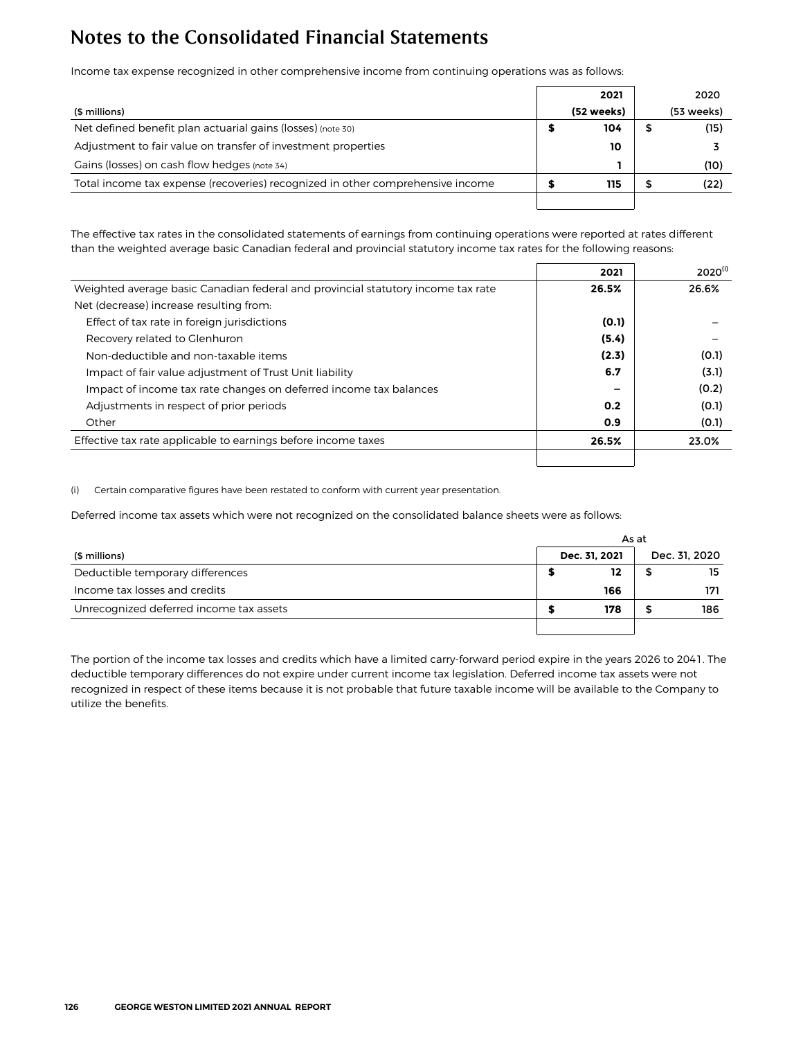# Notes to the Consolidated Financial Statements

Income tax expense recognized in other comprehensive income from continuing operations was as follows:

| ($ millions) | 2021 (52 weeks) | 2020 (53 weeks) |
|---|---|---|
| Net defined benefit plan actuarial gains (losses) (note 30) | $ 104 | $ (15) |
| Adjustment to fair value on transfer of investment properties | 10 | 3 |
| Gains (losses) on cash flow hedges (note 34) | 1 | (10) |
| Total income tax expense (recoveries) recognized in other comprehensive income | $ 115 | $ (22) |

The effective tax rates in the consolidated statements of earnings from continuing operations were reported at rates different than the weighted average basic Canadian federal and provincial statutory income tax rates for the following reasons:

| | 2021 | 2020[(i)] |
|---|---|---|
| Weighted average basic Canadian federal and provincial statutory income tax rate | 26.5% | 26.6% |
| Net (decrease) increase resulting from: | | |
| Effect of tax rate in foreign jurisdictions | (0.1) | – |
| Recovery related to Glenhuron | (5.4) | – |
| Non-deductible and non-taxable items | (2.3) | (0.1) |
| Impact of fair value adjustment of Trust Unit liability | 6.7 | (3.1) |
| Impact of income tax rate changes on deferred income tax balances | – | (0.2) |
| Adjustments in respect of prior periods | 0.2 | (0.1) |
| Other | 0.9 | (0.1) |
| Effective tax rate applicable to earnings before income taxes | 26.5% | 23.0% |

(i) Certain comparative figures have been restated to conform with current year presentation.

Deferred income tax assets which were not recognized on the consolidated balance sheets were as follows:

| | As at | |
|---|---|---|
| ($ millions) | Dec. 31, 2021 | Dec. 31, 2020 |
| Deductible temporary differences | $ 12 | $ 15 |
| Income tax losses and credits | 166 | 171 |
| Unrecognized deferred income tax assets | $ 178 | $ 186 |

The portion of the income tax losses and credits which have a limited carry-forward period expire in the years 2026 to 2041. The deductible temporary differences do not expire under current income tax legislation. Deferred income tax assets were not recognized in respect of these items because it is not probable that future taxable income will be available to the Company to utilize the benefits.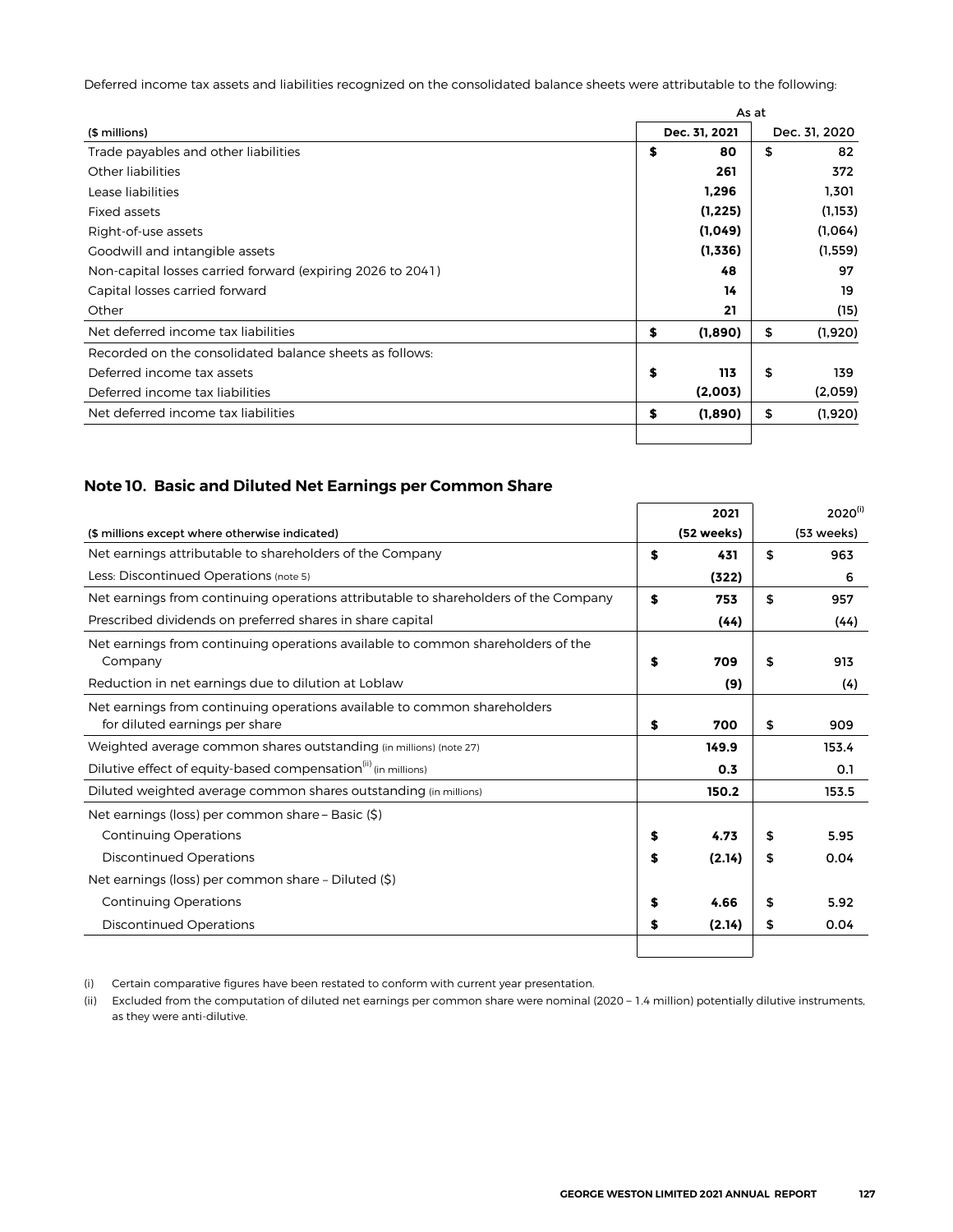Deferred income tax assets and liabilities recognized on the consolidated balance sheets were attributable to the following:

| ($ millions) | As at Dec. 31, 2021 | Dec. 31, 2020 |
|---|---|---|
| Trade payables and other liabilities | **$ 80** | $ 82 |
| Other liabilities | **261** | 372 |
| Lease liabilities | **1,296** | 1,301 |
| Fixed assets | **(1,225)** | (1,153) |
| Right-of-use assets | **(1,049)** | (1,064) |
| Goodwill and intangible assets | **(1,336)** | (1,559) |
| Non-capital losses carried forward (expiring 2026 to 2041) | **48** | 97 |
| Capital losses carried forward | **14** | 19 |
| Other | **21** | (15) |
| Net deferred income tax liabilities | **$ (1,890)** | $ (1,920) |
| Recorded on the consolidated balance sheets as follows: | | |
| Deferred income tax assets | **$ 113** | $ 139 |
| Deferred income tax liabilities | **(2,003)** | (2,059) |
| Net deferred income tax liabilities | **$ (1,890)** | $ (1,920) |

## Note 10. Basic and Diluted Net Earnings per Common Share

| ($ millions except where otherwise indicated) | 2021 (52 weeks) | 2020[(i)] (53 weeks) |
|---|---|---|
| Net earnings attributable to shareholders of the Company | **$ 431** | $ 963 |
| Less: Discontinued Operations (note 5) | **(322)** | 6 |
| Net earnings from continuing operations attributable to shareholders of the Company | **$ 753** | $ 957 |
| Prescribed dividends on preferred shares in share capital | **(44)** | (44) |
| Net earnings from continuing operations available to common shareholders of the Company | **$ 709** | $ 913 |
| Reduction in net earnings due to dilution at Loblaw | **(9)** | (4) |
| Net earnings from continuing operations available to common shareholders for diluted earnings per share | **$ 700** | $ 909 |
| Weighted average common shares outstanding (in millions) (note 27) | **149.9** | 153.4 |
| Dilutive effect of equity-based compensation[(ii)] (in millions) | **0.3** | 0.1 |
| Diluted weighted average common shares outstanding (in millions) | **150.2** | 153.5 |
| Net earnings (loss) per common share – Basic ($) | | |
| Continuing Operations | **$ 4.73** | $ 5.95 |
| Discontinued Operations | **$ (2.14)** | $ 0.04 |
| Net earnings (loss) per common share – Diluted ($) | | |
| Continuing Operations | **$ 4.66** | $ 5.92 |
| Discontinued Operations | **$ (2.14)** | $ 0.04 |

(i) Certain comparative figures have been restated to conform with current year presentation.

(ii) Excluded from the computation of diluted net earnings per common share were nominal (2020 – 1.4 million) potentially dilutive instruments, as they were anti-dilutive.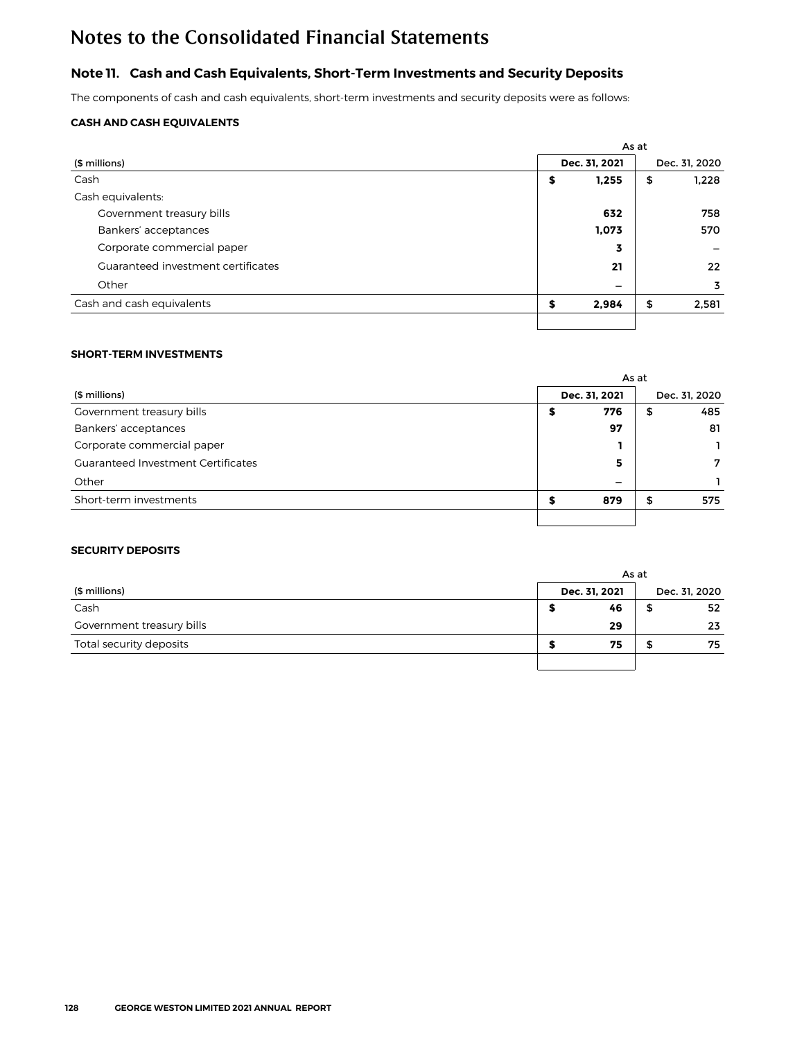# Notes to the Consolidated Financial Statements

## Note 11. Cash and Cash Equivalents, Short-Term Investments and Security Deposits

The components of cash and cash equivalents, short-term investments and security deposits were as follows:

### CASH AND CASH EQUIVALENTS

| | As at | |
|---|---|---|
| ($ millions) | **Dec. 31, 2021** | Dec. 31, 2020 |
| Cash | **$ 1,255** | $ 1,228 |
| Cash equivalents: | | |
| Government treasury bills | **632** | 758 |
| Bankers' acceptances | **1,073** | 570 |
| Corporate commercial paper | **3** | – |
| Guaranteed investment certificates | **21** | 22 |
| Other | **–** | 3 |
| Cash and cash equivalents | **$ 2,984** | $ 2,581 |

### SHORT-TERM INVESTMENTS

| | As at | |
|---|---|---|
| ($ millions) | **Dec. 31, 2021** | Dec. 31, 2020 |
| Government treasury bills | **$ 776** | $ 485 |
| Bankers' acceptances | **97** | 81 |
| Corporate commercial paper | **1** | 1 |
| Guaranteed Investment Certificates | **5** | 7 |
| Other | **–** | 1 |
| Short-term investments | **$ 879** | $ 575 |

### SECURITY DEPOSITS

| | As at | |
|---|---|---|
| ($ millions) | **Dec. 31, 2021** | Dec. 31, 2020 |
| Cash | **$ 46** | $ 52 |
| Government treasury bills | **29** | 23 |
| Total security deposits | **$ 75** | $ 75 |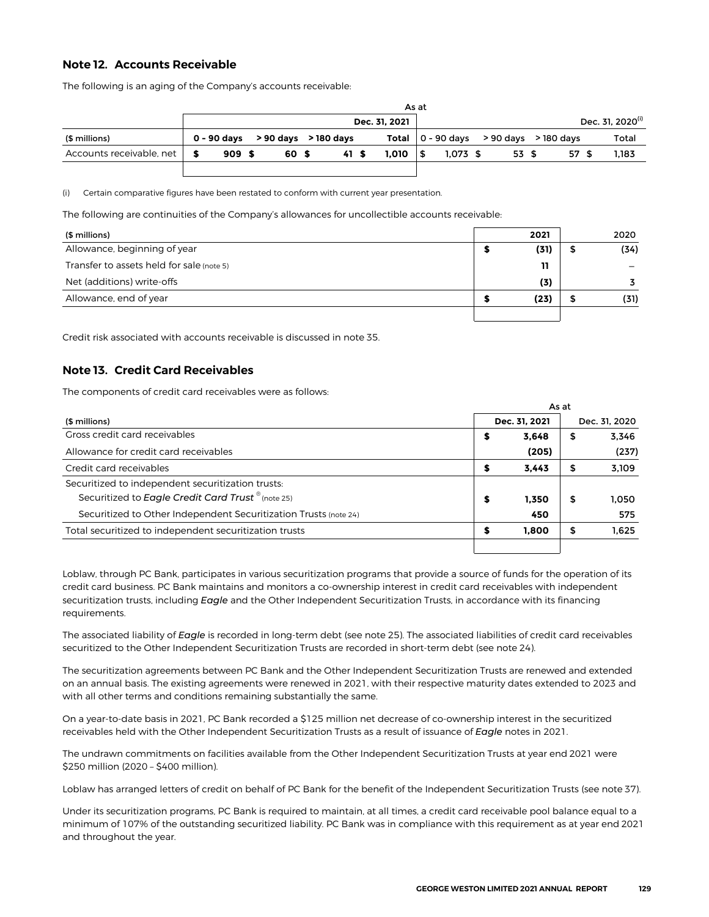## Note 12. Accounts Receivable

The following is an aging of the Company's accounts receivable:

| | As at | | | | | | | |
|---|---|---|---|---|---|---|---|---|
| | | | | Dec. 31, 2021 | | | | Dec. 31, 2020[(i)] |
| ($ millions) | 0 - 90 days | > 90 days | > 180 days | Total | 0 - 90 days | > 90 days | > 180 days | Total |
| Accounts receivable, net | $ 909 | $ 60 | $ 41 | $ 1,010 | $ 1,073 | $ 53 | $ 57 | $ 1,183 |

(i) Certain comparative figures have been restated to conform with current year presentation.

The following are continuities of the Company's allowances for uncollectible accounts receivable:

| ($ millions) | 2021 | 2020 |
|---|---|---|
| Allowance, beginning of year | $ (31) | $ (34) |
| Transfer to assets held for sale (note 5) | 11 | – |
| Net (additions) write-offs | (3) | 3 |
| Allowance, end of year | $ (23) | $ (31) |

Credit risk associated with accounts receivable is discussed in note 35.

## Note 13. Credit Card Receivables

The components of credit card receivables were as follows:

| | As at | |
|---|---|---|
| ($ millions) | Dec. 31, 2021 | Dec. 31, 2020 |
| Gross credit card receivables | $ 3,648 | $ 3,346 |
| Allowance for credit card receivables | (205) | (237) |
| Credit card receivables | $ 3,443 | $ 3,109 |
| Securitized to independent securitization trusts: | | |
| Securitized to *Eagle Credit Card Trust* ® (note 25) | $ 1,350 | $ 1,050 |
| Securitized to Other Independent Securitization Trusts (note 24) | 450 | 575 |
| Total securitized to independent securitization trusts | $ 1,800 | $ 1,625 |

Loblaw, through PC Bank, participates in various securitization programs that provide a source of funds for the operation of its credit card business. PC Bank maintains and monitors a co-ownership interest in credit card receivables with independent securitization trusts, including *Eagle* and the Other Independent Securitization Trusts, in accordance with its financing requirements.

The associated liability of *Eagle* is recorded in long-term debt (see note 25). The associated liabilities of credit card receivables securitized to the Other Independent Securitization Trusts are recorded in short-term debt (see note 24).

The securitization agreements between PC Bank and the Other Independent Securitization Trusts are renewed and extended on an annual basis. The existing agreements were renewed in 2021, with their respective maturity dates extended to 2023 and with all other terms and conditions remaining substantially the same.

On a year-to-date basis in 2021, PC Bank recorded a $125 million net decrease of co-ownership interest in the securitized receivables held with the Other Independent Securitization Trusts as a result of issuance of *Eagle* notes in 2021.

The undrawn commitments on facilities available from the Other Independent Securitization Trusts at year end 2021 were $250 million (2020 – $400 million).

Loblaw has arranged letters of credit on behalf of PC Bank for the benefit of the Independent Securitization Trusts (see note 37).

Under its securitization programs, PC Bank is required to maintain, at all times, a credit card receivable pool balance equal to a minimum of 107% of the outstanding securitized liability. PC Bank was in compliance with this requirement as at year end 2021 and throughout the year.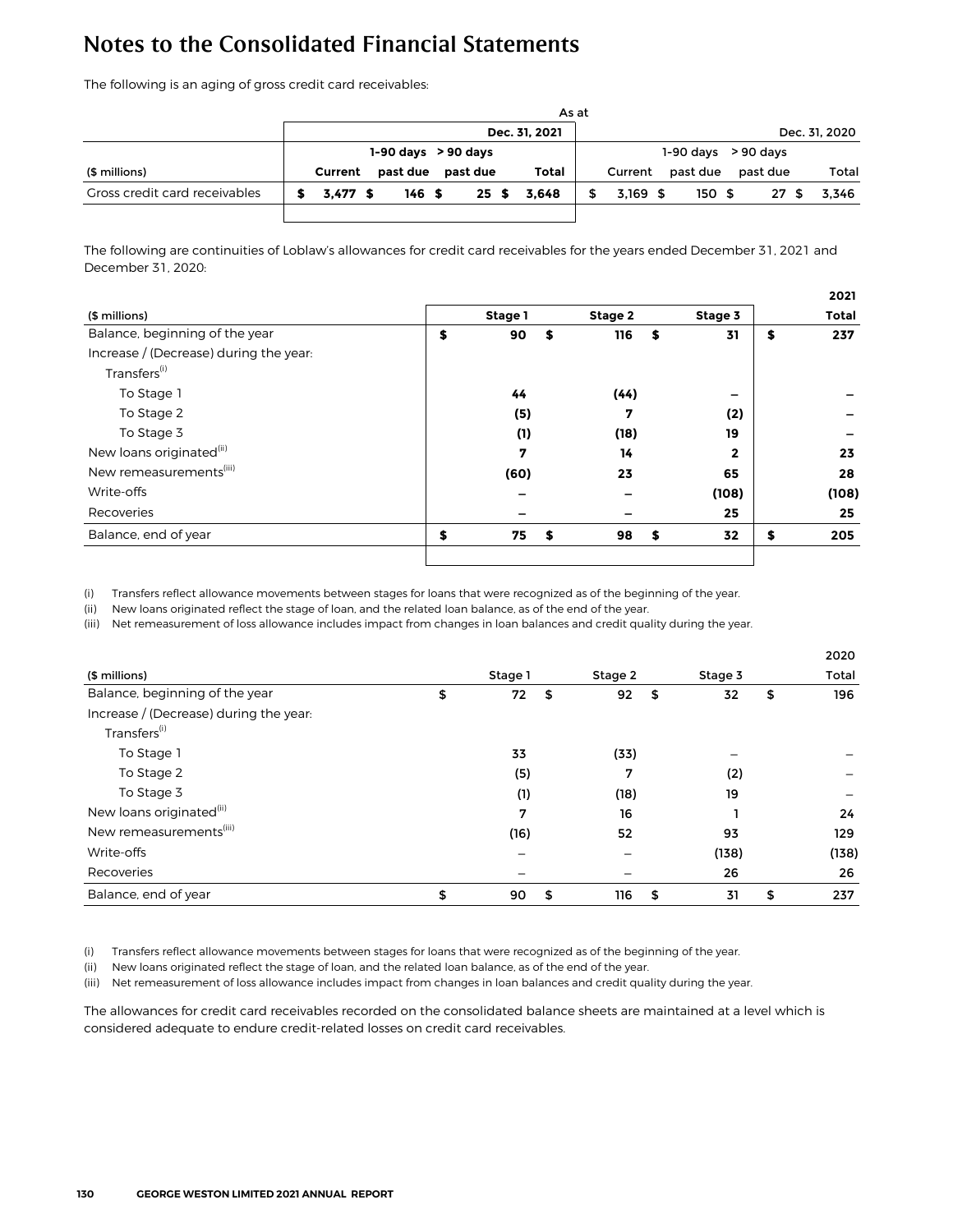# Notes to the Consolidated Financial Statements

The following is an aging of gross credit card receivables:

| | As at | | | | | | | |
|---|---|---|---|---|---|---|---|---|
| | | | | Dec. 31, 2021 | | | | Dec. 31, 2020 |
| ($ millions) | Current | 1-90 days past due | > 90 days past due | Total | Current | 1-90 days past due | > 90 days past due | Total |
| Gross credit card receivables | **$ 3,477** | **$ 146** | **$ 25** | **$ 3,648** | $ 3,169 | $ 150 | $ 27 | $ 3,346 |

The following are continuities of Loblaw's allowances for credit card receivables for the years ended December 31, 2021 and December 31, 2020:

| | | | | 2021 |
|---|---|---|---|---|
| ($ millions) | Stage 1 | Stage 2 | Stage 3 | Total |
| Balance, beginning of the year | **$ 90** | **$ 116** | **$ 31** | **$ 237** |
| Increase / (Decrease) during the year: | | | | |
| Transfers(i) | | | | |
| To Stage 1 | **44** | **(44)** | **–** | **–** |
| To Stage 2 | **(5)** | **7** | **(2)** | **–** |
| To Stage 3 | **(1)** | **(18)** | **19** | **–** |
| New loans originated(ii) | **7** | **14** | **2** | **23** |
| New remeasurements(iii) | **(60)** | **23** | **65** | **28** |
| Write-offs | **–** | **–** | **(108)** | **(108)** |
| Recoveries | **–** | **–** | **25** | **25** |
| Balance, end of year | **$ 75** | **$ 98** | **$ 32** | **$ 205** |

(i) Transfers reflect allowance movements between stages for loans that were recognized as of the beginning of the year.
(ii) New loans originated reflect the stage of loan, and the related loan balance, as of the end of the year.
(iii) Net remeasurement of loss allowance includes impact from changes in loan balances and credit quality during the year.

| | | | | 2020 |
|---|---|---|---|---|
| ($ millions) | Stage 1 | Stage 2 | Stage 3 | Total |
| Balance, beginning of the year | $ 72 | $ 92 | $ 32 | $ 196 |
| Increase / (Decrease) during the year: | | | | |
| Transfers(i) | | | | |
| To Stage 1 | 33 | (33) | – | – |
| To Stage 2 | (5) | 7 | (2) | – |
| To Stage 3 | (1) | (18) | 19 | – |
| New loans originated(ii) | 7 | 16 | 1 | 24 |
| New remeasurements(iii) | (16) | 52 | 93 | 129 |
| Write-offs | – | – | (138) | (138) |
| Recoveries | – | – | 26 | 26 |
| Balance, end of year | $ 90 | $ 116 | $ 31 | $ 237 |

(i) Transfers reflect allowance movements between stages for loans that were recognized as of the beginning of the year.
(ii) New loans originated reflect the stage of loan, and the related loan balance, as of the end of the year.
(iii) Net remeasurement of loss allowance includes impact from changes in loan balances and credit quality during the year.

The allowances for credit card receivables recorded on the consolidated balance sheets are maintained at a level which is considered adequate to endure credit-related losses on credit card receivables.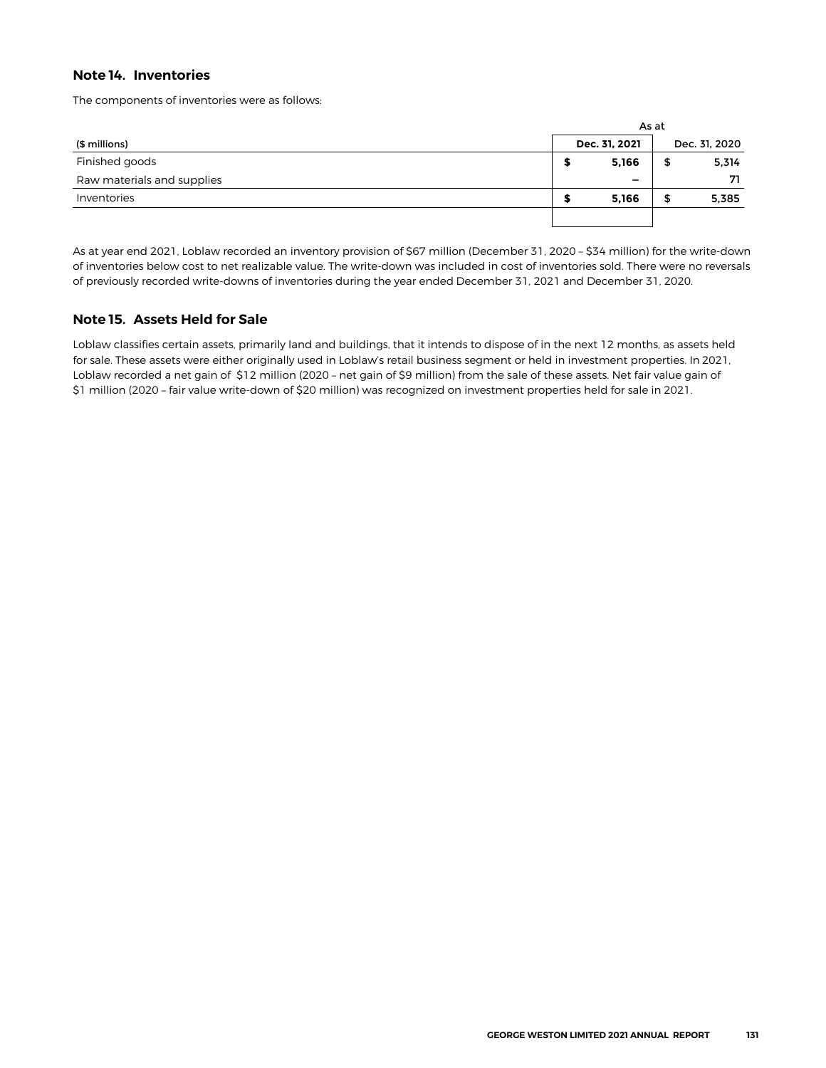## Note 14. Inventories

The components of inventories were as follows:

| | As at | |
|---|---|---|
| ($ millions) | Dec. 31, 2021 | Dec. 31, 2020 |
| Finished goods | $ 5,166 | $ 5,314 |
| Raw materials and supplies | – | 71 |
| Inventories | $ 5,166 | $ 5,385 |

As at year end 2021, Loblaw recorded an inventory provision of $67 million (December 31, 2020 – $34 million) for the write-down of inventories below cost to net realizable value. The write-down was included in cost of inventories sold. There were no reversals of previously recorded write-downs of inventories during the year ended December 31, 2021 and December 31, 2020.

## Note 15. Assets Held for Sale

Loblaw classifies certain assets, primarily land and buildings, that it intends to dispose of in the next 12 months, as assets held for sale. These assets were either originally used in Loblaw's retail business segment or held in investment properties. In 2021, Loblaw recorded a net gain of $12 million (2020 – net gain of $9 million) from the sale of these assets. Net fair value gain of $1 million (2020 – fair value write-down of $20 million) was recognized on investment properties held for sale in 2021.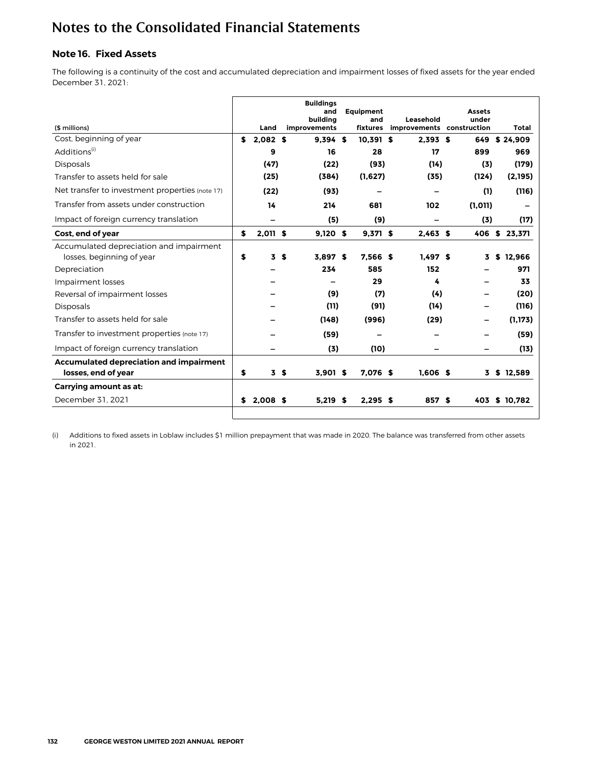# Notes to the Consolidated Financial Statements

## Note 16. Fixed Assets

The following is a continuity of the cost and accumulated depreciation and impairment losses of fixed assets for the year ended December 31, 2021:

| ($ millions) | Land | Buildings and building improvements | Equipment and fixtures | Leasehold improvements | Assets under construction | Total |
|---|---|---|---|---|---|---|
| Cost, beginning of year | $ 2,082 | $ 9,394 | $ 10,391 | $ 2,393 | $ 649 | $ 24,909 |
| Additions[(i)] | 9 | 16 | 28 | 17 | 899 | 969 |
| Disposals | (47) | (22) | (93) | (14) | (3) | (179) |
| Transfer to assets held for sale | (25) | (384) | (1,627) | (35) | (124) | (2,195) |
| Net transfer to investment properties (note 17) | (22) | (93) | – | – | (1) | (116) |
| Transfer from assets under construction | 14 | 214 | 681 | 102 | (1,011) | – |
| Impact of foreign currency translation | – | (5) | (9) | – | (3) | (17) |
| **Cost, end of year** | $ 2,011 | $ 9,120 | $ 9,371 | $ 2,463 | $ 406 | $ 23,371 |
| Accumulated depreciation and impairment losses, beginning of year | $ 3 | $ 3,897 | $ 7,566 | $ 1,497 | $ 3 | $ 12,966 |
| Depreciation | – | 234 | 585 | 152 | – | 971 |
| Impairment losses | – | – | 29 | 4 | – | 33 |
| Reversal of impairment losses | – | (9) | (7) | (4) | – | (20) |
| Disposals | – | (11) | (91) | (14) | – | (116) |
| Transfer to assets held for sale | – | (148) | (996) | (29) | – | (1,173) |
| Transfer to investment properties (note 17) | – | (59) | – | – | – | (59) |
| Impact of foreign currency translation | – | (3) | (10) | – | – | (13) |
| **Accumulated depreciation and impairment losses, end of year** | $ 3 | $ 3,901 | $ 7,076 | $ 1,606 | $ 3 | $ 12,589 |
| **Carrying amount as at:** | | | | | | |
| December 31, 2021 | $ 2,008 | $ 5,219 | $ 2,295 | $ 857 | $ 403 | $ 10,782 |

(i) Additions to fixed assets in Loblaw includes $1 million prepayment that was made in 2020. The balance was transferred from other assets in 2021.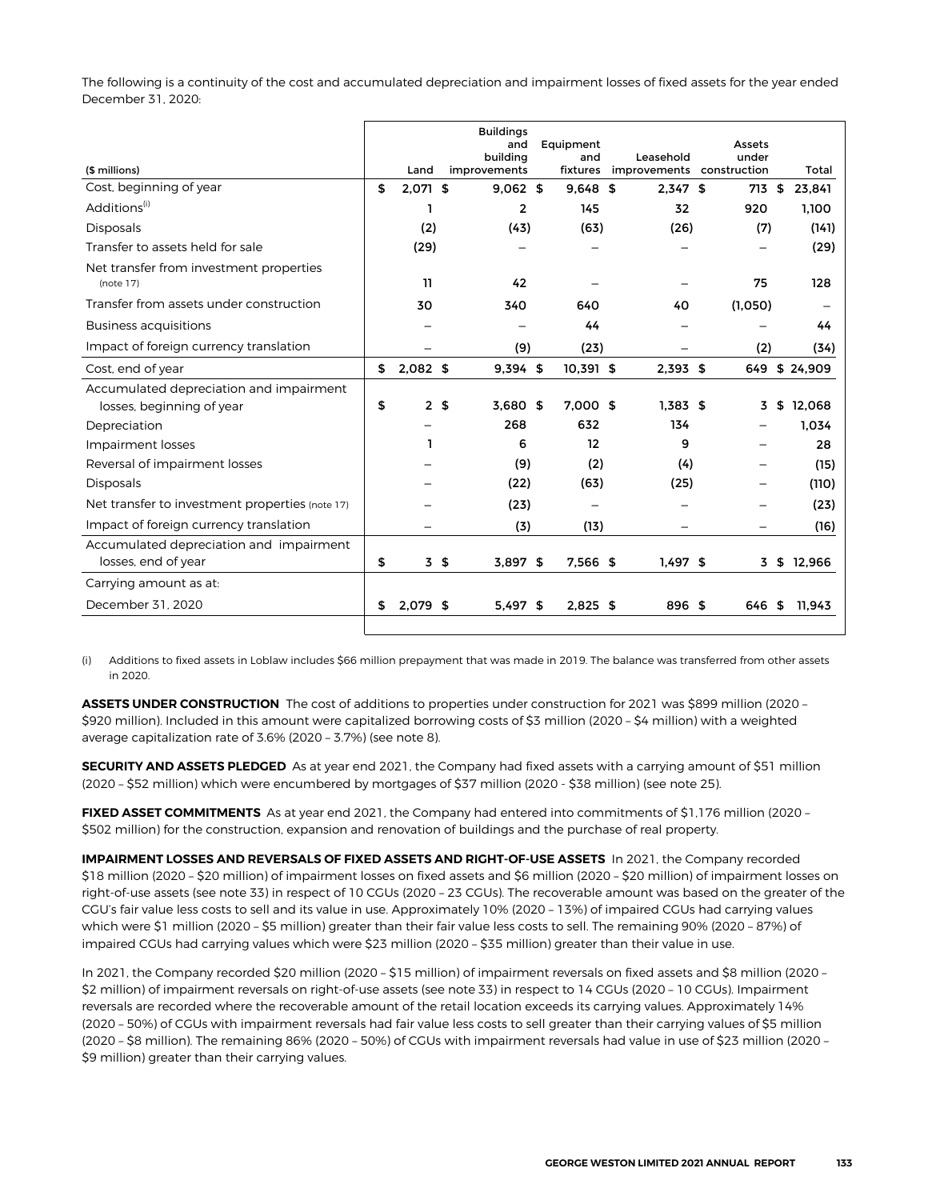The following is a continuity of the cost and accumulated depreciation and impairment losses of fixed assets for the year ended December 31, 2020:

| ($ millions) | Land | Buildings and building improvements | Equipment and fixtures | Leasehold improvements | Assets under construction | Total |
|---|---|---|---|---|---|---|
| Cost, beginning of year | $ 2,071 | $ 9,062 | $ 9,648 | $ 2,347 | $ 713 | $ 23,841 |
| Additions[(i)] | 1 | 2 | 145 | 32 | 920 | 1,100 |
| Disposals | (2) | (43) | (63) | (26) | (7) | (141) |
| Transfer to assets held for sale | (29) | – | – | – | – | (29) |
| Net transfer from investment properties (note 17) | 11 | 42 | – | – | 75 | 128 |
| Transfer from assets under construction | 30 | 340 | 640 | 40 | (1,050) | – |
| Business acquisitions | – | – | 44 | – | – | 44 |
| Impact of foreign currency translation | – | (9) | (23) | – | (2) | (34) |
| Cost, end of year | $ 2,082 | $ 9,394 | $ 10,391 | $ 2,393 | $ 649 | $ 24,909 |
| Accumulated depreciation and impairment losses, beginning of year | $ 2 | $ 3,680 | $ 7,000 | $ 1,383 | $ 3 | $ 12,068 |
| Depreciation | – | 268 | 632 | 134 | – | 1,034 |
| Impairment losses | 1 | 6 | 12 | 9 | – | 28 |
| Reversal of impairment losses | – | (9) | (2) | (4) | – | (15) |
| Disposals | – | (22) | (63) | (25) | – | (110) |
| Net transfer to investment properties (note 17) | – | (23) | – | – | – | (23) |
| Impact of foreign currency translation | – | (3) | (13) | – | – | (16) |
| Accumulated depreciation and impairment losses, end of year | $ 3 | $ 3,897 | $ 7,566 | $ 1,497 | $ 3 | $ 12,966 |
| Carrying amount as at: | | | | | | |
| December 31, 2020 | $ 2,079 | $ 5,497 | $ 2,825 | $ 896 | $ 646 | $ 11,943 |

(i) Additions to fixed assets in Loblaw includes $66 million prepayment that was made in 2019. The balance was transferred from other assets in 2020.

**ASSETS UNDER CONSTRUCTION** The cost of additions to properties under construction for 2021 was $899 million (2020 – $920 million). Included in this amount were capitalized borrowing costs of $3 million (2020 – $4 million) with a weighted average capitalization rate of 3.6% (2020 – 3.7%) (see note 8).

**SECURITY AND ASSETS PLEDGED** As at year end 2021, the Company had fixed assets with a carrying amount of $51 million (2020 – $52 million) which were encumbered by mortgages of $37 million (2020 - $38 million) (see note 25).

**FIXED ASSET COMMITMENTS** As at year end 2021, the Company had entered into commitments of $1,176 million (2020 – $502 million) for the construction, expansion and renovation of buildings and the purchase of real property.

**IMPAIRMENT LOSSES AND REVERSALS OF FIXED ASSETS AND RIGHT-OF-USE ASSETS** In 2021, the Company recorded $18 million (2020 – $20 million) of impairment losses on fixed assets and $6 million (2020 – $20 million) of impairment losses on right-of-use assets (see note 33) in respect of 10 CGUs (2020 – 23 CGUs). The recoverable amount was based on the greater of the CGU's fair value less costs to sell and its value in use. Approximately 10% (2020 – 13%) of impaired CGUs had carrying values which were $1 million (2020 – $5 million) greater than their fair value less costs to sell. The remaining 90% (2020 – 87%) of impaired CGUs had carrying values which were $23 million (2020 – $35 million) greater than their value in use.

In 2021, the Company recorded $20 million (2020 – $15 million) of impairment reversals on fixed assets and $8 million (2020 – $2 million) of impairment reversals on right-of-use assets (see note 33) in respect to 14 CGUs (2020 – 10 CGUs). Impairment reversals are recorded where the recoverable amount of the retail location exceeds its carrying values. Approximately 14% (2020 – 50%) of CGUs with impairment reversals had fair value less costs to sell greater than their carrying values of $5 million (2020 – $8 million). The remaining 86% (2020 – 50%) of CGUs with impairment reversals had value in use of $23 million (2020 – $9 million) greater than their carrying values.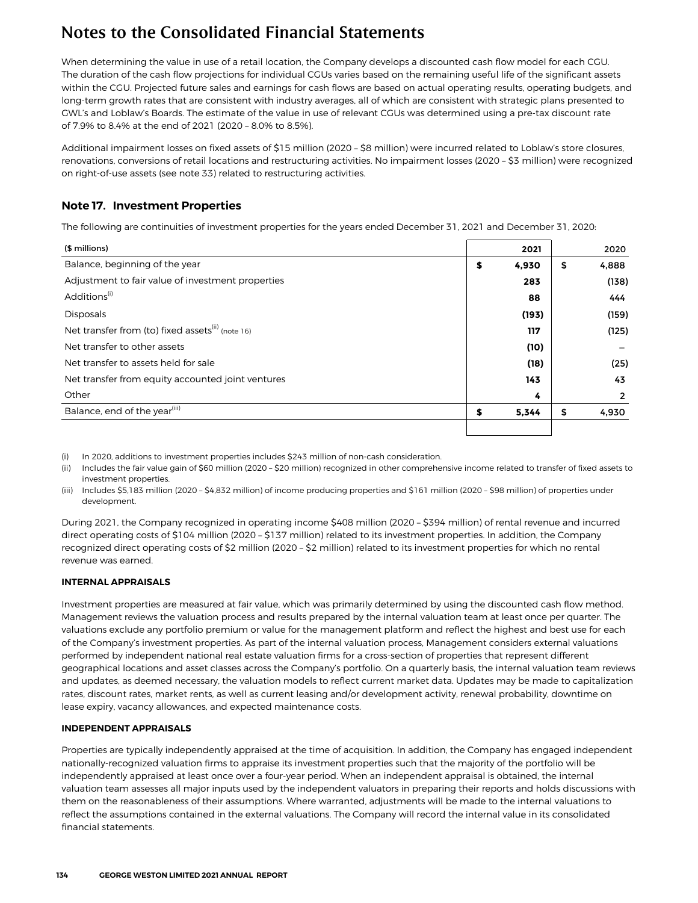# Notes to the Consolidated Financial Statements

When determining the value in use of a retail location, the Company develops a discounted cash flow model for each CGU. The duration of the cash flow projections for individual CGUs varies based on the remaining useful life of the significant assets within the CGU. Projected future sales and earnings for cash flows are based on actual operating results, operating budgets, and long-term growth rates that are consistent with industry averages, all of which are consistent with strategic plans presented to GWL's and Loblaw's Boards. The estimate of the value in use of relevant CGUs was determined using a pre-tax discount rate of 7.9% to 8.4% at the end of 2021 (2020 – 8.0% to 8.5%).

Additional impairment losses on fixed assets of $15 million (2020 – $8 million) were incurred related to Loblaw's store closures, renovations, conversions of retail locations and restructuring activities. No impairment losses (2020 – $3 million) were recognized on right-of-use assets (see note 33) related to restructuring activities.

## Note 17. Investment Properties

The following are continuities of investment properties for the years ended December 31, 2021 and December 31, 2020:

| ($ millions) | 2021 | 2020 |
|---|---|---|
| Balance, beginning of the year | **$ 4,930** | $ 4,888 |
| Adjustment to fair value of investment properties | **283** | (138) |
| Additions[(i)] | **88** | 444 |
| Disposals | **(193)** | (159) |
| Net transfer from (to) fixed assets[(ii)] (note 16) | **117** | (125) |
| Net transfer to other assets | **(10)** | – |
| Net transfer to assets held for sale | **(18)** | (25) |
| Net transfer from equity accounted joint ventures | **143** | 43 |
| Other | **4** | 2 |
| Balance, end of the year[(iii)] | **$ 5,344** | $ 4,930 |

(i) In 2020, additions to investment properties includes $243 million of non-cash consideration.

(ii) Includes the fair value gain of $60 million (2020 – $20 million) recognized in other comprehensive income related to transfer of fixed assets to investment properties.

(iii) Includes $5,183 million (2020 – $4,832 million) of income producing properties and $161 million (2020 – $98 million) of properties under development.

During 2021, the Company recognized in operating income $408 million (2020 – $394 million) of rental revenue and incurred direct operating costs of $104 million (2020 – $137 million) related to its investment properties. In addition, the Company recognized direct operating costs of $2 million (2020 – $2 million) related to its investment properties for which no rental revenue was earned.

**INTERNAL APPRAISALS**

Investment properties are measured at fair value, which was primarily determined by using the discounted cash flow method. Management reviews the valuation process and results prepared by the internal valuation team at least once per quarter. The valuations exclude any portfolio premium or value for the management platform and reflect the highest and best use for each of the Company's investment properties. As part of the internal valuation process, Management considers external valuations performed by independent national real estate valuation firms for a cross-section of properties that represent different geographical locations and asset classes across the Company's portfolio. On a quarterly basis, the internal valuation team reviews and updates, as deemed necessary, the valuation models to reflect current market data. Updates may be made to capitalization rates, discount rates, market rents, as well as current leasing and/or development activity, renewal probability, downtime on lease expiry, vacancy allowances, and expected maintenance costs.

**INDEPENDENT APPRAISALS**

Properties are typically independently appraised at the time of acquisition. In addition, the Company has engaged independent nationally-recognized valuation firms to appraise its investment properties such that the majority of the portfolio will be independently appraised at least once over a four-year period. When an independent appraisal is obtained, the internal valuation team assesses all major inputs used by the independent valuators in preparing their reports and holds discussions with them on the reasonableness of their assumptions. Where warranted, adjustments will be made to the internal valuations to reflect the assumptions contained in the external valuations. The Company will record the internal value in its consolidated financial statements.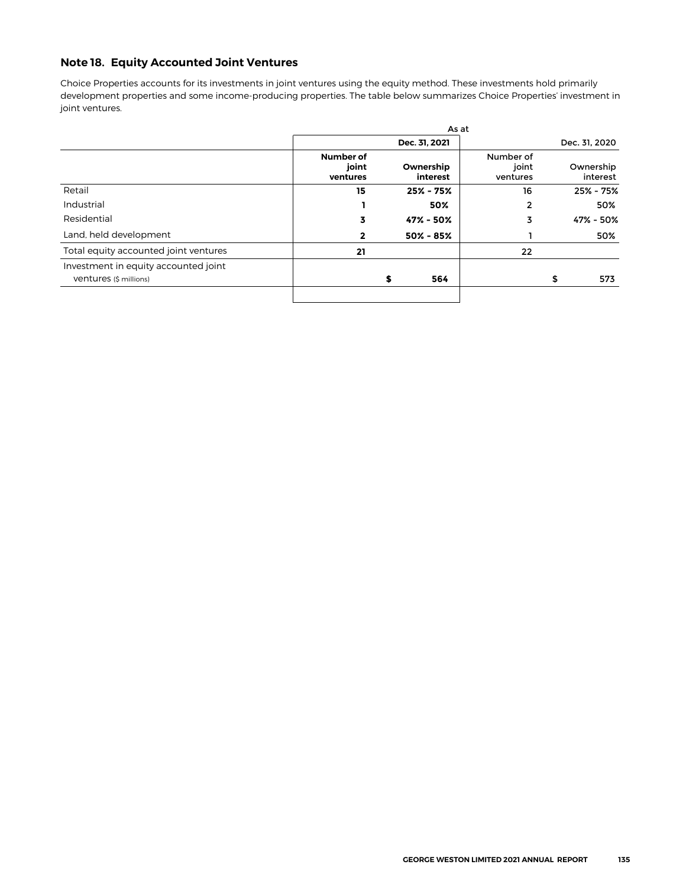## Note 18. Equity Accounted Joint Ventures

Choice Properties accounts for its investments in joint ventures using the equity method. These investments hold primarily development properties and some income-producing properties. The table below summarizes Choice Properties' investment in joint ventures.

| | As at | | | |
|---|---|---|---|---|
| | Dec. 31, 2021 | | Dec. 31, 2020 | |
| | **Number of joint ventures** | **Ownership interest** | Number of joint ventures | Ownership interest |
| Retail | **15** | **25% - 75%** | 16 | 25% - 75% |
| Industrial | **1** | **50%** | 2 | 50% |
| Residential | **3** | **47% - 50%** | 3 | 47% - 50% |
| Land, held development | **2** | **50% - 85%** | 1 | 50% |
| Total equity accounted joint ventures | **21** | | 22 | |
| Investment in equity accounted joint ventures ($ millions) | | **$ 564** | | $ 573 |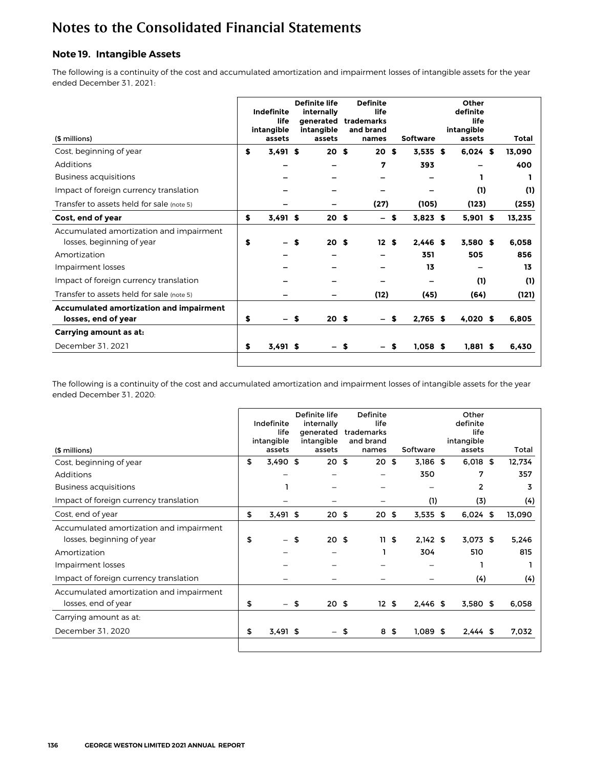# Notes to the Consolidated Financial Statements

## Note 19. Intangible Assets

The following is a continuity of the cost and accumulated amortization and impairment losses of intangible assets for the year ended December 31, 2021:

| ($ millions) | Indefinite life intangible assets | Definite life internally generated intangible assets | Definite life trademarks and brand names | Software | Other definite life intangible assets | Total |
|---|---|---|---|---|---|---|
| Cost, beginning of year | $ 3,491 | $ 20 | $ 20 | $ 3,535 | $ 6,024 | $ 13,090 |
| Additions | – | – | 7 | 393 | – | 400 |
| Business acquisitions | – | – | – | – | 1 | 1 |
| Impact of foreign currency translation | – | – | – | – | (1) | (1) |
| Transfer to assets held for sale (note 5) | – | – | (27) | (105) | (123) | (255) |
| **Cost, end of year** | **$ 3,491** | **$ 20** | **$ –** | **$ 3,823** | **$ 5,901** | **$ 13,235** |
| Accumulated amortization and impairment losses, beginning of year | $ – | $ 20 | $ 12 | $ 2,446 | $ 3,580 | $ 6,058 |
| Amortization | – | – | – | 351 | 505 | 856 |
| Impairment losses | – | – | – | 13 | – | 13 |
| Impact of foreign currency translation | – | – | – | – | (1) | (1) |
| Transfer to assets held for sale (note 5) | – | – | (12) | (45) | (64) | (121) |
| **Accumulated amortization and impairment losses, end of year** | **$ –** | **$ 20** | **$ –** | **$ 2,765** | **$ 4,020** | **$ 6,805** |
| **Carrying amount as at:** | | | | | | |
| December 31, 2021 | $ 3,491 | $ – | $ – | $ 1,058 | $ 1,881 | $ 6,430 |

The following is a continuity of the cost and accumulated amortization and impairment losses of intangible assets for the year ended December 31, 2020:

| ($ millions) | Indefinite life intangible assets | Definite life internally generated intangible assets | Definite life trademarks and brand names | Software | Other definite life intangible assets | Total |
|---|---|---|---|---|---|---|
| Cost, beginning of year | $ 3,490 | $ 20 | $ 20 | $ 3,186 | $ 6,018 | $ 12,734 |
| Additions | – | – | – | 350 | 7 | 357 |
| Business acquisitions | 1 | – | – | – | 2 | 3 |
| Impact of foreign currency translation | – | – | – | (1) | (3) | (4) |
| Cost, end of year | $ 3,491 | $ 20 | $ 20 | $ 3,535 | $ 6,024 | $ 13,090 |
| Accumulated amortization and impairment losses, beginning of year | $ – | $ 20 | $ 11 | $ 2,142 | $ 3,073 | $ 5,246 |
| Amortization | – | – | 1 | 304 | 510 | 815 |
| Impairment losses | – | – | – | – | 1 | 1 |
| Impact of foreign currency translation | – | – | – | – | (4) | (4) |
| Accumulated amortization and impairment losses, end of year | $ – | $ 20 | $ 12 | $ 2,446 | $ 3,580 | $ 6,058 |
| Carrying amount as at: | | | | | | |
| December 31, 2020 | $ 3,491 | $ – | $ 8 | $ 1,089 | $ 2,444 | $ 7,032 |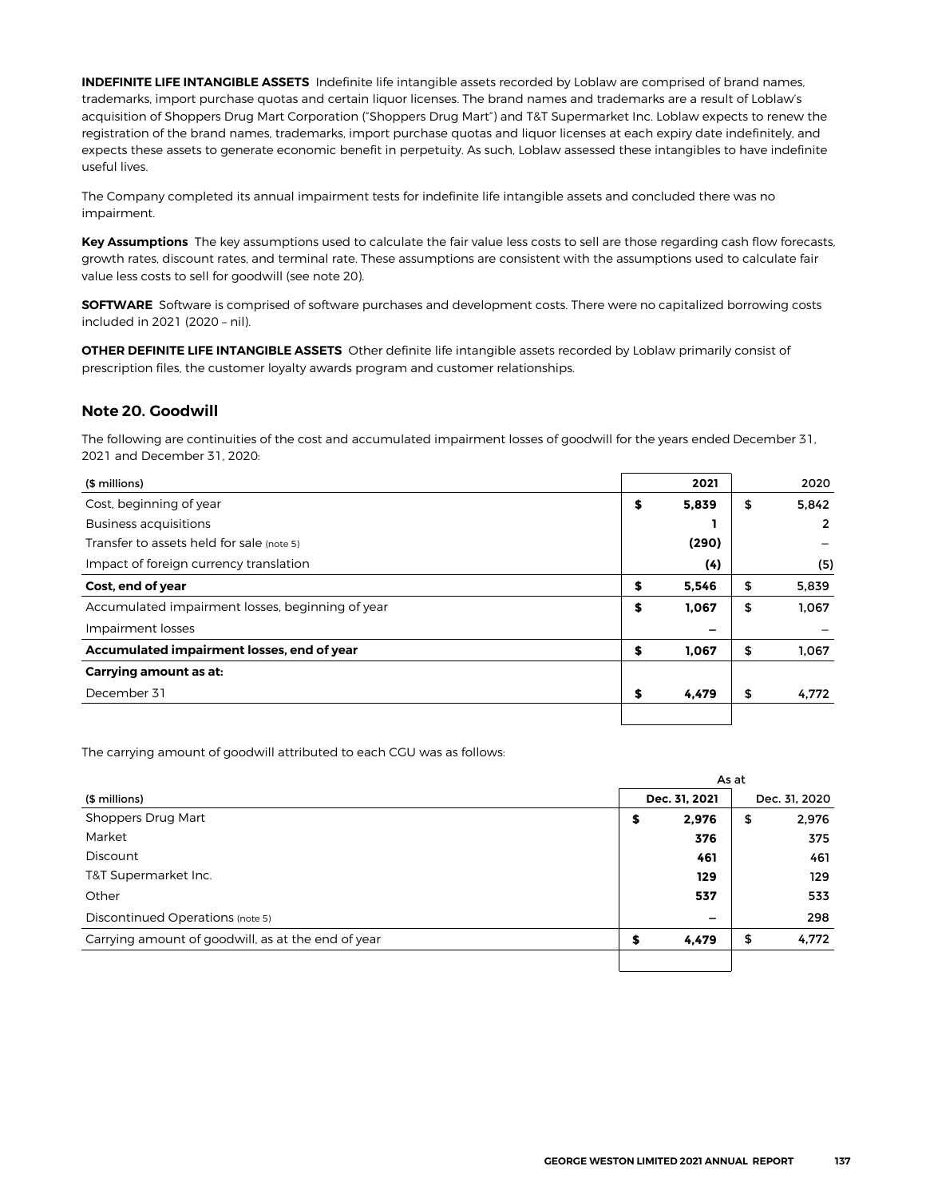**INDEFINITE LIFE INTANGIBLE ASSETS** Indefinite life intangible assets recorded by Loblaw are comprised of brand names, trademarks, import purchase quotas and certain liquor licenses. The brand names and trademarks are a result of Loblaw's acquisition of Shoppers Drug Mart Corporation ("Shoppers Drug Mart") and T&T Supermarket Inc. Loblaw expects to renew the registration of the brand names, trademarks, import purchase quotas and liquor licenses at each expiry date indefinitely, and expects these assets to generate economic benefit in perpetuity. As such, Loblaw assessed these intangibles to have indefinite useful lives.

The Company completed its annual impairment tests for indefinite life intangible assets and concluded there was no impairment.

**Key Assumptions** The key assumptions used to calculate the fair value less costs to sell are those regarding cash flow forecasts, growth rates, discount rates, and terminal rate. These assumptions are consistent with the assumptions used to calculate fair value less costs to sell for goodwill (see note 20).

**SOFTWARE** Software is comprised of software purchases and development costs. There were no capitalized borrowing costs included in 2021 (2020 – nil).

**OTHER DEFINITE LIFE INTANGIBLE ASSETS** Other definite life intangible assets recorded by Loblaw primarily consist of prescription files, the customer loyalty awards program and customer relationships.

## Note 20. Goodwill

The following are continuities of the cost and accumulated impairment losses of goodwill for the years ended December 31, 2021 and December 31, 2020:

| ($ millions) | 2021 | 2020 |
|---|---|---|
| Cost, beginning of year | **$ 5,839** | $ 5,842 |
| Business acquisitions | **1** | 2 |
| Transfer to assets held for sale (note 5) | **(290)** | – |
| Impact of foreign currency translation | **(4)** | (5) |
| **Cost, end of year** | **$ 5,546** | $ 5,839 |
| Accumulated impairment losses, beginning of year | **$ 1,067** | $ 1,067 |
| Impairment losses | **–** | – |
| **Accumulated impairment losses, end of year** | **$ 1,067** | $ 1,067 |
| **Carrying amount as at:** | | |
| December 31 | **$ 4,479** | $ 4,772 |

The carrying amount of goodwill attributed to each CGU was as follows:

| | As at | |
|---|---|---|
| ($ millions) | **Dec. 31, 2021** | Dec. 31, 2020 |
| Shoppers Drug Mart | **$ 2,976** | $ 2,976 |
| Market | **376** | 375 |
| Discount | **461** | 461 |
| T&T Supermarket Inc. | **129** | 129 |
| Other | **537** | 533 |
| Discontinued Operations (note 5) | **–** | 298 |
| Carrying amount of goodwill, as at the end of year | **$ 4,479** | $ 4,772 |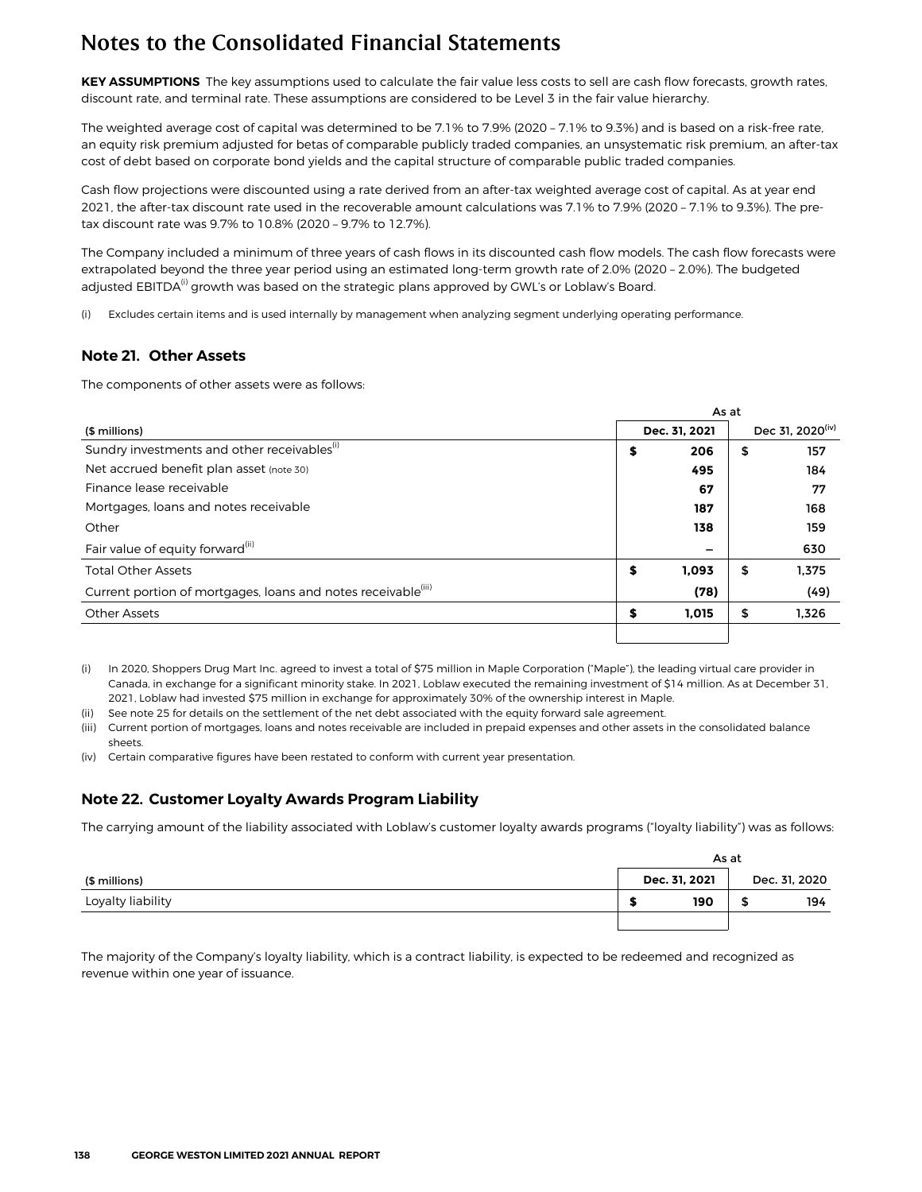# Notes to the Consolidated Financial Statements

**KEY ASSUMPTIONS** The key assumptions used to calculate the fair value less costs to sell are cash flow forecasts, growth rates, discount rate, and terminal rate. These assumptions are considered to be Level 3 in the fair value hierarchy.

The weighted average cost of capital was determined to be 7.1% to 7.9% (2020 – 7.1% to 9.3%) and is based on a risk-free rate, an equity risk premium adjusted for betas of comparable publicly traded companies, an unsystematic risk premium, an after-tax cost of debt based on corporate bond yields and the capital structure of comparable public traded companies.

Cash flow projections were discounted using a rate derived from an after-tax weighted average cost of capital. As at year end 2021, the after-tax discount rate used in the recoverable amount calculations was 7.1% to 7.9% (2020 – 7.1% to 9.3%). The pre-tax discount rate was 9.7% to 10.8% (2020 – 9.7% to 12.7%).

The Company included a minimum of three years of cash flows in its discounted cash flow models. The cash flow forecasts were extrapolated beyond the three year period using an estimated long-term growth rate of 2.0% (2020 – 2.0%). The budgeted adjusted EBITDA[i] growth was based on the strategic plans approved by GWL's or Loblaw's Board.

(i) Excludes certain items and is used internally by management when analyzing segment underlying operating performance.

## Note 21. Other Assets

The components of other assets were as follows:

| | As at | |
|---|---|---|
| ($ millions) | Dec. 31, 2021 | Dec 31, 2020[iv] |
| Sundry investments and other receivables[i] | $ 206 | $ 157 |
| Net accrued benefit plan asset (note 30) | 495 | 184 |
| Finance lease receivable | 67 | 77 |
| Mortgages, loans and notes receivable | 187 | 168 |
| Other | 138 | 159 |
| Fair value of equity forward[ii] | – | 630 |
| Total Other Assets | $ 1,093 | $ 1,375 |
| Current portion of mortgages, loans and notes receivable[iii] | (78) | (49) |
| Other Assets | $ 1,015 | $ 1,326 |

(i) In 2020, Shoppers Drug Mart Inc. agreed to invest a total of $75 million in Maple Corporation ("Maple"), the leading virtual care provider in Canada, in exchange for a significant minority stake. In 2021, Loblaw executed the remaining investment of $14 million. As at December 31, 2021, Loblaw had invested $75 million in exchange for approximately 30% of the ownership interest in Maple.

(ii) See note 25 for details on the settlement of the net debt associated with the equity forward sale agreement.

(iii) Current portion of mortgages, loans and notes receivable are included in prepaid expenses and other assets in the consolidated balance sheets.

(iv) Certain comparative figures have been restated to conform with current year presentation.

## Note 22. Customer Loyalty Awards Program Liability

The carrying amount of the liability associated with Loblaw's customer loyalty awards programs ("loyalty liability") was as follows:

| | As at | |
|---|---|---|
| ($ millions) | Dec. 31, 2021 | Dec. 31, 2020 |
| Loyalty liability | $ 190 | $ 194 |

The majority of the Company's loyalty liability, which is a contract liability, is expected to be redeemed and recognized as revenue within one year of issuance.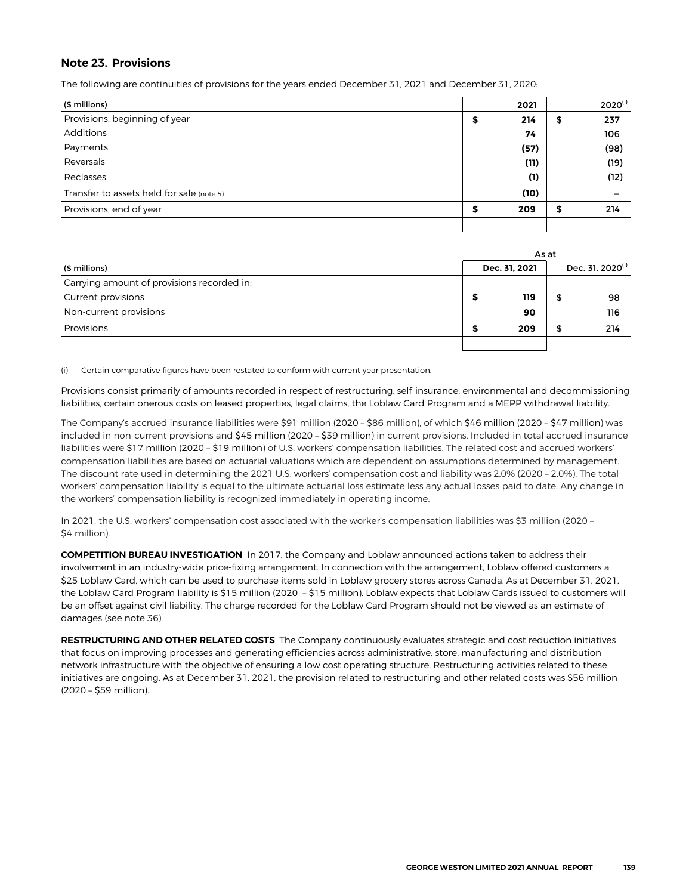## Note 23. Provisions

The following are continuities of provisions for the years ended December 31, 2021 and December 31, 2020:

| ($ millions) | 2021 | 2020[(i)] |
|---|---|---|
| Provisions, beginning of year | **$ 214** | $ 237 |
| Additions | **74** | 106 |
| Payments | **(57)** | (98) |
| Reversals | **(11)** | (19) |
| Reclasses | **(1)** | (12) |
| Transfer to assets held for sale (note 5) | **(10)** | – |
| Provisions, end of year | **$ 209** | $ 214 |

| | As at | |
|---|---|---|
| ($ millions) | Dec. 31, 2021 | Dec. 31, 2020[(i)] |
| Carrying amount of provisions recorded in: | | |
| Current provisions | **$ 119** | $ 98 |
| Non-current provisions | **90** | 116 |
| Provisions | **$ 209** | $ 214 |

(i) Certain comparative figures have been restated to conform with current year presentation.

Provisions consist primarily of amounts recorded in respect of restructuring, self-insurance, environmental and decommissioning liabilities, certain onerous costs on leased properties, legal claims, the Loblaw Card Program and a MEPP withdrawal liability.

The Company's accrued insurance liabilities were $91 million (2020 – $86 million), of which $46 million (2020 – $47 million) was included in non-current provisions and $45 million (2020 – $39 million) in current provisions. Included in total accrued insurance liabilities were $17 million (2020 – $19 million) of U.S. workers' compensation liabilities. The related cost and accrued workers' compensation liabilities are based on actuarial valuations which are dependent on assumptions determined by management. The discount rate used in determining the 2021 U.S. workers' compensation cost and liability was 2.0% (2020 – 2.0%). The total workers' compensation liability is equal to the ultimate actuarial loss estimate less any actual losses paid to date. Any change in the workers' compensation liability is recognized immediately in operating income.

In 2021, the U.S. workers' compensation cost associated with the worker's compensation liabilities was $3 million (2020 – $4 million).

**COMPETITION BUREAU INVESTIGATION** In 2017, the Company and Loblaw announced actions taken to address their involvement in an industry-wide price-fixing arrangement. In connection with the arrangement, Loblaw offered customers a $25 Loblaw Card, which can be used to purchase items sold in Loblaw grocery stores across Canada. As at December 31, 2021, the Loblaw Card Program liability is $15 million (2020 – $15 million). Loblaw expects that Loblaw Cards issued to customers will be an offset against civil liability. The charge recorded for the Loblaw Card Program should not be viewed as an estimate of damages (see note 36).

**RESTRUCTURING AND OTHER RELATED COSTS** The Company continuously evaluates strategic and cost reduction initiatives that focus on improving processes and generating efficiencies across administrative, store, manufacturing and distribution network infrastructure with the objective of ensuring a low cost operating structure. Restructuring activities related to these initiatives are ongoing. As at December 31, 2021, the provision related to restructuring and other related costs was $56 million (2020 – $59 million).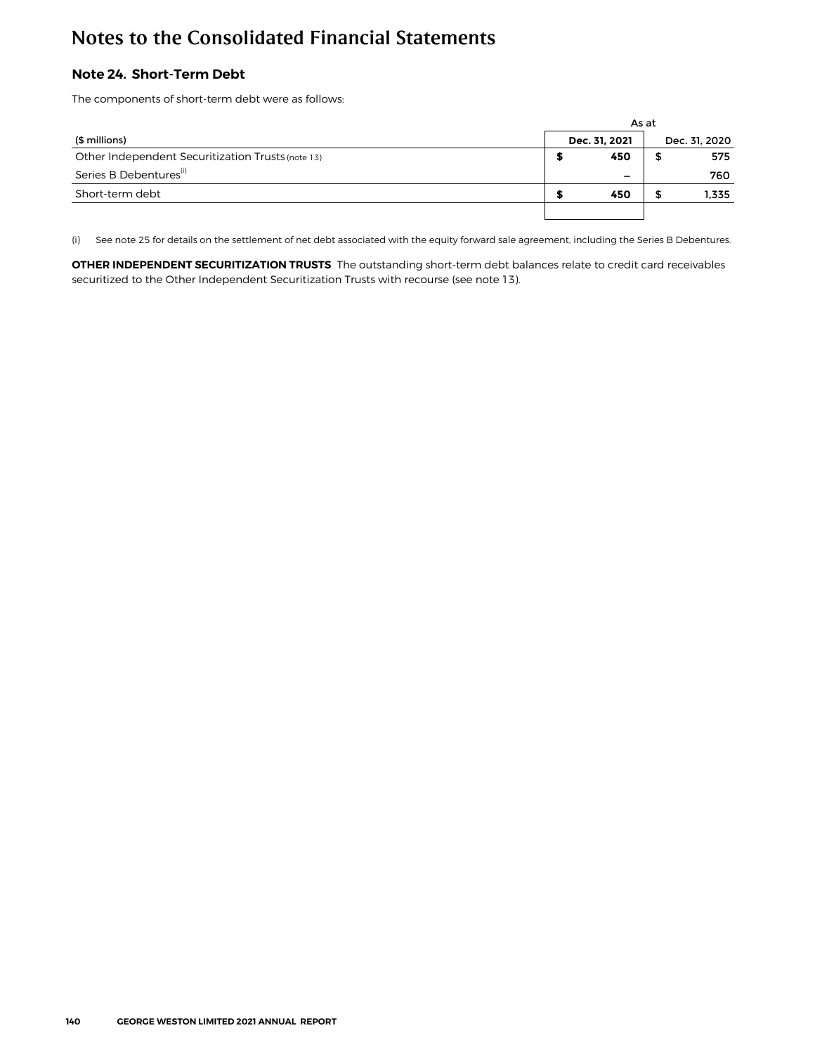# Notes to the Consolidated Financial Statements

## Note 24. Short-Term Debt

The components of short-term debt were as follows:

| | As at | |
|---|---|---|
| ($ millions) | **Dec. 31, 2021** | Dec. 31, 2020 |
| Other Independent Securitization Trusts (note 13) | **$ 450** | $ 575 |
| Series B Debentures[i] | **—** | 760 |
| Short-term debt | **$ 450** | $ 1,335 |

(i) See note 25 for details on the settlement of net debt associated with the equity forward sale agreement, including the Series B Debentures.

**OTHER INDEPENDENT SECURITIZATION TRUSTS** The outstanding short-term debt balances relate to credit card receivables securitized to the Other Independent Securitization Trusts with recourse (see note 13).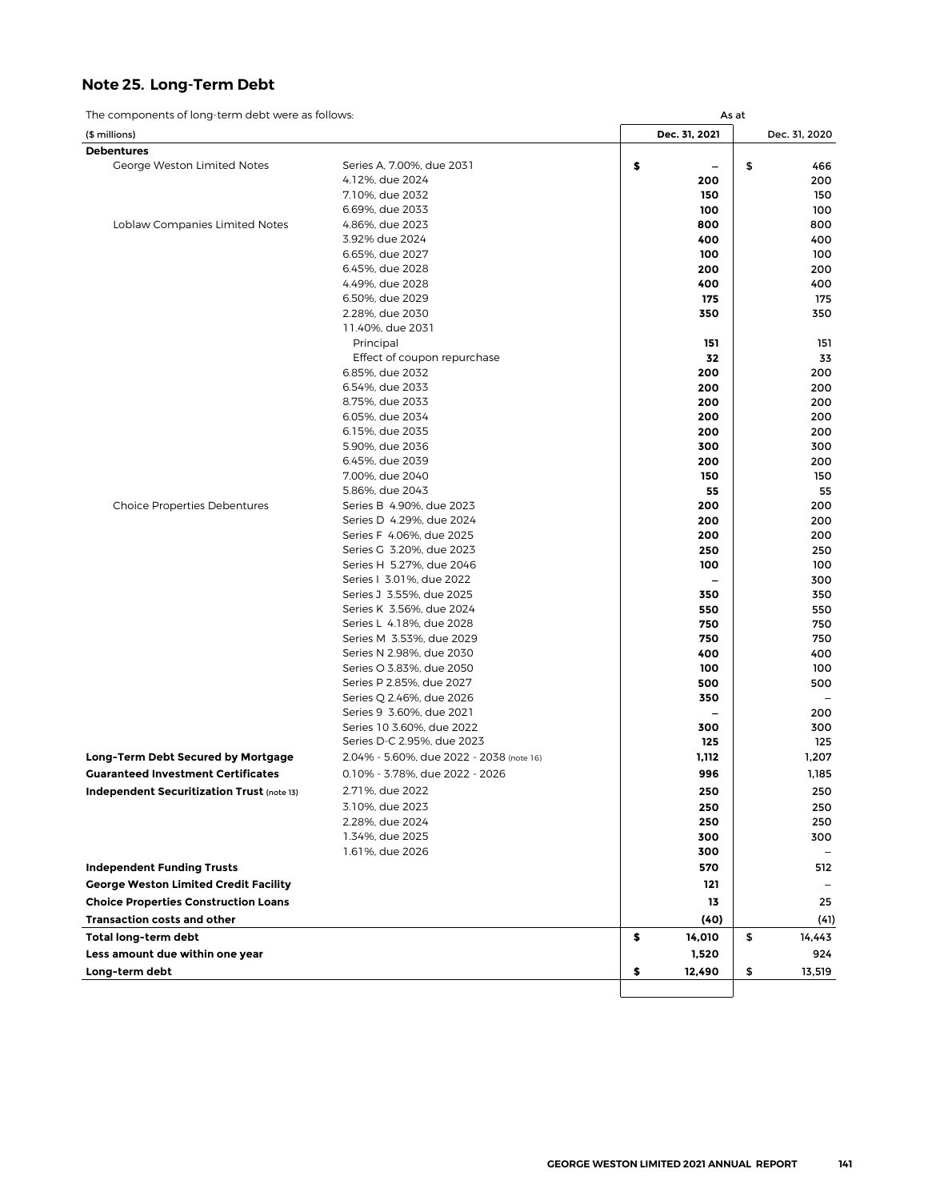## Note 25. Long-Term Debt

The components of long-term debt were as follows:

| ($ millions) | | As at Dec. 31, 2021 | As at Dec. 31, 2020 |
|---|---|---|---|
| **Debentures** | | | |
| George Weston Limited Notes | Series A, 7.00%, due 2031 | **$ –** | $ 466 |
| | 4.12%, due 2024 | **200** | 200 |
| | 7.10%, due 2032 | **150** | 150 |
| | 6.69%, due 2033 | **100** | 100 |
| Loblaw Companies Limited Notes | 4.86%, due 2023 | **800** | 800 |
| | 3.92% due 2024 | **400** | 400 |
| | 6.65%, due 2027 | **100** | 100 |
| | 6.45%, due 2028 | **200** | 200 |
| | 4.49%, due 2028 | **400** | 400 |
| | 6.50%, due 2029 | **175** | 175 |
| | 2.28%, due 2030 | **350** | 350 |
| | 11.40%, due 2031 | | |
| | Principal | **151** | 151 |
| | Effect of coupon repurchase | **32** | 33 |
| | 6.85%, due 2032 | **200** | 200 |
| | 6.54%, due 2033 | **200** | 200 |
| | 8.75%, due 2033 | **200** | 200 |
| | 6.05%, due 2034 | **200** | 200 |
| | 6.15%, due 2035 | **200** | 200 |
| | 5.90%, due 2036 | **300** | 300 |
| | 6.45%, due 2039 | **200** | 200 |
| | 7.00%, due 2040 | **150** | 150 |
| | 5.86%, due 2043 | **55** | 55 |
| Choice Properties Debentures | Series B 4.90%, due 2023 | **200** | 200 |
| | Series D 4.29%, due 2024 | **200** | 200 |
| | Series F 4.06%, due 2025 | **200** | 200 |
| | Series G 3.20%, due 2023 | **250** | 250 |
| | Series H 5.27%, due 2046 | **100** | 100 |
| | Series I 3.01%, due 2022 | **–** | 300 |
| | Series J 3.55%, due 2025 | **350** | 350 |
| | Series K 3.56%, due 2024 | **550** | 550 |
| | Series L 4.18%, due 2028 | **750** | 750 |
| | Series M 3.53%, due 2029 | **750** | 750 |
| | Series N 2.98%, due 2030 | **400** | 400 |
| | Series O 3.83%, due 2050 | **100** | 100 |
| | Series P 2.85%, due 2027 | **500** | 500 |
| | Series Q 2.46%, due 2026 | **350** | – |
| | Series 9 3.60%, due 2021 | **–** | 200 |
| | Series 10 3.60%, due 2022 | **300** | 300 |
| | Series D-C 2.95%, due 2023 | **125** | 125 |
| **Long-Term Debt Secured by Mortgage** | 2.04% - 5.60%, due 2022 - 2038 (note 16) | **1,112** | 1,207 |
| **Guaranteed Investment Certificates** | 0.10% - 3.78%, due 2022 - 2026 | **996** | 1,185 |
| **Independent Securitization Trust** (note 13) | 2.71%, due 2022 | **250** | 250 |
| | 3.10%, due 2023 | **250** | 250 |
| | 2.28%, due 2024 | **250** | 250 |
| | 1.34%, due 2025 | **300** | 300 |
| | 1.61%, due 2026 | **300** | – |
| **Independent Funding Trusts** | | **570** | 512 |
| **George Weston Limited Credit Facility** | | **121** | – |
| **Choice Properties Construction Loans** | | **13** | 25 |
| **Transaction costs and other** | | **(40)** | (41) |
| **Total long-term debt** | | **$ 14,010** | $ 14,443 |
| **Less amount due within one year** | | **1,520** | 924 |
| **Long-term debt** | | **$ 12,490** | $ 13,519 |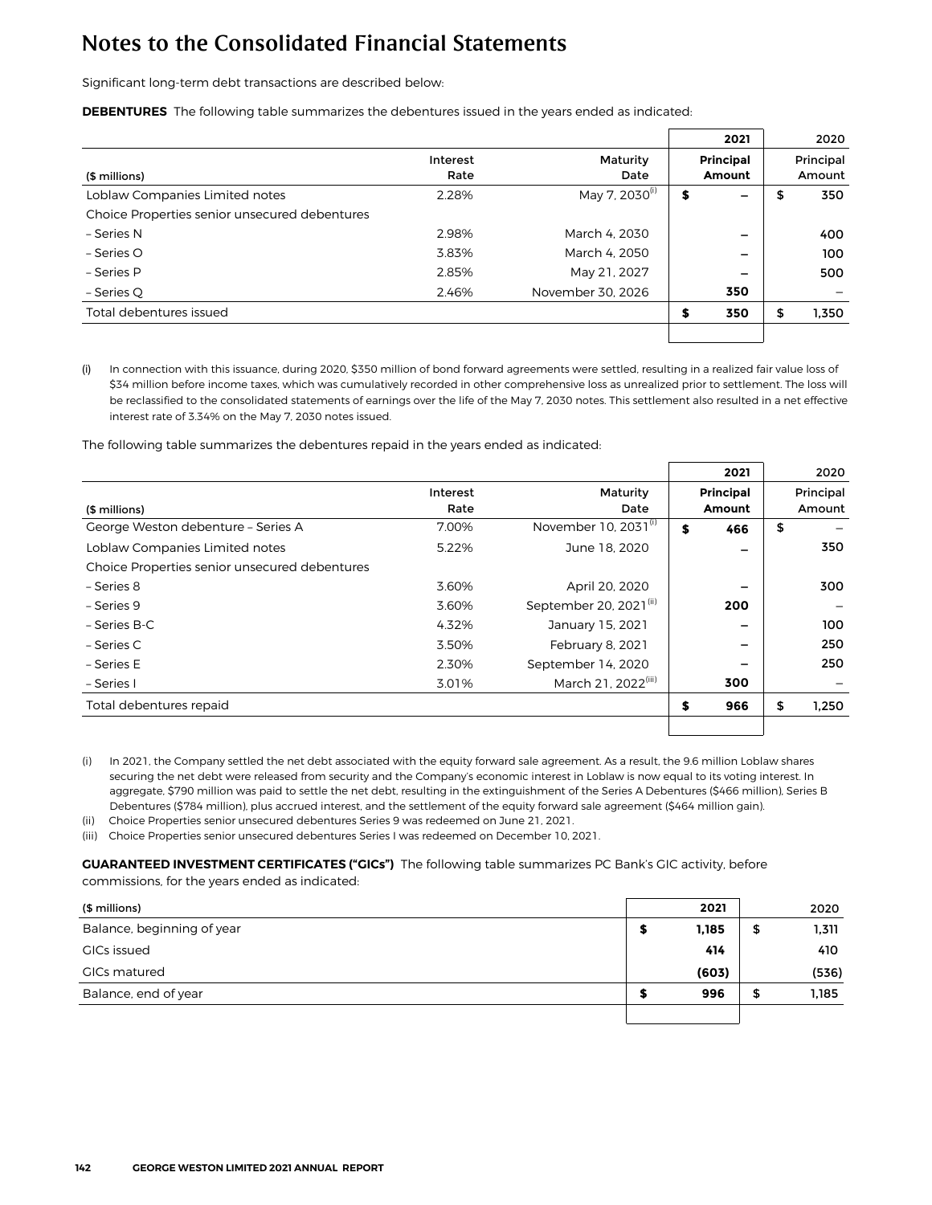# Notes to the Consolidated Financial Statements

Significant long-term debt transactions are described below:

**DEBENTURES** The following table summarizes the debentures issued in the years ended as indicated:

| | | | 2021 | 2020 |
|---|---|---|---|---|
| ($ millions) | Interest Rate | Maturity Date | Principal Amount | Principal Amount |
| Loblaw Companies Limited notes | 2.28% | May 7, 2030[(i)] | $ – | $ 350 |
| Choice Properties senior unsecured debentures | | | | |
| – Series N | 2.98% | March 4, 2030 | – | 400 |
| – Series O | 3.83% | March 4, 2050 | – | 100 |
| – Series P | 2.85% | May 21, 2027 | – | 500 |
| – Series Q | 2.46% | November 30, 2026 | 350 | – |
| Total debentures issued | | | $ 350 | $ 1,350 |

(i) In connection with this issuance, during 2020, $350 million of bond forward agreements were settled, resulting in a realized fair value loss of $34 million before income taxes, which was cumulatively recorded in other comprehensive loss as unrealized prior to settlement. The loss will be reclassified to the consolidated statements of earnings over the life of the May 7, 2030 notes. This settlement also resulted in a net effective interest rate of 3.34% on the May 7, 2030 notes issued.

The following table summarizes the debentures repaid in the years ended as indicated:

| | | | 2021 | 2020 |
|---|---|---|---|---|
| ($ millions) | Interest Rate | Maturity Date | Principal Amount | Principal Amount |
| George Weston debenture – Series A | 7.00% | November 10, 2031[(i)] | $ 466 | $ – |
| Loblaw Companies Limited notes | 5.22% | June 18, 2020 | – | 350 |
| Choice Properties senior unsecured debentures | | | | |
| – Series 8 | 3.60% | April 20, 2020 | – | 300 |
| – Series 9 | 3.60% | September 20, 2021[(ii)] | 200 | – |
| – Series B-C | 4.32% | January 15, 2021 | – | 100 |
| – Series C | 3.50% | February 8, 2021 | – | 250 |
| – Series E | 2.30% | September 14, 2020 | – | 250 |
| – Series I | 3.01% | March 21, 2022[(iii)] | 300 | – |
| Total debentures repaid | | | $ 966 | $ 1,250 |

(i) In 2021, the Company settled the net debt associated with the equity forward sale agreement. As a result, the 9.6 million Loblaw shares securing the net debt were released from security and the Company's economic interest in Loblaw is now equal to its voting interest. In aggregate, $790 million was paid to settle the net debt, resulting in the extinguishment of the Series A Debentures ($466 million), Series B Debentures ($784 million), plus accrued interest, and the settlement of the equity forward sale agreement ($464 million gain).

(ii) Choice Properties senior unsecured debentures Series 9 was redeemed on June 21, 2021.

(iii) Choice Properties senior unsecured debentures Series I was redeemed on December 10, 2021.

**GUARANTEED INVESTMENT CERTIFICATES ("GICs")** The following table summarizes PC Bank's GIC activity, before commissions, for the years ended as indicated:

| ($ millions) | 2021 | 2020 |
|---|---|---|
| Balance, beginning of year | $ 1,185 | $ 1,311 |
| GICs issued | 414 | 410 |
| GICs matured | (603) | (536) |
| Balance, end of year | $ 996 | $ 1,185 |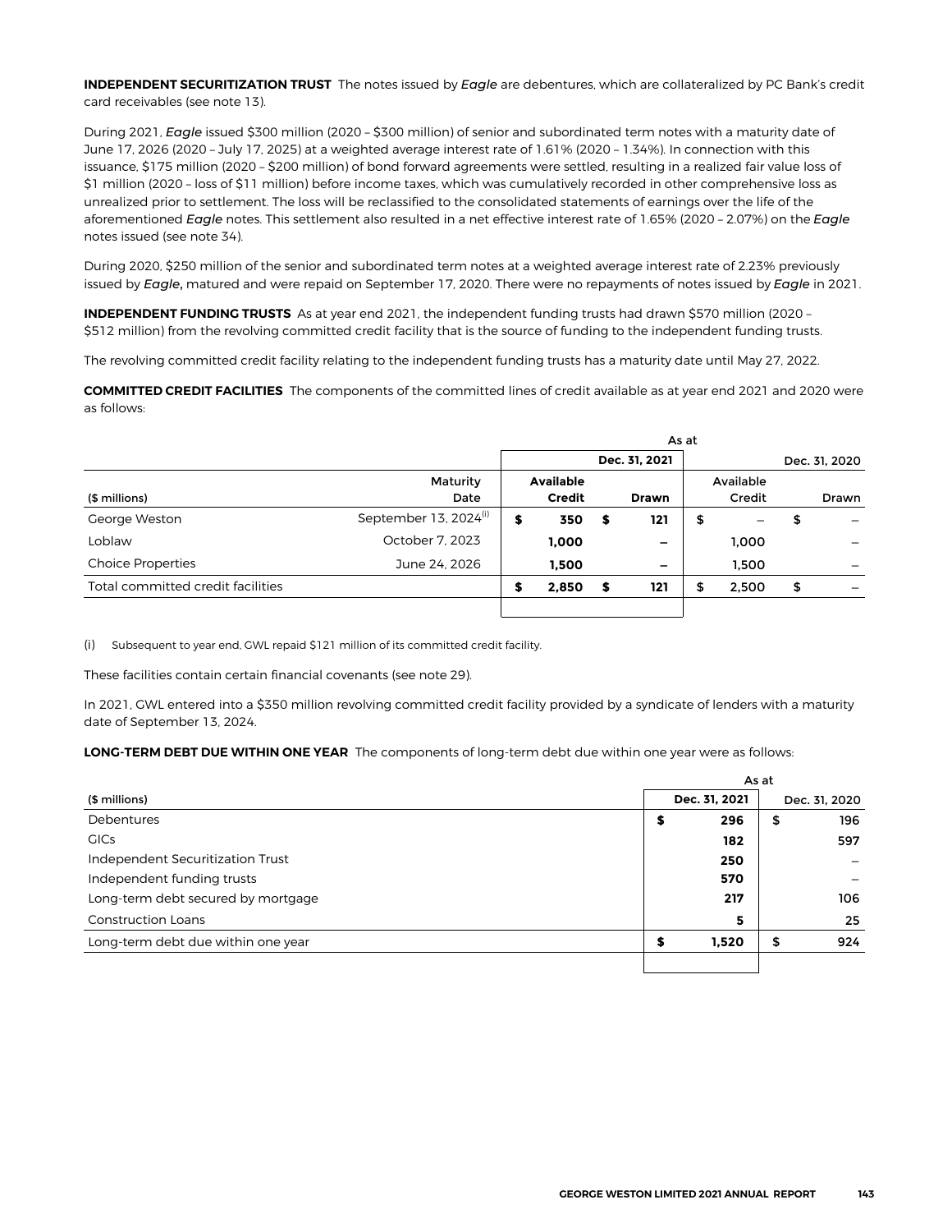**INDEPENDENT SECURITIZATION TRUST** The notes issued by *Eagle* are debentures, which are collateralized by PC Bank's credit card receivables (see note 13).

During 2021, *Eagle* issued $300 million (2020 – $300 million) of senior and subordinated term notes with a maturity date of June 17, 2026 (2020 – July 17, 2025) at a weighted average interest rate of 1.61% (2020 – 1.34%). In connection with this issuance, $175 million (2020 – $200 million) of bond forward agreements were settled, resulting in a realized fair value loss of $1 million (2020 – loss of $11 million) before income taxes, which was cumulatively recorded in other comprehensive loss as unrealized prior to settlement. The loss will be reclassified to the consolidated statements of earnings over the life of the aforementioned *Eagle* notes. This settlement also resulted in a net effective interest rate of 1.65% (2020 – 2.07%) on the *Eagle* notes issued (see note 34).

During 2020, $250 million of the senior and subordinated term notes at a weighted average interest rate of 2.23% previously issued by ***Eagle***, matured and were repaid on September 17, 2020. There were no repayments of notes issued by *Eagle* in 2021.

**INDEPENDENT FUNDING TRUSTS** As at year end 2021, the independent funding trusts had drawn $570 million (2020 – $512 million) from the revolving committed credit facility that is the source of funding to the independent funding trusts.

The revolving committed credit facility relating to the independent funding trusts has a maturity date until May 27, 2022.

**COMMITTED CREDIT FACILITIES** The components of the committed lines of credit available as at year end 2021 and 2020 were as follows:

| | | As at | | | |
|---|---|---|---|---|---|
| | | | **Dec. 31, 2021** | | Dec. 31, 2020 |
| ($ millions) | Maturity Date | **Available Credit** | **Drawn** | Available Credit | Drawn |
| George Weston | September 13, 2024[(i)] | **$ 350** | **$ 121** | $ – | $ – |
| Loblaw | October 7, 2023 | **1,000** | **–** | 1,000 | – |
| Choice Properties | June 24, 2026 | **1,500** | **–** | 1,500 | – |
| Total committed credit facilities | | **$ 2,850** | **$ 121** | $ 2,500 | $ – |

(i) Subsequent to year end, GWL repaid $121 million of its committed credit facility.

These facilities contain certain financial covenants (see note 29).

In 2021, GWL entered into a $350 million revolving committed credit facility provided by a syndicate of lenders with a maturity date of September 13, 2024.

**LONG-TERM DEBT DUE WITHIN ONE YEAR** The components of long-term debt due within one year were as follows:

| | As at | |
|---|---|---|
| ($ millions) | **Dec. 31, 2021** | Dec. 31, 2020 |
| Debentures | **$ 296** | $ 196 |
| GICs | **182** | 597 |
| Independent Securitization Trust | **250** | – |
| Independent funding trusts | **570** | – |
| Long-term debt secured by mortgage | **217** | 106 |
| Construction Loans | **5** | 25 |
| Long-term debt due within one year | **$ 1,520** | $ 924 |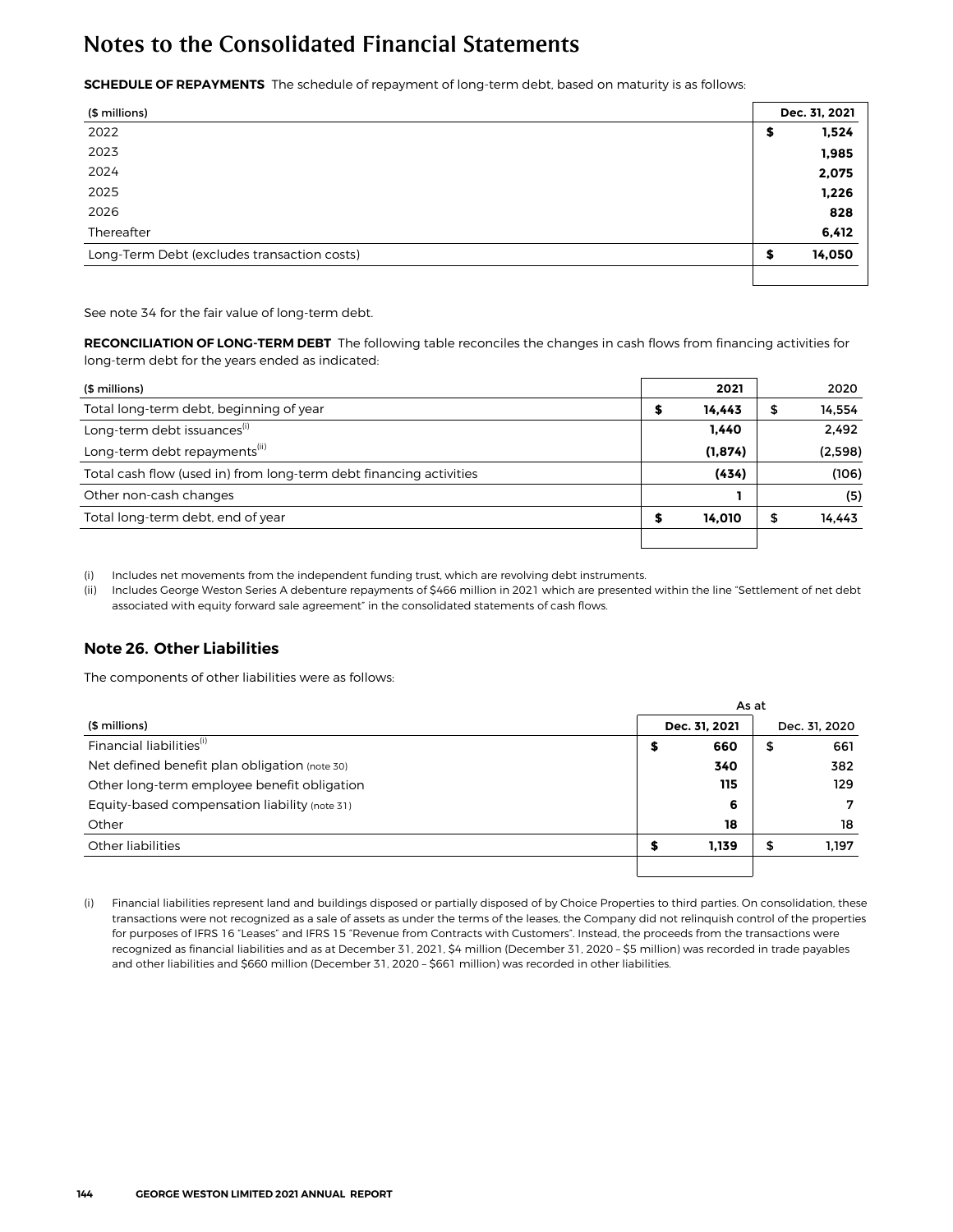# Notes to the Consolidated Financial Statements

**SCHEDULE OF REPAYMENTS** The schedule of repayment of long-term debt, based on maturity is as follows:

| ($ millions) | Dec. 31, 2021 |
|---|---|
| 2022 | $ 1,524 |
| 2023 | 1,985 |
| 2024 | 2,075 |
| 2025 | 1,226 |
| 2026 | 828 |
| Thereafter | 6,412 |
| Long-Term Debt (excludes transaction costs) | $ 14,050 |

See note 34 for the fair value of long-term debt.

**RECONCILIATION OF LONG-TERM DEBT** The following table reconciles the changes in cash flows from financing activities for long-term debt for the years ended as indicated:

| ($ millions) | 2021 | 2020 |
|---|---|---|
| Total long-term debt, beginning of year | $ 14,443 | $ 14,554 |
| Long-term debt issuances[(i)] | 1,440 | 2,492 |
| Long-term debt repayments[(ii)] | (1,874) | (2,598) |
| Total cash flow (used in) from long-term debt financing activities | (434) | (106) |
| Other non-cash changes | 1 | (5) |
| Total long-term debt, end of year | $ 14,010 | $ 14,443 |

(i) Includes net movements from the independent funding trust, which are revolving debt instruments.
(ii) Includes George Weston Series A debenture repayments of $466 million in 2021 which are presented within the line "Settlement of net debt associated with equity forward sale agreement" in the consolidated statements of cash flows.

## Note 26. Other Liabilities

The components of other liabilities were as follows:

| | As at | |
|---|---|---|
| ($ millions) | Dec. 31, 2021 | Dec. 31, 2020 |
| Financial liabilities[(i)] | $ 660 | $ 661 |
| Net defined benefit plan obligation (note 30) | 340 | 382 |
| Other long-term employee benefit obligation | 115 | 129 |
| Equity-based compensation liability (note 31) | 6 | 7 |
| Other | 18 | 18 |
| Other liabilities | $ 1,139 | $ 1,197 |

(i) Financial liabilities represent land and buildings disposed or partially disposed of by Choice Properties to third parties. On consolidation, these transactions were not recognized as a sale of assets as under the terms of the leases, the Company did not relinquish control of the properties for purposes of IFRS 16 "Leases" and IFRS 15 "Revenue from Contracts with Customers". Instead, the proceeds from the transactions were recognized as financial liabilities and as at December 31, 2021, $4 million (December 31, 2020 – $5 million) was recorded in trade payables and other liabilities and $660 million (December 31, 2020 – $661 million) was recorded in other liabilities.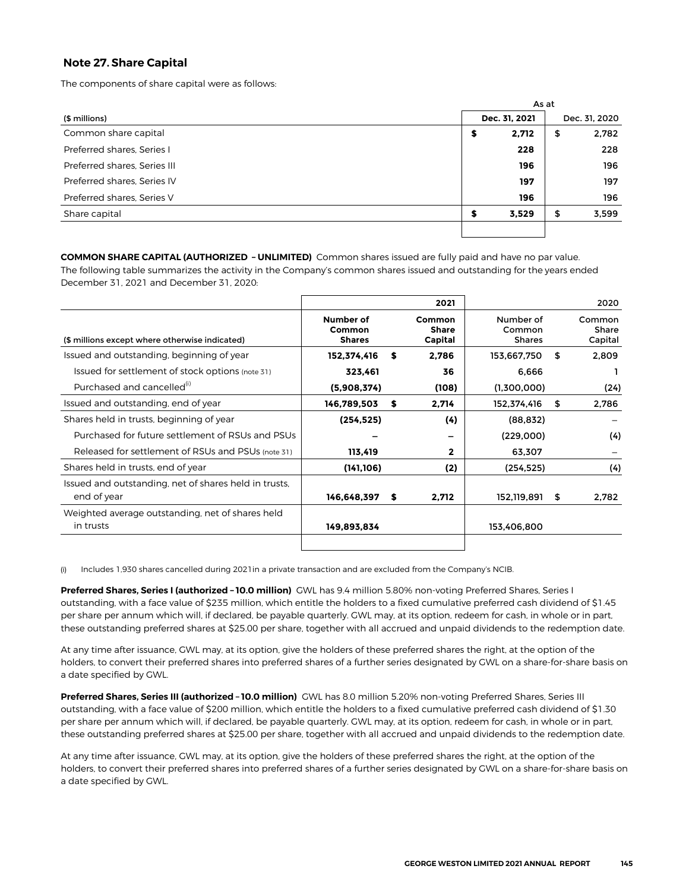## Note 27. Share Capital

The components of share capital were as follows:

| ($ millions) | As at Dec. 31, 2021 | As at Dec. 31, 2020 |
|---|---|---|
| Common share capital | **$ 2,712** | $ 2,782 |
| Preferred shares, Series I | **228** | 228 |
| Preferred shares, Series III | **196** | 196 |
| Preferred shares, Series IV | **197** | 197 |
| Preferred shares, Series V | **196** | 196 |
| Share capital | **$ 3,529** | $ 3,599 |

**COMMON SHARE CAPITAL (AUTHORIZED – UNLIMITED)** Common shares issued are fully paid and have no par value. The following table summarizes the activity in the Company's common shares issued and outstanding for the years ended December 31, 2021 and December 31, 2020:

| | 2021 | | 2020 | |
|---|---|---|---|---|
| ($ millions except where otherwise indicated) | **Number of Common Shares** | **Common Share Capital** | Number of Common Shares | Common Share Capital |
| Issued and outstanding, beginning of year | **152,374,416** | **$ 2,786** | 153,667,750 | $ 2,809 |
| Issued for settlement of stock options (note 31) | **323,461** | **36** | 6,666 | 1 |
| Purchased and cancelled[(i)] | **(5,908,374)** | **(108)** | (1,300,000) | (24) |
| Issued and outstanding, end of year | **146,789,503** | **$ 2,714** | 152,374,416 | $ 2,786 |
| Shares held in trusts, beginning of year | **(254,525)** | **(4)** | (88,832) | – |
| Purchased for future settlement of RSUs and PSUs | **–** | **–** | (229,000) | (4) |
| Released for settlement of RSUs and PSUs (note 31) | **113,419** | **2** | 63,307 | – |
| Shares held in trusts, end of year | **(141,106)** | **(2)** | (254,525) | (4) |
| Issued and outstanding, net of shares held in trusts, end of year | **146,648,397** | **$ 2,712** | 152,119,891 | $ 2,782 |
| Weighted average outstanding, net of shares held in trusts | **149,893,834** | | 153,406,800 | |

(i) Includes 1,930 shares cancelled during 2021 in a private transaction and are excluded from the Company's NCIB.

**Preferred Shares, Series I (authorized – 10.0 million)** GWL has 9.4 million 5.80% non-voting Preferred Shares, Series I outstanding, with a face value of $235 million, which entitle the holders to a fixed cumulative preferred cash dividend of $1.45 per share per annum which will, if declared, be payable quarterly. GWL may, at its option, redeem for cash, in whole or in part, these outstanding preferred shares at $25.00 per share, together with all accrued and unpaid dividends to the redemption date.

At any time after issuance, GWL may, at its option, give the holders of these preferred shares the right, at the option of the holders, to convert their preferred shares into preferred shares of a further series designated by GWL on a share-for-share basis on a date specified by GWL.

**Preferred Shares, Series III (authorized – 10.0 million)** GWL has 8.0 million 5.20% non-voting Preferred Shares, Series III outstanding, with a face value of $200 million, which entitle the holders to a fixed cumulative preferred cash dividend of $1.30 per share per annum which will, if declared, be payable quarterly. GWL may, at its option, redeem for cash, in whole or in part, these outstanding preferred shares at $25.00 per share, together with all accrued and unpaid dividends to the redemption date.

At any time after issuance, GWL may, at its option, give the holders of these preferred shares the right, at the option of the holders, to convert their preferred shares into preferred shares of a further series designated by GWL on a share-for-share basis on a date specified by GWL.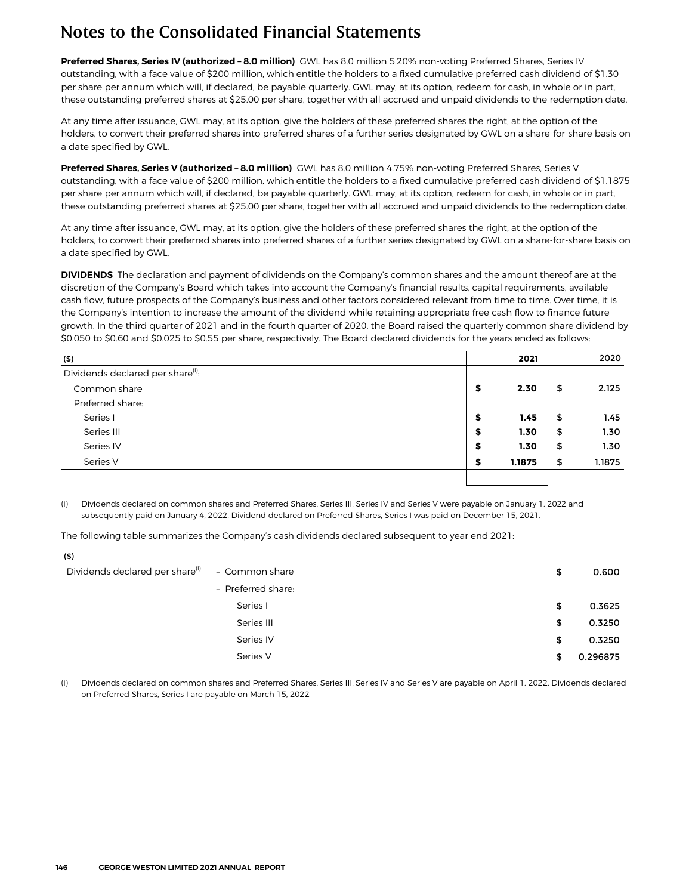# Notes to the Consolidated Financial Statements

**Preferred Shares, Series IV (authorized – 8.0 million)** GWL has 8.0 million 5.20% non-voting Preferred Shares, Series IV outstanding, with a face value of $200 million, which entitle the holders to a fixed cumulative preferred cash dividend of $1.30 per share per annum which will, if declared, be payable quarterly. GWL may, at its option, redeem for cash, in whole or in part, these outstanding preferred shares at $25.00 per share, together with all accrued and unpaid dividends to the redemption date.

At any time after issuance, GWL may, at its option, give the holders of these preferred shares the right, at the option of the holders, to convert their preferred shares into preferred shares of a further series designated by GWL on a share-for-share basis on a date specified by GWL.

**Preferred Shares, Series V (authorized – 8.0 million)** GWL has 8.0 million 4.75% non-voting Preferred Shares, Series V outstanding, with a face value of $200 million, which entitle the holders to a fixed cumulative preferred cash dividend of $1.1875 per share per annum which will, if declared, be payable quarterly. GWL may, at its option, redeem for cash, in whole or in part, these outstanding preferred shares at $25.00 per share, together with all accrued and unpaid dividends to the redemption date.

At any time after issuance, GWL may, at its option, give the holders of these preferred shares the right, at the option of the holders, to convert their preferred shares into preferred shares of a further series designated by GWL on a share-for-share basis on a date specified by GWL.

**DIVIDENDS** The declaration and payment of dividends on the Company's common shares and the amount thereof are at the discretion of the Company's Board which takes into account the Company's financial results, capital requirements, available cash flow, future prospects of the Company's business and other factors considered relevant from time to time. Over time, it is the Company's intention to increase the amount of the dividend while retaining appropriate free cash flow to finance future growth. In the third quarter of 2021 and in the fourth quarter of 2020, the Board raised the quarterly common share dividend by $0.050 to $0.60 and $0.025 to $0.55 per share, respectively. The Board declared dividends for the years ended as follows:

| ($) | 2021 | 2020 |
|---|---|---|
| Dividends declared per share[(i)]: | | |
| Common share | $ 2.30 | $ 2.125 |
| Preferred share: | | |
| Series I | $ 1.45 | $ 1.45 |
| Series III | $ 1.30 | $ 1.30 |
| Series IV | $ 1.30 | $ 1.30 |
| Series V | $ 1.1875 | $ 1.1875 |

(i) Dividends declared on common shares and Preferred Shares, Series III, Series IV and Series V were payable on January 1, 2022 and subsequently paid on January 4, 2022. Dividend declared on Preferred Shares, Series I was paid on December 15, 2021.

The following table summarizes the Company's cash dividends declared subsequent to year end 2021:

| ($) | | |
|---|---|---|
| Dividends declared per share[(i)] | – Common share | $ 0.600 |
| | – Preferred share: | |
| | Series I | $ 0.3625 |
| | Series III | $ 0.3250 |
| | Series IV | $ 0.3250 |
| | Series V | $ 0.296875 |

(i) Dividends declared on common shares and Preferred Shares, Series III, Series IV and Series V are payable on April 1, 2022. Dividends declared on Preferred Shares, Series I are payable on March 15, 2022.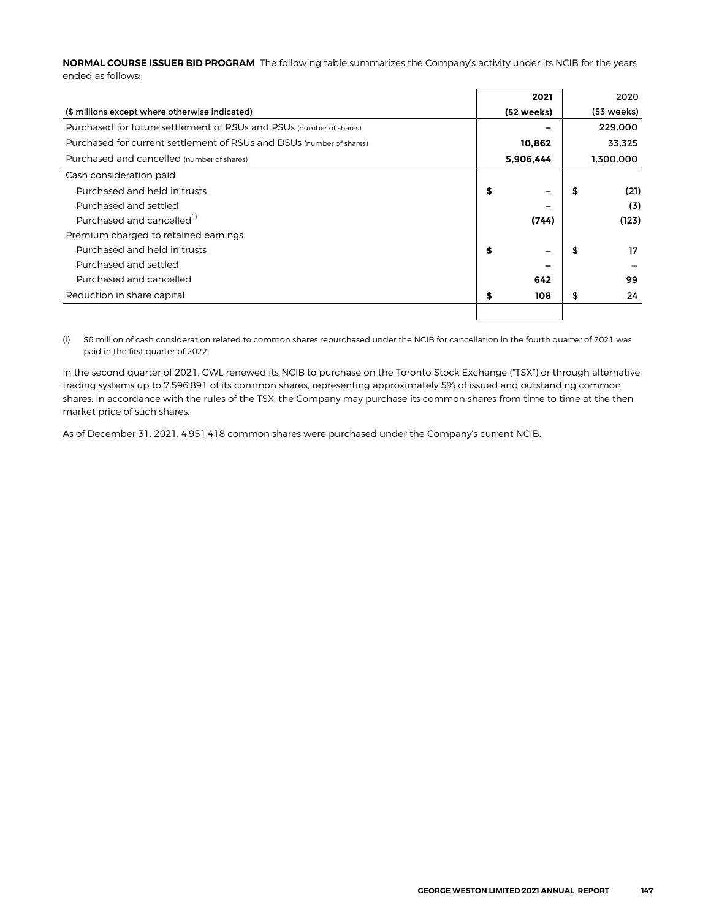**NORMAL COURSE ISSUER BID PROGRAM** The following table summarizes the Company's activity under its NCIB for the years ended as follows:

| ($ millions except where otherwise indicated) | 2021 (52 weeks) | 2020 (53 weeks) |
|---|---|---|
| Purchased for future settlement of RSUs and PSUs (number of shares) | – | 229,000 |
| Purchased for current settlement of RSUs and DSUs (number of shares) | 10,862 | 33,325 |
| Purchased and cancelled (number of shares) | 5,906,444 | 1,300,000 |
| Cash consideration paid | | |
| Purchased and held in trusts | $ – | $ (21) |
| Purchased and settled | – | (3) |
| Purchased and cancelled[(i)] | (744) | (123) |
| Premium charged to retained earnings | | |
| Purchased and held in trusts | $ – | $ 17 |
| Purchased and settled | – | – |
| Purchased and cancelled | 642 | 99 |
| Reduction in share capital | $ 108 | $ 24 |

(i) $6 million of cash consideration related to common shares repurchased under the NCIB for cancellation in the fourth quarter of 2021 was paid in the first quarter of 2022.

In the second quarter of 2021, GWL renewed its NCIB to purchase on the Toronto Stock Exchange ("TSX") or through alternative trading systems up to 7,596,891 of its common shares, representing approximately 5% of issued and outstanding common shares. In accordance with the rules of the TSX, the Company may purchase its common shares from time to time at the then market price of such shares.

As of December 31, 2021, 4,951,418 common shares were purchased under the Company's current NCIB.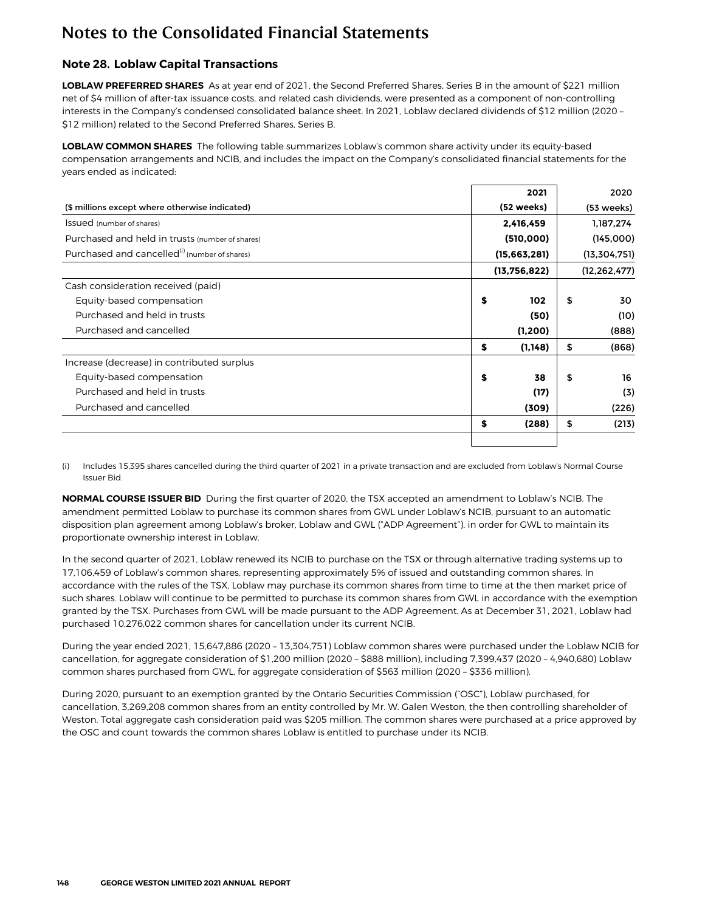# Notes to the Consolidated Financial Statements

## Note 28. Loblaw Capital Transactions

**LOBLAW PREFERRED SHARES** As at year end of 2021, the Second Preferred Shares, Series B in the amount of $221 million net of $4 million of after-tax issuance costs, and related cash dividends, were presented as a component of non-controlling interests in the Company's condensed consolidated balance sheet. In 2021, Loblaw declared dividends of $12 million (2020 – $12 million) related to the Second Preferred Shares, Series B.

**LOBLAW COMMON SHARES** The following table summarizes Loblaw's common share activity under its equity-based compensation arrangements and NCIB, and includes the impact on the Company's consolidated financial statements for the years ended as indicated:

| ($ millions except where otherwise indicated) | 2021 (52 weeks) | 2020 (53 weeks) |
|---|---|---|
| Issued (number of shares) | 2,416,459 | 1,187,274 |
| Purchased and held in trusts (number of shares) | (510,000) | (145,000) |
| Purchased and cancelled[(i)] (number of shares) | (15,663,281) | (13,304,751) |
| | (13,756,822) | (12,262,477) |
| Cash consideration received (paid) | | |
| Equity-based compensation | $ 102 | $ 30 |
| Purchased and held in trusts | (50) | (10) |
| Purchased and cancelled | (1,200) | (888) |
| | $ (1,148) | $ (868) |
| Increase (decrease) in contributed surplus | | |
| Equity-based compensation | $ 38 | $ 16 |
| Purchased and held in trusts | (17) | (3) |
| Purchased and cancelled | (309) | (226) |
| | $ (288) | $ (213) |

(i) Includes 15,395 shares cancelled during the third quarter of 2021 in a private transaction and are excluded from Loblaw's Normal Course Issuer Bid.

**NORMAL COURSE ISSUER BID** During the first quarter of 2020, the TSX accepted an amendment to Loblaw's NCIB. The amendment permitted Loblaw to purchase its common shares from GWL under Loblaw's NCIB, pursuant to an automatic disposition plan agreement among Loblaw's broker, Loblaw and GWL ("ADP Agreement"), in order for GWL to maintain its proportionate ownership interest in Loblaw.

In the second quarter of 2021, Loblaw renewed its NCIB to purchase on the TSX or through alternative trading systems up to 17,106,459 of Loblaw's common shares, representing approximately 5% of issued and outstanding common shares. In accordance with the rules of the TSX, Loblaw may purchase its common shares from time to time at the then market price of such shares. Loblaw will continue to be permitted to purchase its common shares from GWL in accordance with the exemption granted by the TSX. Purchases from GWL will be made pursuant to the ADP Agreement. As at December 31, 2021, Loblaw had purchased 10,276,022 common shares for cancellation under its current NCIB.

During the year ended 2021, 15,647,886 (2020 – 13,304,751) Loblaw common shares were purchased under the Loblaw NCIB for cancellation, for aggregate consideration of $1,200 million (2020 – $888 million), including 7,399,437 (2020 – 4,940,680) Loblaw common shares purchased from GWL, for aggregate consideration of $563 million (2020 – $336 million).

During 2020, pursuant to an exemption granted by the Ontario Securities Commission ("OSC"), Loblaw purchased, for cancellation, 3,269,208 common shares from an entity controlled by Mr. W. Galen Weston, the then controlling shareholder of Weston. Total aggregate cash consideration paid was $205 million. The common shares were purchased at a price approved by the OSC and count towards the common shares Loblaw is entitled to purchase under its NCIB.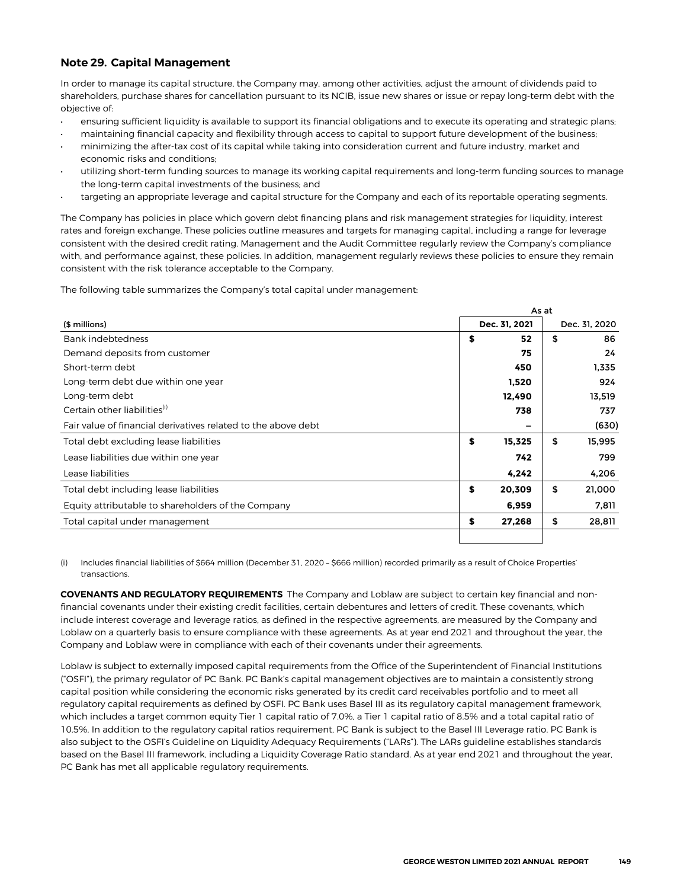## Note 29. Capital Management

In order to manage its capital structure, the Company may, among other activities, adjust the amount of dividends paid to shareholders, purchase shares for cancellation pursuant to its NCIB, issue new shares or issue or repay long-term debt with the objective of:

- ensuring sufficient liquidity is available to support its financial obligations and to execute its operating and strategic plans;
- maintaining financial capacity and flexibility through access to capital to support future development of the business;
- minimizing the after-tax cost of its capital while taking into consideration current and future industry, market and economic risks and conditions;
- utilizing short-term funding sources to manage its working capital requirements and long-term funding sources to manage the long-term capital investments of the business; and
- targeting an appropriate leverage and capital structure for the Company and each of its reportable operating segments.

The Company has policies in place which govern debt financing plans and risk management strategies for liquidity, interest rates and foreign exchange. These policies outline measures and targets for managing capital, including a range for leverage consistent with the desired credit rating. Management and the Audit Committee regularly review the Company's compliance with, and performance against, these policies. In addition, management regularly reviews these policies to ensure they remain consistent with the risk tolerance acceptable to the Company.

The following table summarizes the Company's total capital under management:

| | As at | |
|---|---|---|
| ($ millions) | **Dec. 31, 2021** | Dec. 31, 2020 |
| Bank indebtedness | **$ 52** | $ 86 |
| Demand deposits from customer | **75** | 24 |
| Short-term debt | **450** | 1,335 |
| Long-term debt due within one year | **1,520** | 924 |
| Long-term debt | **12,490** | 13,519 |
| Certain other liabilities[(i)] | **738** | 737 |
| Fair value of financial derivatives related to the above debt | **–** | (630) |
| Total debt excluding lease liabilities | **$ 15,325** | $ 15,995 |
| Lease liabilities due within one year | **742** | 799 |
| Lease liabilities | **4,242** | 4,206 |
| Total debt including lease liabilities | **$ 20,309** | $ 21,000 |
| Equity attributable to shareholders of the Company | **6,959** | 7,811 |
| Total capital under management | **$ 27,268** | $ 28,811 |

(i) Includes financial liabilities of $664 million (December 31, 2020 – $666 million) recorded primarily as a result of Choice Properties' transactions.

**COVENANTS AND REGULATORY REQUIREMENTS** The Company and Loblaw are subject to certain key financial and non-financial covenants under their existing credit facilities, certain debentures and letters of credit. These covenants, which include interest coverage and leverage ratios, as defined in the respective agreements, are measured by the Company and Loblaw on a quarterly basis to ensure compliance with these agreements. As at year end 2021 and throughout the year, the Company and Loblaw were in compliance with each of their covenants under their agreements.

Loblaw is subject to externally imposed capital requirements from the Office of the Superintendent of Financial Institutions ("OSFI"), the primary regulator of PC Bank. PC Bank's capital management objectives are to maintain a consistently strong capital position while considering the economic risks generated by its credit card receivables portfolio and to meet all regulatory capital requirements as defined by OSFI. PC Bank uses Basel III as its regulatory capital management framework, which includes a target common equity Tier 1 capital ratio of 7.0%, a Tier 1 capital ratio of 8.5% and a total capital ratio of 10.5%. In addition to the regulatory capital ratios requirement, PC Bank is subject to the Basel III Leverage ratio. PC Bank is also subject to the OSFI's Guideline on Liquidity Adequacy Requirements ("LARs"). The LARs guideline establishes standards based on the Basel III framework, including a Liquidity Coverage Ratio standard. As at year end 2021 and throughout the year, PC Bank has met all applicable regulatory requirements.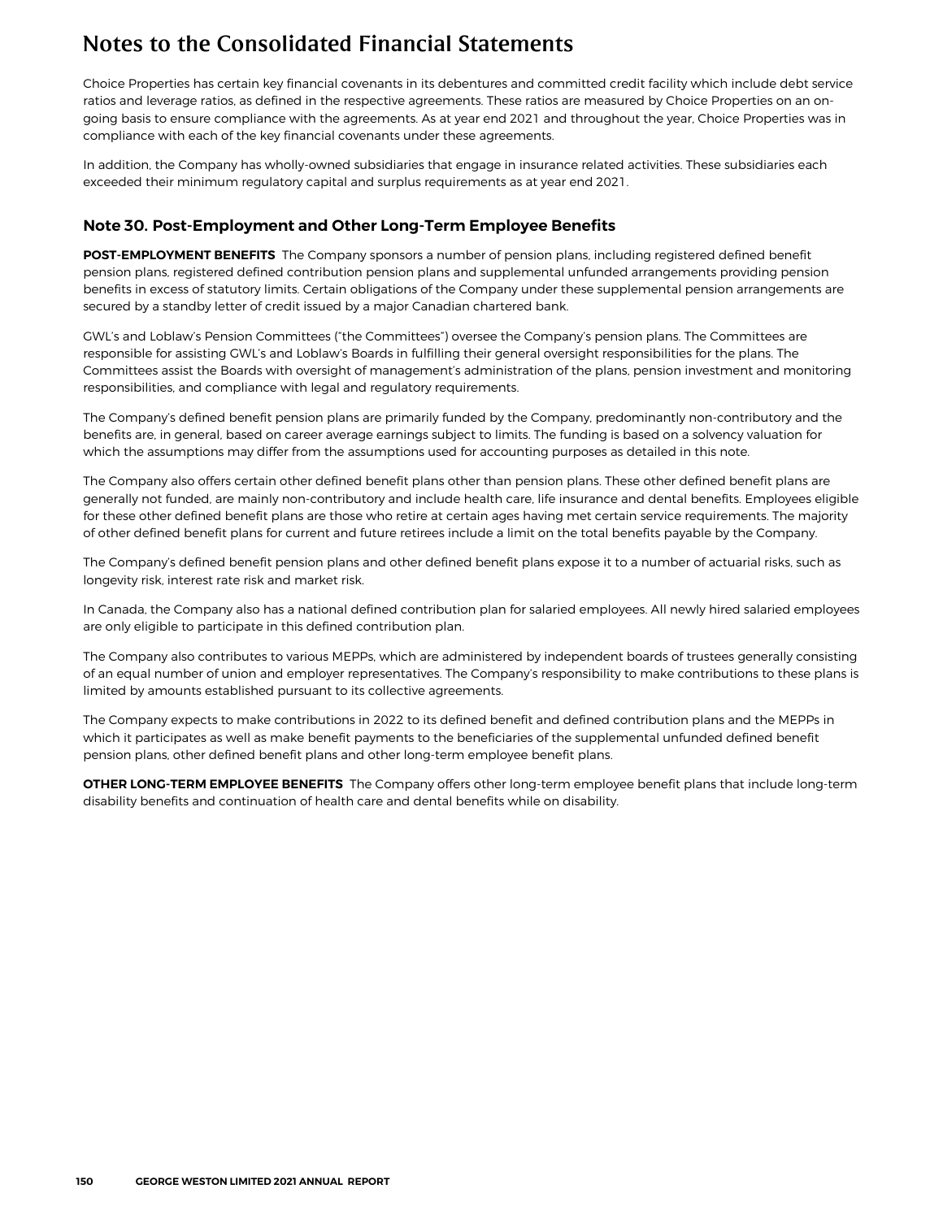# Notes to the Consolidated Financial Statements

Choice Properties has certain key financial covenants in its debentures and committed credit facility which include debt service ratios and leverage ratios, as defined in the respective agreements. These ratios are measured by Choice Properties on an on-going basis to ensure compliance with the agreements. As at year end 2021 and throughout the year, Choice Properties was in compliance with each of the key financial covenants under these agreements.

In addition, the Company has wholly-owned subsidiaries that engage in insurance related activities. These subsidiaries each exceeded their minimum regulatory capital and surplus requirements as at year end 2021.

## Note 30. Post-Employment and Other Long-Term Employee Benefits

**POST-EMPLOYMENT BENEFITS** The Company sponsors a number of pension plans, including registered defined benefit pension plans, registered defined contribution pension plans and supplemental unfunded arrangements providing pension benefits in excess of statutory limits. Certain obligations of the Company under these supplemental pension arrangements are secured by a standby letter of credit issued by a major Canadian chartered bank.

GWL's and Loblaw's Pension Committees ("the Committees") oversee the Company's pension plans. The Committees are responsible for assisting GWL's and Loblaw's Boards in fulfilling their general oversight responsibilities for the plans. The Committees assist the Boards with oversight of management's administration of the plans, pension investment and monitoring responsibilities, and compliance with legal and regulatory requirements.

The Company's defined benefit pension plans are primarily funded by the Company, predominantly non-contributory and the benefits are, in general, based on career average earnings subject to limits. The funding is based on a solvency valuation for which the assumptions may differ from the assumptions used for accounting purposes as detailed in this note.

The Company also offers certain other defined benefit plans other than pension plans. These other defined benefit plans are generally not funded, are mainly non-contributory and include health care, life insurance and dental benefits. Employees eligible for these other defined benefit plans are those who retire at certain ages having met certain service requirements. The majority of other defined benefit plans for current and future retirees include a limit on the total benefits payable by the Company.

The Company's defined benefit pension plans and other defined benefit plans expose it to a number of actuarial risks, such as longevity risk, interest rate risk and market risk.

In Canada, the Company also has a national defined contribution plan for salaried employees. All newly hired salaried employees are only eligible to participate in this defined contribution plan.

The Company also contributes to various MEPPs, which are administered by independent boards of trustees generally consisting of an equal number of union and employer representatives. The Company's responsibility to make contributions to these plans is limited by amounts established pursuant to its collective agreements.

The Company expects to make contributions in 2022 to its defined benefit and defined contribution plans and the MEPPs in which it participates as well as make benefit payments to the beneficiaries of the supplemental unfunded defined benefit pension plans, other defined benefit plans and other long-term employee benefit plans.

**OTHER LONG-TERM EMPLOYEE BENEFITS** The Company offers other long-term employee benefit plans that include long-term disability benefits and continuation of health care and dental benefits while on disability.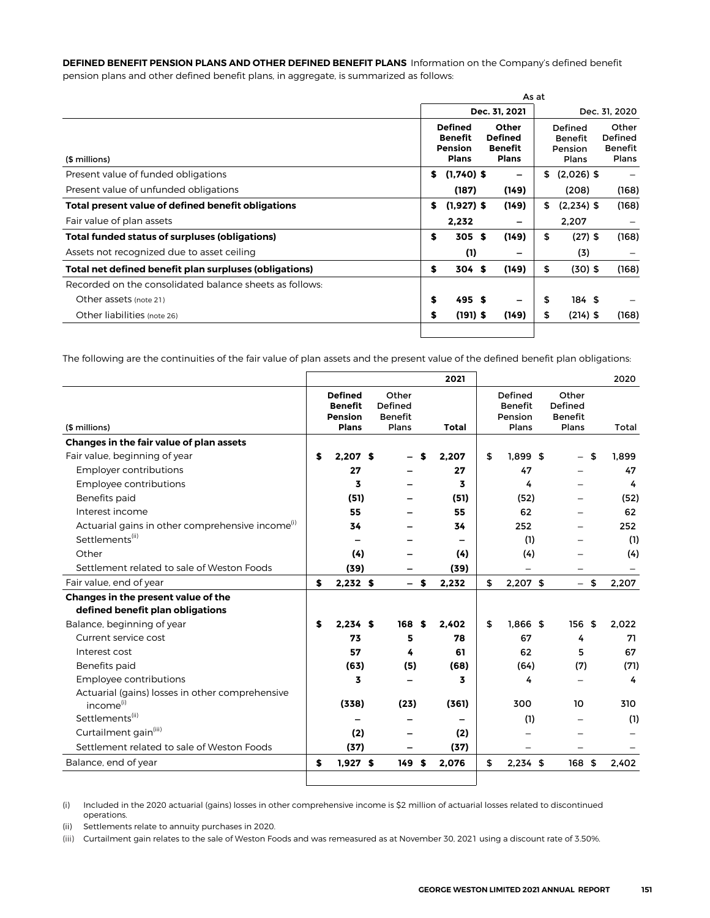**DEFINED BENEFIT PENSION PLANS AND OTHER DEFINED BENEFIT PLANS** Information on the Company's defined benefit pension plans and other defined benefit plans, in aggregate, is summarized as follows:

| | As at | | | |
|---|---|---|---|---|
| | Dec. 31, 2021 | | Dec. 31, 2020 | |
| ($ millions) | Defined Benefit Pension Plans | Other Defined Benefit Plans | Defined Benefit Pension Plans | Other Defined Benefit Plans |
| Present value of funded obligations | $ (1,740) | $ – | $ (2,026) | $ – |
| Present value of unfunded obligations | (187) | (149) | (208) | (168) |
| **Total present value of defined benefit obligations** | $ (1,927) | $ (149) | $ (2,234) | $ (168) |
| Fair value of plan assets | 2,232 | – | 2,207 | – |
| **Total funded status of surpluses (obligations)** | $ 305 | $ (149) | $ (27) | $ (168) |
| Assets not recognized due to asset ceiling | (1) | – | (3) | – |
| **Total net defined benefit plan surpluses (obligations)** | $ 304 | $ (149) | $ (30) | $ (168) |
| Recorded on the consolidated balance sheets as follows: | | | | |
| Other assets (note 21) | $ 495 | $ – | $ 184 | $ – |
| Other liabilities (note 26) | $ (191) | $ (149) | $ (214) | $ (168) |

The following are the continuities of the fair value of plan assets and the present value of the defined benefit plan obligations:

| | 2021 | | | 2020 | | |
|---|---|---|---|---|---|---|
| ($ millions) | Defined Benefit Pension Plans | Other Defined Benefit Plans | Total | Defined Benefit Pension Plans | Other Defined Benefit Plans | Total |
| **Changes in the fair value of plan assets** | | | | | | |
| Fair value, beginning of year | $ 2,207 | $ – | $ 2,207 | $ 1,899 | $ – | $ 1,899 |
| Employer contributions | 27 | – | 27 | 47 | – | 47 |
| Employee contributions | 3 | – | 3 | 4 | – | 4 |
| Benefits paid | (51) | – | (51) | (52) | – | (52) |
| Interest income | 55 | – | 55 | 62 | – | 62 |
| Actuarial gains in other comprehensive income[(i)] | 34 | – | 34 | 252 | – | 252 |
| Settlements[(ii)] | – | – | – | (1) | – | (1) |
| Other | (4) | – | (4) | (4) | – | (4) |
| Settlement related to sale of Weston Foods | (39) | – | (39) | – | – | – |
| Fair value, end of year | $ 2,232 | $ – | $ 2,232 | $ 2,207 | $ – | $ 2,207 |
| **Changes in the present value of the defined benefit plan obligations** | | | | | | |
| Balance, beginning of year | $ 2,234 | $ 168 | $ 2,402 | $ 1,866 | $ 156 | $ 2,022 |
| Current service cost | 73 | 5 | 78 | 67 | 4 | 71 |
| Interest cost | 57 | 4 | 61 | 62 | 5 | 67 |
| Benefits paid | (63) | (5) | (68) | (64) | (7) | (71) |
| Employee contributions | 3 | – | 3 | 4 | – | 4 |
| Actuarial (gains) losses in other comprehensive income[(i)] | (338) | (23) | (361) | 300 | 10 | 310 |
| Settlements[(ii)] | – | – | – | (1) | – | (1) |
| Curtailment gain[(iii)] | (2) | – | (2) | – | – | – |
| Settlement related to sale of Weston Foods | (37) | – | (37) | – | – | – |
| Balance, end of year | $ 1,927 | $ 149 | $ 2,076 | $ 2,234 | $ 168 | $ 2,402 |

(i) Included in the 2020 actuarial (gains) losses in other comprehensive income is $2 million of actuarial losses related to discontinued operations.

(ii) Settlements relate to annuity purchases in 2020.

(iii) Curtailment gain relates to the sale of Weston Foods and was remeasured as at November 30, 2021 using a discount rate of 3.50%.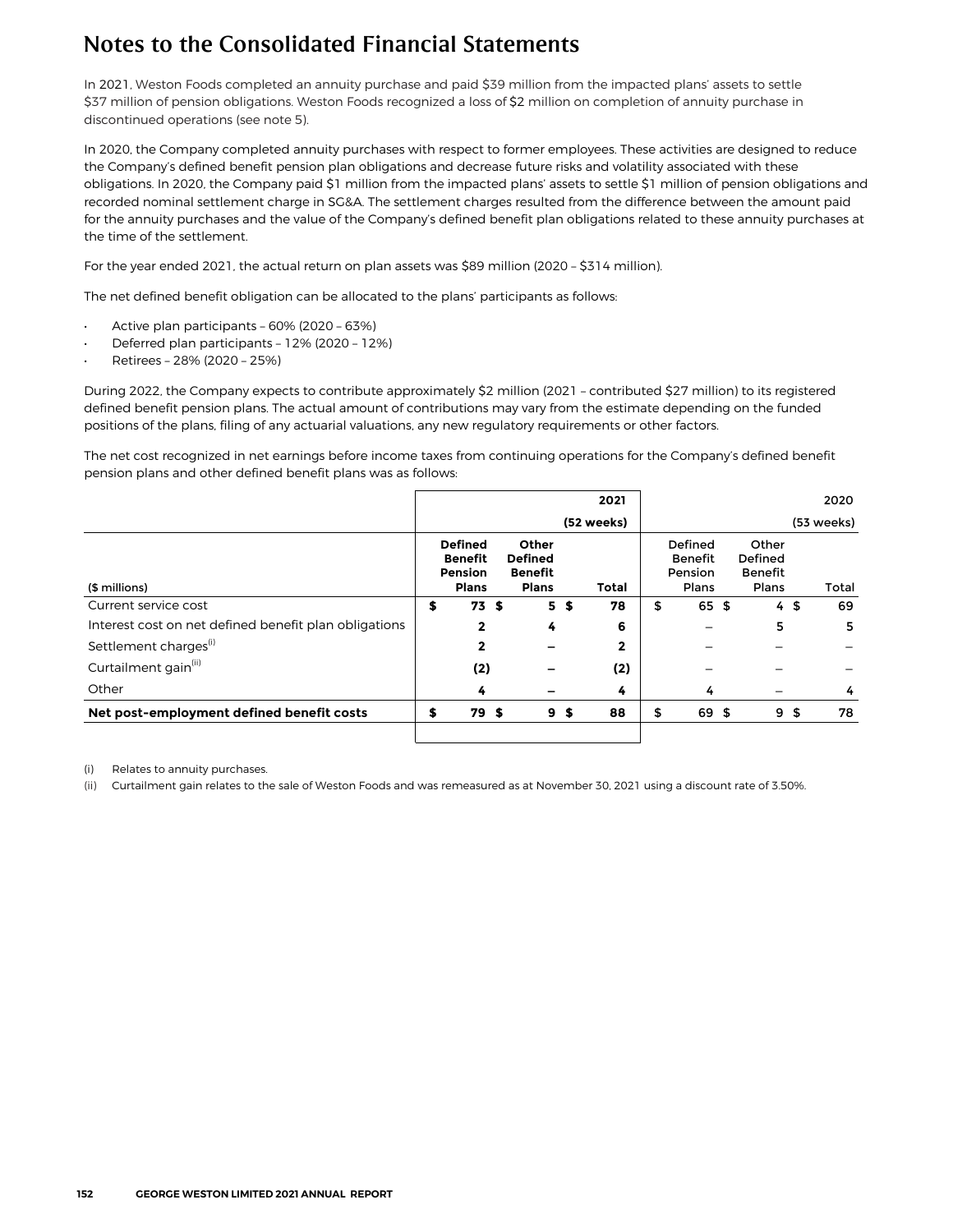# Notes to the Consolidated Financial Statements

In 2021, Weston Foods completed an annuity purchase and paid $39 million from the impacted plans' assets to settle $37 million of pension obligations. Weston Foods recognized a loss of $2 million on completion of annuity purchase in discontinued operations (see note 5).

In 2020, the Company completed annuity purchases with respect to former employees. These activities are designed to reduce the Company's defined benefit pension plan obligations and decrease future risks and volatility associated with these obligations. In 2020, the Company paid $1 million from the impacted plans' assets to settle $1 million of pension obligations and recorded nominal settlement charge in SG&A. The settlement charges resulted from the difference between the amount paid for the annuity purchases and the value of the Company's defined benefit plan obligations related to these annuity purchases at the time of the settlement.

For the year ended 2021, the actual return on plan assets was $89 million (2020 – $314 million).

The net defined benefit obligation can be allocated to the plans' participants as follows:

- Active plan participants – 60% (2020 – 63%)
- Deferred plan participants – 12% (2020 – 12%)
- Retirees – 28% (2020 – 25%)

During 2022, the Company expects to contribute approximately $2 million (2021 – contributed $27 million) to its registered defined benefit pension plans. The actual amount of contributions may vary from the estimate depending on the funded positions of the plans, filing of any actuarial valuations, any new regulatory requirements or other factors.

The net cost recognized in net earnings before income taxes from continuing operations for the Company's defined benefit pension plans and other defined benefit plans was as follows:

| | | | 2021 (52 weeks) | | | 2020 (53 weeks) |
|---|---|---|---|---|---|---|
| ($ millions) | **Defined Benefit Pension Plans** | **Other Defined Benefit Plans** | **Total** | Defined Benefit Pension Plans | Other Defined Benefit Plans | Total |
| Current service cost | **$ 73** | **$ 5** | **$ 78** | $ 65 | $ 4 | $ 69 |
| Interest cost on net defined benefit plan obligations | **2** | **4** | **6** | – | 5 | 5 |
| Settlement charges[(i)] | **2** | **–** | **2** | – | – | – |
| Curtailment gain[(ii)] | **(2)** | **–** | **(2)** | – | – | – |
| Other | **4** | **–** | **4** | 4 | – | 4 |
| **Net post-employment defined benefit costs** | **$ 79** | **$ 9** | **$ 88** | $ 69 | $ 9 | $ 78 |

(i) Relates to annuity purchases.

(ii) Curtailment gain relates to the sale of Weston Foods and was remeasured as at November 30, 2021 using a discount rate of 3.50%.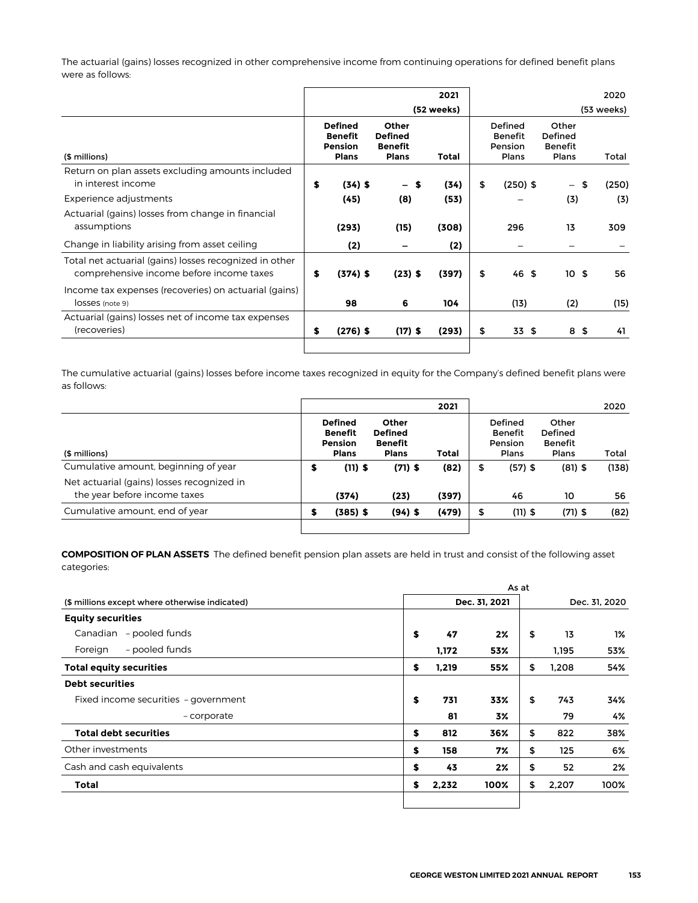The actuarial (gains) losses recognized in other comprehensive income from continuing operations for defined benefit plans were as follows:

| | | | 2021 (52 weeks) | | | 2020 (53 weeks) |
|---|---|---|---|---|---|---|
| ($ millions) | Defined Benefit Pension Plans | Other Defined Benefit Plans | Total | Defined Benefit Pension Plans | Other Defined Benefit Plans | Total |
| Return on plan assets excluding amounts included in interest income | **$ (34) $** | **– $** | **(34)** | $ (250) $ | – $ | (250) |
| Experience adjustments | **(45)** | **(8)** | **(53)** | – | (3) | (3) |
| Actuarial (gains) losses from change in financial assumptions | **(293)** | **(15)** | **(308)** | 296 | 13 | 309 |
| Change in liability arising from asset ceiling | **(2)** | **–** | **(2)** | – | – | – |
| Total net actuarial (gains) losses recognized in other comprehensive income before income taxes | **$ (374) $** | **(23) $** | **(397)** | $ 46 $ | 10 $ | 56 |
| Income tax expenses (recoveries) on actuarial (gains) losses (note 9) | **98** | **6** | **104** | (13) | (2) | (15) |
| Actuarial (gains) losses net of income tax expenses (recoveries) | **$ (276) $** | **(17) $** | **(293)** | $ 33 $ | 8 $ | 41 |

The cumulative actuarial (gains) losses before income taxes recognized in equity for the Company's defined benefit plans were as follows:

| | | | 2021 | | | 2020 |
|---|---|---|---|---|---|---|
| ($ millions) | Defined Benefit Pension Plans | Other Defined Benefit Plans | Total | Defined Benefit Pension Plans | Other Defined Benefit Plans | Total |
| Cumulative amount, beginning of year | **$ (11) $** | **(71) $** | **(82)** | $ (57) $ | (81) $ | (138) |
| Net actuarial (gains) losses recognized in the year before income taxes | **(374)** | **(23)** | **(397)** | 46 | 10 | 56 |
| Cumulative amount, end of year | **$ (385) $** | **(94) $** | **(479)** | $ (11) $ | (71) $ | (82) |

**COMPOSITION OF PLAN ASSETS** The defined benefit pension plan assets are held in trust and consist of the following asset categories:

| | As at | | | |
|---|---|---|---|---|
| ($ millions except where otherwise indicated) | Dec. 31, 2021 | | Dec. 31, 2020 | |
| **Equity securities** | | | | |
| Canadian – pooled funds | **$ 47** | **2%** | $ 13 | 1% |
| Foreign – pooled funds | **1,172** | **53%** | 1,195 | 53% |
| **Total equity securities** | **$ 1,219** | **55%** | $ 1,208 | 54% |
| **Debt securities** | | | | |
| Fixed income securities – government | **$ 731** | **33%** | $ 743 | 34% |
| – corporate | **81** | **3%** | 79 | 4% |
| **Total debt securities** | **$ 812** | **36%** | $ 822 | 38% |
| Other investments | **$ 158** | **7%** | $ 125 | 6% |
| Cash and cash equivalents | **$ 43** | **2%** | $ 52 | 2% |
| **Total** | **$ 2,232** | **100%** | $ 2,207 | 100% |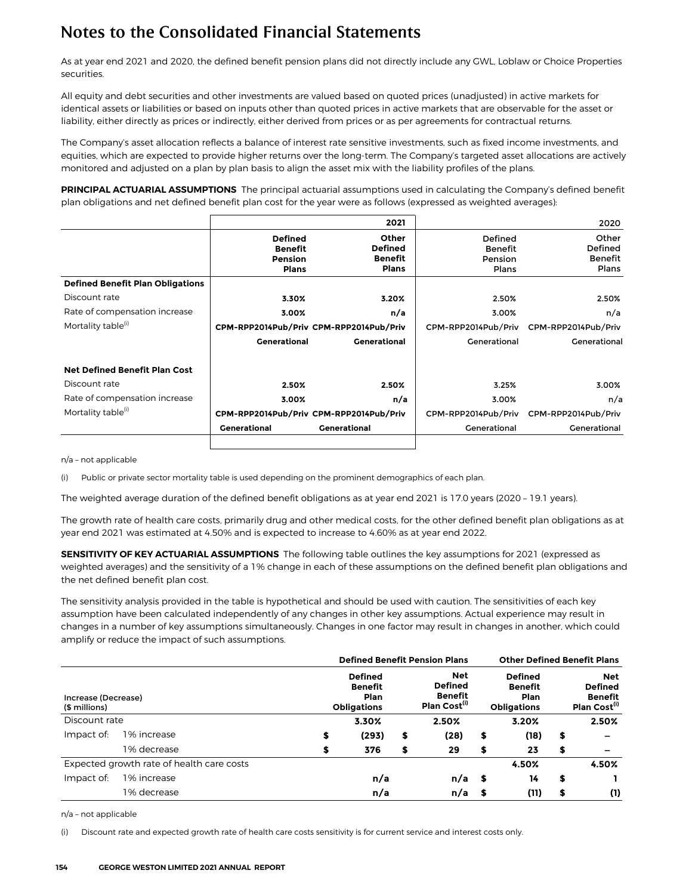# Notes to the Consolidated Financial Statements

As at year end 2021 and 2020, the defined benefit pension plans did not directly include any GWL, Loblaw or Choice Properties securities.

All equity and debt securities and other investments are valued based on quoted prices (unadjusted) in active markets for identical assets or liabilities or based on inputs other than quoted prices in active markets that are observable for the asset or liability, either directly as prices or indirectly, either derived from prices or as per agreements for contractual returns.

The Company's asset allocation reflects a balance of interest rate sensitive investments, such as fixed income investments, and equities, which are expected to provide higher returns over the long-term. The Company's targeted asset allocations are actively monitored and adjusted on a plan by plan basis to align the asset mix with the liability profiles of the plans.

**PRINCIPAL ACTUARIAL ASSUMPTIONS** The principal actuarial assumptions used in calculating the Company's defined benefit plan obligations and net defined benefit plan cost for the year were as follows (expressed as weighted averages):

| | 2021 | | 2020 | |
|---|---|---|---|---|
| | **Defined Benefit Pension Plans** | **Other Defined Benefit Plans** | Defined Benefit Pension Plans | Other Defined Benefit Plans |
| **Defined Benefit Plan Obligations** | | | | |
| Discount rate | **3.30%** | **3.20%** | 2.50% | 2.50% |
| Rate of compensation increase | **3.00%** | **n/a** | 3.00% | n/a |
| Mortality table[(i)] | **CPM-RPP2014Pub/Priv Generational** | **CPM-RPP2014Pub/Priv Generational** | CPM-RPP2014Pub/Priv Generational | CPM-RPP2014Pub/Priv Generational |
| **Net Defined Benefit Plan Cost** | | | | |
| Discount rate | **2.50%** | **2.50%** | 3.25% | 3.00% |
| Rate of compensation increase | **3.00%** | **n/a** | 3.00% | n/a |
| Mortality table[(i)] | **CPM-RPP2014Pub/Priv Generational** | **CPM-RPP2014Pub/Priv Generational** | CPM-RPP2014Pub/Priv Generational | CPM-RPP2014Pub/Priv Generational |

n/a – not applicable

(i) Public or private sector mortality table is used depending on the prominent demographics of each plan.

The weighted average duration of the defined benefit obligations as at year end 2021 is 17.0 years (2020 – 19.1 years).

The growth rate of health care costs, primarily drug and other medical costs, for the other defined benefit plan obligations as at year end 2021 was estimated at 4.50% and is expected to increase to 4.60% as at year end 2022.

**SENSITIVITY OF KEY ACTUARIAL ASSUMPTIONS** The following table outlines the key assumptions for 2021 (expressed as weighted averages) and the sensitivity of a 1% change in each of these assumptions on the defined benefit plan obligations and the net defined benefit plan cost.

The sensitivity analysis provided in the table is hypothetical and should be used with caution. The sensitivities of each key assumption have been calculated independently of any changes in other key assumptions. Actual experience may result in changes in a number of key assumptions simultaneously. Changes in one factor may result in changes in another, which could amplify or reduce the impact of such assumptions.

| | | **Defined Benefit Pension Plans** | | **Other Defined Benefit Plans** | |
|---|---|---|---|---|---|
| **Increase (Decrease) ($ millions)** | | **Defined Benefit Plan Obligations** | **Net Defined Benefit Plan Cost[(i)]** | **Defined Benefit Plan Obligations** | **Net Defined Benefit Plan Cost[(i)]** |
| Discount rate | | **3.30%** | **2.50%** | **3.20%** | **2.50%** |
| Impact of: | 1% increase | **$ (293)** | **$ (28)** | **$ (18)** | **$ –** |
| | 1% decrease | **$ 376** | **$ 29** | **$ 23** | **$ –** |
| Expected growth rate of health care costs | | | | **4.50%** | **4.50%** |
| Impact of: | 1% increase | **n/a** | **n/a** | **$ 14** | **$ 1** |
| | 1% decrease | **n/a** | **n/a** | **$ (11)** | **$ (1)** |

n/a – not applicable

(i) Discount rate and expected growth rate of health care costs sensitivity is for current service and interest costs only.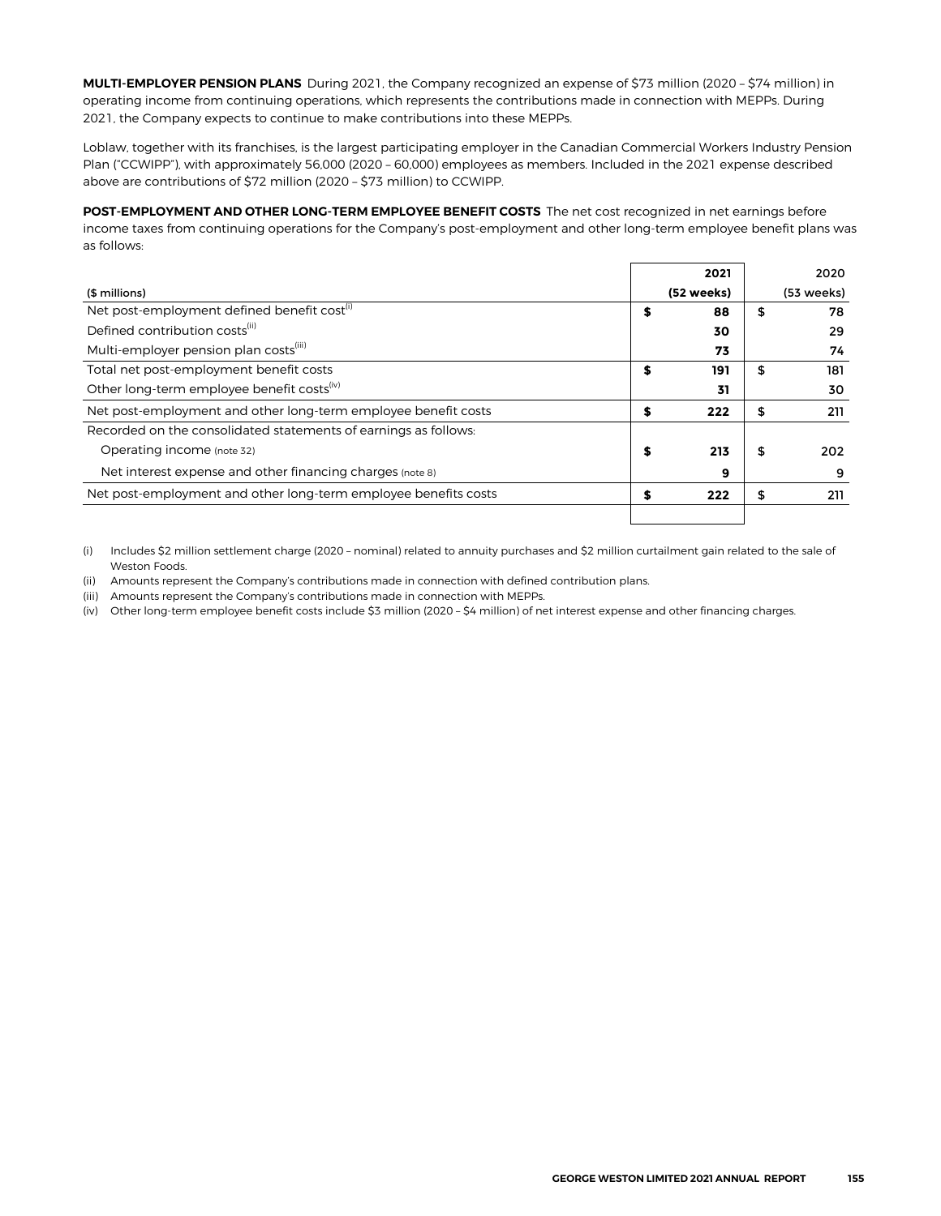**MULTI-EMPLOYER PENSION PLANS** During 2021, the Company recognized an expense of $73 million (2020 – $74 million) in operating income from continuing operations, which represents the contributions made in connection with MEPPs. During 2021, the Company expects to continue to make contributions into these MEPPs.

Loblaw, together with its franchises, is the largest participating employer in the Canadian Commercial Workers Industry Pension Plan ("CCWIPP"), with approximately 56,000 (2020 – 60,000) employees as members. Included in the 2021 expense described above are contributions of $72 million (2020 – $73 million) to CCWIPP.

**POST-EMPLOYMENT AND OTHER LONG-TERM EMPLOYEE BENEFIT COSTS** The net cost recognized in net earnings before income taxes from continuing operations for the Company's post-employment and other long-term employee benefit plans was as follows:

| ($ millions) | 2021 (52 weeks) | 2020 (53 weeks) |
|---|---|---|
| Net post-employment defined benefit cost[(i)] | $ 88 | $ 78 |
| Defined contribution costs[(ii)] | 30 | 29 |
| Multi-employer pension plan costs[(iii)] | 73 | 74 |
| Total net post-employment benefit costs | $ 191 | $ 181 |
| Other long-term employee benefit costs[(iv)] | 31 | 30 |
| Net post-employment and other long-term employee benefit costs | $ 222 | $ 211 |
| Recorded on the consolidated statements of earnings as follows: | | |
| Operating income (note 32) | $ 213 | $ 202 |
| Net interest expense and other financing charges (note 8) | 9 | 9 |
| Net post-employment and other long-term employee benefits costs | $ 222 | $ 211 |

(i) Includes $2 million settlement charge (2020 – nominal) related to annuity purchases and $2 million curtailment gain related to the sale of Weston Foods.

(ii) Amounts represent the Company's contributions made in connection with defined contribution plans.

(iii) Amounts represent the Company's contributions made in connection with MEPPs.

(iv) Other long-term employee benefit costs include $3 million (2020 – $4 million) of net interest expense and other financing charges.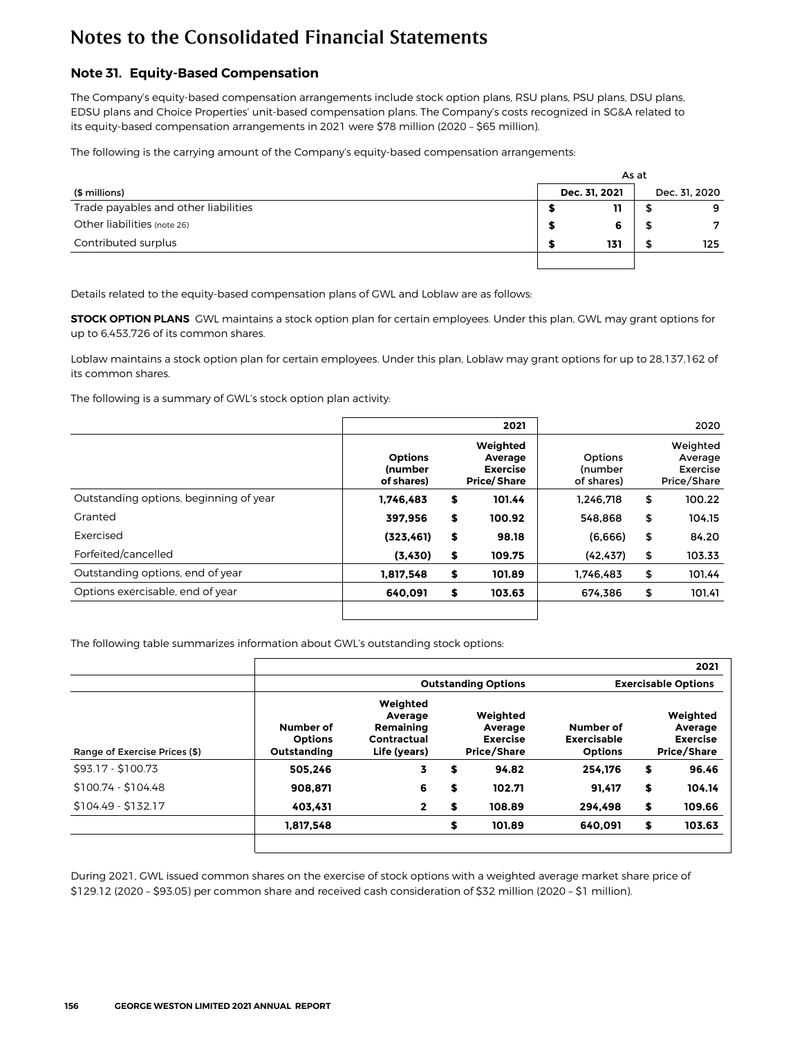# Notes to the Consolidated Financial Statements

## Note 31. Equity-Based Compensation

The Company's equity-based compensation arrangements include stock option plans, RSU plans, PSU plans, DSU plans, EDSU plans and Choice Properties' unit-based compensation plans. The Company's costs recognized in SG&A related to its equity-based compensation arrangements in 2021 were $78 million (2020 – $65 million).

The following is the carrying amount of the Company's equity-based compensation arrangements:

| | As at | |
|---|---|---|
| ($ millions) | Dec. 31, 2021 | Dec. 31, 2020 |
| Trade payables and other liabilities | $ 11 | $ 9 |
| Other liabilities (note 26) | $ 6 | $ 7 |
| Contributed surplus | $ 131 | $ 125 |

Details related to the equity-based compensation plans of GWL and Loblaw are as follows:

**STOCK OPTION PLANS** GWL maintains a stock option plan for certain employees. Under this plan, GWL may grant options for up to 6,453,726 of its common shares.

Loblaw maintains a stock option plan for certain employees. Under this plan, Loblaw may grant options for up to 28,137,162 of its common shares.

The following is a summary of GWL's stock option plan activity:

| | 2021 | | 2020 | |
|---|---|---|---|---|
| | **Options (number of shares)** | **Weighted Average Exercise Price/Share** | Options (number of shares) | Weighted Average Exercise Price/Share |
| Outstanding options, beginning of year | **1,746,483** | **$ 101.44** | 1,246,718 | $ 100.22 |
| Granted | **397,956** | **$ 100.92** | 548,868 | $ 104.15 |
| Exercised | **(323,461)** | **$ 98.18** | (6,666) | $ 84.20 |
| Forfeited/cancelled | **(3,430)** | **$ 109.75** | (42,437) | $ 103.33 |
| Outstanding options, end of year | **1,817,548** | **$ 101.89** | 1,746,483 | $ 101.44 |
| Options exercisable, end of year | **640,091** | **$ 103.63** | 674,386 | $ 101.41 |

The following table summarizes information about GWL's outstanding stock options:

| | 2021 | | | | |
|---|---|---|---|---|---|
| | **Outstanding Options** | | | **Exercisable Options** | |
| Range of Exercise Prices ($) | **Number of Options Outstanding** | **Weighted Average Remaining Contractual Life (years)** | **Weighted Average Exercise Price/Share** | **Number of Exercisable Options** | **Weighted Average Exercise Price/Share** |
| $93.17 - $100.73 | **505,246** | **3** | **$ 94.82** | **254,176** | **$ 96.46** |
| $100.74 - $104.48 | **908,871** | **6** | **$ 102.71** | **91,417** | **$ 104.14** |
| $104.49 - $132.17 | **403,431** | **2** | **$ 108.89** | **294,498** | **$ 109.66** |
| | **1,817,548** | | **$ 101.89** | **640,091** | **$ 103.63** |

During 2021, GWL issued common shares on the exercise of stock options with a weighted average market share price of $129.12 (2020 – $93.05) per common share and received cash consideration of $32 million (2020 – $1 million).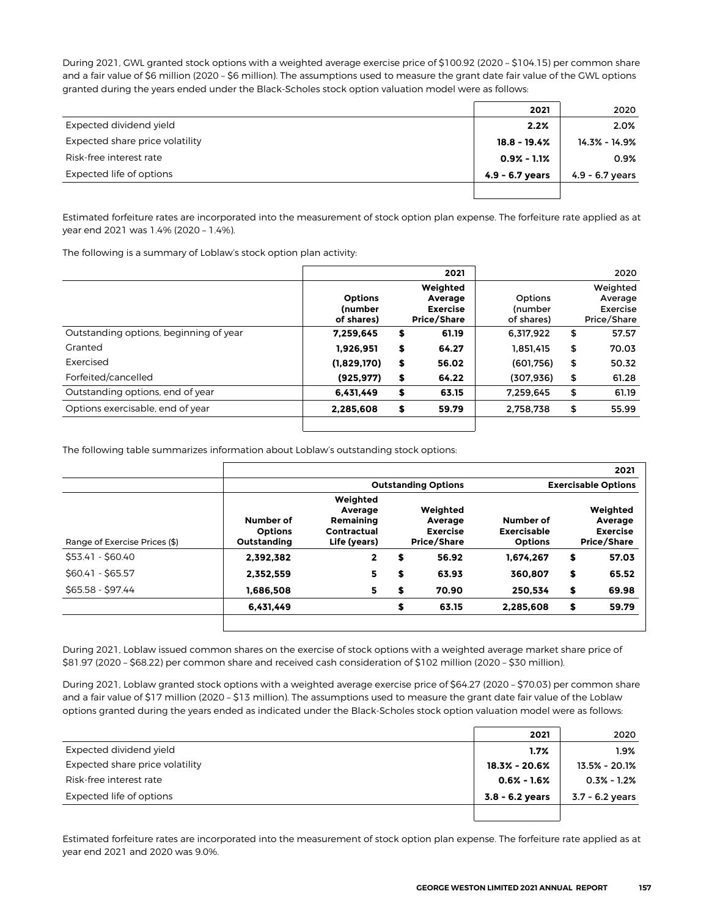During 2021, GWL granted stock options with a weighted average exercise price of $100.92 (2020 – $104.15) per common share and a fair value of $6 million (2020 – $6 million). The assumptions used to measure the grant date fair value of the GWL options granted during the years ended under the Black-Scholes stock option valuation model were as follows:

| | 2021 | 2020 |
|---|---|---|
| Expected dividend yield | **2.2%** | 2.0% |
| Expected share price volatility | **18.8 - 19.4%** | 14.3% - 14.9% |
| Risk-free interest rate | **0.9% - 1.1%** | 0.9% |
| Expected life of options | **4.9 - 6.7 years** | 4.9 - 6.7 years |

Estimated forfeiture rates are incorporated into the measurement of stock option plan expense. The forfeiture rate applied as at year end 2021 was 1.4% (2020 – 1.4%).

The following is a summary of Loblaw's stock option plan activity:

| | | | 2021 | | | 2020 |
|---|---|---|---|---|---|---|
| | **Options (number of shares)** | | **Weighted Average Exercise Price/Share** | Options (number of shares) | | Weighted Average Exercise Price/Share |
| Outstanding options, beginning of year | **7,259,645** | **$** | **61.19** | 6,317,922 | $ | 57.57 |
| Granted | **1,926,951** | **$** | **64.27** | 1,851,415 | $ | 70.03 |
| Exercised | **(1,829,170)** | **$** | **56.02** | (601,756) | $ | 50.32 |
| Forfeited/cancelled | **(925,977)** | **$** | **64.22** | (307,936) | $ | 61.28 |
| Outstanding options, end of year | **6,431,449** | **$** | **63.15** | 7,259,645 | $ | 61.19 |
| Options exercisable, end of year | **2,285,608** | **$** | **59.79** | 2,758,738 | $ | 55.99 |

The following table summarizes information about Loblaw's outstanding stock options:

| | | | | | | | 2021 |
|---|---|---|---|---|---|---|---|
| | **Outstanding Options** | | | | **Exercisable Options** | | |
| Range of Exercise Prices ($) | **Number of Options Outstanding** | **Weighted Average Remaining Contractual Life (years)** | | **Weighted Average Exercise Price/Share** | **Number of Exercisable Options** | | **Weighted Average Exercise Price/Share** |
| $53.41 - $60.40 | **2,392,382** | **2** | **$** | **56.92** | **1,674,267** | **$** | **57.03** |
| $60.41 - $65.57 | **2,352,559** | **5** | **$** | **63.93** | **360,807** | **$** | **65.52** |
| $65.58 - $97.44 | **1,686,508** | **5** | **$** | **70.90** | **250,534** | **$** | **69.98** |
| | **6,431,449** | | **$** | **63.15** | **2,285,608** | **$** | **59.79** |

During 2021, Loblaw issued common shares on the exercise of stock options with a weighted average market share price of $81.97 (2020 – $68.22) per common share and received cash consideration of $102 million (2020 – $30 million).

During 2021, Loblaw granted stock options with a weighted average exercise price of $64.27 (2020 – $70.03) per common share and a fair value of $17 million (2020 – $13 million). The assumptions used to measure the grant date fair value of the Loblaw options granted during the years ended as indicated under the Black-Scholes stock option valuation model were as follows:

| | 2021 | 2020 |
|---|---|---|
| Expected dividend yield | **1.7%** | 1.9% |
| Expected share price volatility | **18.3% - 20.6%** | 13.5% - 20.1% |
| Risk-free interest rate | **0.6% - 1.6%** | 0.3% - 1.2% |
| Expected life of options | **3.8 - 6.2 years** | 3.7 - 6.2 years |

Estimated forfeiture rates are incorporated into the measurement of stock option plan expense. The forfeiture rate applied as at year end 2021 and 2020 was 9.0%.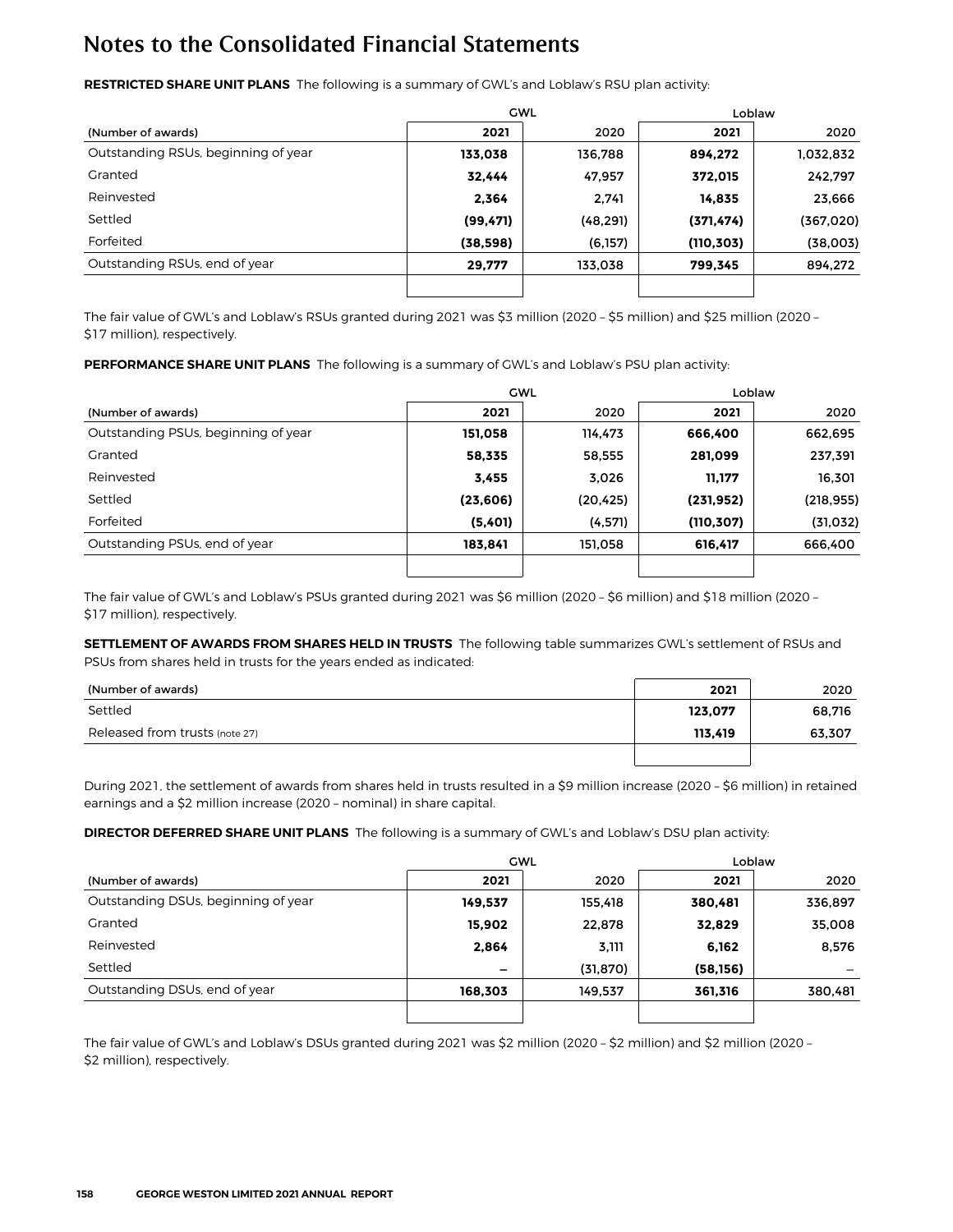# Notes to the Consolidated Financial Statements

**RESTRICTED SHARE UNIT PLANS** The following is a summary of GWL's and Loblaw's RSU plan activity:

| | GWL | | Loblaw | |
|---|---|---|---|---|
| (Number of awards) | **2021** | 2020 | **2021** | 2020 |
| Outstanding RSUs, beginning of year | **133,038** | 136,788 | **894,272** | 1,032,832 |
| Granted | **32,444** | 47,957 | **372,015** | 242,797 |
| Reinvested | **2,364** | 2,741 | **14,835** | 23,666 |
| Settled | **(99,471)** | (48,291) | **(371,474)** | (367,020) |
| Forfeited | **(38,598)** | (6,157) | **(110,303)** | (38,003) |
| Outstanding RSUs, end of year | **29,777** | 133,038 | **799,345** | 894,272 |

The fair value of GWL's and Loblaw's RSUs granted during 2021 was $3 million (2020 – $5 million) and $25 million (2020 – $17 million), respectively.

**PERFORMANCE SHARE UNIT PLANS** The following is a summary of GWL's and Loblaw's PSU plan activity:

| | GWL | | Loblaw | |
|---|---|---|---|---|
| (Number of awards) | **2021** | 2020 | **2021** | 2020 |
| Outstanding PSUs, beginning of year | **151,058** | 114,473 | **666,400** | 662,695 |
| Granted | **58,335** | 58,555 | **281,099** | 237,391 |
| Reinvested | **3,455** | 3,026 | **11,177** | 16,301 |
| Settled | **(23,606)** | (20,425) | **(231,952)** | (218,955) |
| Forfeited | **(5,401)** | (4,571) | **(110,307)** | (31,032) |
| Outstanding PSUs, end of year | **183,841** | 151,058 | **616,417** | 666,400 |

The fair value of GWL's and Loblaw's PSUs granted during 2021 was $6 million (2020 – $6 million) and $18 million (2020 – $17 million), respectively.

**SETTLEMENT OF AWARDS FROM SHARES HELD IN TRUSTS** The following table summarizes GWL's settlement of RSUs and PSUs from shares held in trusts for the years ended as indicated:

| (Number of awards) | **2021** | 2020 |
|---|---|---|
| Settled | **123,077** | 68,716 |
| Released from trusts (note 27) | **113,419** | 63,307 |

During 2021, the settlement of awards from shares held in trusts resulted in a $9 million increase (2020 – $6 million) in retained earnings and a $2 million increase (2020 – nominal) in share capital.

**DIRECTOR DEFERRED SHARE UNIT PLANS** The following is a summary of GWL's and Loblaw's DSU plan activity:

| | GWL | | Loblaw | |
|---|---|---|---|---|
| (Number of awards) | **2021** | 2020 | **2021** | 2020 |
| Outstanding DSUs, beginning of year | **149,537** | 155,418 | **380,481** | 336,897 |
| Granted | **15,902** | 22,878 | **32,829** | 35,008 |
| Reinvested | **2,864** | 3,111 | **6,162** | 8,576 |
| Settled | **–** | (31,870) | **(58,156)** | – |
| Outstanding DSUs, end of year | **168,303** | 149,537 | **361,316** | 380,481 |

The fair value of GWL's and Loblaw's DSUs granted during 2021 was $2 million (2020 – $2 million) and $2 million (2020 – $2 million), respectively.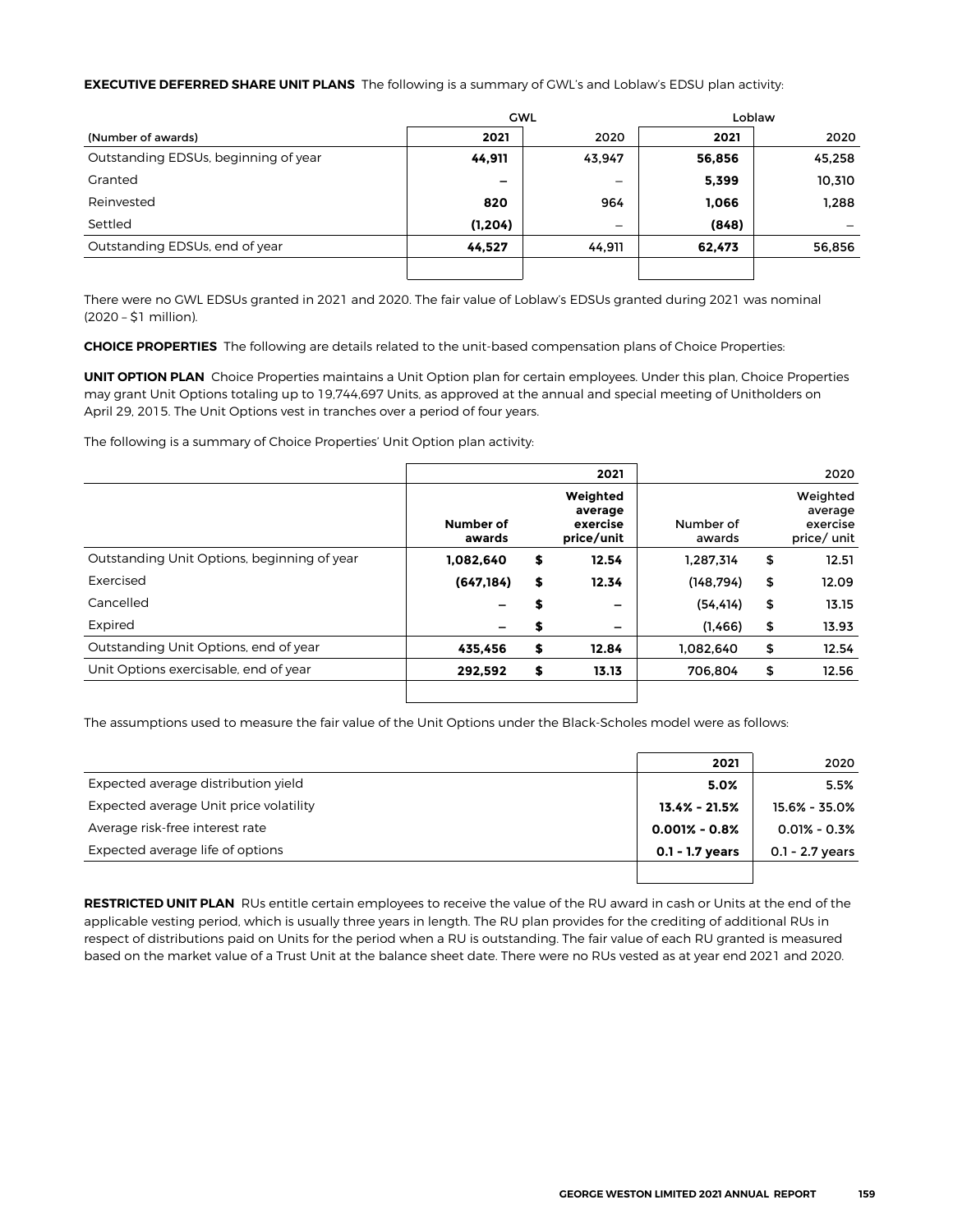**EXECUTIVE DEFERRED SHARE UNIT PLANS** The following is a summary of GWL's and Loblaw's EDSU plan activity:

| | GWL | | Loblaw | |
|---|---|---|---|---|
| (Number of awards) | **2021** | 2020 | **2021** | 2020 |
| Outstanding EDSUs, beginning of year | **44,911** | 43,947 | **56,856** | 45,258 |
| Granted | **–** | – | **5,399** | 10,310 |
| Reinvested | **820** | 964 | **1,066** | 1,288 |
| Settled | **(1,204)** | – | **(848)** | – |
| Outstanding EDSUs, end of year | **44,527** | 44,911 | **62,473** | 56,856 |

There were no GWL EDSUs granted in 2021 and 2020. The fair value of Loblaw's EDSUs granted during 2021 was nominal (2020 – $1 million).

**CHOICE PROPERTIES** The following are details related to the unit-based compensation plans of Choice Properties:

**UNIT OPTION PLAN** Choice Properties maintains a Unit Option plan for certain employees. Under this plan, Choice Properties may grant Unit Options totaling up to 19,744,697 Units, as approved at the annual and special meeting of Unitholders on April 29, 2015. The Unit Options vest in tranches over a period of four years.

The following is a summary of Choice Properties' Unit Option plan activity:

| | | **2021** | | 2020 |
|---|---|---|---|---|
| | **Number of awards** | **Weighted average exercise price/unit** | Number of awards | Weighted average exercise price/ unit |
| Outstanding Unit Options, beginning of year | **1,082,640** | **$ 12.54** | 1,287,314 | $ 12.51 |
| Exercised | **(647,184)** | **$ 12.34** | (148,794) | $ 12.09 |
| Cancelled | **–** | **$ –** | (54,414) | $ 13.15 |
| Expired | **–** | **$ –** | (1,466) | $ 13.93 |
| Outstanding Unit Options, end of year | **435,456** | **$ 12.84** | 1,082,640 | $ 12.54 |
| Unit Options exercisable, end of year | **292,592** | **$ 13.13** | 706,804 | $ 12.56 |

The assumptions used to measure the fair value of the Unit Options under the Black-Scholes model were as follows:

| | **2021** | 2020 |
|---|---|---|
| Expected average distribution yield | **5.0%** | 5.5% |
| Expected average Unit price volatility | **13.4% - 21.5%** | 15.6% - 35.0% |
| Average risk-free interest rate | **0.001% - 0.8%** | 0.01% - 0.3% |
| Expected average life of options | **0.1 - 1.7 years** | 0.1 - 2.7 years |

**RESTRICTED UNIT PLAN** RUs entitle certain employees to receive the value of the RU award in cash or Units at the end of the applicable vesting period, which is usually three years in length. The RU plan provides for the crediting of additional RUs in respect of distributions paid on Units for the period when a RU is outstanding. The fair value of each RU granted is measured based on the market value of a Trust Unit at the balance sheet date. There were no RUs vested as at year end 2021 and 2020.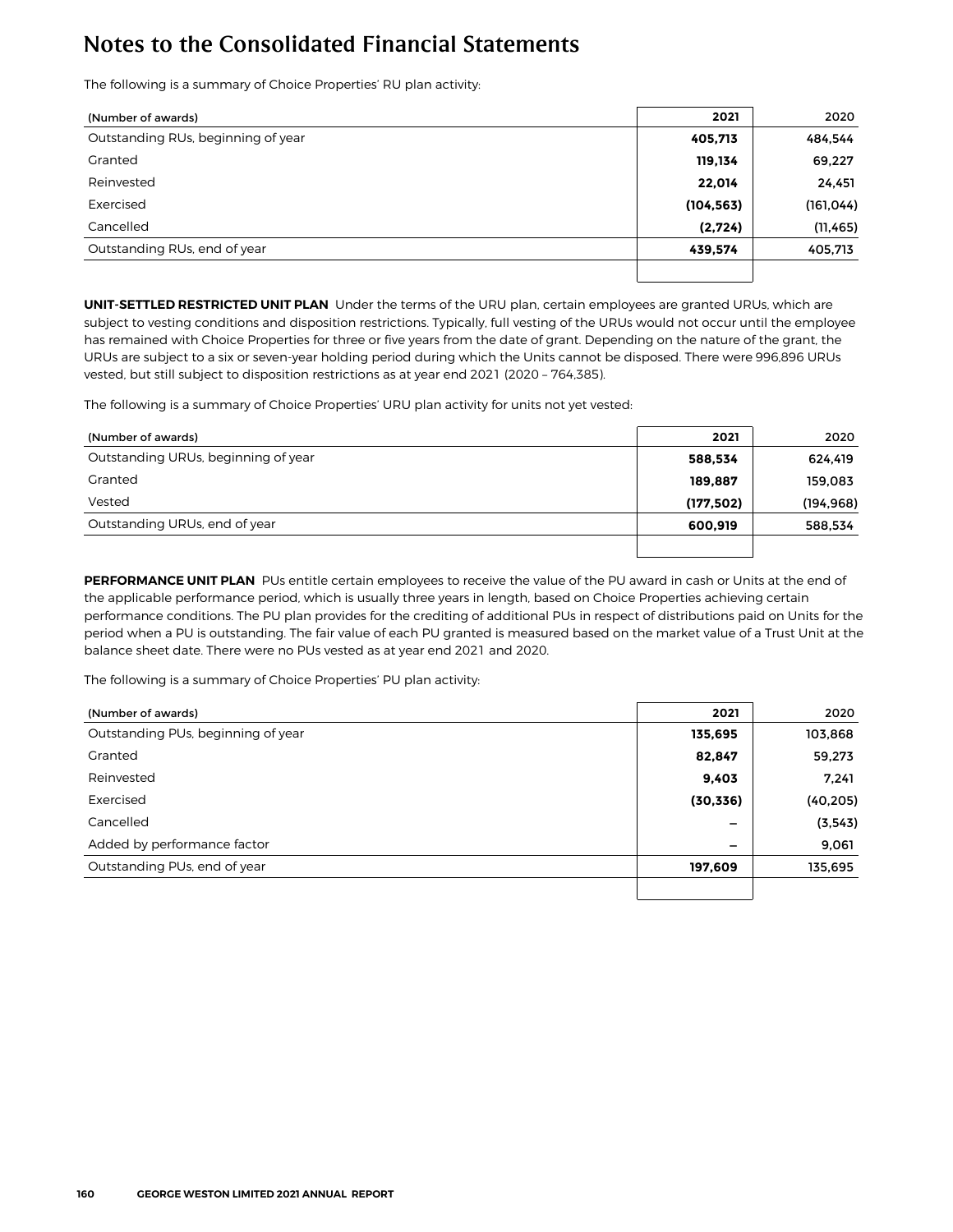# Notes to the Consolidated Financial Statements

The following is a summary of Choice Properties' RU plan activity:

| (Number of awards) | 2021 | 2020 |
|---|---|---|
| Outstanding RUs, beginning of year | **405,713** | 484,544 |
| Granted | **119,134** | 69,227 |
| Reinvested | **22,014** | 24,451 |
| Exercised | **(104,563)** | (161,044) |
| Cancelled | **(2,724)** | (11,465) |
| Outstanding RUs, end of year | **439,574** | 405,713 |

**UNIT-SETTLED RESTRICTED UNIT PLAN** Under the terms of the URU plan, certain employees are granted URUs, which are subject to vesting conditions and disposition restrictions. Typically, full vesting of the URUs would not occur until the employee has remained with Choice Properties for three or five years from the date of grant. Depending on the nature of the grant, the URUs are subject to a six or seven-year holding period during which the Units cannot be disposed. There were 996,896 URUs vested, but still subject to disposition restrictions as at year end 2021 (2020 – 764,385).

The following is a summary of Choice Properties' URU plan activity for units not yet vested:

| (Number of awards) | 2021 | 2020 |
|---|---|---|
| Outstanding URUs, beginning of year | **588,534** | 624,419 |
| Granted | **189,887** | 159,083 |
| Vested | **(177,502)** | (194,968) |
| Outstanding URUs, end of year | **600,919** | 588,534 |

**PERFORMANCE UNIT PLAN** PUs entitle certain employees to receive the value of the PU award in cash or Units at the end of the applicable performance period, which is usually three years in length, based on Choice Properties achieving certain performance conditions. The PU plan provides for the crediting of additional PUs in respect of distributions paid on Units for the period when a PU is outstanding. The fair value of each PU granted is measured based on the market value of a Trust Unit at the balance sheet date. There were no PUs vested as at year end 2021 and 2020.

The following is a summary of Choice Properties' PU plan activity:

| (Number of awards) | 2021 | 2020 |
|---|---|---|
| Outstanding PUs, beginning of year | **135,695** | 103,868 |
| Granted | **82,847** | 59,273 |
| Reinvested | **9,403** | 7,241 |
| Exercised | **(30,336)** | (40,205) |
| Cancelled | **–** | (3,543) |
| Added by performance factor | **–** | 9,061 |
| Outstanding PUs, end of year | **197,609** | 135,695 |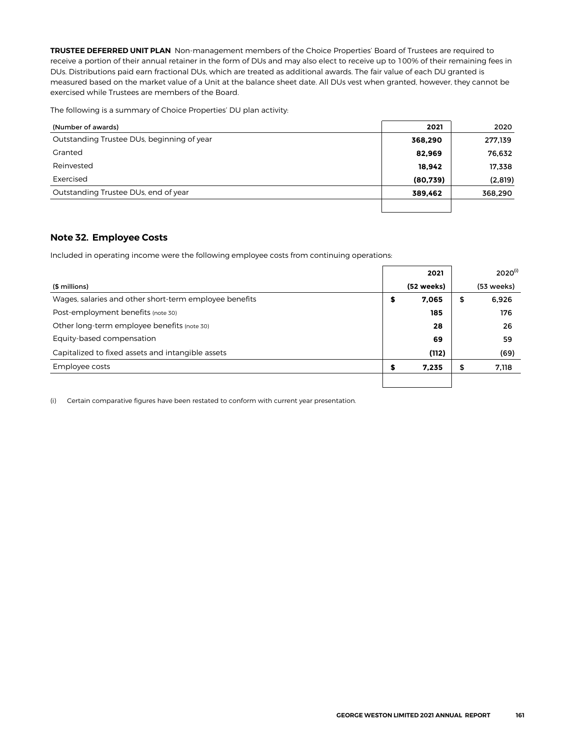**TRUSTEE DEFERRED UNIT PLAN** Non-management members of the Choice Properties' Board of Trustees are required to receive a portion of their annual retainer in the form of DUs and may also elect to receive up to 100% of their remaining fees in DUs. Distributions paid earn fractional DUs, which are treated as additional awards. The fair value of each DU granted is measured based on the market value of a Unit at the balance sheet date. All DUs vest when granted, however, they cannot be exercised while Trustees are members of the Board.

The following is a summary of Choice Properties' DU plan activity:

| (Number of awards) | 2021 | 2020 |
|---|---|---|
| Outstanding Trustee DUs, beginning of year | **368,290** | 277,139 |
| Granted | **82,969** | 76,632 |
| Reinvested | **18,942** | 17,338 |
| Exercised | **(80,739)** | (2,819) |
| Outstanding Trustee DUs, end of year | **389,462** | 368,290 |

## Note 32. Employee Costs

Included in operating income were the following employee costs from continuing operations:

| ($ millions) | 2021 (52 weeks) | 2020[(i)] (53 weeks) |
|---|---|---|
| Wages, salaries and other short-term employee benefits | **$ 7,065** | $ 6,926 |
| Post-employment benefits (note 30) | **185** | 176 |
| Other long-term employee benefits (note 30) | **28** | 26 |
| Equity-based compensation | **69** | 59 |
| Capitalized to fixed assets and intangible assets | **(112)** | (69) |
| Employee costs | **$ 7,235** | $ 7,118 |

(i) Certain comparative figures have been restated to conform with current year presentation.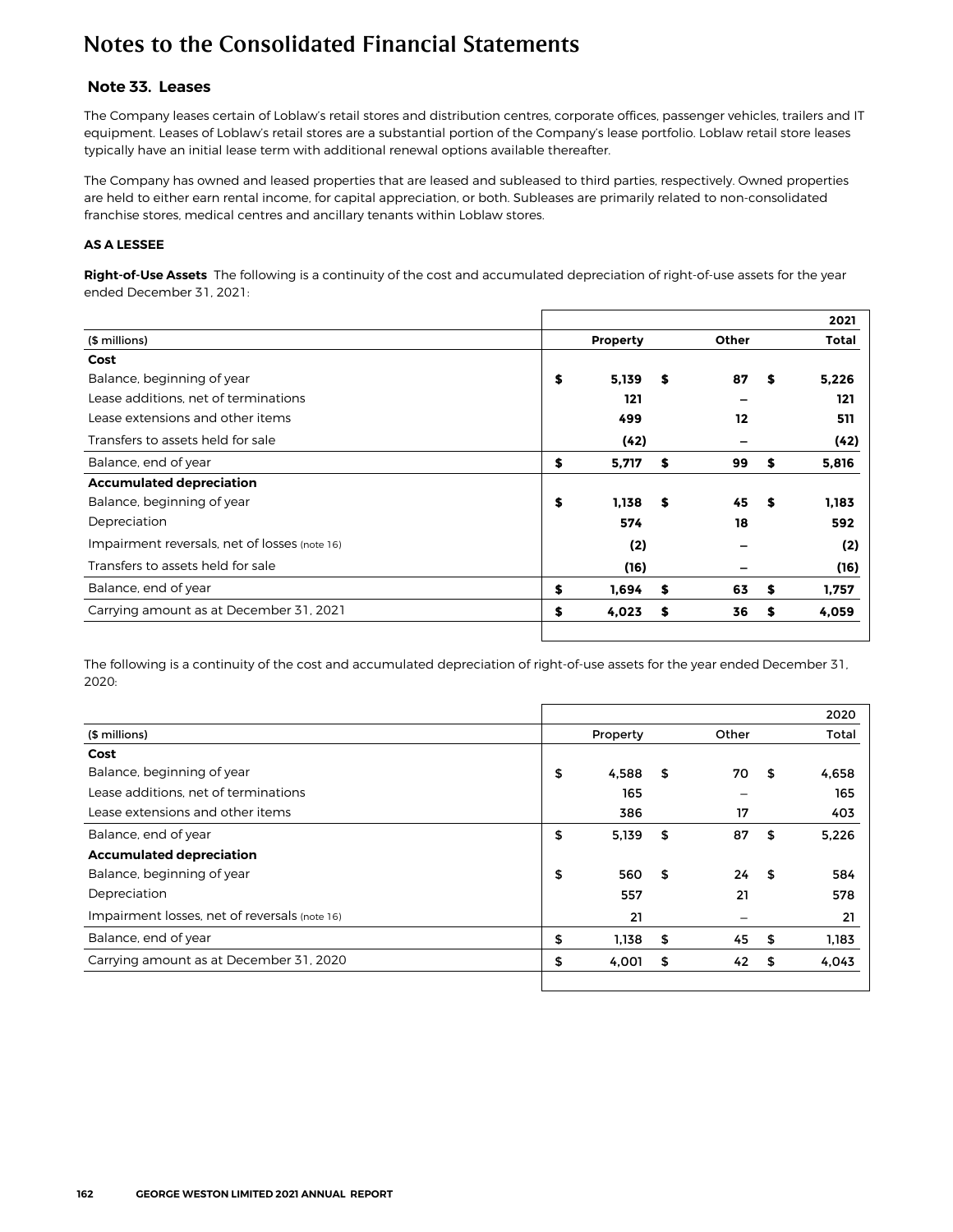# Notes to the Consolidated Financial Statements

## Note 33. Leases

The Company leases certain of Loblaw's retail stores and distribution centres, corporate offices, passenger vehicles, trailers and IT equipment. Leases of Loblaw's retail stores are a substantial portion of the Company's lease portfolio. Loblaw retail store leases typically have an initial lease term with additional renewal options available thereafter.

The Company has owned and leased properties that are leased and subleased to third parties, respectively. Owned properties are held to either earn rental income, for capital appreciation, or both. Subleases are primarily related to non-consolidated franchise stores, medical centres and ancillary tenants within Loblaw stores.

### AS A LESSEE

**Right-of-Use Assets** The following is a continuity of the cost and accumulated depreciation of right-of-use assets for the year ended December 31, 2021:

| | | | **2021** |
|---|---|---|---|
| ($ millions) | **Property** | **Other** | **Total** |
| **Cost** | | | |
| Balance, beginning of year | **$ 5,139** | **$ 87** | **$ 5,226** |
| Lease additions, net of terminations | **121** | **–** | **121** |
| Lease extensions and other items | **499** | **12** | **511** |
| Transfers to assets held for sale | **(42)** | **–** | **(42)** |
| Balance, end of year | **$ 5,717** | **$ 99** | **$ 5,816** |
| **Accumulated depreciation** | | | |
| Balance, beginning of year | **$ 1,138** | **$ 45** | **$ 1,183** |
| Depreciation | **574** | **18** | **592** |
| Impairment reversals, net of losses (note 16) | **(2)** | **–** | **(2)** |
| Transfers to assets held for sale | **(16)** | **–** | **(16)** |
| Balance, end of year | **$ 1,694** | **$ 63** | **$ 1,757** |
| Carrying amount as at December 31, 2021 | **$ 4,023** | **$ 36** | **$ 4,059** |

The following is a continuity of the cost and accumulated depreciation of right-of-use assets for the year ended December 31, 2020:

| | | | 2020 |
|---|---|---|---|
| ($ millions) | Property | Other | Total |
| **Cost** | | | |
| Balance, beginning of year | $ 4,588 | $ 70 | $ 4,658 |
| Lease additions, net of terminations | 165 | – | 165 |
| Lease extensions and other items | 386 | 17 | 403 |
| Balance, end of year | $ 5,139 | $ 87 | $ 5,226 |
| **Accumulated depreciation** | | | |
| Balance, beginning of year | $ 560 | $ 24 | $ 584 |
| Depreciation | 557 | 21 | 578 |
| Impairment losses, net of reversals (note 16) | 21 | – | 21 |
| Balance, end of year | $ 1,138 | $ 45 | $ 1,183 |
| Carrying amount as at December 31, 2020 | $ 4,001 | $ 42 | $ 4,043 |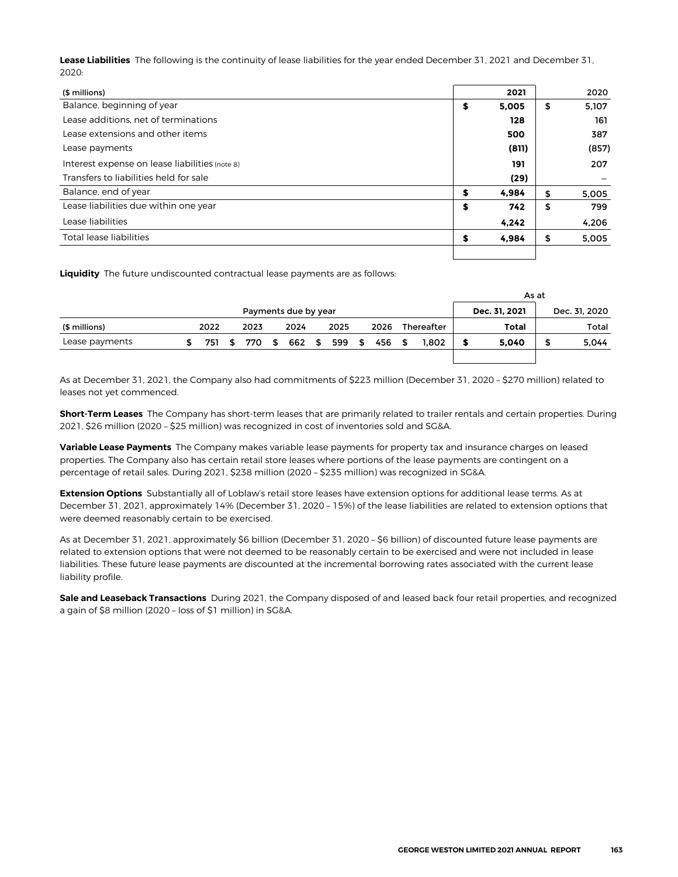**Lease Liabilities** The following is the continuity of lease liabilities for the year ended December 31, 2021 and December 31, 2020:

| ($ millions) | 2021 | 2020 |
|---|---|---|
| Balance, beginning of year | $ 5,005 | $ 5,107 |
| Lease additions, net of terminations | 128 | 161 |
| Lease extensions and other items | 500 | 387 |
| Lease payments | (811) | (857) |
| Interest expense on lease liabilities (note 8) | 191 | 207 |
| Transfers to liabilities held for sale | (29) | – |
| Balance, end of year | $ 4,984 | $ 5,005 |
| Lease liabilities due within one year | $ 742 | $ 799 |
| Lease liabilities | 4,242 | 4,206 |
| Total lease liabilities | $ 4,984 | $ 5,005 |

**Liquidity** The future undiscounted contractual lease payments are as follows:

| | Payments due by year | | | | | | As at | |
|---|---|---|---|---|---|---|---|---|
| | | | | | | | Dec. 31, 2021 | Dec. 31, 2020 |
| ($ millions) | 2022 | 2023 | 2024 | 2025 | 2026 | Thereafter | Total | Total |
| Lease payments | $ 751 | $ 770 | $ 662 | $ 599 | $ 456 | $ 1,802 | $ 5,040 | $ 5,044 |

As at December 31, 2021, the Company also had commitments of $223 million (December 31, 2020 – $270 million) related to leases not yet commenced.

**Short-Term Leases** The Company has short-term leases that are primarily related to trailer rentals and certain properties. During 2021, $26 million (2020 – $25 million) was recognized in cost of inventories sold and SG&A.

**Variable Lease Payments** The Company makes variable lease payments for property tax and insurance charges on leased properties. The Company also has certain retail store leases where portions of the lease payments are contingent on a percentage of retail sales. During 2021, $238 million (2020 – $235 million) was recognized in SG&A.

**Extension Options** Substantially all of Loblaw's retail store leases have extension options for additional lease terms. As at December 31, 2021, approximately 14% (December 31, 2020 – 15%) of the lease liabilities are related to extension options that were deemed reasonably certain to be exercised.

As at December 31, 2021, approximately $6 billion (December 31, 2020 – $6 billion) of discounted future lease payments are related to extension options that were not deemed to be reasonably certain to be exercised and were not included in lease liabilities. These future lease payments are discounted at the incremental borrowing rates associated with the current lease liability profile.

**Sale and Leaseback Transactions** During 2021, the Company disposed of and leased back four retail properties, and recognized a gain of $8 million (2020 – loss of $1 million) in SG&A.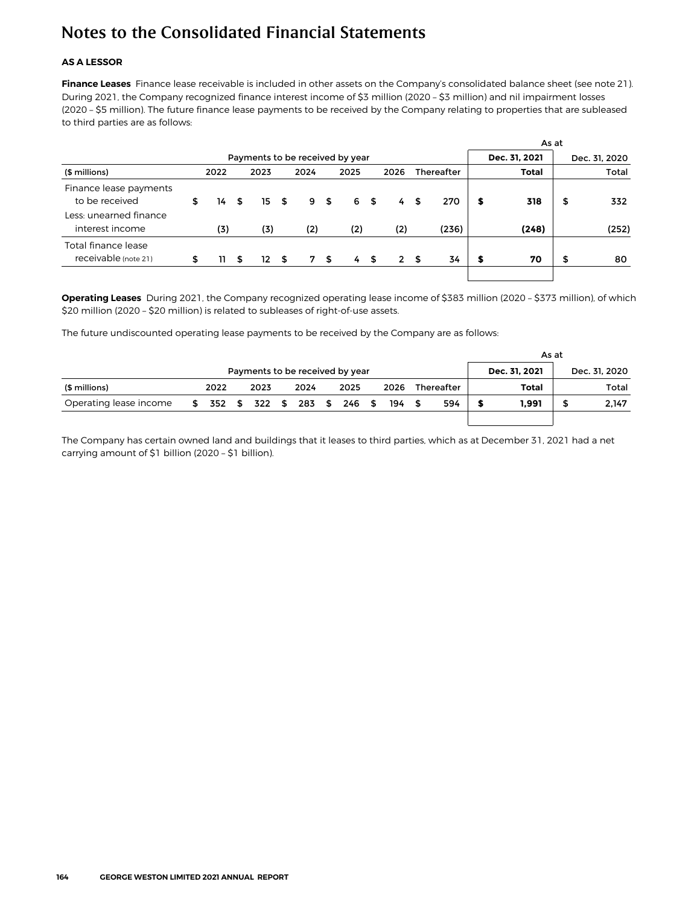# Notes to the Consolidated Financial Statements

**AS A LESSOR**

**Finance Leases** Finance lease receivable is included in other assets on the Company's consolidated balance sheet (see note 21). During 2021, the Company recognized finance interest income of $3 million (2020 – $3 million) and nil impairment losses (2020 – $5 million). The future finance lease payments to be received by the Company relating to properties that are subleased to third parties are as follows:

| | Payments to be received by year | | | | | | As at | |
|---|---|---|---|---|---|---|---|---|
| | | | | | | | **Dec. 31, 2021** | Dec. 31, 2020 |
| ($ millions) | 2022 | 2023 | 2024 | 2025 | 2026 | Thereafter | **Total** | Total |
| Finance lease payments to be received | $ 14 | $ 15 | $ 9 | $ 6 | $ 4 | $ 270 | **$ 318** | $ 332 |
| Less: unearned finance interest income | (3) | (3) | (2) | (2) | (2) | (236) | **(248)** | (252) |
| Total finance lease receivable (note 21) | $ 11 | $ 12 | $ 7 | $ 4 | $ 2 | $ 34 | **$ 70** | $ 80 |

**Operating Leases** During 2021, the Company recognized operating lease income of $383 million (2020 – $373 million), of which $20 million (2020 – $20 million) is related to subleases of right-of-use assets.

The future undiscounted operating lease payments to be received by the Company are as follows:

| | Payments to be received by year | | | | | | As at | |
|---|---|---|---|---|---|---|---|---|
| | | | | | | | **Dec. 31, 2021** | Dec. 31, 2020 |
| ($ millions) | 2022 | 2023 | 2024 | 2025 | 2026 | Thereafter | **Total** | Total |
| Operating lease income | $ 352 | $ 322 | $ 283 | $ 246 | $ 194 | $ 594 | **$ 1,991** | $ 2,147 |

The Company has certain owned land and buildings that it leases to third parties, which as at December 31, 2021 had a net carrying amount of $1 billion (2020 – $1 billion).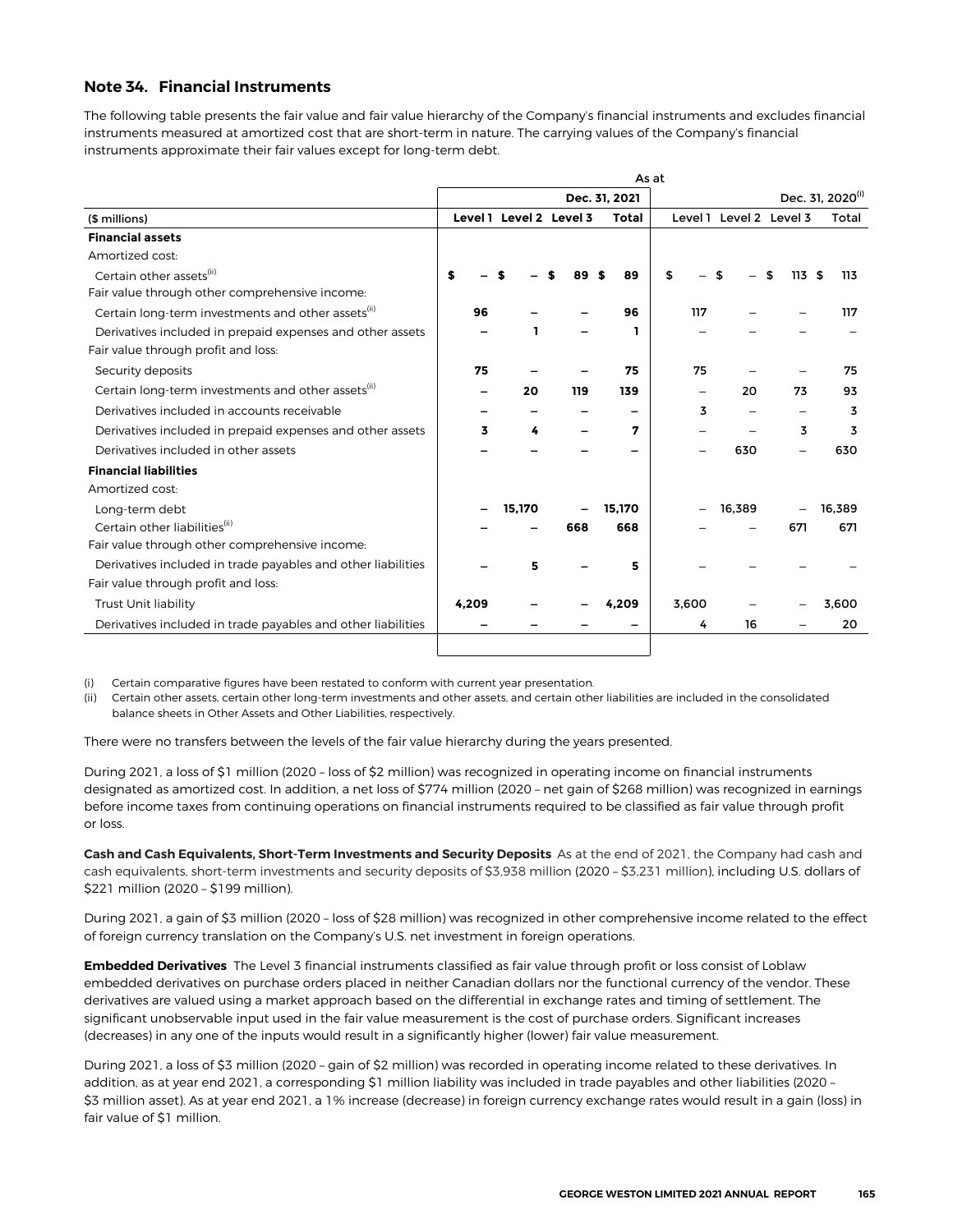## Note 34. Financial Instruments

The following table presents the fair value and fair value hierarchy of the Company's financial instruments and excludes financial instruments measured at amortized cost that are short-term in nature. The carrying values of the Company's financial instruments approximate their fair values except for long-term debt.

| | As at | | | | | | | |
|---|---|---|---|---|---|---|---|---|
| | Dec. 31, 2021 | | | | Dec. 31, 2020[(i)] | | | |
| ($ millions) | Level 1 | Level 2 | Level 3 | Total | Level 1 | Level 2 | Level 3 | Total |
| **Financial assets** | | | | | | | | |
| Amortized cost: | | | | | | | | |
| Certain other assets[(ii)] | $ – | $ – | $ 89 | $ 89 | $ – | $ – | $ 113 | $ 113 |
| Fair value through other comprehensive income: | | | | | | | | |
| Certain long-term investments and other assets[(ii)] | 96 | – | – | 96 | 117 | – | – | 117 |
| Derivatives included in prepaid expenses and other assets | – | 1 | – | 1 | – | – | – | – |
| Fair value through profit and loss: | | | | | | | | |
| Security deposits | 75 | – | – | 75 | 75 | – | – | 75 |
| Certain long-term investments and other assets[(ii)] | – | 20 | 119 | 139 | – | 20 | 73 | 93 |
| Derivatives included in accounts receivable | – | – | – | – | 3 | – | – | 3 |
| Derivatives included in prepaid expenses and other assets | 3 | 4 | – | 7 | – | – | 3 | 3 |
| Derivatives included in other assets | – | – | – | – | – | 630 | – | 630 |
| **Financial liabilities** | | | | | | | | |
| Amortized cost: | | | | | | | | |
| Long-term debt | – | 15,170 | – | 15,170 | – | 16,389 | – | 16,389 |
| Certain other liabilities[(ii)] | – | – | 668 | 668 | – | – | 671 | 671 |
| Fair value through other comprehensive income: | | | | | | | | |
| Derivatives included in trade payables and other liabilities | – | 5 | – | 5 | – | – | – | – |
| Fair value through profit and loss: | | | | | | | | |
| Trust Unit liability | 4,209 | – | – | 4,209 | 3,600 | – | – | 3,600 |
| Derivatives included in trade payables and other liabilities | – | – | – | – | 4 | 16 | – | 20 |

(i) Certain comparative figures have been restated to conform with current year presentation.

(ii) Certain other assets, certain other long-term investments and other assets, and certain other liabilities are included in the consolidated balance sheets in Other Assets and Other Liabilities, respectively.

There were no transfers between the levels of the fair value hierarchy during the years presented.

During 2021, a loss of $1 million (2020 – loss of $2 million) was recognized in operating income on financial instruments designated as amortized cost. In addition, a net loss of $774 million (2020 – net gain of $268 million) was recognized in earnings before income taxes from continuing operations on financial instruments required to be classified as fair value through profit or loss.

**Cash and Cash Equivalents, Short-Term Investments and Security Deposits** As at the end of 2021, the Company had cash and cash equivalents, short-term investments and security deposits of $3,938 million (2020 – $3,231 million), including U.S. dollars of $221 million (2020 – $199 million).

During 2021, a gain of $3 million (2020 – loss of $28 million) was recognized in other comprehensive income related to the effect of foreign currency translation on the Company's U.S. net investment in foreign operations.

**Embedded Derivatives** The Level 3 financial instruments classified as fair value through profit or loss consist of Loblaw embedded derivatives on purchase orders placed in neither Canadian dollars nor the functional currency of the vendor. These derivatives are valued using a market approach based on the differential in exchange rates and timing of settlement. The significant unobservable input used in the fair value measurement is the cost of purchase orders. Significant increases (decreases) in any one of the inputs would result in a significantly higher (lower) fair value measurement.

During 2021, a loss of $3 million (2020 – gain of $2 million) was recorded in operating income related to these derivatives. In addition, as at year end 2021, a corresponding $1 million liability was included in trade payables and other liabilities (2020 – $3 million asset). As at year end 2021, a 1% increase (decrease) in foreign currency exchange rates would result in a gain (loss) in fair value of $1 million.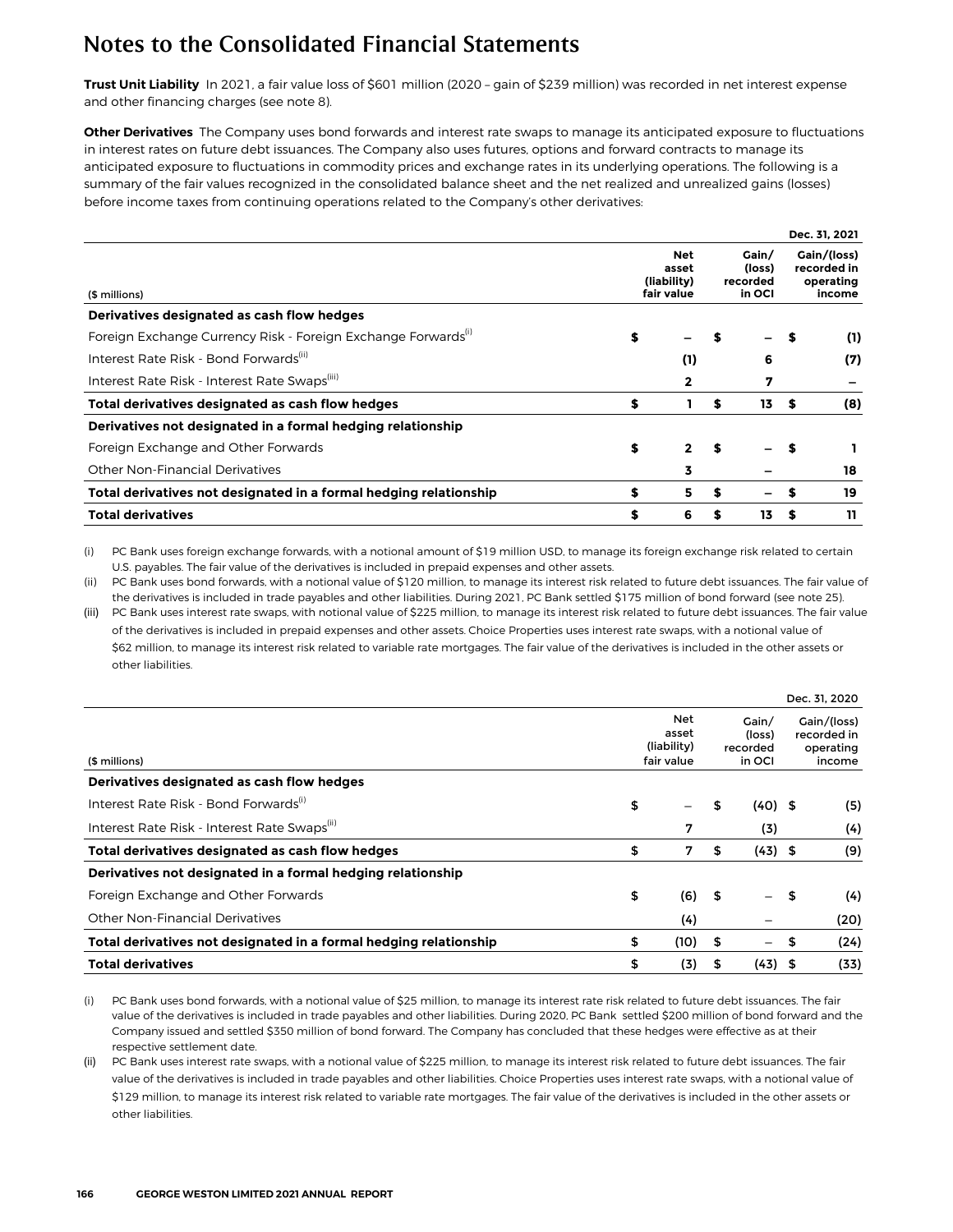# Notes to the Consolidated Financial Statements

**Trust Unit Liability** In 2021, a fair value loss of $601 million (2020 – gain of $239 million) was recorded in net interest expense and other financing charges (see note 8).

**Other Derivatives** The Company uses bond forwards and interest rate swaps to manage its anticipated exposure to fluctuations in interest rates on future debt issuances. The Company also uses futures, options and forward contracts to manage its anticipated exposure to fluctuations in commodity prices and exchange rates in its underlying operations. The following is a summary of the fair values recognized in the consolidated balance sheet and the net realized and unrealized gains (losses) before income taxes from continuing operations related to the Company's other derivatives:

| | | | Dec. 31, 2021 |
|---|---|---|---|
| ($ millions) | Net asset (liability) fair value | Gain/ (loss) recorded in OCI | Gain/(loss) recorded in operating income |
| **Derivatives designated as cash flow hedges** | | | |
| Foreign Exchange Currency Risk - Foreign Exchange Forwards[i] | $ – | $ – | $ (1) |
| Interest Rate Risk - Bond Forwards[ii] | (1) | 6 | (7) |
| Interest Rate Risk - Interest Rate Swaps[iii] | 2 | 7 | – |
| **Total derivatives designated as cash flow hedges** | $ 1 | $ 13 | $ (8) |
| **Derivatives not designated in a formal hedging relationship** | | | |
| Foreign Exchange and Other Forwards | $ 2 | $ – | $ 1 |
| Other Non-Financial Derivatives | 3 | – | 18 |
| **Total derivatives not designated in a formal hedging relationship** | $ 5 | $ – | $ 19 |
| **Total derivatives** | $ 6 | $ 13 | $ 11 |

(i) PC Bank uses foreign exchange forwards, with a notional amount of $19 million USD, to manage its foreign exchange risk related to certain U.S. payables. The fair value of the derivatives is included in prepaid expenses and other assets.

(ii) PC Bank uses bond forwards, with a notional value of $120 million, to manage its interest risk related to future debt issuances. The fair value of the derivatives is included in trade payables and other liabilities. During 2021, PC Bank settled $175 million of bond forward (see note 25).

(iii) PC Bank uses interest rate swaps, with notional value of $225 million, to manage its interest risk related to future debt issuances. The fair value of the derivatives is included in prepaid expenses and other assets. Choice Properties uses interest rate swaps, with a notional value of $62 million, to manage its interest risk related to variable rate mortgages. The fair value of the derivatives is included in the other assets or other liabilities.

| | | | Dec. 31, 2020 |
|---|---|---|---|
| ($ millions) | Net asset (liability) fair value | Gain/ (loss) recorded in OCI | Gain/(loss) recorded in operating income |
| **Derivatives designated as cash flow hedges** | | | |
| Interest Rate Risk - Bond Forwards[i] | $ – | $ (40) | $ (5) |
| Interest Rate Risk - Interest Rate Swaps[ii] | 7 | (3) | (4) |
| **Total derivatives designated as cash flow hedges** | $ 7 | $ (43) | $ (9) |
| **Derivatives not designated in a formal hedging relationship** | | | |
| Foreign Exchange and Other Forwards | $ (6) | $ – | $ (4) |
| Other Non-Financial Derivatives | (4) | – | (20) |
| **Total derivatives not designated in a formal hedging relationship** | $ (10) | $ – | $ (24) |
| **Total derivatives** | $ (3) | $ (43) | $ (33) |

(i) PC Bank uses bond forwards, with a notional value of $25 million, to manage its interest rate risk related to future debt issuances. The fair value of the derivatives is included in trade payables and other liabilities. During 2020, PC Bank settled $200 million of bond forward and the Company issued and settled $350 million of bond forward. The Company has concluded that these hedges were effective as at their respective settlement date.

(ii) PC Bank uses interest rate swaps, with a notional value of $225 million, to manage its interest risk related to future debt issuances. The fair value of the derivatives is included in trade payables and other liabilities. Choice Properties uses interest rate swaps, with a notional value of $129 million, to manage its interest risk related to variable rate mortgages. The fair value of the derivatives is included in the other assets or other liabilities.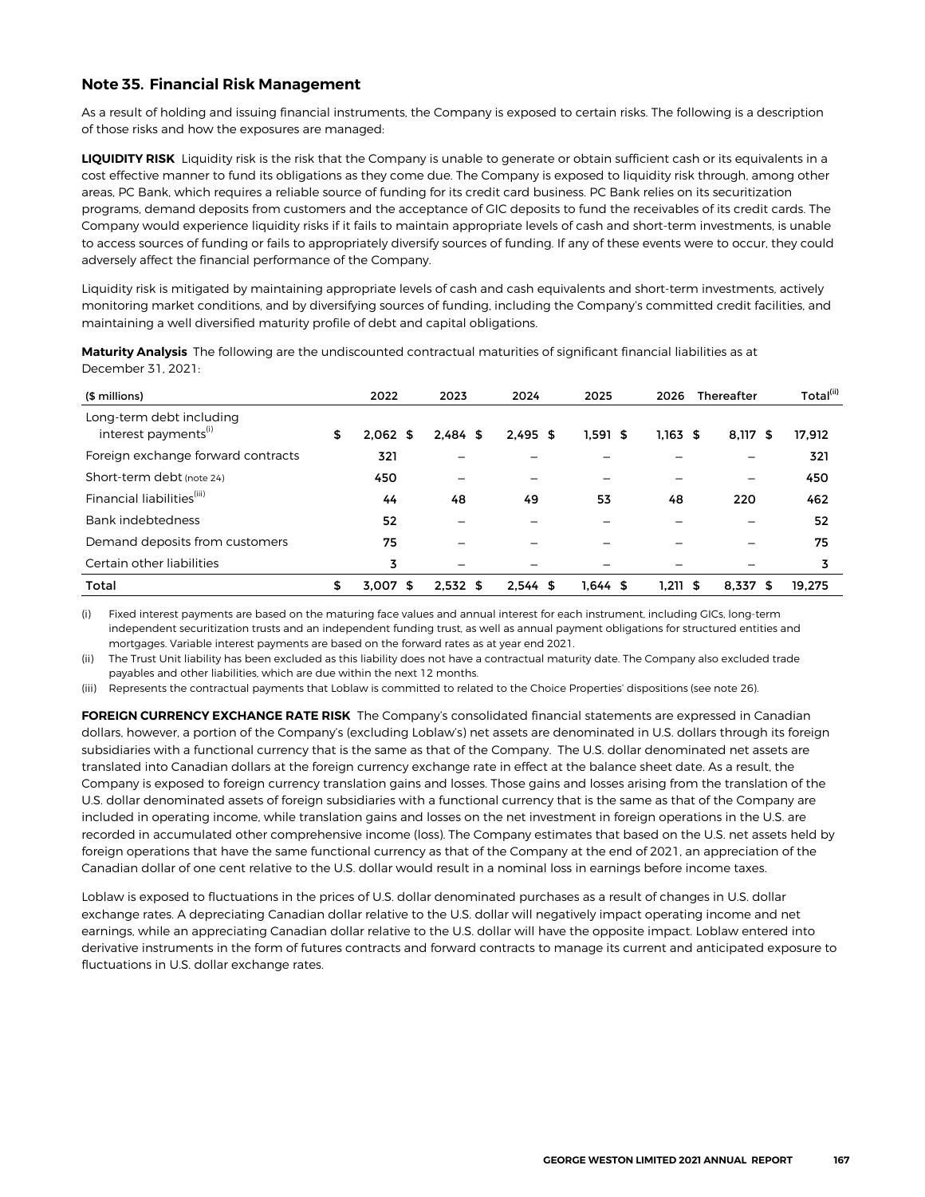## Note 35. Financial Risk Management

As a result of holding and issuing financial instruments, the Company is exposed to certain risks. The following is a description of those risks and how the exposures are managed:

**LIQUIDITY RISK** Liquidity risk is the risk that the Company is unable to generate or obtain sufficient cash or its equivalents in a cost effective manner to fund its obligations as they come due. The Company is exposed to liquidity risk through, among other areas, PC Bank, which requires a reliable source of funding for its credit card business. PC Bank relies on its securitization programs, demand deposits from customers and the acceptance of GIC deposits to fund the receivables of its credit cards. The Company would experience liquidity risks if it fails to maintain appropriate levels of cash and short-term investments, is unable to access sources of funding or fails to appropriately diversify sources of funding. If any of these events were to occur, they could adversely affect the financial performance of the Company.

Liquidity risk is mitigated by maintaining appropriate levels of cash and cash equivalents and short-term investments, actively monitoring market conditions, and by diversifying sources of funding, including the Company's committed credit facilities, and maintaining a well diversified maturity profile of debt and capital obligations.

**Maturity Analysis** The following are the undiscounted contractual maturities of significant financial liabilities as at December 31, 2021:

| ($ millions) | 2022 | 2023 | 2024 | 2025 | 2026 | Thereafter | Total[(ii)] |
|---|---|---|---|---|---|---|---|
| Long-term debt including interest payments[(i)] | $ 2,062 | $ 2,484 | $ 2,495 | $ 1,591 | $ 1,163 | $ 8,117 | $ 17,912 |
| Foreign exchange forward contracts | 321 | – | – | – | – | – | 321 |
| Short-term debt (note 24) | 450 | – | – | – | – | – | 450 |
| Financial liabilities[(iii)] | 44 | 48 | 49 | 53 | 48 | 220 | 462 |
| Bank indebtedness | 52 | – | – | – | – | – | 52 |
| Demand deposits from customers | 75 | – | – | – | – | – | 75 |
| Certain other liabilities | 3 | – | – | – | – | – | 3 |
| **Total** | $ 3,007 | $ 2,532 | $ 2,544 | $ 1,644 | $ 1,211 | $ 8,337 | $ 19,275 |

(i) Fixed interest payments are based on the maturing face values and annual interest for each instrument, including GICs, long-term independent securitization trusts and an independent funding trust, as well as annual payment obligations for structured entities and mortgages. Variable interest payments are based on the forward rates as at year end 2021.

(ii) The Trust Unit liability has been excluded as this liability does not have a contractual maturity date. The Company also excluded trade payables and other liabilities, which are due within the next 12 months.

(iii) Represents the contractual payments that Loblaw is committed to related to the Choice Properties' dispositions (see note 26).

**FOREIGN CURRENCY EXCHANGE RATE RISK** The Company's consolidated financial statements are expressed in Canadian dollars, however, a portion of the Company's (excluding Loblaw's) net assets are denominated in U.S. dollars through its foreign subsidiaries with a functional currency that is the same as that of the Company. The U.S. dollar denominated net assets are translated into Canadian dollars at the foreign currency exchange rate in effect at the balance sheet date. As a result, the Company is exposed to foreign currency translation gains and losses. Those gains and losses arising from the translation of the U.S. dollar denominated assets of foreign subsidiaries with a functional currency that is the same as that of the Company are included in operating income, while translation gains and losses on the net investment in foreign operations in the U.S. are recorded in accumulated other comprehensive income (loss). The Company estimates that based on the U.S. net assets held by foreign operations that have the same functional currency as that of the Company at the end of 2021, an appreciation of the Canadian dollar of one cent relative to the U.S. dollar would result in a nominal loss in earnings before income taxes.

Loblaw is exposed to fluctuations in the prices of U.S. dollar denominated purchases as a result of changes in U.S. dollar exchange rates. A depreciating Canadian dollar relative to the U.S. dollar will negatively impact operating income and net earnings, while an appreciating Canadian dollar relative to the U.S. dollar will have the opposite impact. Loblaw entered into derivative instruments in the form of futures contracts and forward contracts to manage its current and anticipated exposure to fluctuations in U.S. dollar exchange rates.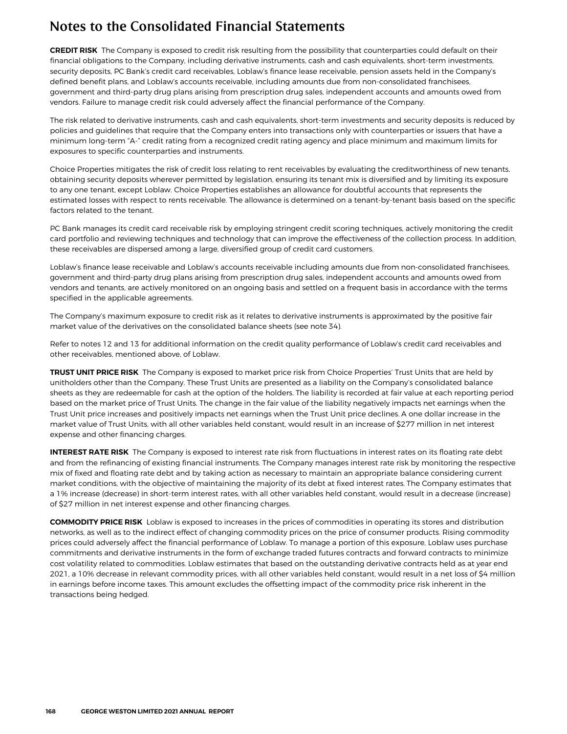# Notes to the Consolidated Financial Statements

**CREDIT RISK** The Company is exposed to credit risk resulting from the possibility that counterparties could default on their financial obligations to the Company, including derivative instruments, cash and cash equivalents, short-term investments, security deposits, PC Bank's credit card receivables, Loblaw's finance lease receivable, pension assets held in the Company's defined benefit plans, and Loblaw's accounts receivable, including amounts due from non-consolidated franchisees, government and third-party drug plans arising from prescription drug sales, independent accounts and amounts owed from vendors. Failure to manage credit risk could adversely affect the financial performance of the Company.

The risk related to derivative instruments, cash and cash equivalents, short-term investments and security deposits is reduced by policies and guidelines that require that the Company enters into transactions only with counterparties or issuers that have a minimum long-term "A-" credit rating from a recognized credit rating agency and place minimum and maximum limits for exposures to specific counterparties and instruments.

Choice Properties mitigates the risk of credit loss relating to rent receivables by evaluating the creditworthiness of new tenants, obtaining security deposits wherever permitted by legislation, ensuring its tenant mix is diversified and by limiting its exposure to any one tenant, except Loblaw. Choice Properties establishes an allowance for doubtful accounts that represents the estimated losses with respect to rents receivable. The allowance is determined on a tenant-by-tenant basis based on the specific factors related to the tenant.

PC Bank manages its credit card receivable risk by employing stringent credit scoring techniques, actively monitoring the credit card portfolio and reviewing techniques and technology that can improve the effectiveness of the collection process. In addition, these receivables are dispersed among a large, diversified group of credit card customers.

Loblaw's finance lease receivable and Loblaw's accounts receivable including amounts due from non-consolidated franchisees, government and third-party drug plans arising from prescription drug sales, independent accounts and amounts owed from vendors and tenants, are actively monitored on an ongoing basis and settled on a frequent basis in accordance with the terms specified in the applicable agreements.

The Company's maximum exposure to credit risk as it relates to derivative instruments is approximated by the positive fair market value of the derivatives on the consolidated balance sheets (see note 34).

Refer to notes 12 and 13 for additional information on the credit quality performance of Loblaw's credit card receivables and other receivables, mentioned above, of Loblaw.

**TRUST UNIT PRICE RISK** The Company is exposed to market price risk from Choice Properties' Trust Units that are held by unitholders other than the Company. These Trust Units are presented as a liability on the Company's consolidated balance sheets as they are redeemable for cash at the option of the holders. The liability is recorded at fair value at each reporting period based on the market price of Trust Units. The change in the fair value of the liability negatively impacts net earnings when the Trust Unit price increases and positively impacts net earnings when the Trust Unit price declines. A one dollar increase in the market value of Trust Units, with all other variables held constant, would result in an increase of $277 million in net interest expense and other financing charges.

**INTEREST RATE RISK** The Company is exposed to interest rate risk from fluctuations in interest rates on its floating rate debt and from the refinancing of existing financial instruments. The Company manages interest rate risk by monitoring the respective mix of fixed and floating rate debt and by taking action as necessary to maintain an appropriate balance considering current market conditions, with the objective of maintaining the majority of its debt at fixed interest rates. The Company estimates that a 1% increase (decrease) in short-term interest rates, with all other variables held constant, would result in a decrease (increase) of $27 million in net interest expense and other financing charges.

**COMMODITY PRICE RISK** Loblaw is exposed to increases in the prices of commodities in operating its stores and distribution networks, as well as to the indirect effect of changing commodity prices on the price of consumer products. Rising commodity prices could adversely affect the financial performance of Loblaw. To manage a portion of this exposure, Loblaw uses purchase commitments and derivative instruments in the form of exchange traded futures contracts and forward contracts to minimize cost volatility related to commodities. Loblaw estimates that based on the outstanding derivative contracts held as at year end 2021, a 10% decrease in relevant commodity prices, with all other variables held constant, would result in a net loss of $4 million in earnings before income taxes. This amount excludes the offsetting impact of the commodity price risk inherent in the transactions being hedged.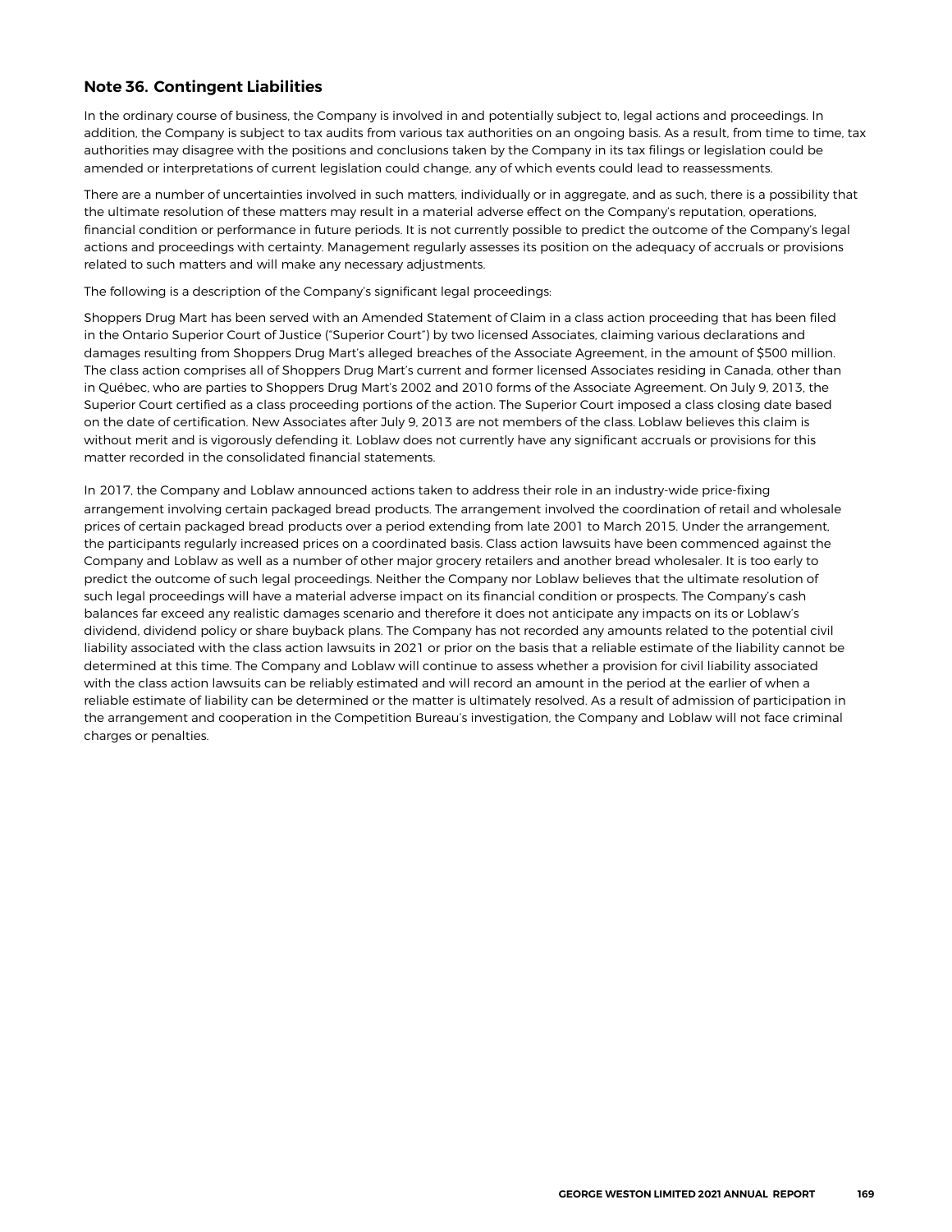## Note 36. Contingent Liabilities

In the ordinary course of business, the Company is involved in and potentially subject to, legal actions and proceedings. In addition, the Company is subject to tax audits from various tax authorities on an ongoing basis. As a result, from time to time, tax authorities may disagree with the positions and conclusions taken by the Company in its tax filings or legislation could be amended or interpretations of current legislation could change, any of which events could lead to reassessments.

There are a number of uncertainties involved in such matters, individually or in aggregate, and as such, there is a possibility that the ultimate resolution of these matters may result in a material adverse effect on the Company's reputation, operations, financial condition or performance in future periods. It is not currently possible to predict the outcome of the Company's legal actions and proceedings with certainty. Management regularly assesses its position on the adequacy of accruals or provisions related to such matters and will make any necessary adjustments.

The following is a description of the Company's significant legal proceedings:

Shoppers Drug Mart has been served with an Amended Statement of Claim in a class action proceeding that has been filed in the Ontario Superior Court of Justice ("Superior Court") by two licensed Associates, claiming various declarations and damages resulting from Shoppers Drug Mart's alleged breaches of the Associate Agreement, in the amount of $500 million. The class action comprises all of Shoppers Drug Mart's current and former licensed Associates residing in Canada, other than in Québec, who are parties to Shoppers Drug Mart's 2002 and 2010 forms of the Associate Agreement. On July 9, 2013, the Superior Court certified as a class proceeding portions of the action. The Superior Court imposed a class closing date based on the date of certification. New Associates after July 9, 2013 are not members of the class. Loblaw believes this claim is without merit and is vigorously defending it. Loblaw does not currently have any significant accruals or provisions for this matter recorded in the consolidated financial statements.

In 2017, the Company and Loblaw announced actions taken to address their role in an industry-wide price-fixing arrangement involving certain packaged bread products. The arrangement involved the coordination of retail and wholesale prices of certain packaged bread products over a period extending from late 2001 to March 2015. Under the arrangement, the participants regularly increased prices on a coordinated basis. Class action lawsuits have been commenced against the Company and Loblaw as well as a number of other major grocery retailers and another bread wholesaler. It is too early to predict the outcome of such legal proceedings. Neither the Company nor Loblaw believes that the ultimate resolution of such legal proceedings will have a material adverse impact on its financial condition or prospects. The Company's cash balances far exceed any realistic damages scenario and therefore it does not anticipate any impacts on its or Loblaw's dividend, dividend policy or share buyback plans. The Company has not recorded any amounts related to the potential civil liability associated with the class action lawsuits in 2021 or prior on the basis that a reliable estimate of the liability cannot be determined at this time. The Company and Loblaw will continue to assess whether a provision for civil liability associated with the class action lawsuits can be reliably estimated and will record an amount in the period at the earlier of when a reliable estimate of liability can be determined or the matter is ultimately resolved. As a result of admission of participation in the arrangement and cooperation in the Competition Bureau's investigation, the Company and Loblaw will not face criminal charges or penalties.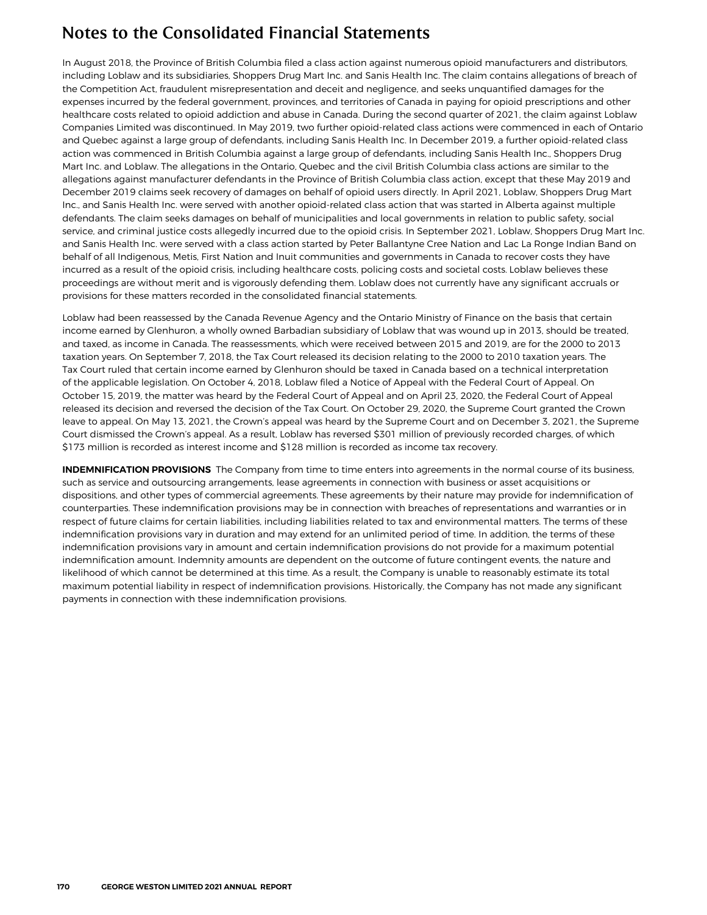# Notes to the Consolidated Financial Statements

In August 2018, the Province of British Columbia filed a class action against numerous opioid manufacturers and distributors, including Loblaw and its subsidiaries, Shoppers Drug Mart Inc. and Sanis Health Inc. The claim contains allegations of breach of the Competition Act, fraudulent misrepresentation and deceit and negligence, and seeks unquantified damages for the expenses incurred by the federal government, provinces, and territories of Canada in paying for opioid prescriptions and other healthcare costs related to opioid addiction and abuse in Canada. During the second quarter of 2021, the claim against Loblaw Companies Limited was discontinued. In May 2019, two further opioid-related class actions were commenced in each of Ontario and Quebec against a large group of defendants, including Sanis Health Inc. In December 2019, a further opioid-related class action was commenced in British Columbia against a large group of defendants, including Sanis Health Inc., Shoppers Drug Mart Inc. and Loblaw. The allegations in the Ontario, Quebec and the civil British Columbia class actions are similar to the allegations against manufacturer defendants in the Province of British Columbia class action, except that these May 2019 and December 2019 claims seek recovery of damages on behalf of opioid users directly. In April 2021, Loblaw, Shoppers Drug Mart Inc., and Sanis Health Inc. were served with another opioid-related class action that was started in Alberta against multiple defendants. The claim seeks damages on behalf of municipalities and local governments in relation to public safety, social service, and criminal justice costs allegedly incurred due to the opioid crisis. In September 2021, Loblaw, Shoppers Drug Mart Inc. and Sanis Health Inc. were served with a class action started by Peter Ballantyne Cree Nation and Lac La Ronge Indian Band on behalf of all Indigenous, Metis, First Nation and Inuit communities and governments in Canada to recover costs they have incurred as a result of the opioid crisis, including healthcare costs, policing costs and societal costs. Loblaw believes these proceedings are without merit and is vigorously defending them. Loblaw does not currently have any significant accruals or provisions for these matters recorded in the consolidated financial statements.

Loblaw had been reassessed by the Canada Revenue Agency and the Ontario Ministry of Finance on the basis that certain income earned by Glenhuron, a wholly owned Barbadian subsidiary of Loblaw that was wound up in 2013, should be treated, and taxed, as income in Canada. The reassessments, which were received between 2015 and 2019, are for the 2000 to 2013 taxation years. On September 7, 2018, the Tax Court released its decision relating to the 2000 to 2010 taxation years. The Tax Court ruled that certain income earned by Glenhuron should be taxed in Canada based on a technical interpretation of the applicable legislation. On October 4, 2018, Loblaw filed a Notice of Appeal with the Federal Court of Appeal. On October 15, 2019, the matter was heard by the Federal Court of Appeal and on April 23, 2020, the Federal Court of Appeal released its decision and reversed the decision of the Tax Court. On October 29, 2020, the Supreme Court granted the Crown leave to appeal. On May 13, 2021, the Crown's appeal was heard by the Supreme Court and on December 3, 2021, the Supreme Court dismissed the Crown's appeal. As a result, Loblaw has reversed $301 million of previously recorded charges, of which $173 million is recorded as interest income and $128 million is recorded as income tax recovery.

**INDEMNIFICATION PROVISIONS** The Company from time to time enters into agreements in the normal course of its business, such as service and outsourcing arrangements, lease agreements in connection with business or asset acquisitions or dispositions, and other types of commercial agreements. These agreements by their nature may provide for indemnification of counterparties. These indemnification provisions may be in connection with breaches of representations and warranties or in respect of future claims for certain liabilities, including liabilities related to tax and environmental matters. The terms of these indemnification provisions vary in duration and may extend for an unlimited period of time. In addition, the terms of these indemnification provisions vary in amount and certain indemnification provisions do not provide for a maximum potential indemnification amount. Indemnity amounts are dependent on the outcome of future contingent events, the nature and likelihood of which cannot be determined at this time. As a result, the Company is unable to reasonably estimate its total maximum potential liability in respect of indemnification provisions. Historically, the Company has not made any significant payments in connection with these indemnification provisions.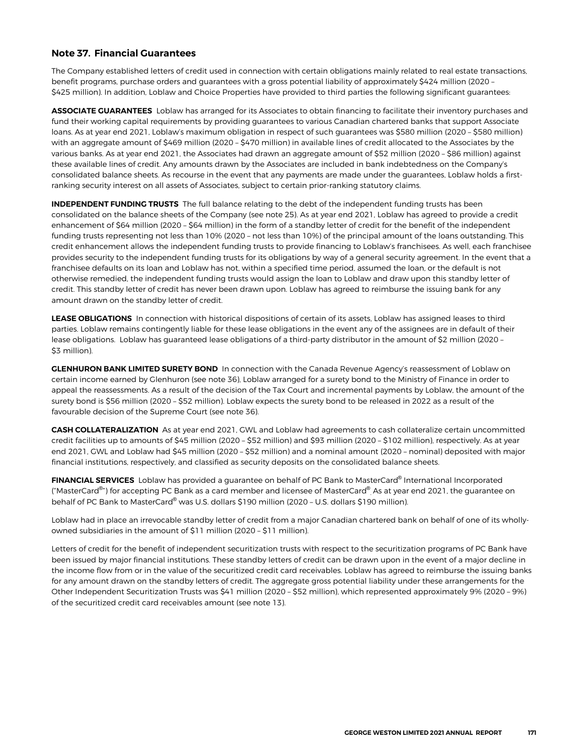## Note 37. Financial Guarantees

The Company established letters of credit used in connection with certain obligations mainly related to real estate transactions, benefit programs, purchase orders and guarantees with a gross potential liability of approximately $424 million (2020 – $425 million). In addition, Loblaw and Choice Properties have provided to third parties the following significant guarantees:

**ASSOCIATE GUARANTEES** Loblaw has arranged for its Associates to obtain financing to facilitate their inventory purchases and fund their working capital requirements by providing guarantees to various Canadian chartered banks that support Associate loans. As at year end 2021, Loblaw's maximum obligation in respect of such guarantees was $580 million (2020 – $580 million) with an aggregate amount of $469 million (2020 – $470 million) in available lines of credit allocated to the Associates by the various banks. As at year end 2021, the Associates had drawn an aggregate amount of $52 million (2020 – $86 million) against these available lines of credit. Any amounts drawn by the Associates are included in bank indebtedness on the Company's consolidated balance sheets. As recourse in the event that any payments are made under the guarantees, Loblaw holds a first-ranking security interest on all assets of Associates, subject to certain prior-ranking statutory claims.

**INDEPENDENT FUNDING TRUSTS** The full balance relating to the debt of the independent funding trusts has been consolidated on the balance sheets of the Company (see note 25). As at year end 2021, Loblaw has agreed to provide a credit enhancement of $64 million (2020 – $64 million) in the form of a standby letter of credit for the benefit of the independent funding trusts representing not less than 10% (2020 – not less than 10%) of the principal amount of the loans outstanding. This credit enhancement allows the independent funding trusts to provide financing to Loblaw's franchisees. As well, each franchisee provides security to the independent funding trusts for its obligations by way of a general security agreement. In the event that a franchisee defaults on its loan and Loblaw has not, within a specified time period, assumed the loan, or the default is not otherwise remedied, the independent funding trusts would assign the loan to Loblaw and draw upon this standby letter of credit. This standby letter of credit has never been drawn upon. Loblaw has agreed to reimburse the issuing bank for any amount drawn on the standby letter of credit.

**LEASE OBLIGATIONS** In connection with historical dispositions of certain of its assets, Loblaw has assigned leases to third parties. Loblaw remains contingently liable for these lease obligations in the event any of the assignees are in default of their lease obligations. Loblaw has guaranteed lease obligations of a third-party distributor in the amount of $2 million (2020 – $3 million).

**GLENHURON BANK LIMITED SURETY BOND** In connection with the Canada Revenue Agency's reassessment of Loblaw on certain income earned by Glenhuron (see note 36), Loblaw arranged for a surety bond to the Ministry of Finance in order to appeal the reassessments. As a result of the decision of the Tax Court and incremental payments by Loblaw, the amount of the surety bond is $56 million (2020 – $52 million). Loblaw expects the surety bond to be released in 2022 as a result of the favourable decision of the Supreme Court (see note 36).

**CASH COLLATERALIZATION** As at year end 2021, GWL and Loblaw had agreements to cash collateralize certain uncommitted credit facilities up to amounts of $45 million (2020 – $52 million) and $93 million (2020 – $102 million), respectively. As at year end 2021, GWL and Loblaw had $45 million (2020 – $52 million) and a nominal amount (2020 – nominal) deposited with major financial institutions, respectively, and classified as security deposits on the consolidated balance sheets.

**FINANCIAL SERVICES** Loblaw has provided a guarantee on behalf of PC Bank to MasterCard® International Incorporated ("MasterCard®") for accepting PC Bank as a card member and licensee of MasterCard®. As at year end 2021, the guarantee on behalf of PC Bank to MasterCard® was U.S. dollars $190 million (2020 – U.S. dollars $190 million).

Loblaw had in place an irrevocable standby letter of credit from a major Canadian chartered bank on behalf of one of its wholly-owned subsidiaries in the amount of $11 million (2020 – $11 million).

Letters of credit for the benefit of independent securitization trusts with respect to the securitization programs of PC Bank have been issued by major financial institutions. These standby letters of credit can be drawn upon in the event of a major decline in the income flow from or in the value of the securitized credit card receivables. Loblaw has agreed to reimburse the issuing banks for any amount drawn on the standby letters of credit. The aggregate gross potential liability under these arrangements for the Other Independent Securitization Trusts was $41 million (2020 – $52 million), which represented approximately 9% (2020 – 9%) of the securitized credit card receivables amount (see note 13).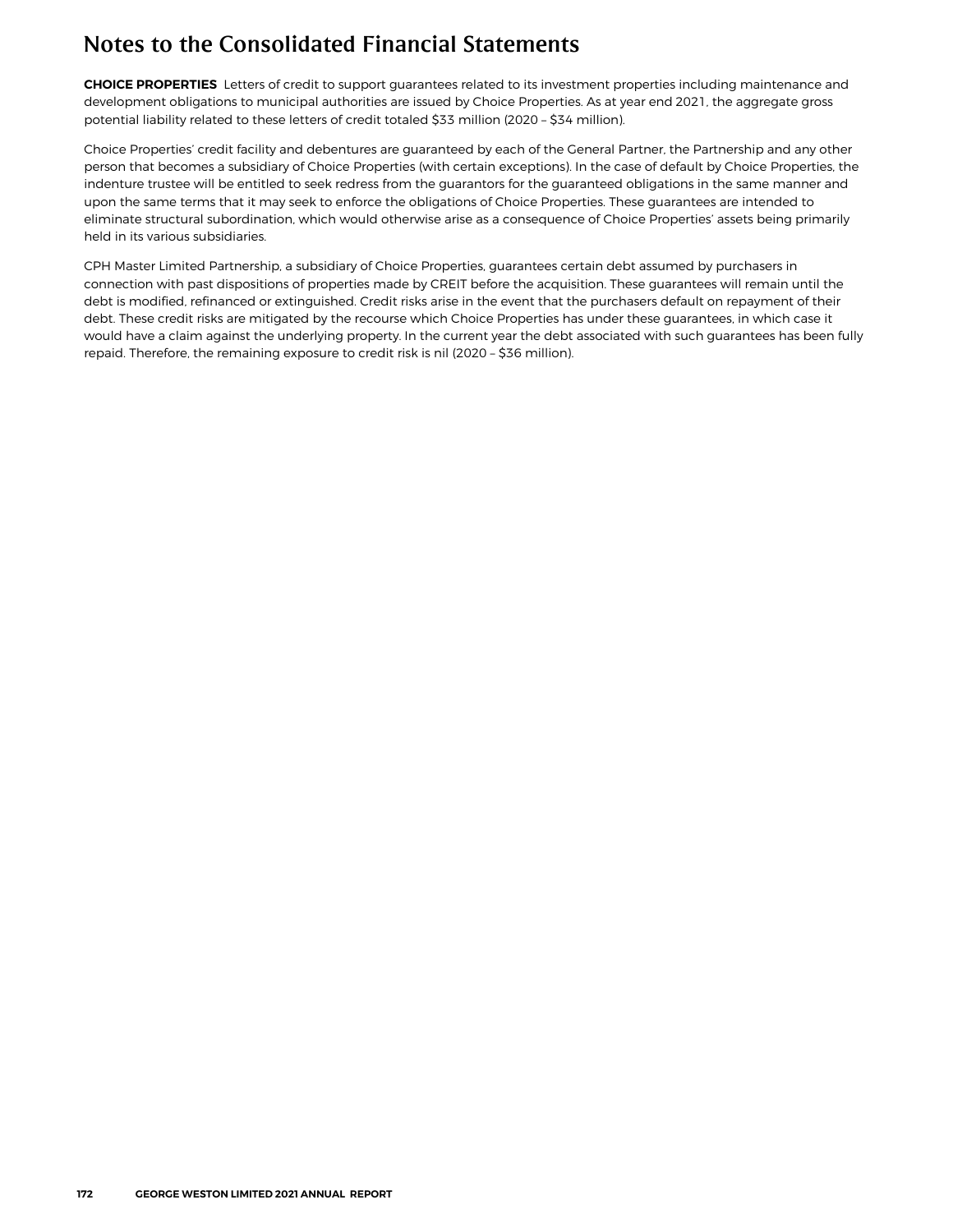# Notes to the Consolidated Financial Statements

**CHOICE PROPERTIES** Letters of credit to support guarantees related to its investment properties including maintenance and development obligations to municipal authorities are issued by Choice Properties. As at year end 2021, the aggregate gross potential liability related to these letters of credit totaled $33 million (2020 – $34 million).

Choice Properties' credit facility and debentures are guaranteed by each of the General Partner, the Partnership and any other person that becomes a subsidiary of Choice Properties (with certain exceptions). In the case of default by Choice Properties, the indenture trustee will be entitled to seek redress from the guarantors for the guaranteed obligations in the same manner and upon the same terms that it may seek to enforce the obligations of Choice Properties. These guarantees are intended to eliminate structural subordination, which would otherwise arise as a consequence of Choice Properties' assets being primarily held in its various subsidiaries.

CPH Master Limited Partnership, a subsidiary of Choice Properties, guarantees certain debt assumed by purchasers in connection with past dispositions of properties made by CREIT before the acquisition. These guarantees will remain until the debt is modified, refinanced or extinguished. Credit risks arise in the event that the purchasers default on repayment of their debt. These credit risks are mitigated by the recourse which Choice Properties has under these guarantees, in which case it would have a claim against the underlying property. In the current year the debt associated with such guarantees has been fully repaid. Therefore, the remaining exposure to credit risk is nil (2020 – $36 million).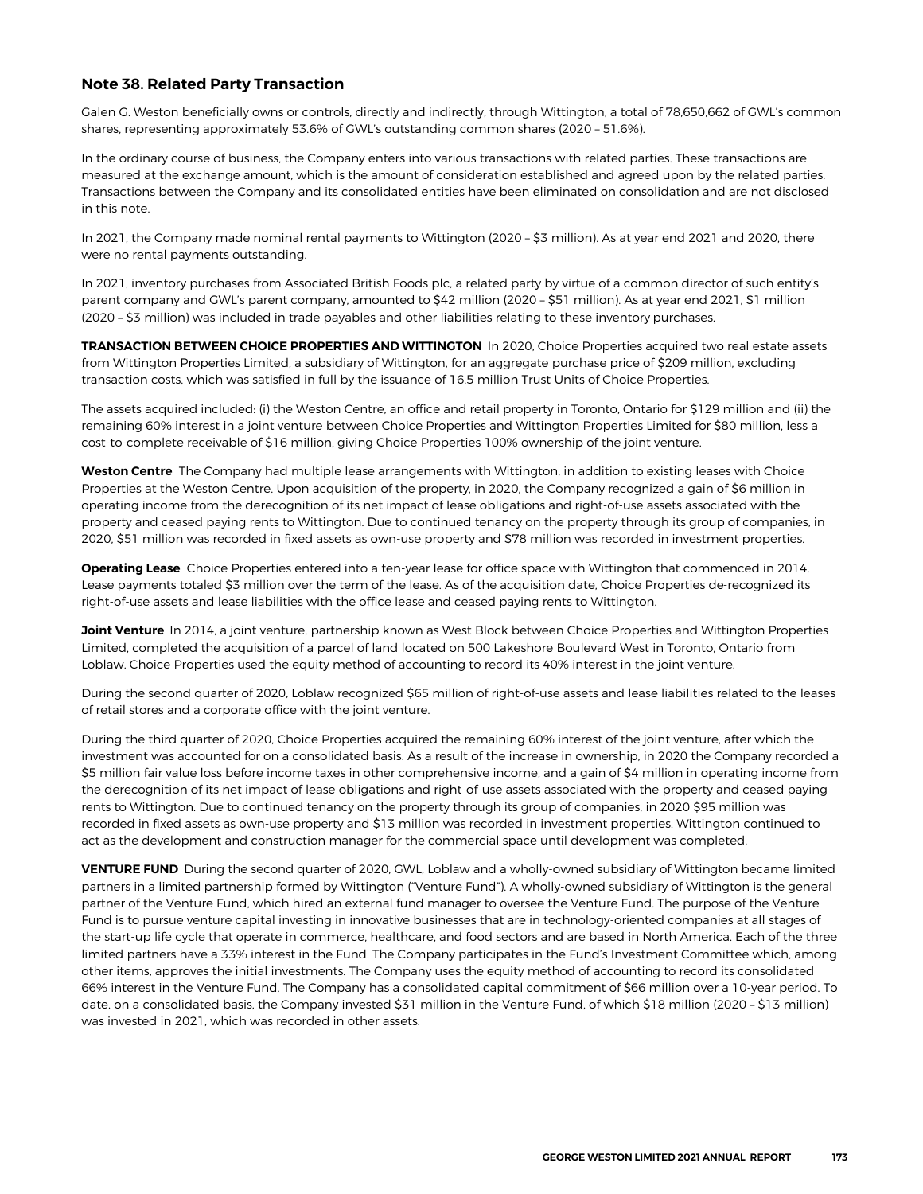## Note 38. Related Party Transaction

Galen G. Weston beneficially owns or controls, directly and indirectly, through Wittington, a total of 78,650,662 of GWL's common shares, representing approximately 53.6% of GWL's outstanding common shares (2020 – 51.6%).

In the ordinary course of business, the Company enters into various transactions with related parties. These transactions are measured at the exchange amount, which is the amount of consideration established and agreed upon by the related parties. Transactions between the Company and its consolidated entities have been eliminated on consolidation and are not disclosed in this note.

In 2021, the Company made nominal rental payments to Wittington (2020 – $3 million). As at year end 2021 and 2020, there were no rental payments outstanding.

In 2021, inventory purchases from Associated British Foods plc, a related party by virtue of a common director of such entity's parent company and GWL's parent company, amounted to $42 million (2020 – $51 million). As at year end 2021, $1 million (2020 – $3 million) was included in trade payables and other liabilities relating to these inventory purchases.

**TRANSACTION BETWEEN CHOICE PROPERTIES AND WITTINGTON** In 2020, Choice Properties acquired two real estate assets from Wittington Properties Limited, a subsidiary of Wittington, for an aggregate purchase price of $209 million, excluding transaction costs, which was satisfied in full by the issuance of 16.5 million Trust Units of Choice Properties.

The assets acquired included: (i) the Weston Centre, an office and retail property in Toronto, Ontario for $129 million and (ii) the remaining 60% interest in a joint venture between Choice Properties and Wittington Properties Limited for $80 million, less a cost-to-complete receivable of $16 million, giving Choice Properties 100% ownership of the joint venture.

**Weston Centre** The Company had multiple lease arrangements with Wittington, in addition to existing leases with Choice Properties at the Weston Centre. Upon acquisition of the property, in 2020, the Company recognized a gain of $6 million in operating income from the derecognition of its net impact of lease obligations and right-of-use assets associated with the property and ceased paying rents to Wittington. Due to continued tenancy on the property through its group of companies, in 2020, $51 million was recorded in fixed assets as own-use property and $78 million was recorded in investment properties.

**Operating Lease** Choice Properties entered into a ten-year lease for office space with Wittington that commenced in 2014. Lease payments totaled $3 million over the term of the lease. As of the acquisition date, Choice Properties de-recognized its right-of-use assets and lease liabilities with the office lease and ceased paying rents to Wittington.

**Joint Venture** In 2014, a joint venture, partnership known as West Block between Choice Properties and Wittington Properties Limited, completed the acquisition of a parcel of land located on 500 Lakeshore Boulevard West in Toronto, Ontario from Loblaw. Choice Properties used the equity method of accounting to record its 40% interest in the joint venture.

During the second quarter of 2020, Loblaw recognized $65 million of right-of-use assets and lease liabilities related to the leases of retail stores and a corporate office with the joint venture.

During the third quarter of 2020, Choice Properties acquired the remaining 60% interest of the joint venture, after which the investment was accounted for on a consolidated basis. As a result of the increase in ownership, in 2020 the Company recorded a $5 million fair value loss before income taxes in other comprehensive income, and a gain of $4 million in operating income from the derecognition of its net impact of lease obligations and right-of-use assets associated with the property and ceased paying rents to Wittington. Due to continued tenancy on the property through its group of companies, in 2020 $95 million was recorded in fixed assets as own-use property and $13 million was recorded in investment properties. Wittington continued to act as the development and construction manager for the commercial space until development was completed.

**VENTURE FUND** During the second quarter of 2020, GWL, Loblaw and a wholly-owned subsidiary of Wittington became limited partners in a limited partnership formed by Wittington ("Venture Fund"). A wholly-owned subsidiary of Wittington is the general partner of the Venture Fund, which hired an external fund manager to oversee the Venture Fund. The purpose of the Venture Fund is to pursue venture capital investing in innovative businesses that are in technology-oriented companies at all stages of the start-up life cycle that operate in commerce, healthcare, and food sectors and are based in North America. Each of the three limited partners have a 33% interest in the Fund. The Company participates in the Fund's Investment Committee which, among other items, approves the initial investments. The Company uses the equity method of accounting to record its consolidated 66% interest in the Venture Fund. The Company has a consolidated capital commitment of $66 million over a 10-year period. To date, on a consolidated basis, the Company invested $31 million in the Venture Fund, of which $18 million (2020 – $13 million) was invested in 2021, which was recorded in other assets.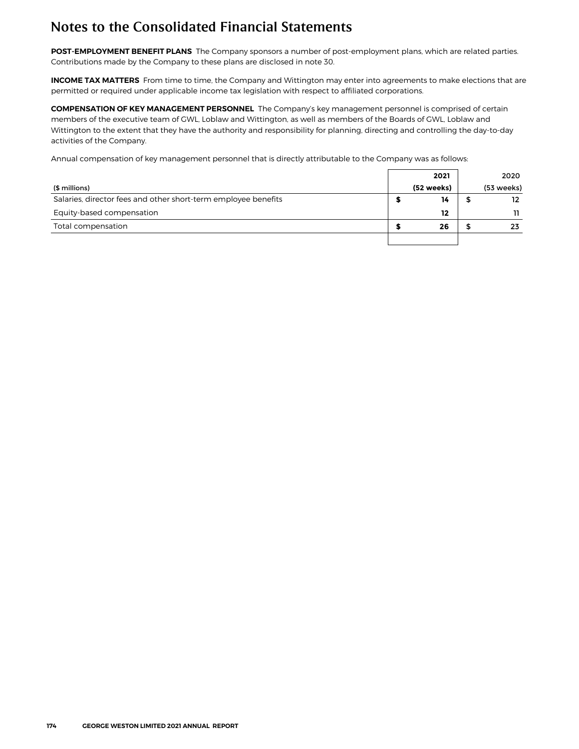# Notes to the Consolidated Financial Statements

**POST-EMPLOYMENT BENEFIT PLANS** The Company sponsors a number of post-employment plans, which are related parties. Contributions made by the Company to these plans are disclosed in note 30.

**INCOME TAX MATTERS** From time to time, the Company and Wittington may enter into agreements to make elections that are permitted or required under applicable income tax legislation with respect to affiliated corporations.

**COMPENSATION OF KEY MANAGEMENT PERSONNEL** The Company's key management personnel is comprised of certain members of the executive team of GWL, Loblaw and Wittington, as well as members of the Boards of GWL, Loblaw and Wittington to the extent that they have the authority and responsibility for planning, directing and controlling the day-to-day activities of the Company.

Annual compensation of key management personnel that is directly attributable to the Company was as follows:

| ($ millions) | **2021 (52 weeks)** | 2020 (53 weeks) |
|---|---|---|
| Salaries, director fees and other short-term employee benefits | **$ 14** | $ 12 |
| Equity-based compensation | **12** | 11 |
| Total compensation | **$ 26** | $ 23 |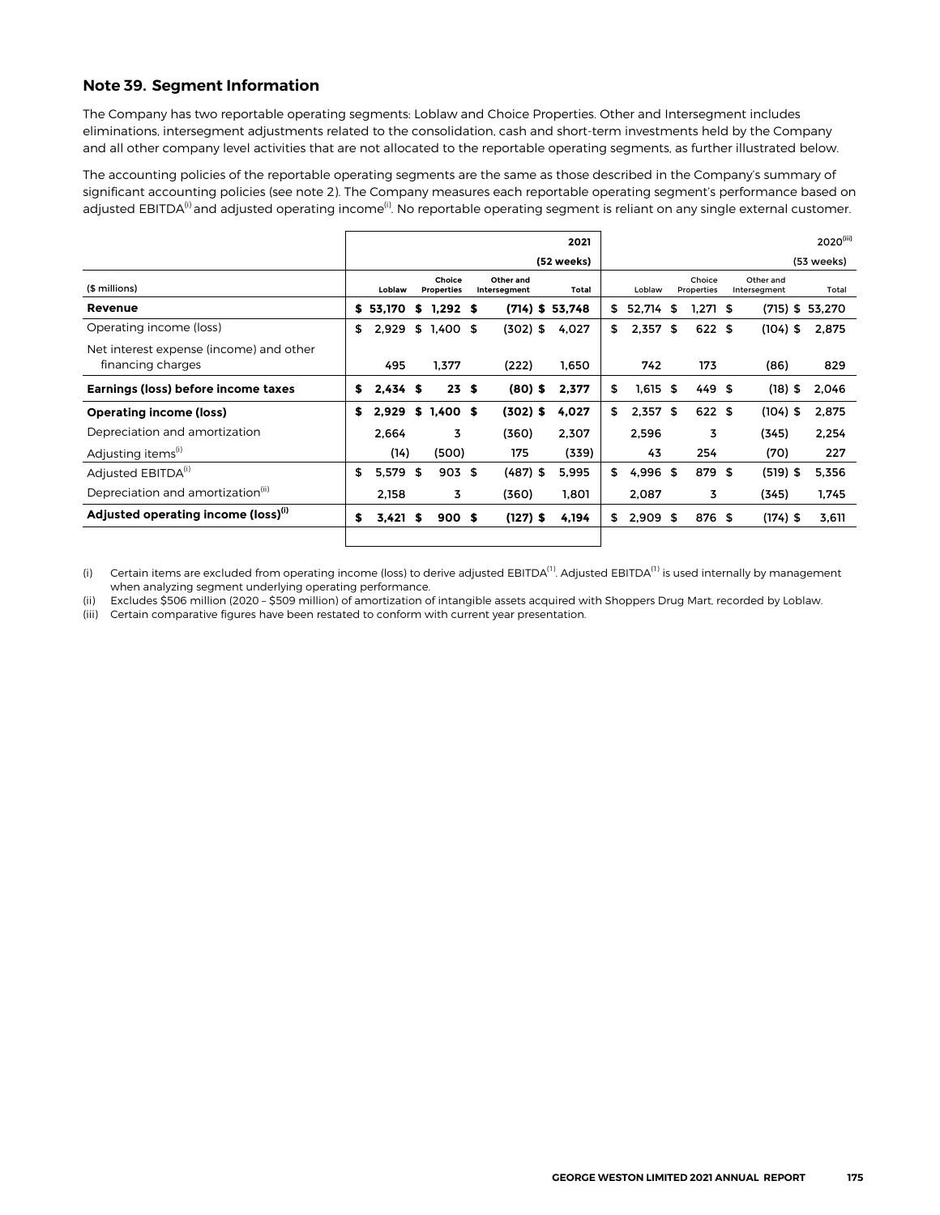## Note 39. Segment Information

The Company has two reportable operating segments: Loblaw and Choice Properties. Other and Intersegment includes eliminations, intersegment adjustments related to the consolidation, cash and short-term investments held by the Company and all other company level activities that are not allocated to the reportable operating segments, as further illustrated below.

The accounting policies of the reportable operating segments are the same as those described in the Company's summary of significant accounting policies (see note 2). The Company measures each reportable operating segment's performance based on adjusted EBITDA[(i)] and adjusted operating income[(i)]. No reportable operating segment is reliant on any single external customer.

| | 2021 (52 weeks) | | | | 2020[(iii)] (53 weeks) | | | |
|---|---|---|---|---|---|---|---|---|
| ($ millions) | Loblaw | Choice Properties | Other and Intersegment | Total | Loblaw | Choice Properties | Other and Intersegment | Total |
| **Revenue** | **$ 53,170** | **$ 1,292** | **$ (714)** | **$ 53,748** | **$ 52,714** | **$ 1,271** | **$ (715)** | **$ 53,270** |
| Operating income (loss) | $ 2,929 | $ 1,400 | $ (302) | $ 4,027 | $ 2,357 | $ 622 | $ (104) | $ 2,875 |
| Net interest expense (income) and other financing charges | 495 | 1,377 | (222) | 1,650 | 742 | 173 | (86) | 829 |
| **Earnings (loss) before income taxes** | **$ 2,434** | **$ 23** | **$ (80)** | **$ 2,377** | **$ 1,615** | **$ 449** | **$ (18)** | **$ 2,046** |
| **Operating income (loss)** | **$ 2,929** | **$ 1,400** | **$ (302)** | **$ 4,027** | **$ 2,357** | **$ 622** | **$ (104)** | **$ 2,875** |
| Depreciation and amortization | 2,664 | 3 | (360) | 2,307 | 2,596 | 3 | (345) | 2,254 |
| Adjusting items[(i)] | (14) | (500) | 175 | (339) | 43 | 254 | (70) | 227 |
| Adjusted EBITDA[(i)] | $ 5,579 | $ 903 | $ (487) | $ 5,995 | $ 4,996 | $ 879 | $ (519) | $ 5,356 |
| Depreciation and amortization[(ii)] | 2,158 | 3 | (360) | 1,801 | 2,087 | 3 | (345) | 1,745 |
| **Adjusted operating income (loss)[(i)]** | **$ 3,421** | **$ 900** | **$ (127)** | **$ 4,194** | **$ 2,909** | **$ 876** | **$ (174)** | **$ 3,611** |

(i) Certain items are excluded from operating income (loss) to derive adjusted EBITDA[(1)]. Adjusted EBITDA[(1)] is used internally by management when analyzing segment underlying operating performance.

(ii) Excludes $506 million (2020 – $509 million) of amortization of intangible assets acquired with Shoppers Drug Mart, recorded by Loblaw.

(iii) Certain comparative figures have been restated to conform with current year presentation.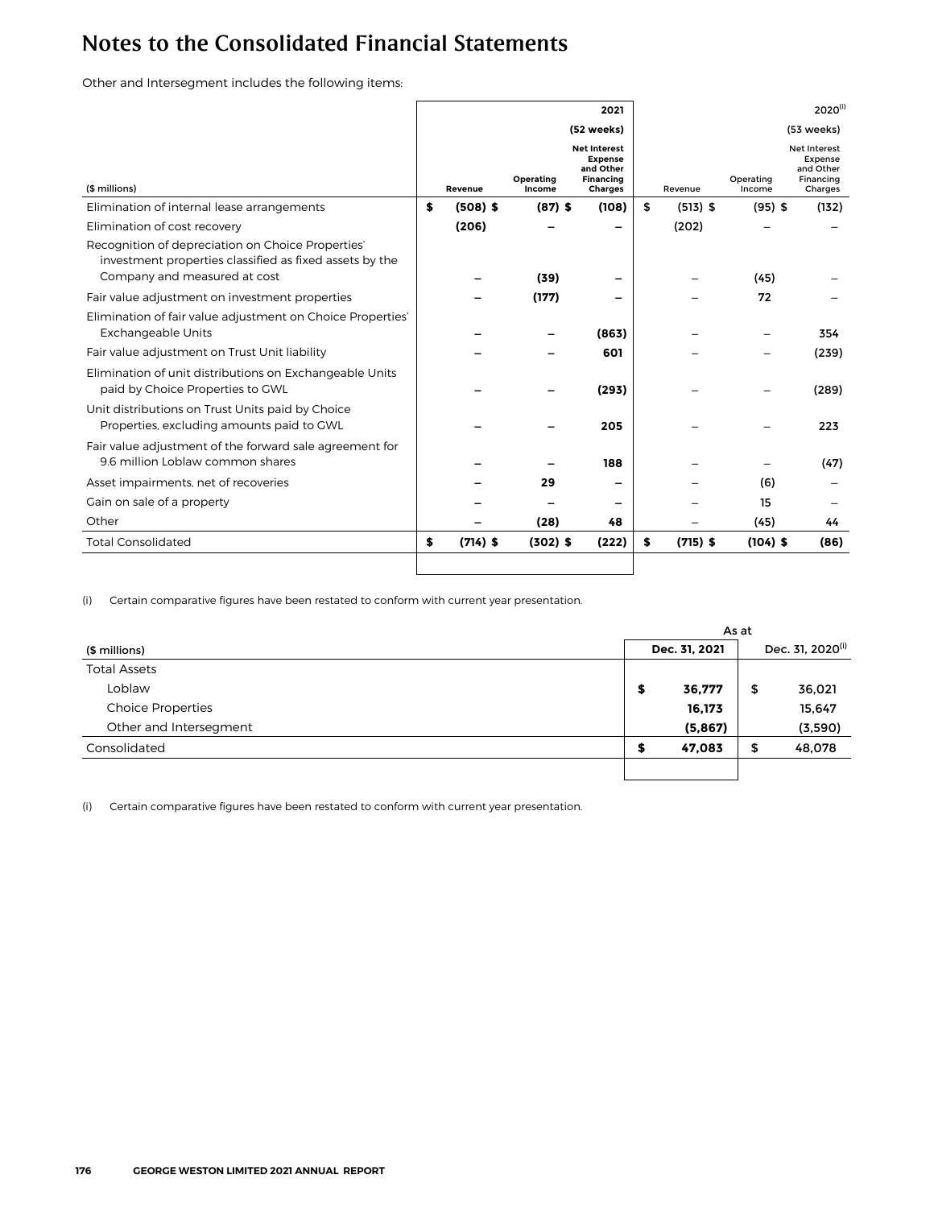# Notes to the Consolidated Financial Statements

Other and Intersegment includes the following items:

| ($ millions) | 2021 (52 weeks) Revenue | Operating Income | Net Interest Expense and Other Financing Charges | 2020[(i)] (53 weeks) Revenue | Operating Income | Net Interest Expense and Other Financing Charges |
|---|---|---|---|---|---|---|
| Elimination of internal lease arrangements | $ (508) | $ (87) | $ (108) | $ (513) | $ (95) | $ (132) |
| Elimination of cost recovery | (206) | – | – | (202) | – | – |
| Recognition of depreciation on Choice Properties' investment properties classified as fixed assets by the Company and measured at cost | – | (39) | – | – | (45) | – |
| Fair value adjustment on investment properties | – | (177) | – | – | 72 | – |
| Elimination of fair value adjustment on Choice Properties' Exchangeable Units | – | – | (863) | – | – | 354 |
| Fair value adjustment on Trust Unit liability | – | – | 601 | – | – | (239) |
| Elimination of unit distributions on Exchangeable Units paid by Choice Properties to GWL | – | – | (293) | – | – | (289) |
| Unit distributions on Trust Units paid by Choice Properties, excluding amounts paid to GWL | – | – | 205 | – | – | 223 |
| Fair value adjustment of the forward sale agreement for 9.6 million Loblaw common shares | – | – | 188 | – | – | (47) |
| Asset impairments, net of recoveries | – | 29 | – | – | (6) | – |
| Gain on sale of a property | – | – | – | – | 15 | – |
| Other | – | (28) | 48 | – | (45) | 44 |
| Total Consolidated | $ (714) | $ (302) | $ (222) | $ (715) | $ (104) | $ (86) |

(i) Certain comparative figures have been restated to conform with current year presentation.

| ($ millions) | As at Dec. 31, 2021 | Dec. 31, 2020[(i)] |
|---|---|---|
| Total Assets | | |
| Loblaw | $ 36,777 | $ 36,021 |
| Choice Properties | 16,173 | 15,647 |
| Other and Intersegment | (5,867) | (3,590) |
| Consolidated | $ 47,083 | $ 48,078 |

(i) Certain comparative figures have been restated to conform with current year presentation.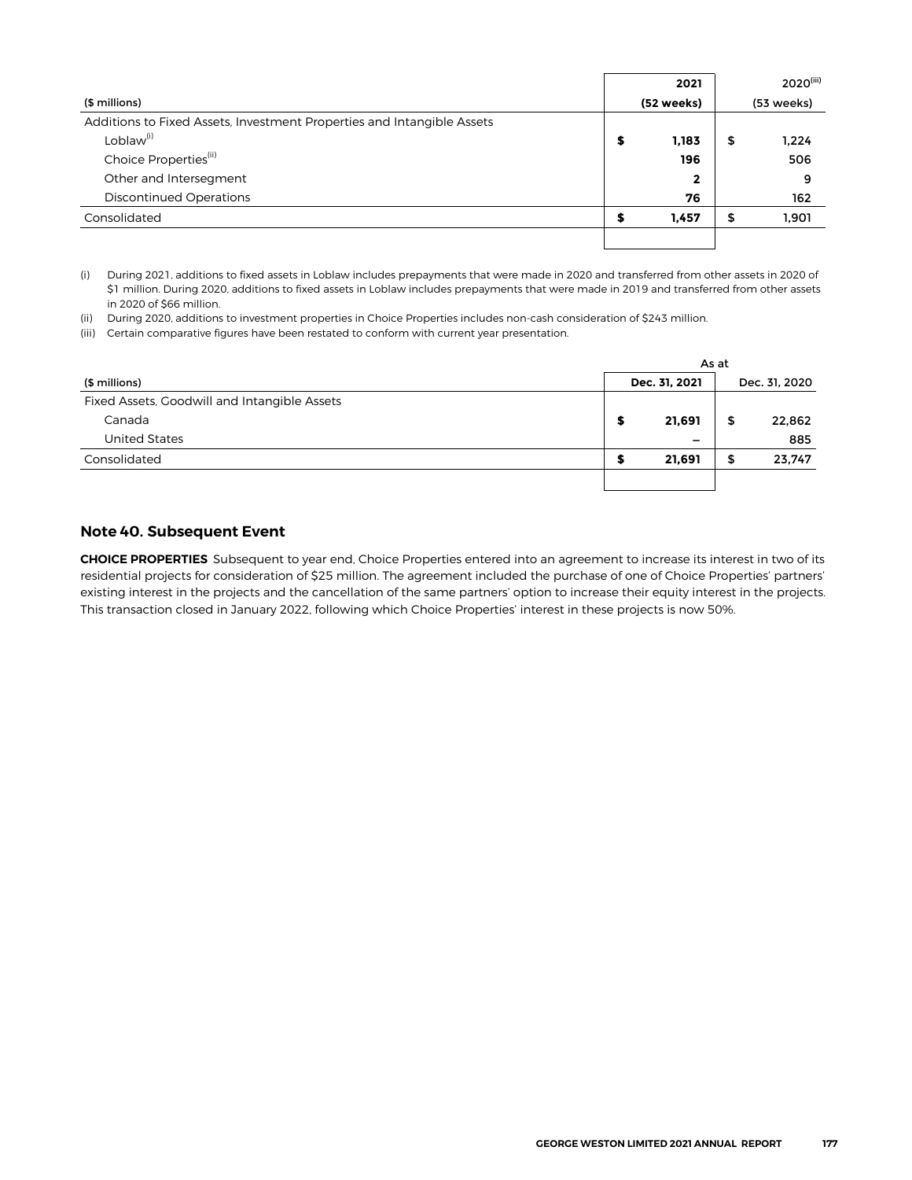| ($ millions) | 2021 (52 weeks) | 2020[(iii)] (53 weeks) |
|---|---|---|
| Additions to Fixed Assets, Investment Properties and Intangible Assets | | |
| Loblaw[(i)] | **$ 1,183** | $ 1,224 |
| Choice Properties[(ii)] | **196** | 506 |
| Other and Intersegment | **2** | 9 |
| Discontinued Operations | **76** | 162 |
| Consolidated | **$ 1,457** | $ 1,901 |

(i) During 2021, additions to fixed assets in Loblaw includes prepayments that were made in 2020 and transferred from other assets in 2020 of $1 million. During 2020, additions to fixed assets in Loblaw includes prepayments that were made in 2019 and transferred from other assets in 2020 of $66 million.

(ii) During 2020, additions to investment properties in Choice Properties includes non-cash consideration of $243 million.

(iii) Certain comparative figures have been restated to conform with current year presentation.

| | As at | |
|---|---|---|
| ($ millions) | Dec. 31, 2021 | Dec. 31, 2020 |
| Fixed Assets, Goodwill and Intangible Assets | | |
| Canada | **$ 21,691** | $ 22,862 |
| United States | **–** | 885 |
| Consolidated | **$ 21,691** | $ 23,747 |

## Note 40. Subsequent Event

**CHOICE PROPERTIES** Subsequent to year end, Choice Properties entered into an agreement to increase its interest in two of its residential projects for consideration of $25 million. The agreement included the purchase of one of Choice Properties' partners' existing interest in the projects and the cancellation of the same partners' option to increase their equity interest in the projects. This transaction closed in January 2022, following which Choice Properties' interest in these projects is now 50%.